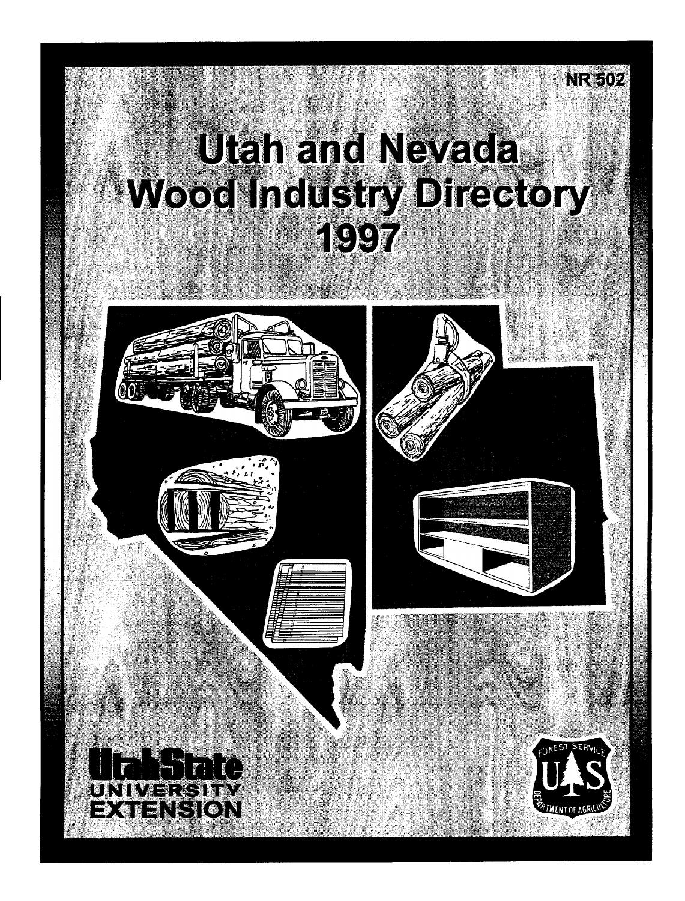NR 502

# Utah and Nevada Wood Industry Directory 1997

Utah State UNIVERSITY EXTENSION

FOREST SERVICE U S DEPARTMENT OF AGRICULTURE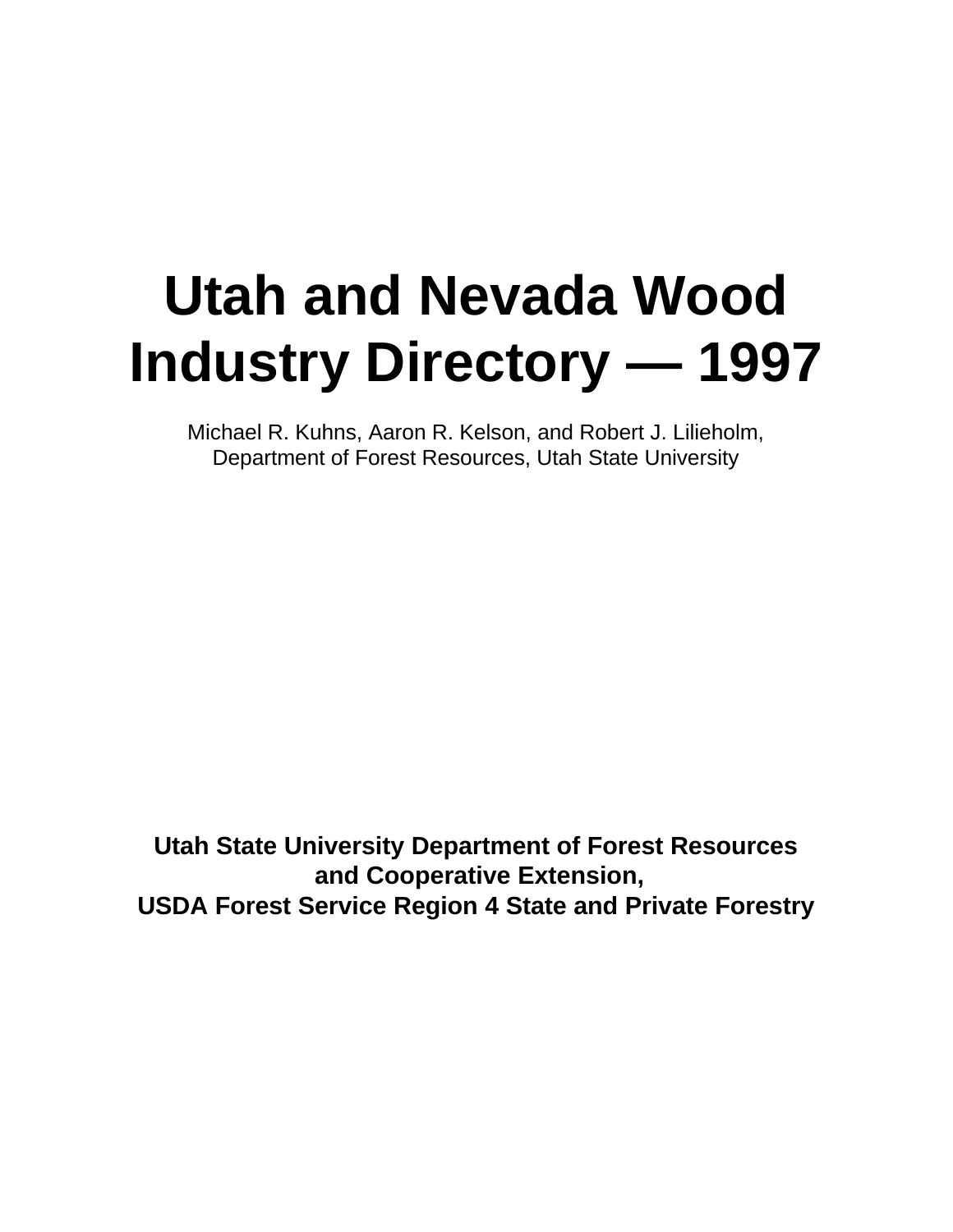# Utah and Nevada Wood Industry Directory — 1997

Michael R. Kuhns, Aaron R. Kelson, and Robert J. Lilieholm,
Department of Forest Resources, Utah State University

**Utah State University Department of Forest Resources and Cooperative Extension,**
**USDA Forest Service Region 4 State and Private Forestry**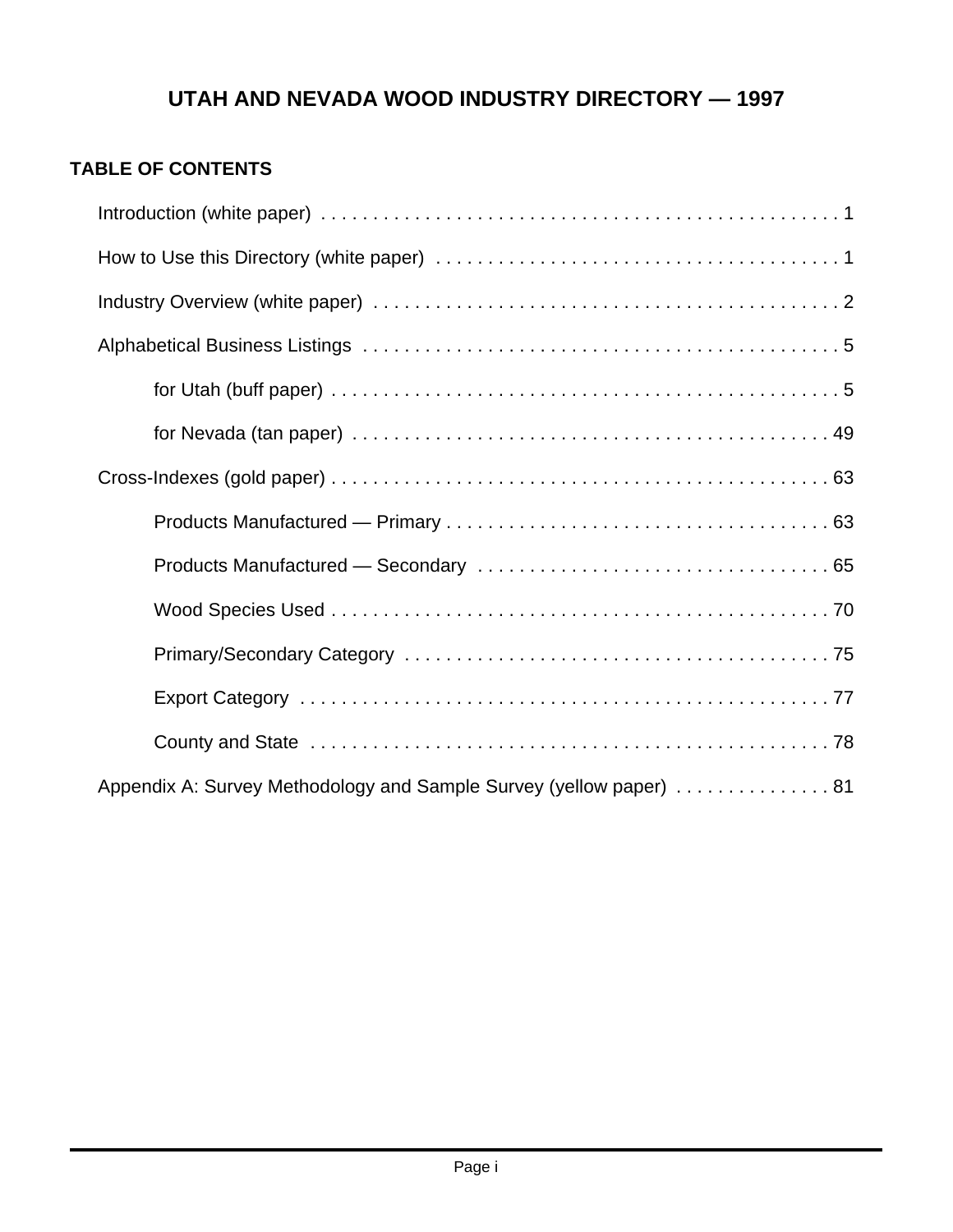# UTAH AND NEVADA WOOD INDUSTRY DIRECTORY — 1997

## TABLE OF CONTENTS

- Introduction (white paper) . . . . . . . . . . . . . . . . . . . . . . . . . . . . . . . . . . . . . . . . . . . . . . . . . . . 1
- How to Use this Directory (white paper) . . . . . . . . . . . . . . . . . . . . . . . . . . . . . . . . . . . . . . . . 1
- Industry Overview (white paper) . . . . . . . . . . . . . . . . . . . . . . . . . . . . . . . . . . . . . . . . . . . . . . 2
- Alphabetical Business Listings . . . . . . . . . . . . . . . . . . . . . . . . . . . . . . . . . . . . . . . . . . . . . . . 5
  - for Utah (buff paper) . . . . . . . . . . . . . . . . . . . . . . . . . . . . . . . . . . . . . . . . . . . . . . . . . . 5
  - for Nevada (tan paper) . . . . . . . . . . . . . . . . . . . . . . . . . . . . . . . . . . . . . . . . . . . . . . . 49
- Cross-Indexes (gold paper) . . . . . . . . . . . . . . . . . . . . . . . . . . . . . . . . . . . . . . . . . . . . . . . . . 63
  - Products Manufactured — Primary . . . . . . . . . . . . . . . . . . . . . . . . . . . . . . . . . . . . . . . 63
  - Products Manufactured — Secondary . . . . . . . . . . . . . . . . . . . . . . . . . . . . . . . . . . . . 65
  - Wood Species Used . . . . . . . . . . . . . . . . . . . . . . . . . . . . . . . . . . . . . . . . . . . . . . . . . . 70
  - Primary/Secondary Category . . . . . . . . . . . . . . . . . . . . . . . . . . . . . . . . . . . . . . . . . . . 75
  - Export Category . . . . . . . . . . . . . . . . . . . . . . . . . . . . . . . . . . . . . . . . . . . . . . . . . . . . 77
  - County and State . . . . . . . . . . . . . . . . . . . . . . . . . . . . . . . . . . . . . . . . . . . . . . . . . . . . 78
- Appendix A: Survey Methodology and Sample Survey (yellow paper) . . . . . . . . . . . . . . . 81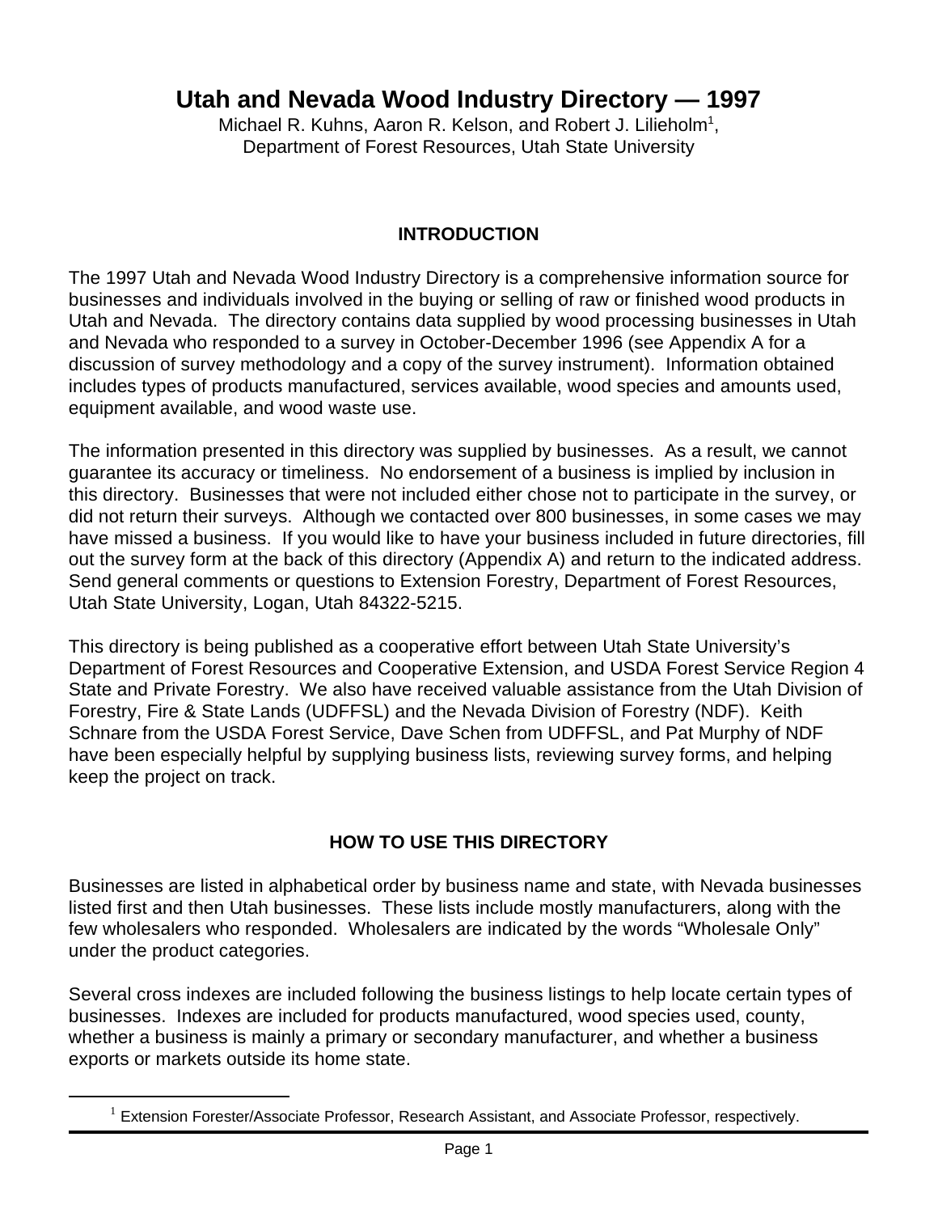# Utah and Nevada Wood Industry Directory — 1997

Michael R. Kuhns, Aaron R. Kelson, and Robert J. Lilieholm[1],
Department of Forest Resources, Utah State University

## INTRODUCTION

The 1997 Utah and Nevada Wood Industry Directory is a comprehensive information source for businesses and individuals involved in the buying or selling of raw or finished wood products in Utah and Nevada. The directory contains data supplied by wood processing businesses in Utah and Nevada who responded to a survey in October-December 1996 (see Appendix A for a discussion of survey methodology and a copy of the survey instrument). Information obtained includes types of products manufactured, services available, wood species and amounts used, equipment available, and wood waste use.

The information presented in this directory was supplied by businesses. As a result, we cannot guarantee its accuracy or timeliness. No endorsement of a business is implied by inclusion in this directory. Businesses that were not included either chose not to participate in the survey, or did not return their surveys. Although we contacted over 800 businesses, in some cases we may have missed a business. If you would like to have your business included in future directories, fill out the survey form at the back of this directory (Appendix A) and return to the indicated address. Send general comments or questions to Extension Forestry, Department of Forest Resources, Utah State University, Logan, Utah 84322-5215.

This directory is being published as a cooperative effort between Utah State University's Department of Forest Resources and Cooperative Extension, and USDA Forest Service Region 4 State and Private Forestry. We also have received valuable assistance from the Utah Division of Forestry, Fire & State Lands (UDFFSL) and the Nevada Division of Forestry (NDF). Keith Schnare from the USDA Forest Service, Dave Schen from UDFFSL, and Pat Murphy of NDF have been especially helpful by supplying business lists, reviewing survey forms, and helping keep the project on track.

## HOW TO USE THIS DIRECTORY

Businesses are listed in alphabetical order by business name and state, with Nevada businesses listed first and then Utah businesses. These lists include mostly manufacturers, along with the few wholesalers who responded. Wholesalers are indicated by the words "Wholesale Only" under the product categories.

Several cross indexes are included following the business listings to help locate certain types of businesses. Indexes are included for products manufactured, wood species used, county, whether a business is mainly a primary or secondary manufacturer, and whether a business exports or markets outside its home state.

---

[1] Extension Forester/Associate Professor, Research Assistant, and Associate Professor, respectively.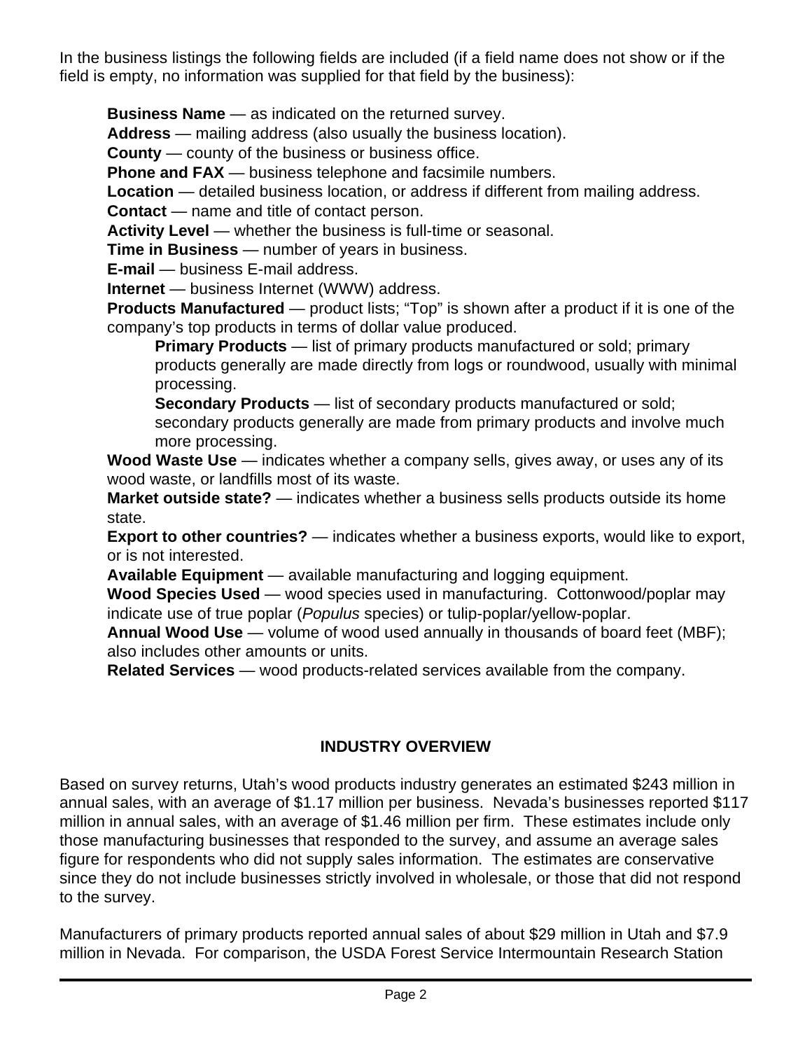In the business listings the following fields are included (if a field name does not show or if the field is empty, no information was supplied for that field by the business):

- **Business Name** — as indicated on the returned survey.
- **Address** — mailing address (also usually the business location).
- **County** — county of the business or business office.
- **Phone and FAX** — business telephone and facsimile numbers.
- **Location** — detailed business location, or address if different from mailing address.
- **Contact** — name and title of contact person.
- **Activity Level** — whether the business is full-time or seasonal.
- **Time in Business** — number of years in business.
- **E-mail** — business E-mail address.
- **Internet** — business Internet (WWW) address.
- **Products Manufactured** — product lists; "Top" is shown after a product if it is one of the company's top products in terms of dollar value produced.
  - **Primary Products** — list of primary products manufactured or sold; primary products generally are made directly from logs or roundwood, usually with minimal processing.
  - **Secondary Products** — list of secondary products manufactured or sold; secondary products generally are made from primary products and involve much more processing.
- **Wood Waste Use** — indicates whether a company sells, gives away, or uses any of its wood waste, or landfills most of its waste.
- **Market outside state?** — indicates whether a business sells products outside its home state.
- **Export to other countries?** — indicates whether a business exports, would like to export, or is not interested.
- **Available Equipment** — available manufacturing and logging equipment.
- **Wood Species Used** — wood species used in manufacturing. Cottonwood/poplar may indicate use of true poplar (*Populus* species) or tulip-poplar/yellow-poplar.
- **Annual Wood Use** — volume of wood used annually in thousands of board feet (MBF); also includes other amounts or units.
- **Related Services** — wood products-related services available from the company.

## INDUSTRY OVERVIEW

Based on survey returns, Utah's wood products industry generates an estimated $243 million in annual sales, with an average of $1.17 million per business. Nevada's businesses reported $117 million in annual sales, with an average of $1.46 million per firm. These estimates include only those manufacturing businesses that responded to the survey, and assume an average sales figure for respondents who did not supply sales information. The estimates are conservative since they do not include businesses strictly involved in wholesale, or those that did not respond to the survey.

Manufacturers of primary products reported annual sales of about $29 million in Utah and $7.9 million in Nevada. For comparison, the USDA Forest Service Intermountain Research Station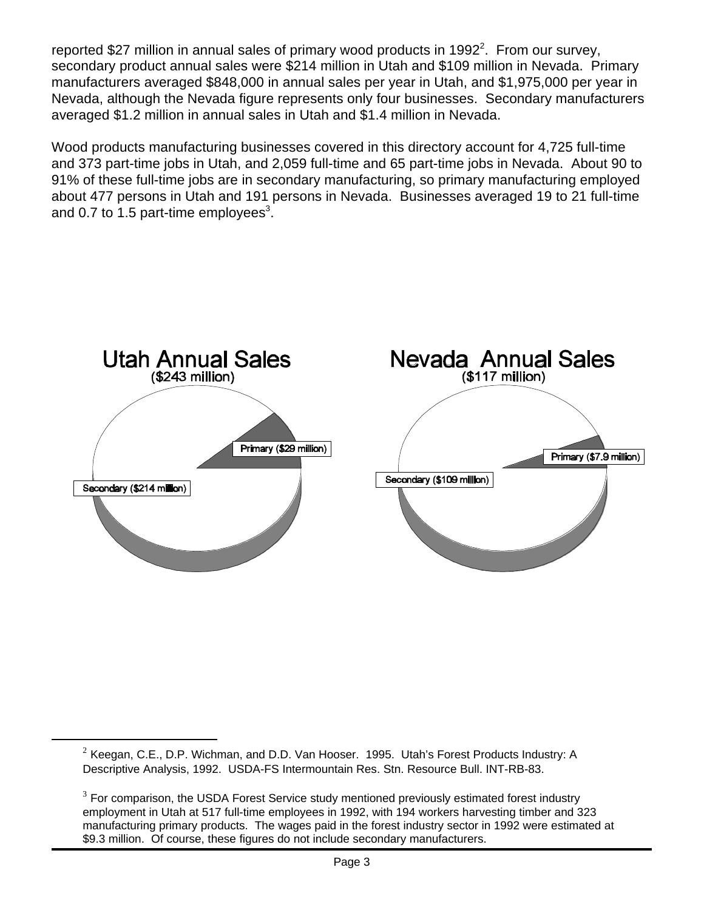reported $27 million in annual sales of primary wood products in 1992[2]. From our survey, secondary product annual sales were $214 million in Utah and $109 million in Nevada. Primary manufacturers averaged $848,000 in annual sales per year in Utah, and $1,975,000 per year in Nevada, although the Nevada figure represents only four businesses. Secondary manufacturers averaged $1.2 million in annual sales in Utah and $1.4 million in Nevada.

Wood products manufacturing businesses covered in this directory account for 4,725 full-time and 373 part-time jobs in Utah, and 2,059 full-time and 65 part-time jobs in Nevada. About 90 to 91% of these full-time jobs are in secondary manufacturing, so primary manufacturing employed about 477 persons in Utah and 191 persons in Nevada. Businesses averaged 19 to 21 full-time and 0.7 to 1.5 part-time employees[3].

**Utah Annual Sales**
($243 million)

Primary ($29 million)
Secondary ($214 million)

**Nevada Annual Sales**
($117 million)

Primary ($7.9 million)
Secondary ($109 million)

---

[2] Keegan, C.E., D.P. Wichman, and D.D. Van Hooser. 1995. Utah's Forest Products Industry: A Descriptive Analysis, 1992. USDA-FS Intermountain Res. Stn. Resource Bull. INT-RB-83.

[3] For comparison, the USDA Forest Service study mentioned previously estimated forest industry employment in Utah at 517 full-time employees in 1992, with 194 workers harvesting timber and 323 manufacturing primary products. The wages paid in the forest industry sector in 1992 were estimated at $9.3 million. Of course, these figures do not include secondary manufacturers.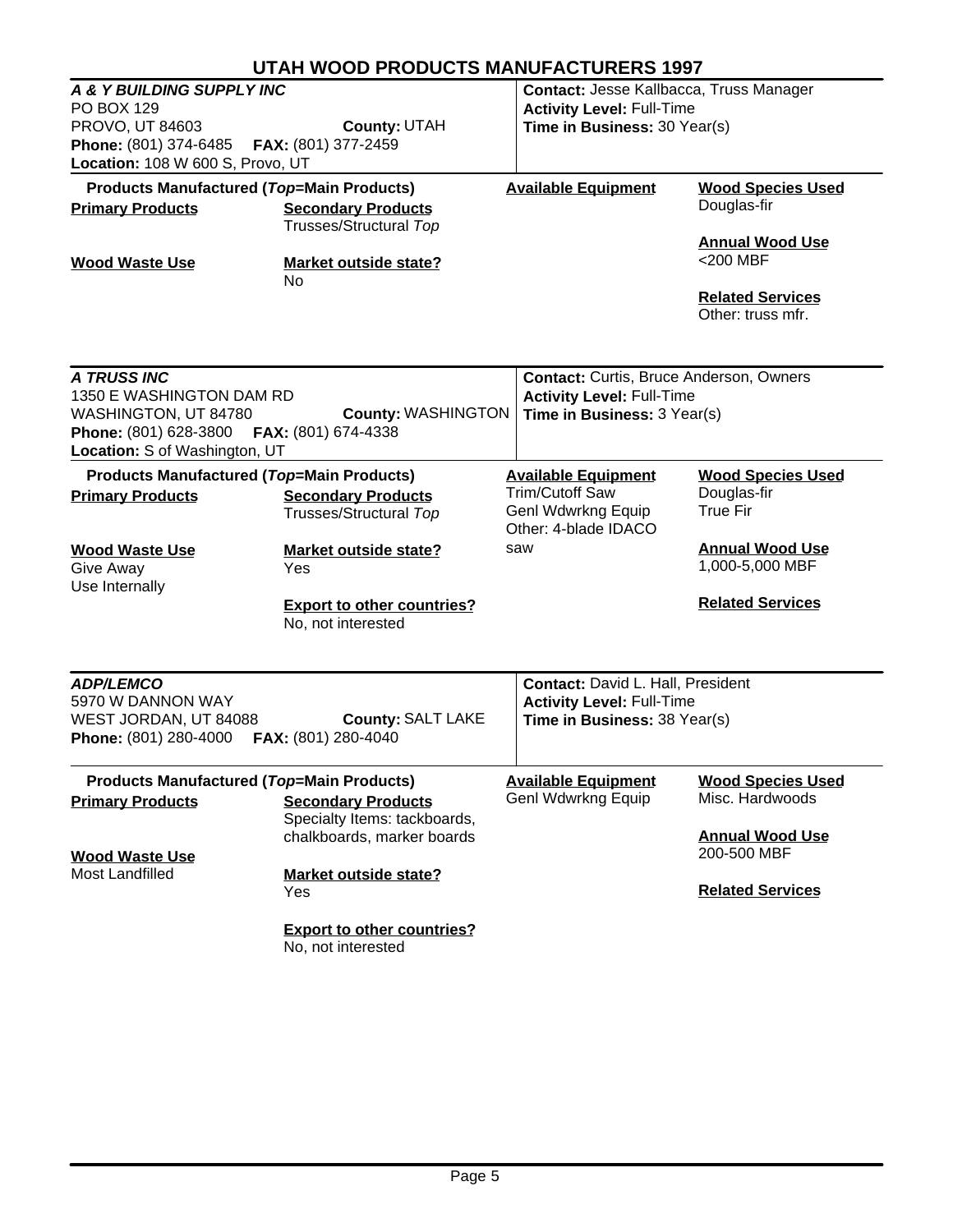# UTAH WOOD PRODUCTS MANUFACTURERS 1997

### *A & Y BUILDING SUPPLY INC*

PO BOX 129
PROVO, UT 84603 **County:** UTAH
**Phone:** (801) 374-6485 **FAX:** (801) 377-2459
**Location:** 108 W 600 S, Provo, UT

**Contact:** Jesse Kallbacca, Truss Manager
**Activity Level:** Full-Time
**Time in Business:** 30 Year(s)

**Products Manufactured (*Top*=Main Products)**

**Primary Products**

**Secondary Products**
Trusses/Structural *Top*

**Wood Waste Use**

**Market outside state?**
No

**Available Equipment**

**Wood Species Used**
Douglas-fir

**Annual Wood Use**
<200 MBF

**Related Services**
Other: truss mfr.

---

### *A TRUSS INC*

1350 E WASHINGTON DAM RD
WASHINGTON, UT 84780 **County:** WASHINGTON
**Phone:** (801) 628-3800 **FAX:** (801) 674-4338
**Location:** S of Washington, UT

**Contact:** Curtis, Bruce Anderson, Owners
**Activity Level:** Full-Time
**Time in Business:** 3 Year(s)

**Products Manufactured (*Top*=Main Products)**

**Primary Products**

**Secondary Products**
Trusses/Structural *Top*

**Wood Waste Use**
Give Away
Use Internally

**Market outside state?**
Yes

**Export to other countries?**
No, not interested

**Available Equipment**
Trim/Cutoff Saw
Genl Wdwrkng Equip
Other: 4-blade IDACO saw

**Wood Species Used**
Douglas-fir
True Fir

**Annual Wood Use**
1,000-5,000 MBF

**Related Services**

---

### *ADP/LEMCO*

5970 W DANNON WAY
WEST JORDAN, UT 84088 **County:** SALT LAKE
**Phone:** (801) 280-4000 **FAX:** (801) 280-4040

**Contact:** David L. Hall, President
**Activity Level:** Full-Time
**Time in Business:** 38 Year(s)

**Products Manufactured (*Top*=Main Products)**

**Primary Products**

**Secondary Products**
Specialty Items: tackboards, chalkboards, marker boards

**Wood Waste Use**
Most Landfilled

**Market outside state?**
Yes

**Export to other countries?**
No, not interested

**Available Equipment**
Genl Wdwrkng Equip

**Wood Species Used**
Misc. Hardwoods

**Annual Wood Use**
200-500 MBF

**Related Services**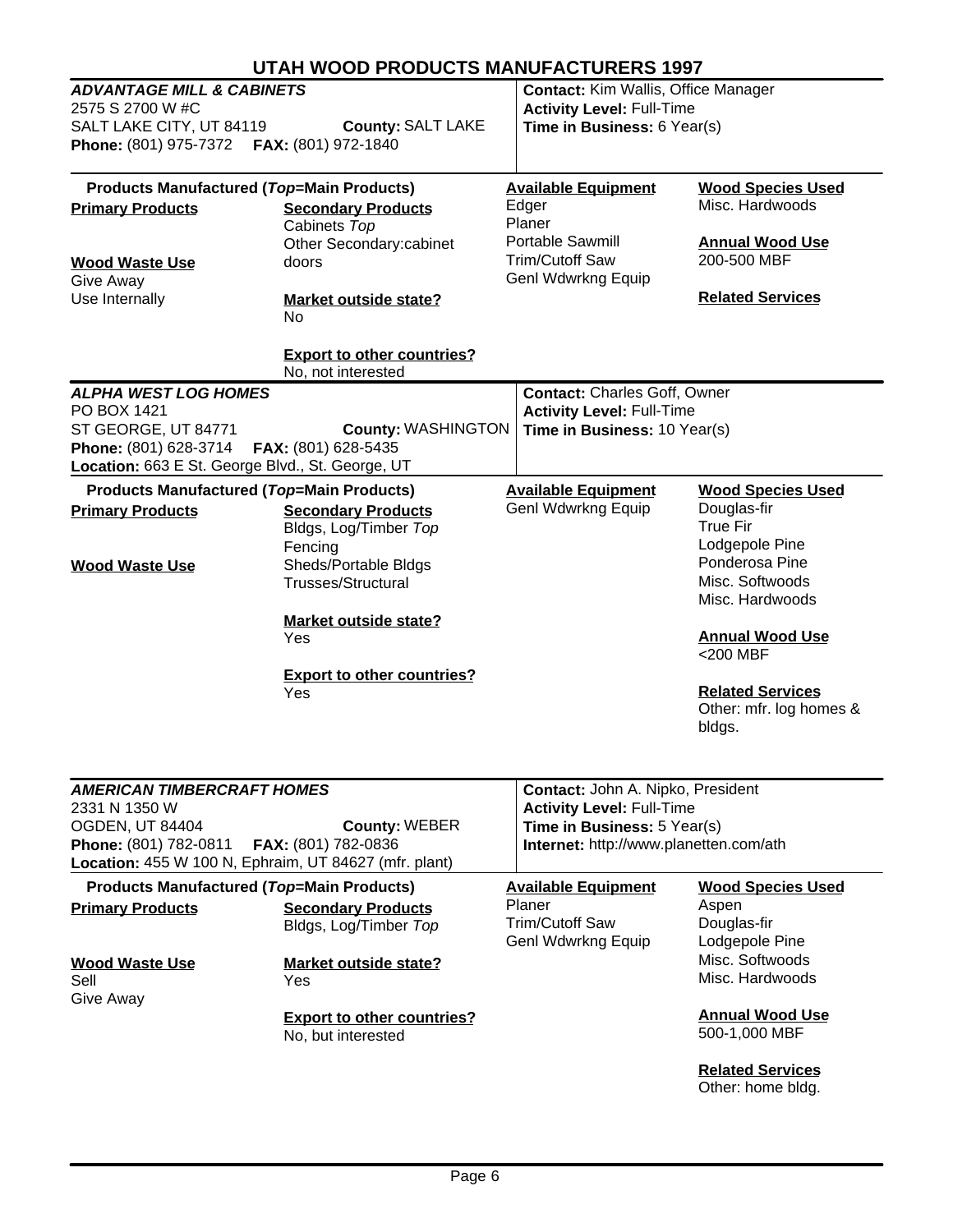# UTAH WOOD PRODUCTS MANUFACTURERS 1997

## *ADVANTAGE MILL & CABINETS*

2575 S 2700 W #C
SALT LAKE CITY, UT 84119 **County:** SALT LAKE
**Phone:** (801) 975-7372 **FAX:** (801) 972-1840

**Contact:** Kim Wallis, Office Manager
**Activity Level:** Full-Time
**Time in Business:** 6 Year(s)

**Products Manufactured (*Top*=Main Products)**

**Primary Products**

**Secondary Products**
Cabinets *Top*
Other Secondary:cabinet doors

**Wood Waste Use**
Give Away
Use Internally

**Market outside state?**
No

**Export to other countries?**
No, not interested

**Available Equipment**
Edger
Planer
Portable Sawmill
Trim/Cutoff Saw
Genl Wdwrkng Equip

**Wood Species Used**
Misc. Hardwoods

**Annual Wood Use**
200-500 MBF

**Related Services**

---

## *ALPHA WEST LOG HOMES*

PO BOX 1421
ST GEORGE, UT 84771 **County:** WASHINGTON
**Phone:** (801) 628-3714 **FAX:** (801) 628-5435
**Location:** 663 E St. George Blvd., St. George, UT

**Contact:** Charles Goff, Owner
**Activity Level:** Full-Time
**Time in Business:** 10 Year(s)

**Products Manufactured (*Top*=Main Products)**

**Primary Products**

**Secondary Products**
Bldgs, Log/Timber *Top*
Fencing
Sheds/Portable Bldgs
Trusses/Structural

**Wood Waste Use**

**Market outside state?**
Yes

**Export to other countries?**
Yes

**Available Equipment**
Genl Wdwrkng Equip

**Wood Species Used**
Douglas-fir
True Fir
Lodgepole Pine
Ponderosa Pine
Misc. Softwoods
Misc. Hardwoods

**Annual Wood Use**
<200 MBF

**Related Services**
Other: mfr. log homes & bldgs.

---

## *AMERICAN TIMBERCRAFT HOMES*

2331 N 1350 W
OGDEN, UT 84404 **County:** WEBER
**Phone:** (801) 782-0811 **FAX:** (801) 782-0836
**Location:** 455 W 100 N, Ephraim, UT 84627 (mfr. plant)

**Contact:** John A. Nipko, President
**Activity Level:** Full-Time
**Time in Business:** 5 Year(s)
**Internet:** http://www.planetten.com/ath

**Products Manufactured (*Top*=Main Products)**

**Primary Products**

**Secondary Products**
Bldgs, Log/Timber *Top*

**Wood Waste Use**
Sell
Give Away

**Market outside state?**
Yes

**Export to other countries?**
No, but interested

**Available Equipment**
Planer
Trim/Cutoff Saw
Genl Wdwrkng Equip

**Wood Species Used**
Aspen
Douglas-fir
Lodgepole Pine
Misc. Softwoods
Misc. Hardwoods

**Annual Wood Use**
500-1,000 MBF

**Related Services**
Other: home bldg.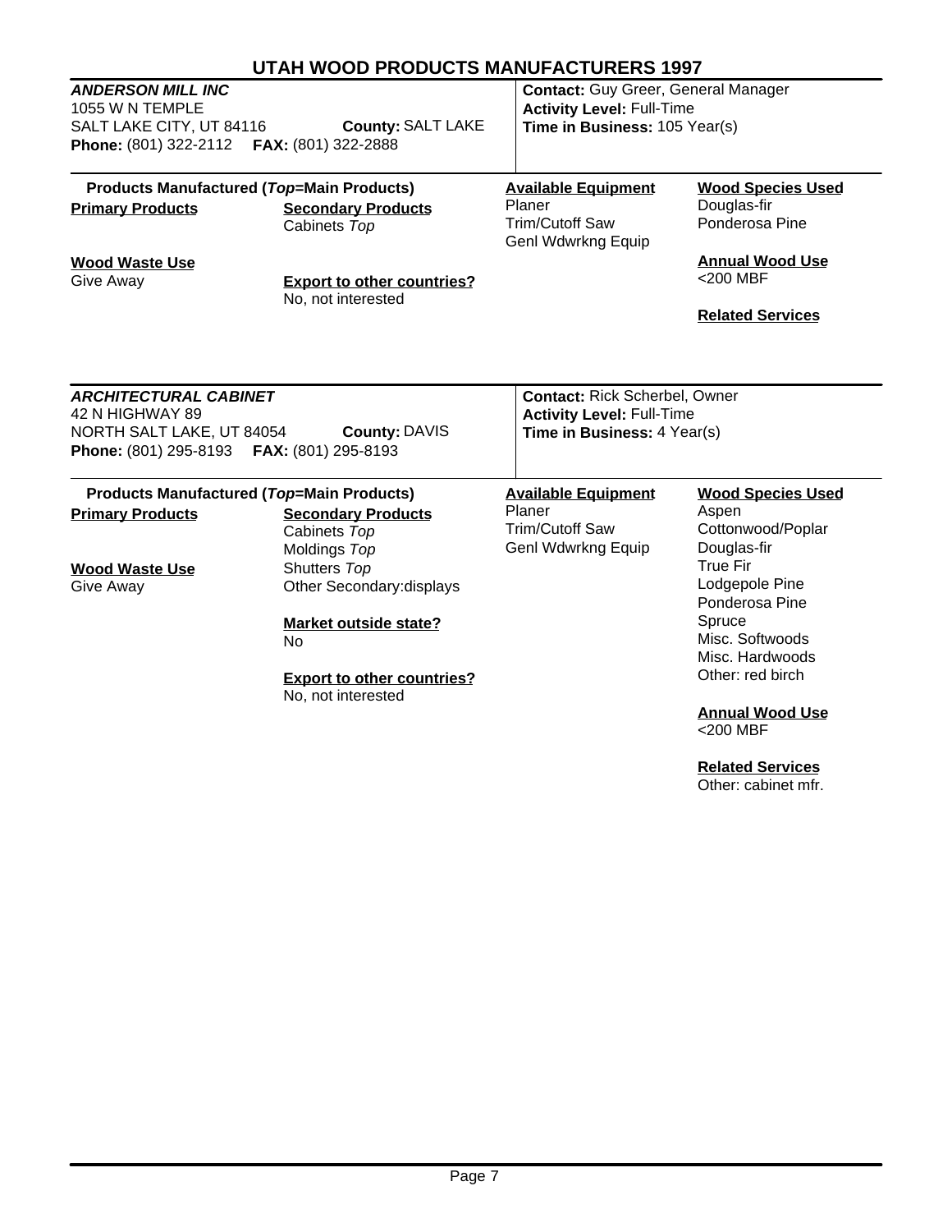# UTAH WOOD PRODUCTS MANUFACTURERS 1997

## *ANDERSON MILL INC*

1055 W N TEMPLE
SALT LAKE CITY, UT 84116 **County:** SALT LAKE
**Phone:** (801) 322-2112 **FAX:** (801) 322-2888

**Contact:** Guy Greer, General Manager
**Activity Level:** Full-Time
**Time in Business:** 105 Year(s)

**Products Manufactured (*Top*=Main Products)**

**Primary Products**

**Secondary Products**
Cabinets *Top*

**Wood Waste Use**
Give Away

**Export to other countries?**
No, not interested

**Available Equipment**
Planer
Trim/Cutoff Saw
Genl Wdwrkng Equip

**Wood Species Used**
Douglas-fir
Ponderosa Pine

**Annual Wood Use**
<200 MBF

**Related Services**

## *ARCHITECTURAL CABINET*

42 N HIGHWAY 89
NORTH SALT LAKE, UT 84054 **County:** DAVIS
**Phone:** (801) 295-8193 **FAX:** (801) 295-8193

**Contact:** Rick Scherbel, Owner
**Activity Level:** Full-Time
**Time in Business:** 4 Year(s)

**Products Manufactured (*Top*=Main Products)**

**Primary Products**

**Secondary Products**
Cabinets *Top*
Moldings *Top*
Shutters *Top*
Other Secondary:displays

**Wood Waste Use**
Give Away

**Market outside state?**
No

**Export to other countries?**
No, not interested

**Available Equipment**
Planer
Trim/Cutoff Saw
Genl Wdwrkng Equip

**Wood Species Used**
Aspen
Cottonwood/Poplar
Douglas-fir
True Fir
Lodgepole Pine
Ponderosa Pine
Spruce
Misc. Softwoods
Misc. Hardwoods
Other: red birch

**Annual Wood Use**
<200 MBF

**Related Services**
Other: cabinet mfr.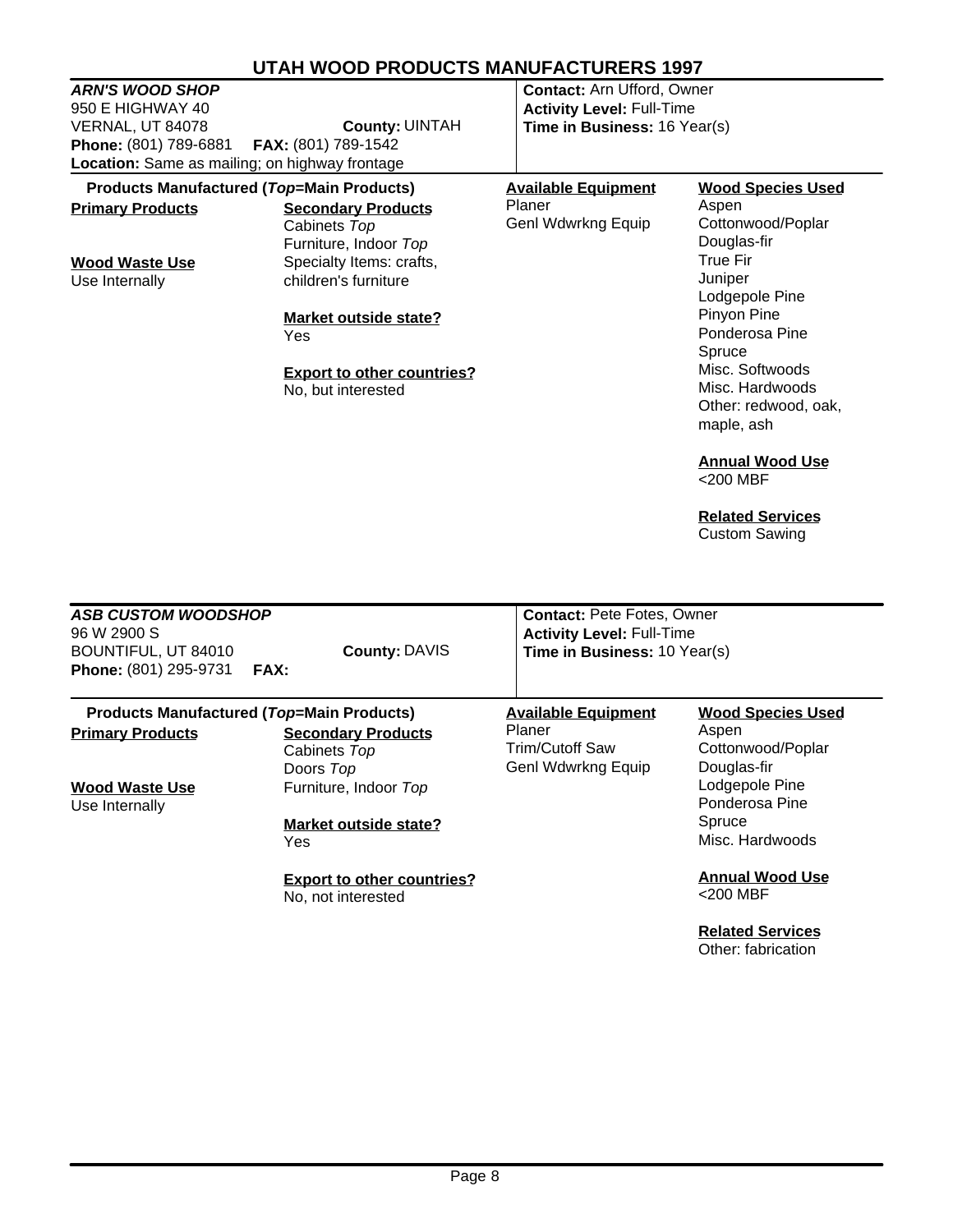# UTAH WOOD PRODUCTS MANUFACTURERS 1997

## *ARN'S WOOD SHOP*

950 E HIGHWAY 40
VERNAL, UT 84078 **County:** UINTAH
**Phone:** (801) 789-6881 **FAX:** (801) 789-1542
**Location:** Same as mailing; on highway frontage

**Contact:** Arn Ufford, Owner
**Activity Level:** Full-Time
**Time in Business:** 16 Year(s)

**Products Manufactured (*Top*=Main Products)**

**Primary Products**

**Wood Waste Use**
Use Internally

**Secondary Products**
Cabinets *Top*
Furniture, Indoor *Top*
Specialty Items: crafts, children's furniture

**Market outside state?**
Yes

**Export to other countries?**
No, but interested

**Available Equipment**
Planer
Genl Wdwrkng Equip

**Wood Species Used**
Aspen
Cottonwood/Poplar
Douglas-fir
True Fir
Juniper
Lodgepole Pine
Pinyon Pine
Ponderosa Pine
Spruce
Misc. Softwoods
Misc. Hardwoods
Other: redwood, oak, maple, ash

**Annual Wood Use**
<200 MBF

**Related Services**
Custom Sawing

## *ASB CUSTOM WOODSHOP*

96 W 2900 S
BOUNTIFUL, UT 84010 **County:** DAVIS
**Phone:** (801) 295-9731 **FAX:**

**Contact:** Pete Fotes, Owner
**Activity Level:** Full-Time
**Time in Business:** 10 Year(s)

**Products Manufactured (*Top*=Main Products)**

**Primary Products**

**Wood Waste Use**
Use Internally

**Secondary Products**
Cabinets *Top*
Doors *Top*
Furniture, Indoor *Top*

**Market outside state?**
Yes

**Export to other countries?**
No, not interested

**Available Equipment**
Planer
Trim/Cutoff Saw
Genl Wdwrkng Equip

**Wood Species Used**
Aspen
Cottonwood/Poplar
Douglas-fir
Lodgepole Pine
Ponderosa Pine
Spruce
Misc. Hardwoods

**Annual Wood Use**
<200 MBF

**Related Services**
Other: fabrication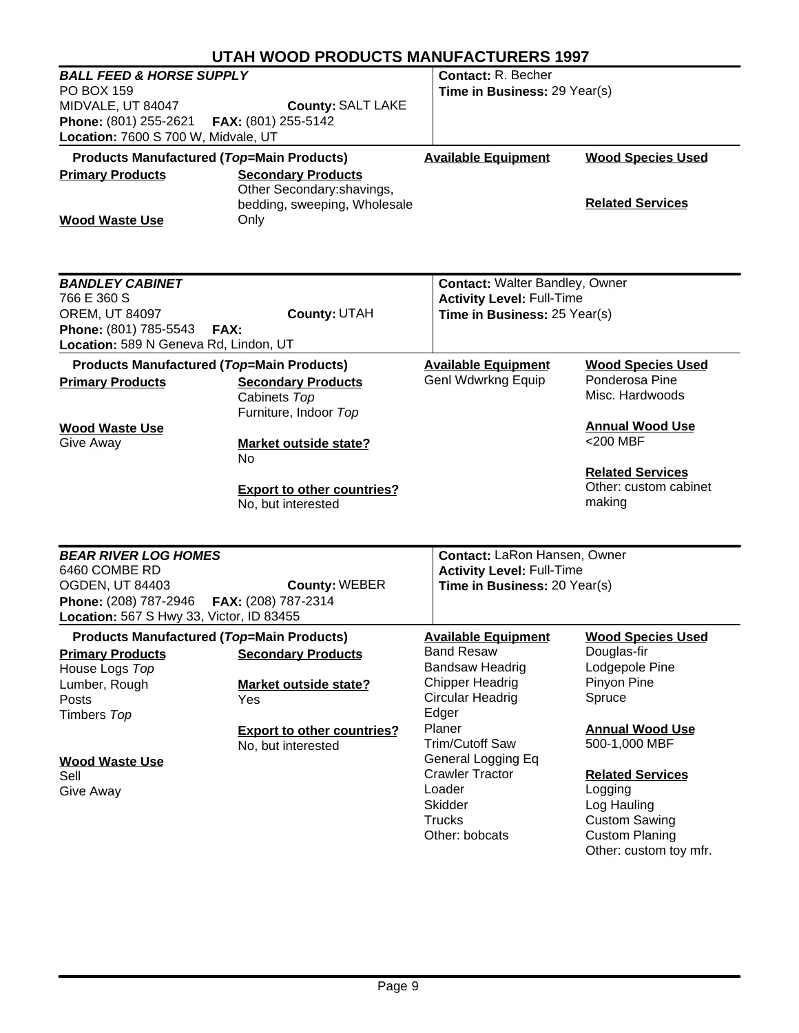# UTAH WOOD PRODUCTS MANUFACTURERS 1997

## *BALL FEED & HORSE SUPPLY*

PO BOX 159
MIDVALE, UT 84047 **County:** SALT LAKE
**Phone:** (801) 255-2621 **FAX:** (801) 255-5142
**Location:** 7600 S 700 W, Midvale, UT

**Contact:** R. Becher
**Time in Business:** 29 Year(s)

**Products Manufactured (*Top*=Main Products)**

**Primary Products**

**Secondary Products**
Other Secondary:shavings, bedding, sweeping, Wholesale Only

**Wood Waste Use**

**Available Equipment**

**Wood Species Used**

**Related Services**

---

## *BANDLEY CABINET*

766 E 360 S
OREM, UT 84097 **County:** UTAH
**Phone:** (801) 785-5543 **FAX:**
**Location:** 589 N Geneva Rd, Lindon, UT

**Contact:** Walter Bandley, Owner
**Activity Level:** Full-Time
**Time in Business:** 25 Year(s)

**Products Manufactured (*Top*=Main Products)**

**Primary Products**

**Secondary Products**
Cabinets *Top*
Furniture, Indoor *Top*

**Wood Waste Use**
Give Away

**Market outside state?**
No

**Export to other countries?**
No, but interested

**Available Equipment**
Genl Wdwrkng Equip

**Wood Species Used**
Ponderosa Pine
Misc. Hardwoods

**Annual Wood Use**
<200 MBF

**Related Services**
Other: custom cabinet making

---

## *BEAR RIVER LOG HOMES*

6460 COMBE RD
OGDEN, UT 84403 **County:** WEBER
**Phone:** (208) 787-2946 **FAX:** (208) 787-2314
**Location:** 567 S Hwy 33, Victor, ID 83455

**Contact:** LaRon Hansen, Owner
**Activity Level:** Full-Time
**Time in Business:** 20 Year(s)

**Products Manufactured (*Top*=Main Products)**

**Primary Products**
House Logs *Top*
Lumber, Rough
Posts
Timbers *Top*

**Secondary Products**

**Market outside state?**
Yes

**Export to other countries?**
No, but interested

**Wood Waste Use**
Sell
Give Away

**Available Equipment**
Band Resaw
Bandsaw Headrig
Chipper Headrig
Circular Headrig
Edger
Planer
Trim/Cutoff Saw
General Logging Eq
Crawler Tractor
Loader
Skidder
Trucks
Other: bobcats

**Wood Species Used**
Douglas-fir
Lodgepole Pine
Pinyon Pine
Spruce

**Annual Wood Use**
500-1,000 MBF

**Related Services**
Logging
Log Hauling
Custom Sawing
Custom Planing
Other: custom toy mfr.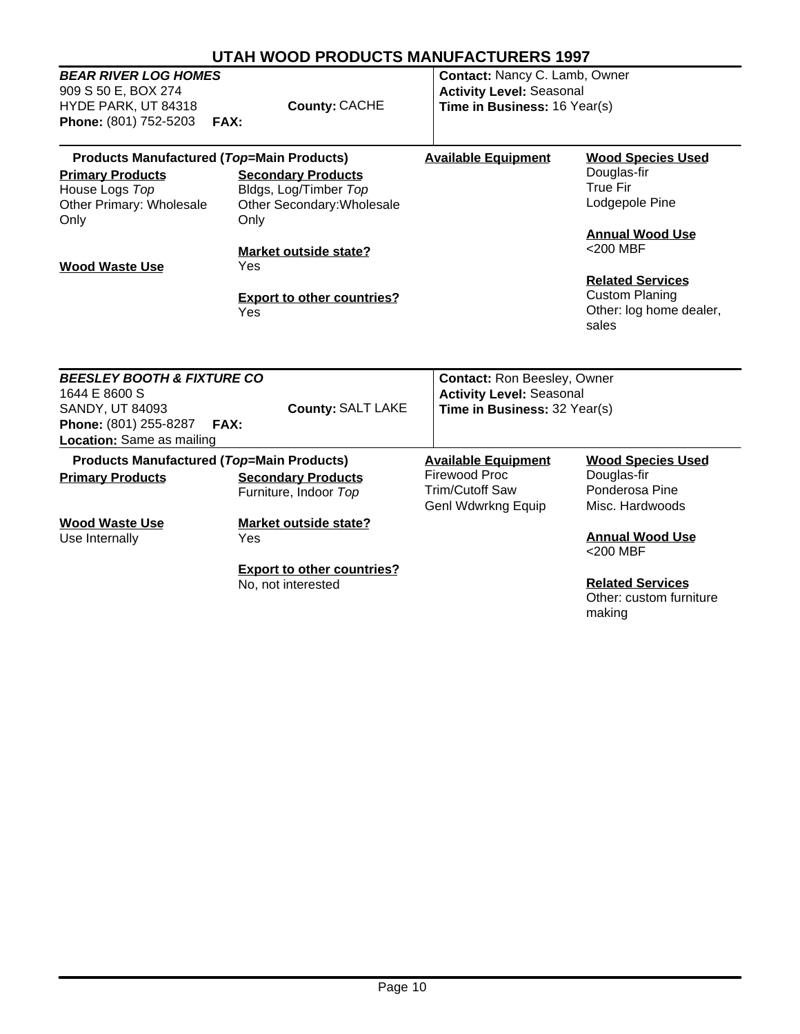# UTAH WOOD PRODUCTS MANUFACTURERS 1997

## *BEAR RIVER LOG HOMES*

909 S 50 E, BOX 274
HYDE PARK, UT 84318 **County:** CACHE
**Phone:** (801) 752-5203 **FAX:**

**Contact:** Nancy C. Lamb, Owner
**Activity Level:** Seasonal
**Time in Business:** 16 Year(s)

**Products Manufactured (*Top*=Main Products)**

**Primary Products**
House Logs *Top*
Other Primary: Wholesale Only

**Secondary Products**
Bldgs, Log/Timber *Top*
Other Secondary: Wholesale Only

**Wood Waste Use**

**Market outside state?**
Yes

**Export to other countries?**
Yes

**Available Equipment**

**Wood Species Used**
Douglas-fir
True Fir
Lodgepole Pine

**Annual Wood Use**
<200 MBF

**Related Services**
Custom Planing
Other: log home dealer, sales

---

## *BEESLEY BOOTH & FIXTURE CO*

1644 E 8600 S
SANDY, UT 84093 **County:** SALT LAKE
**Phone:** (801) 255-8287 **FAX:**
**Location:** Same as mailing

**Contact:** Ron Beesley, Owner
**Activity Level:** Seasonal
**Time in Business:** 32 Year(s)

**Products Manufactured (*Top*=Main Products)**

**Primary Products**

**Secondary Products**
Furniture, Indoor *Top*

**Wood Waste Use**
Use Internally

**Market outside state?**
Yes

**Export to other countries?**
No, not interested

**Available Equipment**
Firewood Proc
Trim/Cutoff Saw
Genl Wdwrkng Equip

**Wood Species Used**
Douglas-fir
Ponderosa Pine
Misc. Hardwoods

**Annual Wood Use**
<200 MBF

**Related Services**
Other: custom furniture making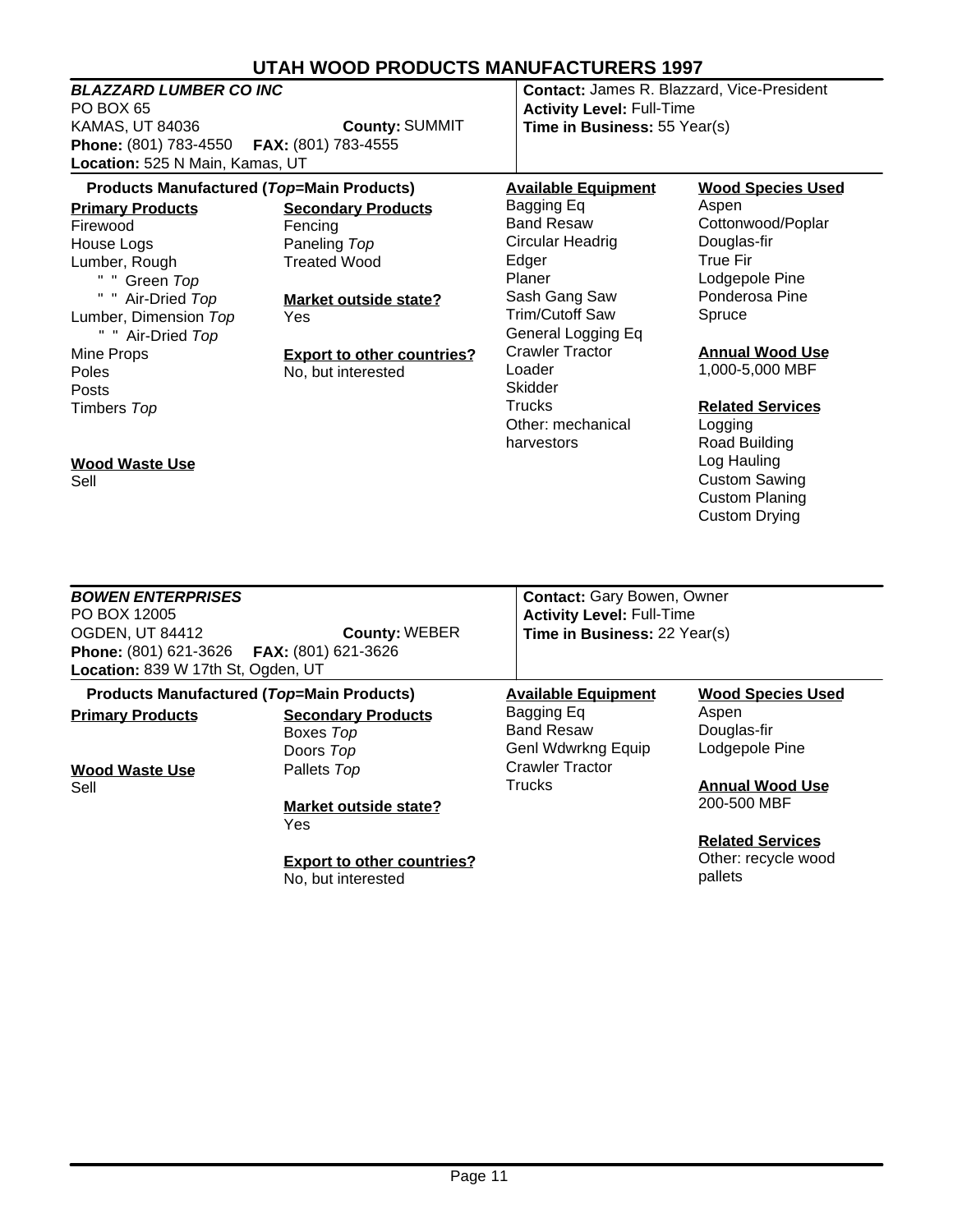# UTAH WOOD PRODUCTS MANUFACTURERS 1997

## *BLAZZARD LUMBER CO INC*

PO BOX 65
KAMAS, UT 84036 **County:** SUMMIT
**Phone:** (801) 783-4550 **FAX:** (801) 783-4555
**Location:** 525 N Main, Kamas, UT

**Contact:** James R. Blazzard, Vice-President
**Activity Level:** Full-Time
**Time in Business:** 55 Year(s)

**Products Manufactured (*Top*=Main Products)**

**Primary Products**
- Firewood
- House Logs
- Lumber, Rough
  - " " Green *Top*
  - " " Air-Dried *Top*
- Lumber, Dimension *Top*
  - " " Air-Dried *Top*
- Mine Props
- Poles
- Posts
- Timbers *Top*

**Secondary Products**
- Fencing
- Paneling *Top*
- Treated Wood

**Market outside state?**
Yes

**Export to other countries?**
No, but interested

**Wood Waste Use**
Sell

**Available Equipment**
- Bagging Eq
- Band Resaw
- Circular Headrig
- Edger
- Planer
- Sash Gang Saw
- Trim/Cutoff Saw
- General Logging Eq
- Crawler Tractor
- Loader
- Skidder
- Trucks
- Other: mechanical harvestors

**Wood Species Used**
- Aspen
- Cottonwood/Poplar
- Douglas-fir
- True Fir
- Lodgepole Pine
- Ponderosa Pine
- Spruce

**Annual Wood Use**
1,000-5,000 MBF

**Related Services**
- Logging
- Road Building
- Log Hauling
- Custom Sawing
- Custom Planing
- Custom Drying

---

## *BOWEN ENTERPRISES*

PO BOX 12005
OGDEN, UT 84412 **County:** WEBER
**Phone:** (801) 621-3626 **FAX:** (801) 621-3626
**Location:** 839 W 17th St, Ogden, UT

**Contact:** Gary Bowen, Owner
**Activity Level:** Full-Time
**Time in Business:** 22 Year(s)

**Products Manufactured (*Top*=Main Products)**

**Primary Products**

**Secondary Products**
- Boxes *Top*
- Doors *Top*
- Pallets *Top*

**Market outside state?**
Yes

**Export to other countries?**
No, but interested

**Wood Waste Use**
Sell

**Available Equipment**
- Bagging Eq
- Band Resaw
- Genl Wdwrkng Equip
- Crawler Tractor
- Trucks

**Wood Species Used**
- Aspen
- Douglas-fir
- Lodgepole Pine

**Annual Wood Use**
200-500 MBF

**Related Services**
- Other: recycle wood pallets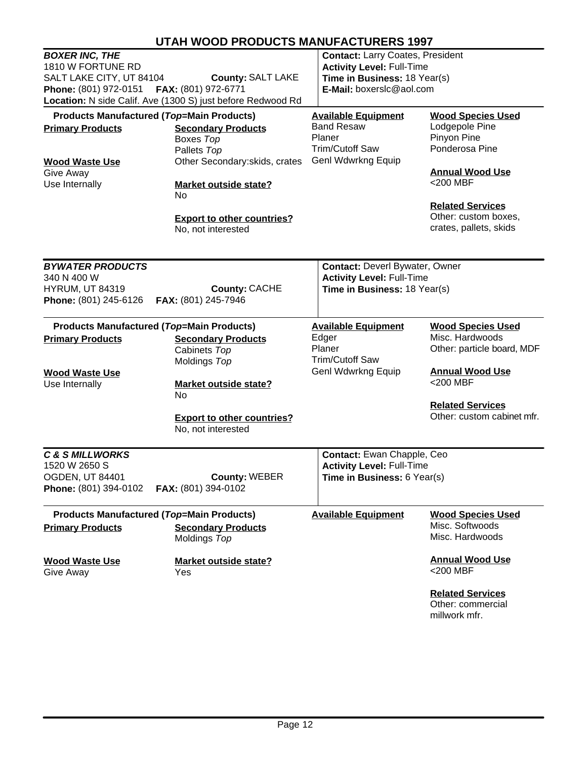# UTAH WOOD PRODUCTS MANUFACTURERS 1997

## *BOXER INC, THE*

1810 W FORTUNE RD
SALT LAKE CITY, UT 84104 **County:** SALT LAKE
**Phone:** (801) 972-0151 **FAX:** (801) 972-6771
**Location:** N side Calif. Ave (1300 S) just before Redwood Rd

**Contact:** Larry Coates, President
**Activity Level:** Full-Time
**Time in Business:** 18 Year(s)
**E-Mail:** boxerslc@aol.com

**Products Manufactured (*Top*=Main Products)**

**Primary Products**

**Secondary Products**
Boxes *Top*
Pallets *Top*
Other Secondary:skids, crates

**Wood Waste Use**
Give Away
Use Internally

**Market outside state?**
No

**Export to other countries?**
No, not interested

**Available Equipment**
Band Resaw
Planer
Trim/Cutoff Saw
Genl Wdwrkng Equip

**Wood Species Used**
Lodgepole Pine
Pinyon Pine
Ponderosa Pine

**Annual Wood Use**
<200 MBF

**Related Services**
Other: custom boxes, crates, pallets, skids

## *BYWATER PRODUCTS*

340 N 400 W
HYRUM, UT 84319 **County:** CACHE
**Phone:** (801) 245-6126 **FAX:** (801) 245-7946

**Contact:** Deverl Bywater, Owner
**Activity Level:** Full-Time
**Time in Business:** 18 Year(s)

**Products Manufactured (*Top*=Main Products)**

**Primary Products**

**Secondary Products**
Cabinets *Top*
Moldings *Top*

**Wood Waste Use**
Use Internally

**Market outside state?**
No

**Export to other countries?**
No, not interested

**Available Equipment**
Edger
Planer
Trim/Cutoff Saw
Genl Wdwrkng Equip

**Wood Species Used**
Misc. Hardwoods
Other: particle board, MDF

**Annual Wood Use**
<200 MBF

**Related Services**
Other: custom cabinet mfr.

## *C & S MILLWORKS*

1520 W 2650 S
OGDEN, UT 84401 **County:** WEBER
**Phone:** (801) 394-0102 **FAX:** (801) 394-0102

**Contact:** Ewan Chapple, Ceo
**Activity Level:** Full-Time
**Time in Business:** 6 Year(s)

**Products Manufactured (*Top*=Main Products)**

**Primary Products**

**Secondary Products**
Moldings *Top*

**Wood Waste Use**
Give Away

**Market outside state?**
Yes

**Available Equipment**

**Wood Species Used**
Misc. Softwoods
Misc. Hardwoods

**Annual Wood Use**
<200 MBF

**Related Services**
Other: commercial millwork mfr.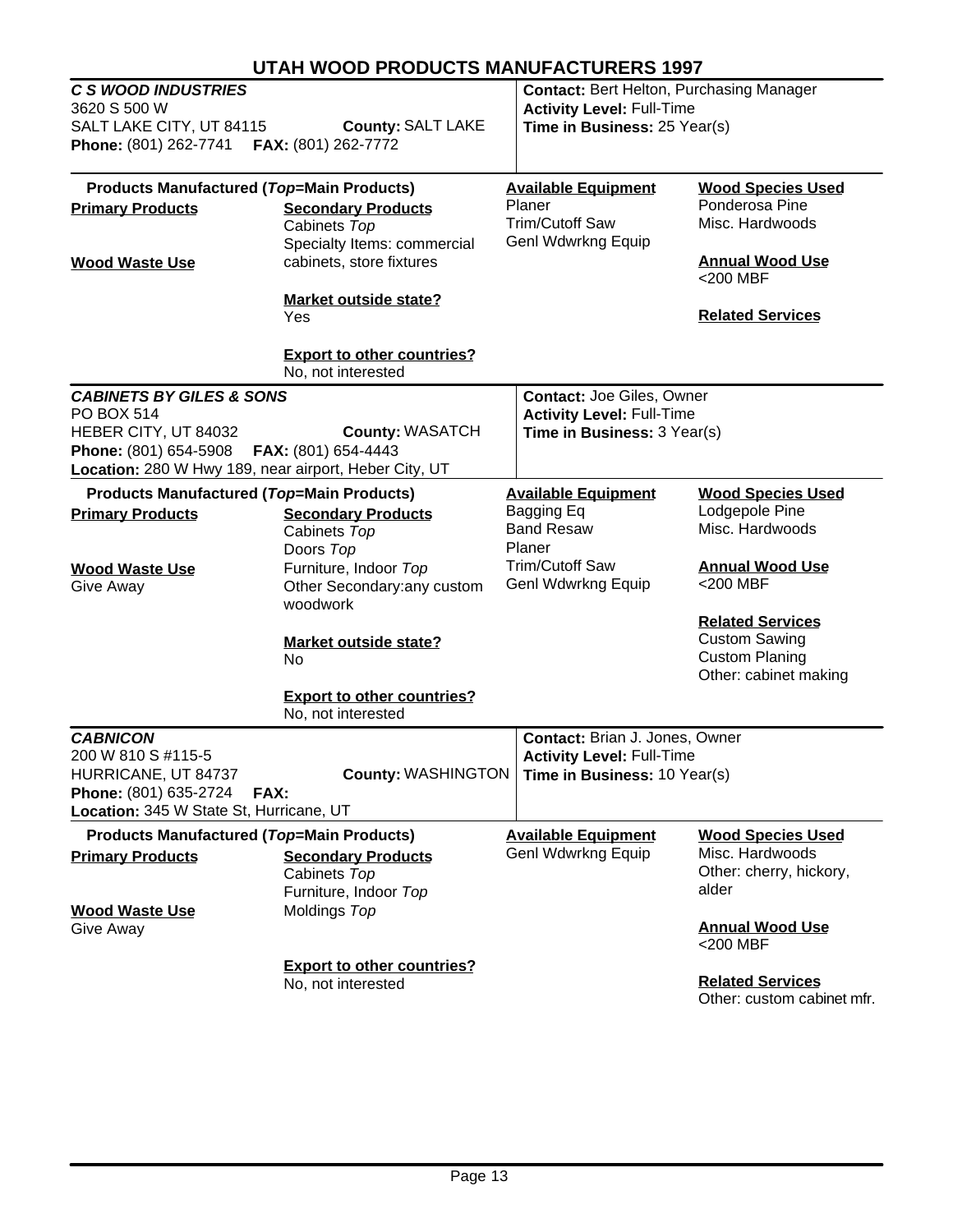# UTAH WOOD PRODUCTS MANUFACTURERS 1997

## *C S WOOD INDUSTRIES*

3620 S 500 W
SALT LAKE CITY, UT 84115 **County:** SALT LAKE
**Phone:** (801) 262-7741 **FAX:** (801) 262-7772

**Contact:** Bert Helton, Purchasing Manager
**Activity Level:** Full-Time
**Time in Business:** 25 Year(s)

**Products Manufactured (*Top*=Main Products)**

**Primary Products**

**Secondary Products**
Cabinets *Top*
Specialty Items: commercial cabinets, store fixtures

**Wood Waste Use**

**Market outside state?**
Yes

**Export to other countries?**
No, not interested

**Available Equipment**
Planer
Trim/Cutoff Saw
Genl Wdwrkng Equip

**Wood Species Used**
Ponderosa Pine
Misc. Hardwoods

**Annual Wood Use**
<200 MBF

**Related Services**

## *CABINETS BY GILES & SONS*

PO BOX 514
HEBER CITY, UT 84032 **County:** WASATCH
**Phone:** (801) 654-5908 **FAX:** (801) 654-4443
**Location:** 280 W Hwy 189, near airport, Heber City, UT

**Contact:** Joe Giles, Owner
**Activity Level:** Full-Time
**Time in Business:** 3 Year(s)

**Products Manufactured (*Top*=Main Products)**

**Primary Products**

**Secondary Products**
Cabinets *Top*
Doors *Top*
Furniture, Indoor *Top*
Other Secondary:any custom woodwork

**Wood Waste Use**
Give Away

**Market outside state?**
No

**Export to other countries?**
No, not interested

**Available Equipment**
Bagging Eq
Band Resaw
Planer
Trim/Cutoff Saw
Genl Wdwrkng Equip

**Wood Species Used**
Lodgepole Pine
Misc. Hardwoods

**Annual Wood Use**
<200 MBF

**Related Services**
Custom Sawing
Custom Planing
Other: cabinet making

## *CABNICON*

200 W 810 S #115-5
HURRICANE, UT 84737 **County:** WASHINGTON
**Phone:** (801) 635-2724 **FAX:**
**Location:** 345 W State St, Hurricane, UT

**Contact:** Brian J. Jones, Owner
**Activity Level:** Full-Time
**Time in Business:** 10 Year(s)

**Products Manufactured (*Top*=Main Products)**

**Primary Products**

**Secondary Products**
Cabinets *Top*
Furniture, Indoor *Top*
Moldings *Top*

**Wood Waste Use**
Give Away

**Export to other countries?**
No, not interested

**Available Equipment**
Genl Wdwrkng Equip

**Wood Species Used**
Misc. Hardwoods
Other: cherry, hickory, alder

**Annual Wood Use**
<200 MBF

**Related Services**
Other: custom cabinet mfr.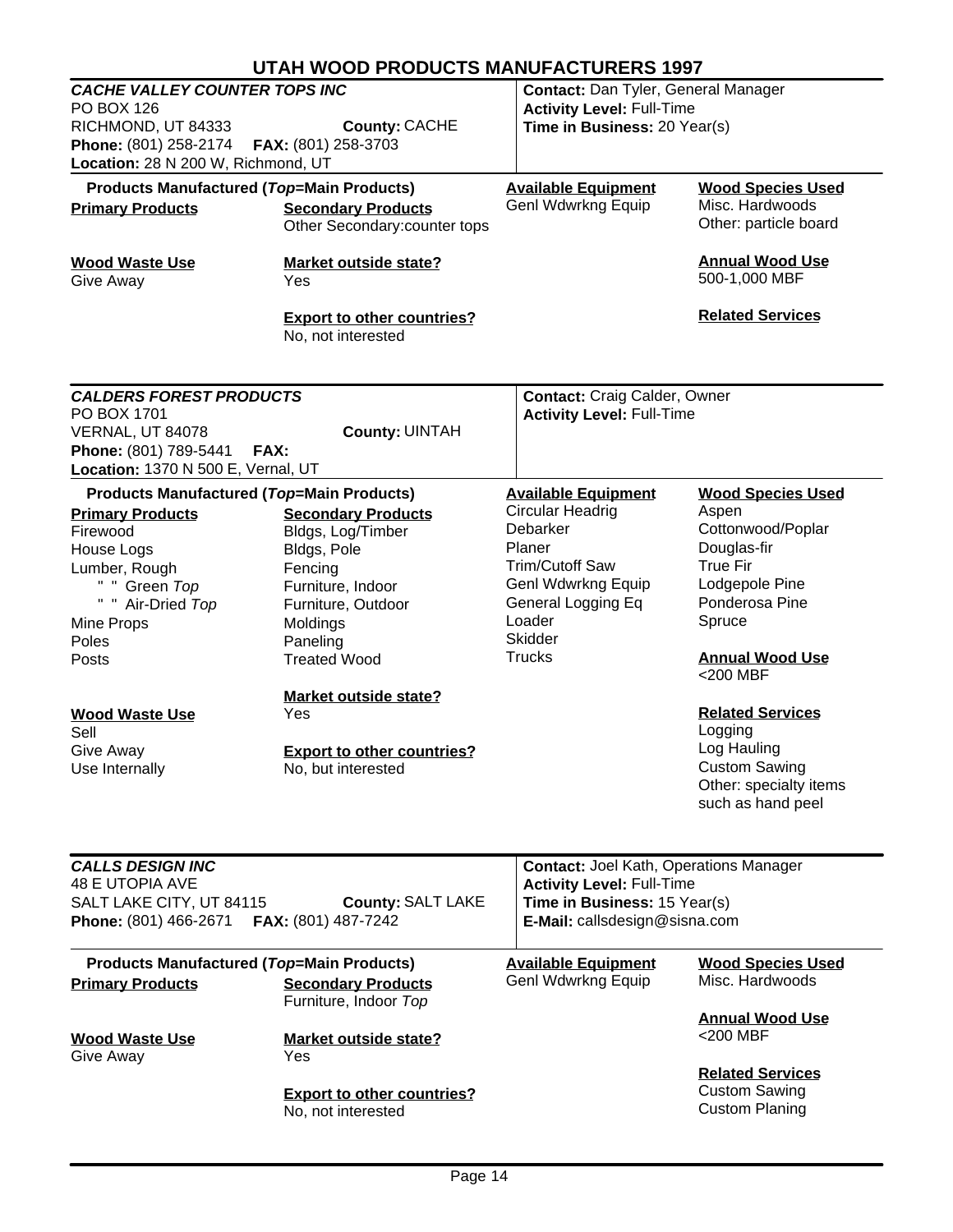# UTAH WOOD PRODUCTS MANUFACTURERS 1997

## *CACHE VALLEY COUNTER TOPS INC*

PO BOX 126
RICHMOND, UT 84333 **County:** CACHE
**Phone:** (801) 258-2174 **FAX:** (801) 258-3703
**Location:** 28 N 200 W, Richmond, UT

**Contact:** Dan Tyler, General Manager
**Activity Level:** Full-Time
**Time in Business:** 20 Year(s)

**Products Manufactured (*Top*=Main Products)**

**Primary Products**

**Secondary Products**
Other Secondary:counter tops

**Available Equipment**
Genl Wdwrkng Equip

**Wood Species Used**
Misc. Hardwoods
Other: particle board

**Wood Waste Use**
Give Away

**Market outside state?**
Yes

**Export to other countries?**
No, not interested

**Annual Wood Use**
500-1,000 MBF

**Related Services**

---

## *CALDERS FOREST PRODUCTS*

PO BOX 1701
VERNAL, UT 84078 **County:** UINTAH
**Phone:** (801) 789-5441 **FAX:**
**Location:** 1370 N 500 E, Vernal, UT

**Contact:** Craig Calder, Owner
**Activity Level:** Full-Time

**Products Manufactured (*Top*=Main Products)**

**Primary Products**
Firewood
House Logs
Lumber, Rough
" " Green *Top*
" " Air-Dried *Top*
Mine Props
Poles
Posts

**Secondary Products**
Bldgs, Log/Timber
Bldgs, Pole
Fencing
Furniture, Indoor
Furniture, Outdoor
Moldings
Paneling
Treated Wood

**Available Equipment**
Circular Headrig
Debarker
Planer
Trim/Cutoff Saw
Genl Wdwrkng Equip
General Logging Eq
Loader
Skidder
Trucks

**Wood Species Used**
Aspen
Cottonwood/Poplar
Douglas-fir
True Fir
Lodgepole Pine
Ponderosa Pine
Spruce

**Wood Waste Use**
Sell
Give Away
Use Internally

**Market outside state?**
Yes

**Export to other countries?**
No, but interested

**Annual Wood Use**
<200 MBF

**Related Services**
Logging
Log Hauling
Custom Sawing
Other: specialty items such as hand peel

---

## *CALLS DESIGN INC*

48 E UTOPIA AVE
SALT LAKE CITY, UT 84115 **County:** SALT LAKE
**Phone:** (801) 466-2671 **FAX:** (801) 487-7242

**Contact:** Joel Kath, Operations Manager
**Activity Level:** Full-Time
**Time in Business:** 15 Year(s)
**E-Mail:** callsdesign@sisna.com

**Products Manufactured (*Top*=Main Products)**

**Primary Products**

**Secondary Products**
Furniture, Indoor *Top*

**Available Equipment**
Genl Wdwrkng Equip

**Wood Species Used**
Misc. Hardwoods

**Wood Waste Use**
Give Away

**Market outside state?**
Yes

**Export to other countries?**
No, not interested

**Annual Wood Use**
<200 MBF

**Related Services**
Custom Sawing
Custom Planing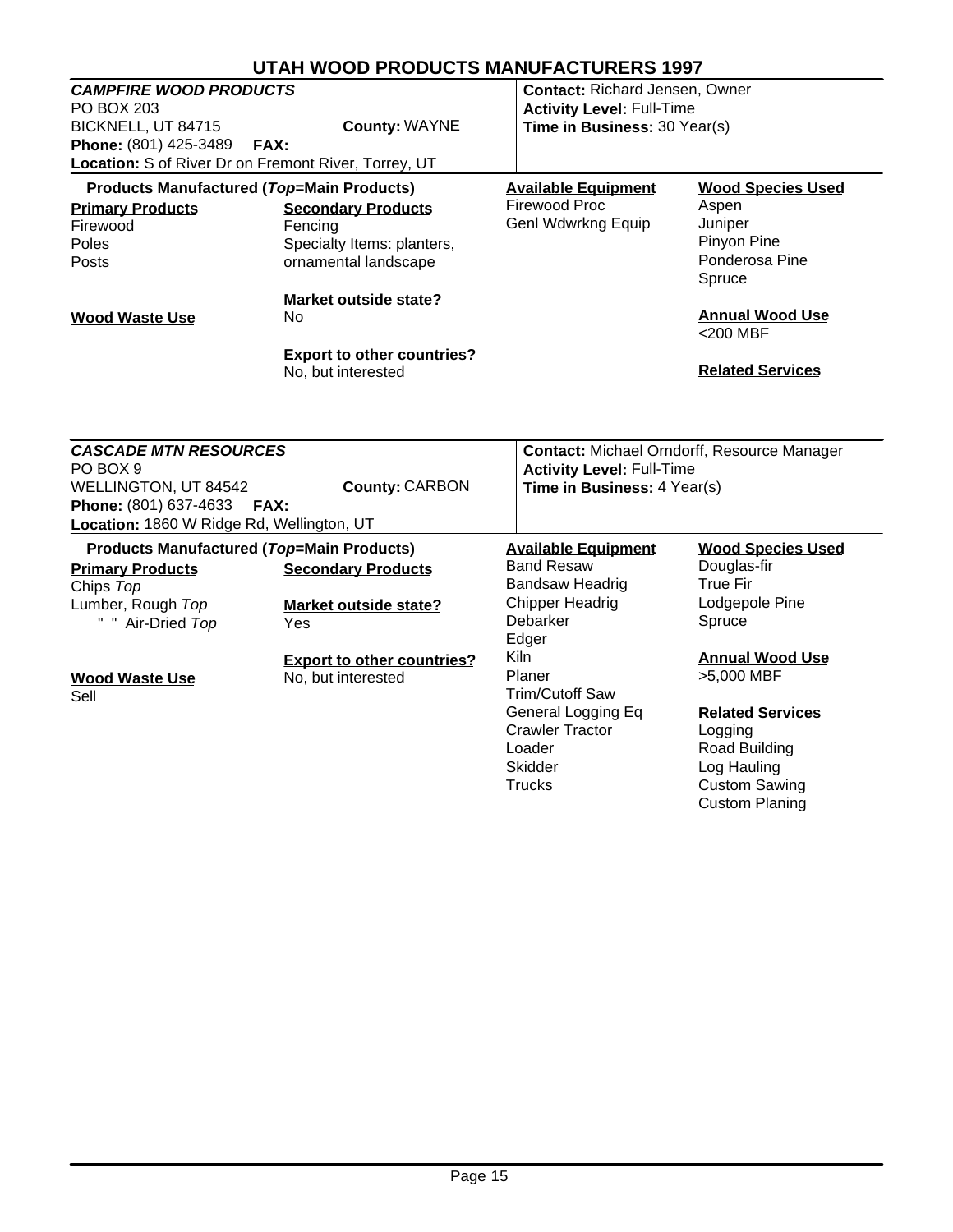# UTAH WOOD PRODUCTS MANUFACTURERS 1997

## *CAMPFIRE WOOD PRODUCTS*

PO BOX 203
BICKNELL, UT 84715 **County:** WAYNE
**Phone:** (801) 425-3489 **FAX:**
**Location:** S of River Dr on Fremont River, Torrey, UT

**Contact:** Richard Jensen, Owner
**Activity Level:** Full-Time
**Time in Business:** 30 Year(s)

**Products Manufactured (*Top*=Main Products)**

**Primary Products**
- Firewood
- Poles
- Posts

**Secondary Products**
- Fencing
- Specialty Items: planters, ornamental landscape

**Market outside state?**
No

**Export to other countries?**
No, but interested

**Wood Waste Use**

**Available Equipment**
- Firewood Proc
- Genl Wdwrkng Equip

**Wood Species Used**
- Aspen
- Juniper
- Pinyon Pine
- Ponderosa Pine
- Spruce

**Annual Wood Use**
<200 MBF

**Related Services**

---

## *CASCADE MTN RESOURCES*

PO BOX 9
WELLINGTON, UT 84542 **County:** CARBON
**Phone:** (801) 637-4633 **FAX:**
**Location:** 1860 W Ridge Rd, Wellington, UT

**Contact:** Michael Orndorff, Resource Manager
**Activity Level:** Full-Time
**Time in Business:** 4 Year(s)

**Products Manufactured (*Top*=Main Products)**

**Primary Products**
- Chips *Top*
- Lumber, Rough *Top*
- " " Air-Dried *Top*

**Secondary Products**

**Market outside state?**
Yes

**Export to other countries?**
No, but interested

**Wood Waste Use**
Sell

**Available Equipment**
- Band Resaw
- Bandsaw Headrig
- Chipper Headrig
- Debarker
- Edger
- Kiln
- Planer
- Trim/Cutoff Saw
- General Logging Eq
- Crawler Tractor
- Loader
- Skidder
- Trucks

**Wood Species Used**
- Douglas-fir
- True Fir
- Lodgepole Pine
- Spruce

**Annual Wood Use**
>5,000 MBF

**Related Services**
- Logging
- Road Building
- Log Hauling
- Custom Sawing
- Custom Planing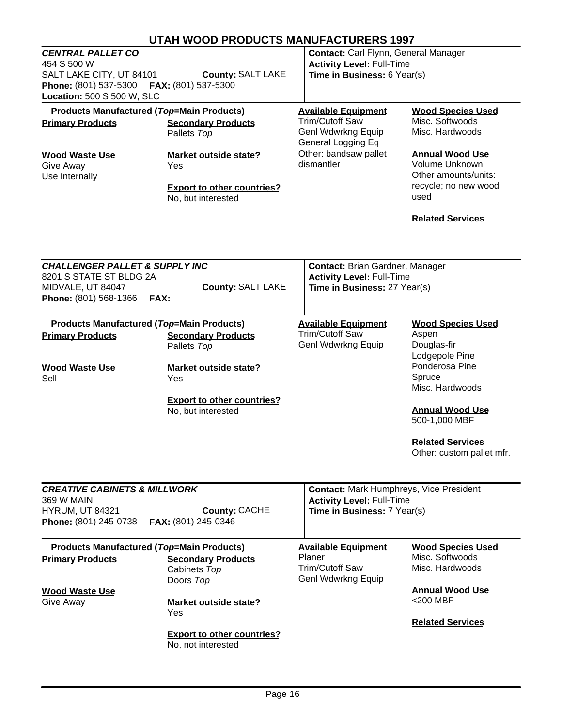# UTAH WOOD PRODUCTS MANUFACTURERS 1997

## *CENTRAL PALLET CO*

454 S 500 W
SALT LAKE CITY, UT 84101 **County:** SALT LAKE
**Phone:** (801) 537-5300 **FAX:** (801) 537-5300
**Location:** 500 S 500 W, SLC

**Contact:** Carl Flynn, General Manager
**Activity Level:** Full-Time
**Time in Business:** 6 Year(s)

**Products Manufactured (*Top*=Main Products)**

**Primary Products**

**Secondary Products**
Pallets *Top*

**Wood Waste Use**
Give Away
Use Internally

**Market outside state?**
Yes

**Export to other countries?**
No, but interested

**Available Equipment**
Trim/Cutoff Saw
Genl Wdwrkng Equip
General Logging Eq
Other: bandsaw pallet dismantler

**Wood Species Used**
Misc. Softwoods
Misc. Hardwoods

**Annual Wood Use**
Volume Unknown
Other amounts/units: recycle; no new wood used

**Related Services**

## *CHALLENGER PALLET & SUPPLY INC*

8201 S STATE ST BLDG 2A
MIDVALE, UT 84047 **County:** SALT LAKE
**Phone:** (801) 568-1366 **FAX:**

**Contact:** Brian Gardner, Manager
**Activity Level:** Full-Time
**Time in Business:** 27 Year(s)

**Products Manufactured (*Top*=Main Products)**

**Primary Products**

**Secondary Products**
Pallets *Top*

**Wood Waste Use**
Sell

**Market outside state?**
Yes

**Export to other countries?**
No, but interested

**Available Equipment**
Trim/Cutoff Saw
Genl Wdwrkng Equip

**Wood Species Used**
Aspen
Douglas-fir
Lodgepole Pine
Ponderosa Pine
Spruce
Misc. Hardwoods

**Annual Wood Use**
500-1,000 MBF

**Related Services**
Other: custom pallet mfr.

## *CREATIVE CABINETS & MILLWORK*

369 W MAIN
HYRUM, UT 84321 **County:** CACHE
**Phone:** (801) 245-0738 **FAX:** (801) 245-0346

**Contact:** Mark Humphreys, Vice President
**Activity Level:** Full-Time
**Time in Business:** 7 Year(s)

**Products Manufactured (*Top*=Main Products)**

**Primary Products**

**Secondary Products**
Cabinets *Top*
Doors *Top*

**Wood Waste Use**
Give Away

**Market outside state?**
Yes

**Export to other countries?**
No, not interested

**Available Equipment**
Planer
Trim/Cutoff Saw
Genl Wdwrkng Equip

**Wood Species Used**
Misc. Softwoods
Misc. Hardwoods

**Annual Wood Use**
<200 MBF

**Related Services**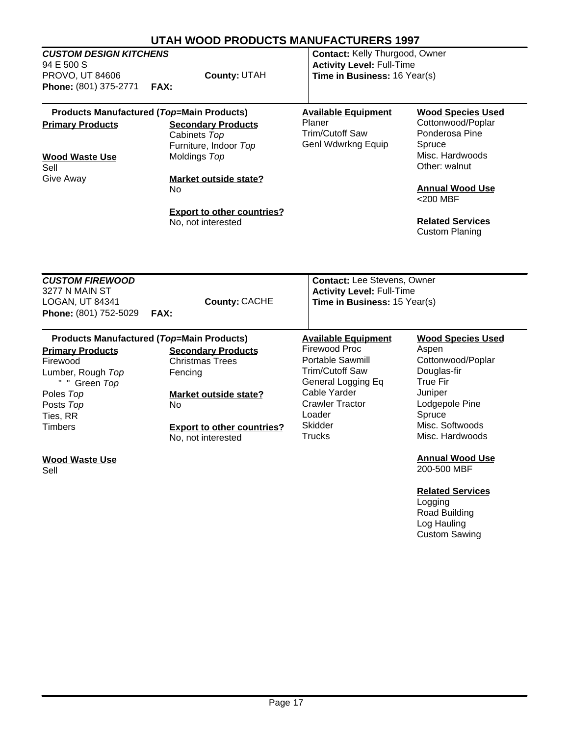# UTAH WOOD PRODUCTS MANUFACTURERS 1997

## *CUSTOM DESIGN KITCHENS*

94 E 500 S
PROVO, UT 84606
**County:** UTAH
**Phone:** (801) 375-2771 **FAX:**

**Contact:** Kelly Thurgood, Owner
**Activity Level:** Full-Time
**Time in Business:** 16 Year(s)

**Products Manufactured (*Top*=Main Products)**

**Primary Products**

**Secondary Products**
Cabinets *Top*
Furniture, Indoor *Top*
Moldings *Top*

**Wood Waste Use**
Sell
Give Away

**Market outside state?**
No

**Export to other countries?**
No, not interested

**Available Equipment**
Planer
Trim/Cutoff Saw
Genl Wdwrkng Equip

**Wood Species Used**
Cottonwood/Poplar
Ponderosa Pine
Spruce
Misc. Hardwoods
Other: walnut

**Annual Wood Use**
<200 MBF

**Related Services**
Custom Planing

---

## *CUSTOM FIREWOOD*

3277 N MAIN ST
LOGAN, UT 84341
**County:** CACHE
**Phone:** (801) 752-5029 **FAX:**

**Contact:** Lee Stevens, Owner
**Activity Level:** Full-Time
**Time in Business:** 15 Year(s)

**Products Manufactured (*Top*=Main Products)**

**Primary Products**
Firewood
Lumber, Rough *Top*
" " Green *Top*
Poles *Top*
Posts *Top*
Ties, RR
Timbers

**Secondary Products**
Christmas Trees
Fencing

**Market outside state?**
No

**Export to other countries?**
No, not interested

**Wood Waste Use**
Sell

**Available Equipment**
Firewood Proc
Portable Sawmill
Trim/Cutoff Saw
General Logging Eq
Cable Yarder
Crawler Tractor
Loader
Skidder
Trucks

**Wood Species Used**
Aspen
Cottonwood/Poplar
Douglas-fir
True Fir
Juniper
Lodgepole Pine
Spruce
Misc. Softwoods
Misc. Hardwoods

**Annual Wood Use**
200-500 MBF

**Related Services**
Logging
Road Building
Log Hauling
Custom Sawing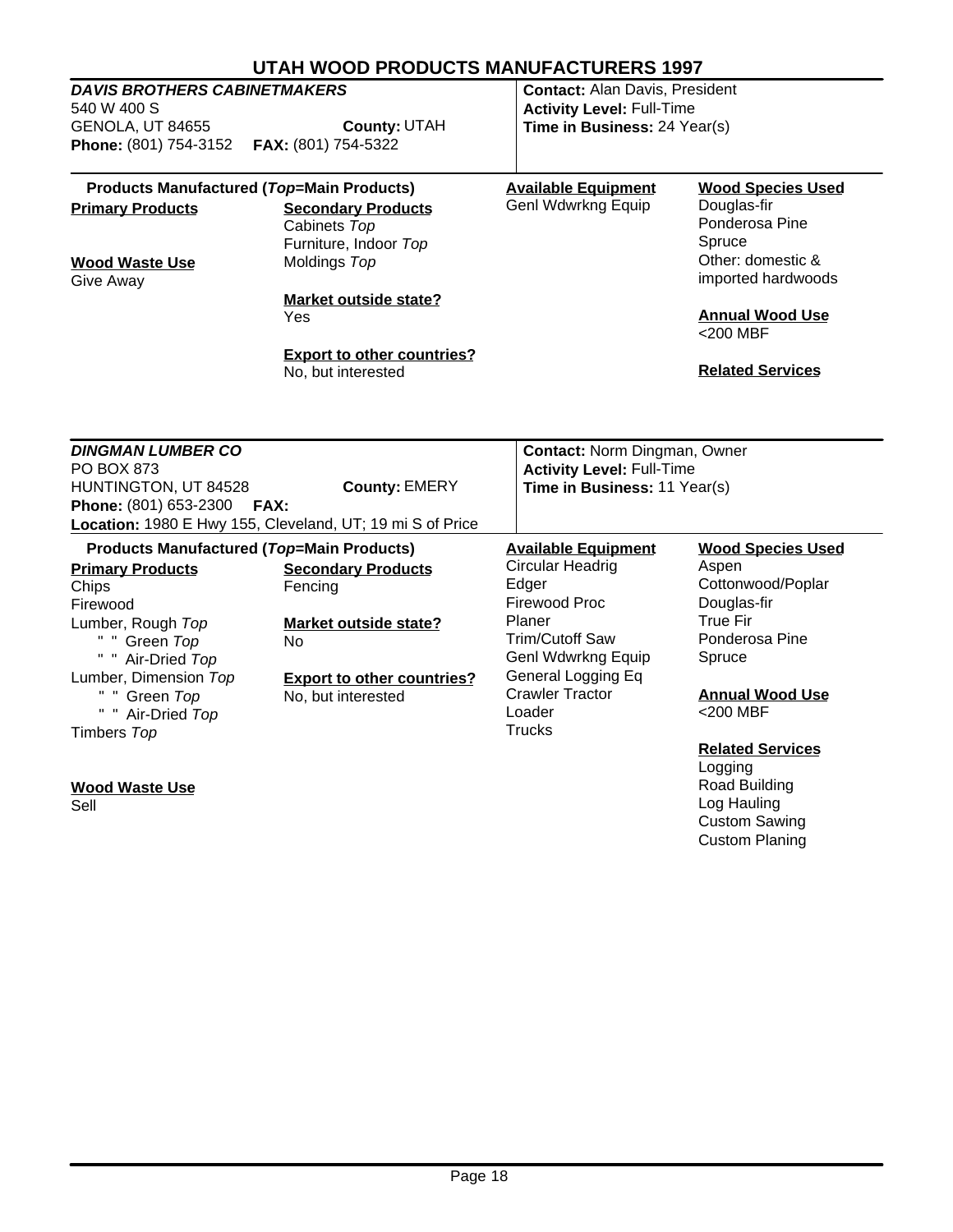# UTAH WOOD PRODUCTS MANUFACTURERS 1997

## *DAVIS BROTHERS CABINETMAKERS*

540 W 400 S
GENOLA, UT 84655 **County:** UTAH
**Phone:** (801) 754-3152 **FAX:** (801) 754-5322

**Contact:** Alan Davis, President
**Activity Level:** Full-Time
**Time in Business:** 24 Year(s)

**Products Manufactured (*Top*=Main Products)**

**Primary Products**

**Secondary Products**
Cabinets *Top*
Furniture, Indoor *Top*
Moldings *Top*

**Wood Waste Use**
Give Away

**Market outside state?**
Yes

**Export to other countries?**
No, but interested

**Available Equipment**
Genl Wdwrkng Equip

**Wood Species Used**
Douglas-fir
Ponderosa Pine
Spruce
Other: domestic & imported hardwoods

**Annual Wood Use**
<200 MBF

**Related Services**

---

## *DINGMAN LUMBER CO*

PO BOX 873
HUNTINGTON, UT 84528 **County:** EMERY
**Phone:** (801) 653-2300 **FAX:**
**Location:** 1980 E Hwy 155, Cleveland, UT; 19 mi S of Price

**Contact:** Norm Dingman, Owner
**Activity Level:** Full-Time
**Time in Business:** 11 Year(s)

**Products Manufactured (*Top*=Main Products)**

**Primary Products**
Chips
Firewood
Lumber, Rough *Top*
" " Green *Top*
" " Air-Dried *Top*
Lumber, Dimension *Top*
" " Green *Top*
" " Air-Dried *Top*
Timbers *Top*

**Secondary Products**
Fencing

**Market outside state?**
No

**Export to other countries?**
No, but interested

**Wood Waste Use**
Sell

**Available Equipment**
Circular Headrig
Edger
Firewood Proc
Planer
Trim/Cutoff Saw
Genl Wdwrkng Equip
General Logging Eq
Crawler Tractor
Loader
Trucks

**Wood Species Used**
Aspen
Cottonwood/Poplar
Douglas-fir
True Fir
Ponderosa Pine
Spruce

**Annual Wood Use**
<200 MBF

**Related Services**
Logging
Road Building
Log Hauling
Custom Sawing
Custom Planing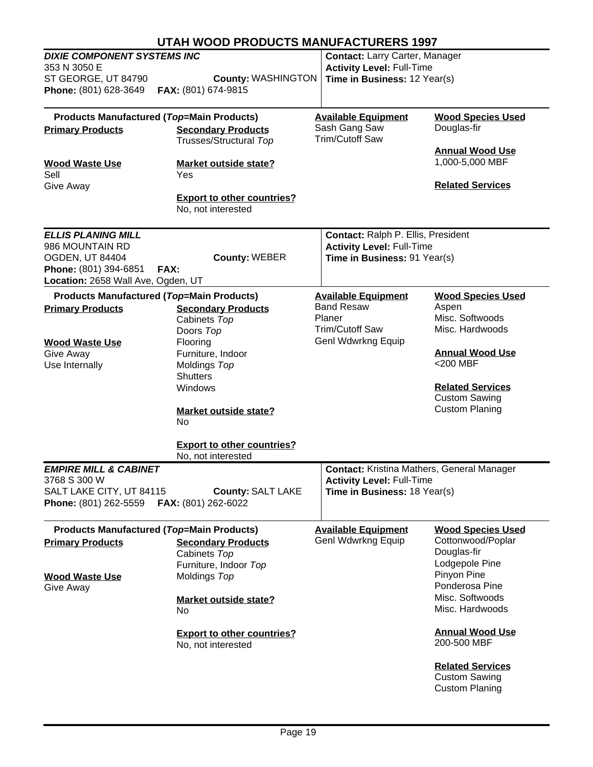# UTAH WOOD PRODUCTS MANUFACTURERS 1997

## *DIXIE COMPONENT SYSTEMS INC*

353 N 3050 E
ST GEORGE, UT 84790 **County:** WASHINGTON
**Phone:** (801) 628-3649 **FAX:** (801) 674-9815

**Contact:** Larry Carter, Manager
**Activity Level:** Full-Time
**Time in Business:** 12 Year(s)

**Products Manufactured (*Top*=Main Products)**

**Primary Products**

**Secondary Products**
Trusses/Structural *Top*

**Wood Waste Use**
Sell
Give Away

**Market outside state?**
Yes

**Export to other countries?**
No, not interested

**Available Equipment**
Sash Gang Saw
Trim/Cutoff Saw

**Wood Species Used**
Douglas-fir

**Annual Wood Use**
1,000-5,000 MBF

**Related Services**

---

## *ELLIS PLANING MILL*

986 MOUNTAIN RD
OGDEN, UT 84404 **County:** WEBER
**Phone:** (801) 394-6851 **FAX:**
**Location:** 2658 Wall Ave, Ogden, UT

**Contact:** Ralph P. Ellis, President
**Activity Level:** Full-Time
**Time in Business:** 91 Year(s)

**Products Manufactured (*Top*=Main Products)**

**Primary Products**

**Secondary Products**
Cabinets *Top*
Doors *Top*
Flooring
Furniture, Indoor
Moldings *Top*
Shutters
Windows

**Wood Waste Use**
Give Away
Use Internally

**Market outside state?**
No

**Export to other countries?**
No, not interested

**Available Equipment**
Band Resaw
Planer
Trim/Cutoff Saw
Genl Wdwrkng Equip

**Wood Species Used**
Aspen
Misc. Softwoods
Misc. Hardwoods

**Annual Wood Use**
<200 MBF

**Related Services**
Custom Sawing
Custom Planing

---

## *EMPIRE MILL & CABINET*

3768 S 300 W
SALT LAKE CITY, UT 84115 **County:** SALT LAKE
**Phone:** (801) 262-5559 **FAX:** (801) 262-6022

**Contact:** Kristina Mathers, General Manager
**Activity Level:** Full-Time
**Time in Business:** 18 Year(s)

**Products Manufactured (*Top*=Main Products)**

**Primary Products**

**Secondary Products**
Cabinets *Top*
Furniture, Indoor *Top*
Moldings *Top*

**Wood Waste Use**
Give Away

**Market outside state?**
No

**Export to other countries?**
No, not interested

**Available Equipment**
Genl Wdwrkng Equip

**Wood Species Used**
Cottonwood/Poplar
Douglas-fir
Lodgepole Pine
Pinyon Pine
Ponderosa Pine
Misc. Softwoods
Misc. Hardwoods

**Annual Wood Use**
200-500 MBF

**Related Services**
Custom Sawing
Custom Planing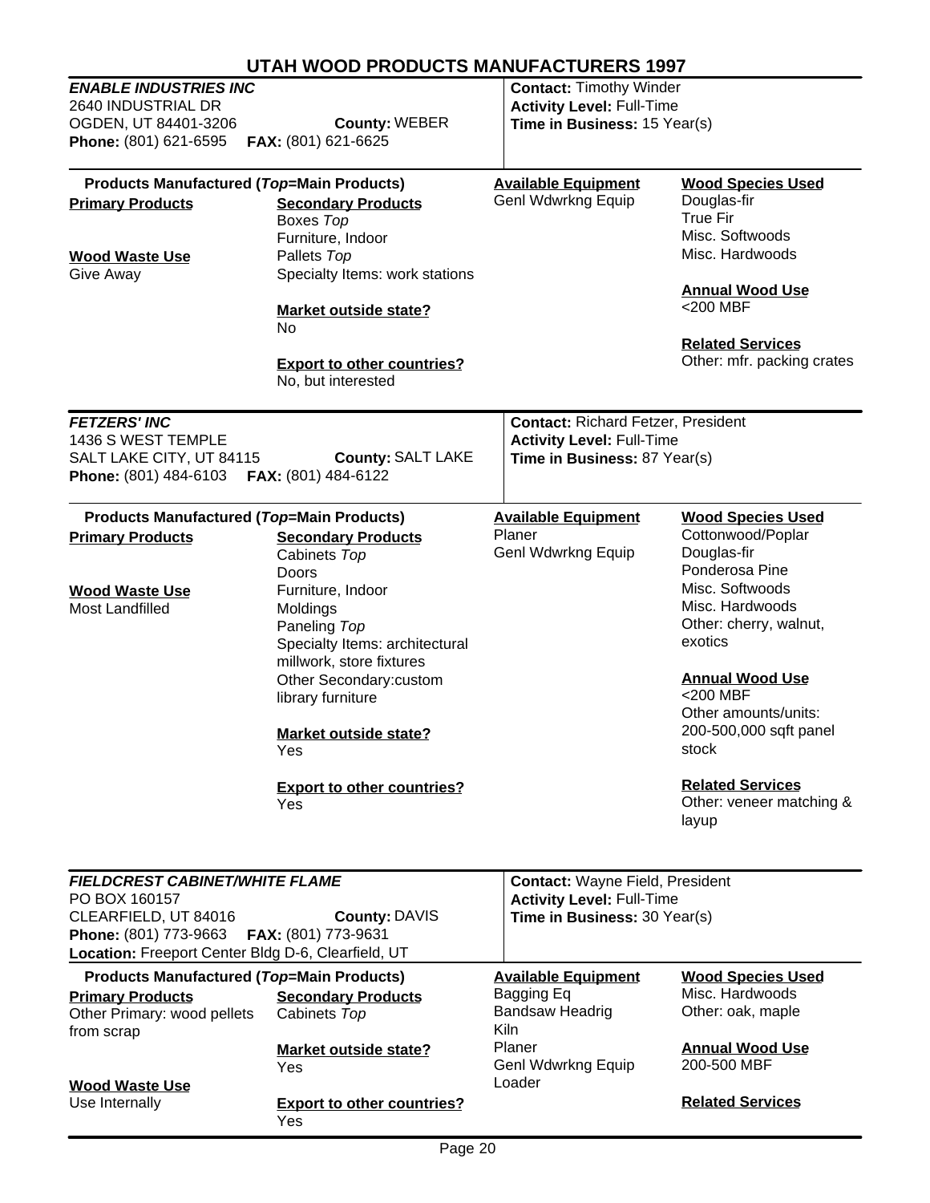# UTAH WOOD PRODUCTS MANUFACTURERS 1997

***ENABLE INDUSTRIES INC***
2640 INDUSTRIAL DR
OGDEN, UT 84401-3206 **County:** WEBER
**Phone:** (801) 621-6595 **FAX:** (801) 621-6625

**Contact:** Timothy Winder
**Activity Level:** Full-Time
**Time in Business:** 15 Year(s)

**Products Manufactured (*Top*=Main Products)**

**Primary Products**

**Wood Waste Use**
Give Away

**Secondary Products**
Boxes *Top*
Furniture, Indoor
Pallets *Top*
Specialty Items: work stations

**Market outside state?**
No

**Export to other countries?**
No, but interested

**Available Equipment**
Genl Wdwrkng Equip

**Wood Species Used**
Douglas-fir
True Fir
Misc. Softwoods
Misc. Hardwoods

**Annual Wood Use**
<200 MBF

**Related Services**
Other: mfr. packing crates

---

***FETZERS' INC***
1436 S WEST TEMPLE
SALT LAKE CITY, UT 84115 **County:** SALT LAKE
**Phone:** (801) 484-6103 **FAX:** (801) 484-6122

**Contact:** Richard Fetzer, President
**Activity Level:** Full-Time
**Time in Business:** 87 Year(s)

**Products Manufactured (*Top*=Main Products)**

**Primary Products**

**Wood Waste Use**
Most Landfilled

**Secondary Products**
Cabinets *Top*
Doors
Furniture, Indoor
Moldings
Paneling *Top*
Specialty Items: architectural millwork, store fixtures
Other Secondary:custom library furniture

**Market outside state?**
Yes

**Export to other countries?**
Yes

**Available Equipment**
Planer
Genl Wdwrkng Equip

**Wood Species Used**
Cottonwood/Poplar
Douglas-fir
Ponderosa Pine
Misc. Softwoods
Misc. Hardwoods
Other: cherry, walnut, exotics

**Annual Wood Use**
<200 MBF
Other amounts/units: 200-500,000 sqft panel stock

**Related Services**
Other: veneer matching & layup

---

***FIELDCREST CABINET/WHITE FLAME***
PO BOX 160157
CLEARFIELD, UT 84016 **County:** DAVIS
**Phone:** (801) 773-9663 **FAX:** (801) 773-9631
**Location:** Freeport Center Bldg D-6, Clearfield, UT

**Contact:** Wayne Field, President
**Activity Level:** Full-Time
**Time in Business:** 30 Year(s)

**Products Manufactured (*Top*=Main Products)**

**Primary Products**
Other Primary: wood pellets from scrap

**Wood Waste Use**
Use Internally

**Secondary Products**
Cabinets *Top*

**Market outside state?**
Yes

**Export to other countries?**
Yes

**Available Equipment**
Bagging Eq
Bandsaw Headrig
Kiln
Planer
Genl Wdwrkng Equip
Loader

**Wood Species Used**
Misc. Hardwoods
Other: oak, maple

**Annual Wood Use**
200-500 MBF

**Related Services**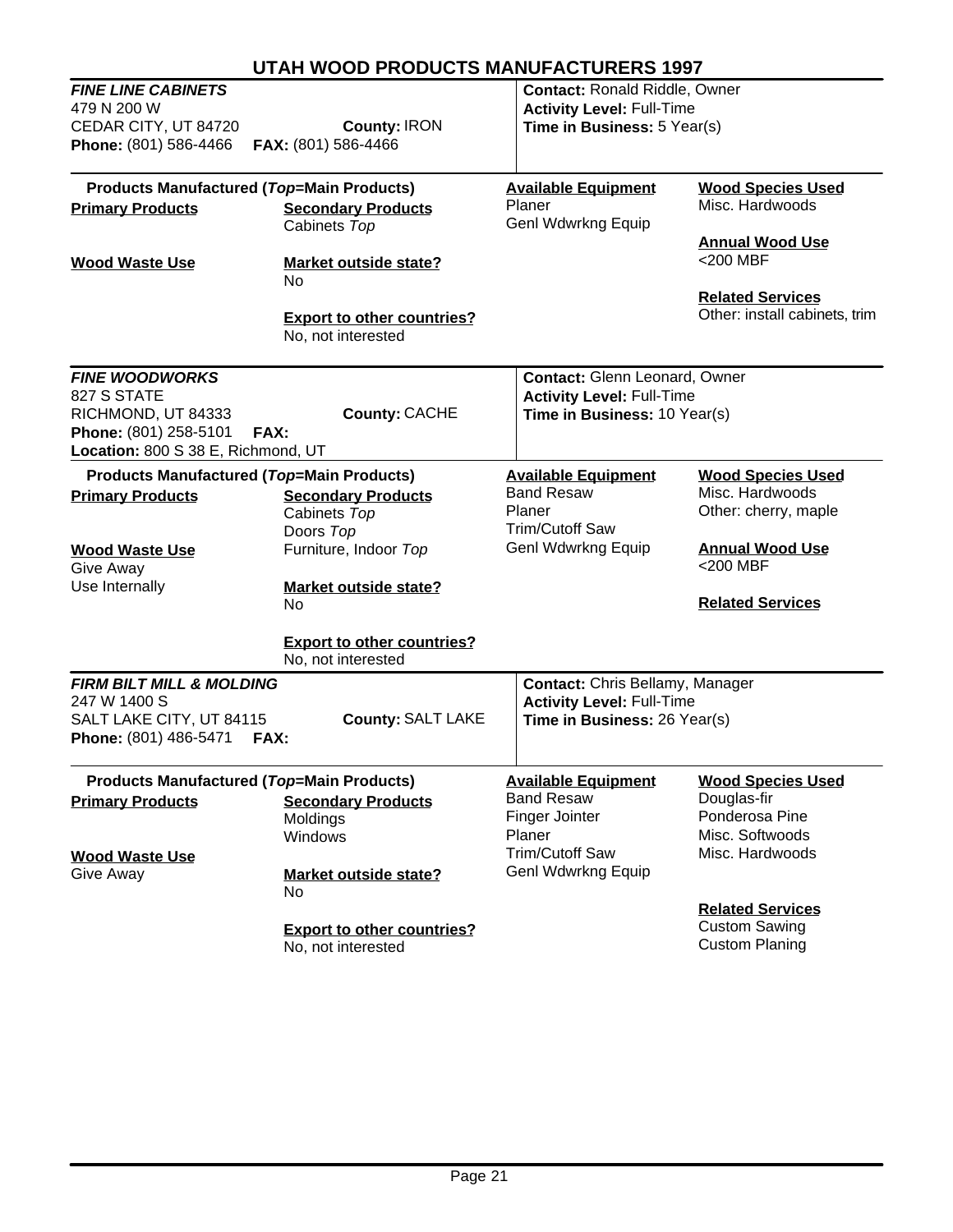# UTAH WOOD PRODUCTS MANUFACTURERS 1997

## *FINE LINE CABINETS*

479 N 200 W
CEDAR CITY, UT 84720 **County:** IRON
**Phone:** (801) 586-4466 **FAX:** (801) 586-4466

**Contact:** Ronald Riddle, Owner
**Activity Level:** Full-Time
**Time in Business:** 5 Year(s)

**Products Manufactured (*Top*=Main Products)**

**Primary Products**

**Secondary Products**
Cabinets *Top*

**Wood Waste Use**

**Market outside state?**
No

**Export to other countries?**
No, not interested

**Available Equipment**
Planer
Genl Wdwrkng Equip

**Wood Species Used**
Misc. Hardwoods

**Annual Wood Use**
<200 MBF

**Related Services**
Other: install cabinets, trim

---

## *FINE WOODWORKS*

827 S STATE
RICHMOND, UT 84333 **County:** CACHE
**Phone:** (801) 258-5101 **FAX:**
**Location:** 800 S 38 E, Richmond, UT

**Contact:** Glenn Leonard, Owner
**Activity Level:** Full-Time
**Time in Business:** 10 Year(s)

**Products Manufactured (*Top*=Main Products)**

**Primary Products**

**Secondary Products**
Cabinets *Top*
Doors *Top*
Furniture, Indoor *Top*

**Wood Waste Use**
Give Away
Use Internally

**Market outside state?**
No

**Export to other countries?**
No, not interested

**Available Equipment**
Band Resaw
Planer
Trim/Cutoff Saw
Genl Wdwrkng Equip

**Wood Species Used**
Misc. Hardwoods
Other: cherry, maple

**Annual Wood Use**
<200 MBF

**Related Services**

---

## *FIRM BILT MILL & MOLDING*

247 W 1400 S
SALT LAKE CITY, UT 84115 **County:** SALT LAKE
**Phone:** (801) 486-5471 **FAX:**

**Contact:** Chris Bellamy, Manager
**Activity Level:** Full-Time
**Time in Business:** 26 Year(s)

**Products Manufactured (*Top*=Main Products)**

**Primary Products**

**Secondary Products**
Moldings
Windows

**Wood Waste Use**
Give Away

**Market outside state?**
No

**Export to other countries?**
No, not interested

**Available Equipment**
Band Resaw
Finger Jointer
Planer
Trim/Cutoff Saw
Genl Wdwrkng Equip

**Wood Species Used**
Douglas-fir
Ponderosa Pine
Misc. Softwoods
Misc. Hardwoods

**Related Services**
Custom Sawing
Custom Planing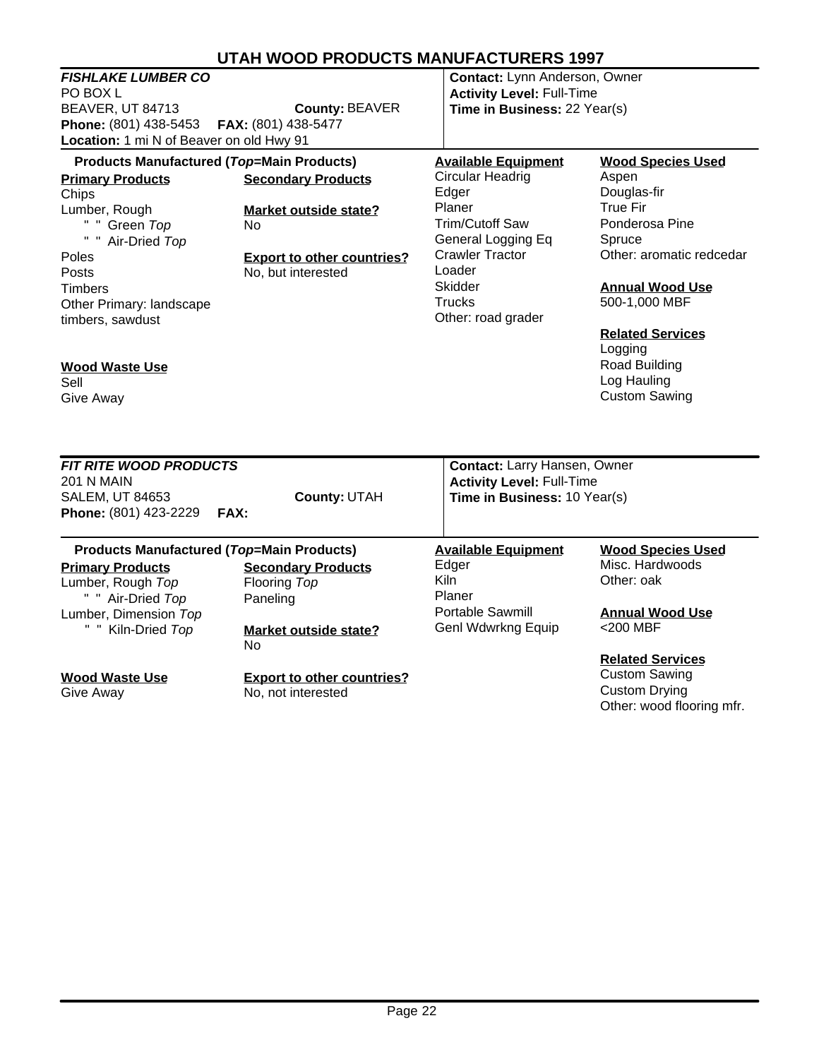# UTAH WOOD PRODUCTS MANUFACTURERS 1997

## *FISHLAKE LUMBER CO*

PO BOX L
BEAVER, UT 84713 **County:** BEAVER
**Phone:** (801) 438-5453 **FAX:** (801) 438-5477
**Location:** 1 mi N of Beaver on old Hwy 91

**Contact:** Lynn Anderson, Owner
**Activity Level:** Full-Time
**Time in Business:** 22 Year(s)

**Products Manufactured (*Top*=Main Products)**

**Primary Products**
- Chips
- Lumber, Rough
  - " " Green *Top*
  - " " Air-Dried *Top*
- Poles
- Posts
- Timbers
- Other Primary: landscape timbers, sawdust

**Secondary Products**

**Market outside state?**
No

**Export to other countries?**
No, but interested

**Wood Waste Use**
- Sell
- Give Away

**Available Equipment**
- Circular Headrig
- Edger
- Planer
- Trim/Cutoff Saw
- General Logging Eq
- Crawler Tractor
- Loader
- Skidder
- Trucks
- Other: road grader

**Wood Species Used**
- Aspen
- Douglas-fir
- True Fir
- Ponderosa Pine
- Spruce
- Other: aromatic redcedar

**Annual Wood Use**
500-1,000 MBF

**Related Services**
- Logging
- Road Building
- Log Hauling
- Custom Sawing

---

## *FIT RITE WOOD PRODUCTS*

201 N MAIN
SALEM, UT 84653 **County:** UTAH
**Phone:** (801) 423-2229 **FAX:**

**Contact:** Larry Hansen, Owner
**Activity Level:** Full-Time
**Time in Business:** 10 Year(s)

**Products Manufactured (*Top*=Main Products)**

**Primary Products**
- Lumber, Rough *Top*
  - " " Air-Dried *Top*
- Lumber, Dimension *Top*
  - " " Kiln-Dried *Top*

**Secondary Products**
- Flooring *Top*
- Paneling

**Market outside state?**
No

**Export to other countries?**
No, not interested

**Wood Waste Use**
- Give Away

**Available Equipment**
- Edger
- Kiln
- Planer
- Portable Sawmill
- Genl Wdwrkng Equip

**Wood Species Used**
- Misc. Hardwoods
- Other: oak

**Annual Wood Use**
<200 MBF

**Related Services**
- Custom Sawing
- Custom Drying
- Other: wood flooring mfr.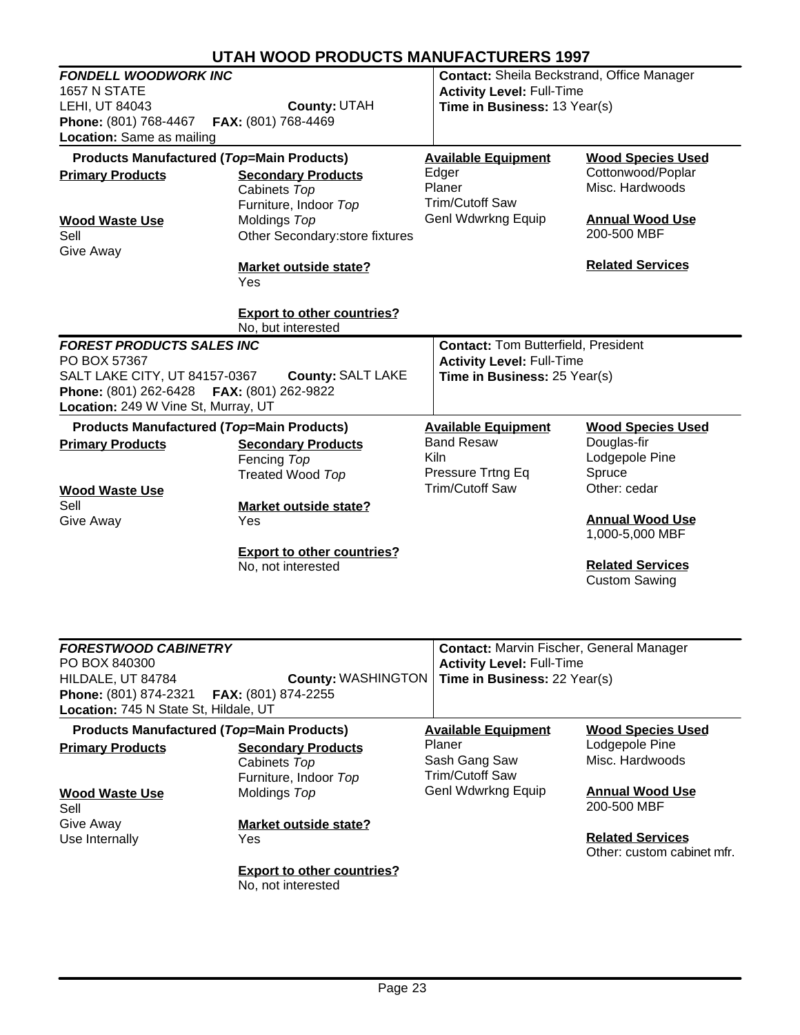# UTAH WOOD PRODUCTS MANUFACTURERS 1997

## *FONDELL WOODWORK INC*

1657 N STATE
LEHI, UT 84043 **County:** UTAH
**Phone:** (801) 768-4467 **FAX:** (801) 768-4469
**Location:** Same as mailing

**Contact:** Sheila Beckstrand, Office Manager
**Activity Level:** Full-Time
**Time in Business:** 13 Year(s)

**Products Manufactured (*Top*=Main Products)**

**Primary Products**

**Secondary Products**
Cabinets *Top*
Furniture, Indoor *Top*
Moldings *Top*
Other Secondary:store fixtures

**Wood Waste Use**
Sell
Give Away

**Market outside state?**
Yes

**Export to other countries?**
No, but interested

**Available Equipment**
Edger
Planer
Trim/Cutoff Saw
Genl Wdwrkng Equip

**Wood Species Used**
Cottonwood/Poplar
Misc. Hardwoods

**Annual Wood Use**
200-500 MBF

**Related Services**

## *FOREST PRODUCTS SALES INC*

PO BOX 57367
SALT LAKE CITY, UT 84157-0367 **County:** SALT LAKE
**Phone:** (801) 262-6428 **FAX:** (801) 262-9822
**Location:** 249 W Vine St, Murray, UT

**Contact:** Tom Butterfield, President
**Activity Level:** Full-Time
**Time in Business:** 25 Year(s)

**Products Manufactured (*Top*=Main Products)**

**Primary Products**

**Secondary Products**
Fencing *Top*
Treated Wood *Top*

**Wood Waste Use**
Sell
Give Away

**Market outside state?**
Yes

**Export to other countries?**
No, not interested

**Available Equipment**
Band Resaw
Kiln
Pressure Trtng Eq
Trim/Cutoff Saw

**Wood Species Used**
Douglas-fir
Lodgepole Pine
Spruce
Other: cedar

**Annual Wood Use**
1,000-5,000 MBF

**Related Services**
Custom Sawing

## *FORESTWOOD CABINETRY*

PO BOX 840300
HILDALE, UT 84784 **County:** WASHINGTON
**Phone:** (801) 874-2321 **FAX:** (801) 874-2255
**Location:** 745 N State St, Hildale, UT

**Contact:** Marvin Fischer, General Manager
**Activity Level:** Full-Time
**Time in Business:** 22 Year(s)

**Products Manufactured (*Top*=Main Products)**

**Primary Products**

**Secondary Products**
Cabinets *Top*
Furniture, Indoor *Top*
Moldings *Top*

**Wood Waste Use**
Sell
Give Away
Use Internally

**Market outside state?**
Yes

**Export to other countries?**
No, not interested

**Available Equipment**
Planer
Sash Gang Saw
Trim/Cutoff Saw
Genl Wdwrkng Equip

**Wood Species Used**
Lodgepole Pine
Misc. Hardwoods

**Annual Wood Use**
200-500 MBF

**Related Services**
Other: custom cabinet mfr.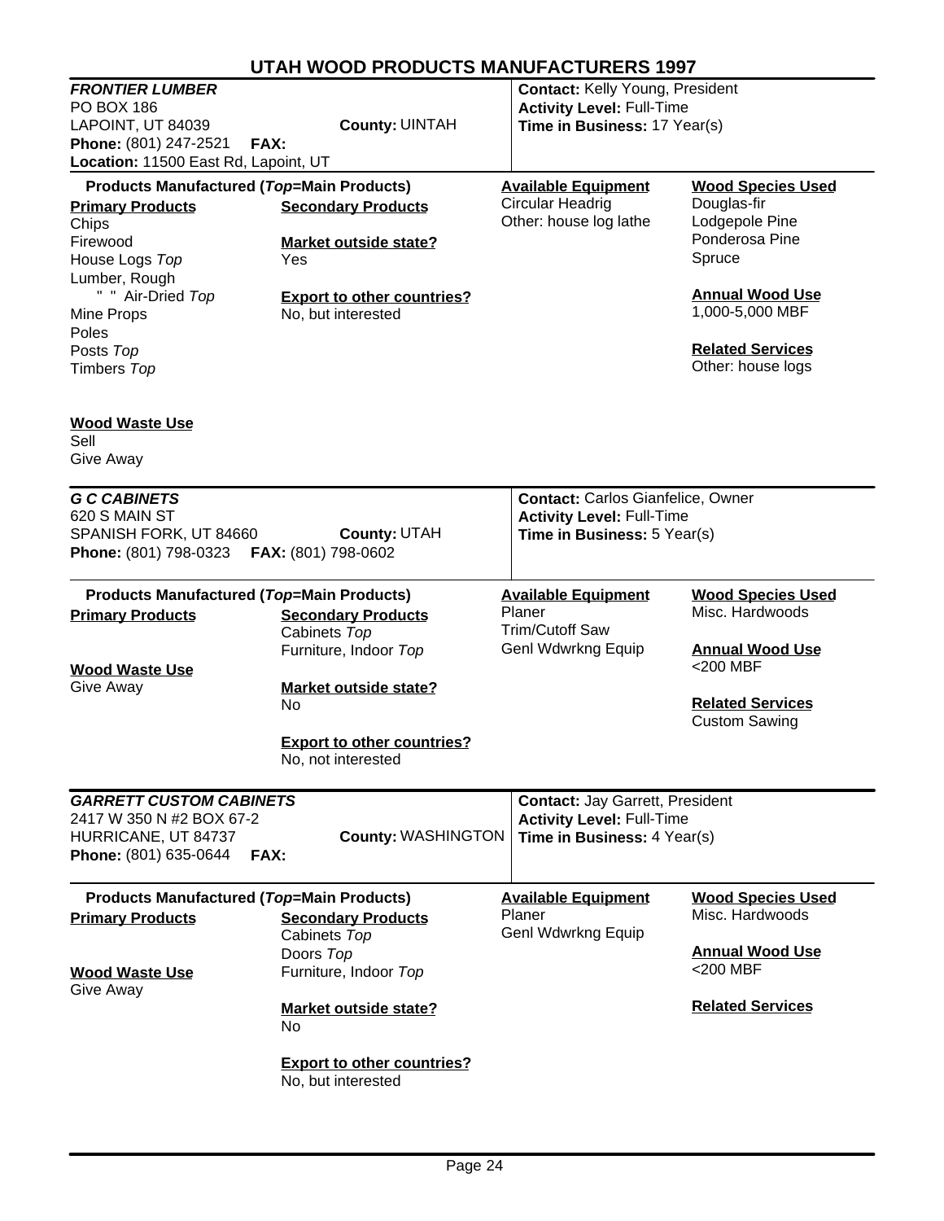# UTAH WOOD PRODUCTS MANUFACTURERS 1997

## *FRONTIER LUMBER*

PO BOX 186
LAPOINT, UT 84039 **County:** UINTAH
**Phone:** (801) 247-2521 **FAX:**
**Location:** 11500 East Rd, Lapoint, UT

**Contact:** Kelly Young, President
**Activity Level:** Full-Time
**Time in Business:** 17 Year(s)

**Products Manufactured (*Top*=Main Products)**

**Primary Products**
- Chips
- Firewood
- House Logs *Top*
- Lumber, Rough
- " " Air-Dried *Top*
- Mine Props
- Poles
- Posts *Top*
- Timbers *Top*

**Secondary Products**

**Market outside state?**
Yes

**Export to other countries?**
No, but interested

**Wood Waste Use**
- Sell
- Give Away

**Available Equipment**
- Circular Headrig
- Other: house log lathe

**Wood Species Used**
- Douglas-fir
- Lodgepole Pine
- Ponderosa Pine
- Spruce

**Annual Wood Use**
1,000-5,000 MBF

**Related Services**
Other: house logs

---

## *G C CABINETS*

620 S MAIN ST
SPANISH FORK, UT 84660 **County:** UTAH
**Phone:** (801) 798-0323 **FAX:** (801) 798-0602

**Contact:** Carlos Gianfelice, Owner
**Activity Level:** Full-Time
**Time in Business:** 5 Year(s)

**Products Manufactured (*Top*=Main Products)**

**Primary Products**

**Secondary Products**
- Cabinets *Top*
- Furniture, Indoor *Top*

**Wood Waste Use**
Give Away

**Market outside state?**
No

**Export to other countries?**
No, not interested

**Available Equipment**
- Planer
- Trim/Cutoff Saw
- Genl Wdwrkng Equip

**Wood Species Used**
Misc. Hardwoods

**Annual Wood Use**
<200 MBF

**Related Services**
Custom Sawing

---

## *GARRETT CUSTOM CABINETS*

2417 W 350 N #2 BOX 67-2
HURRICANE, UT 84737 **County:** WASHINGTON
**Phone:** (801) 635-0644 **FAX:**

**Contact:** Jay Garrett, President
**Activity Level:** Full-Time
**Time in Business:** 4 Year(s)

**Products Manufactured (*Top*=Main Products)**

**Primary Products**

**Secondary Products**
- Cabinets *Top*
- Doors *Top*
- Furniture, Indoor *Top*

**Wood Waste Use**
Give Away

**Market outside state?**
No

**Export to other countries?**
No, but interested

**Available Equipment**
- Planer
- Genl Wdwrkng Equip

**Wood Species Used**
Misc. Hardwoods

**Annual Wood Use**
<200 MBF

**Related Services**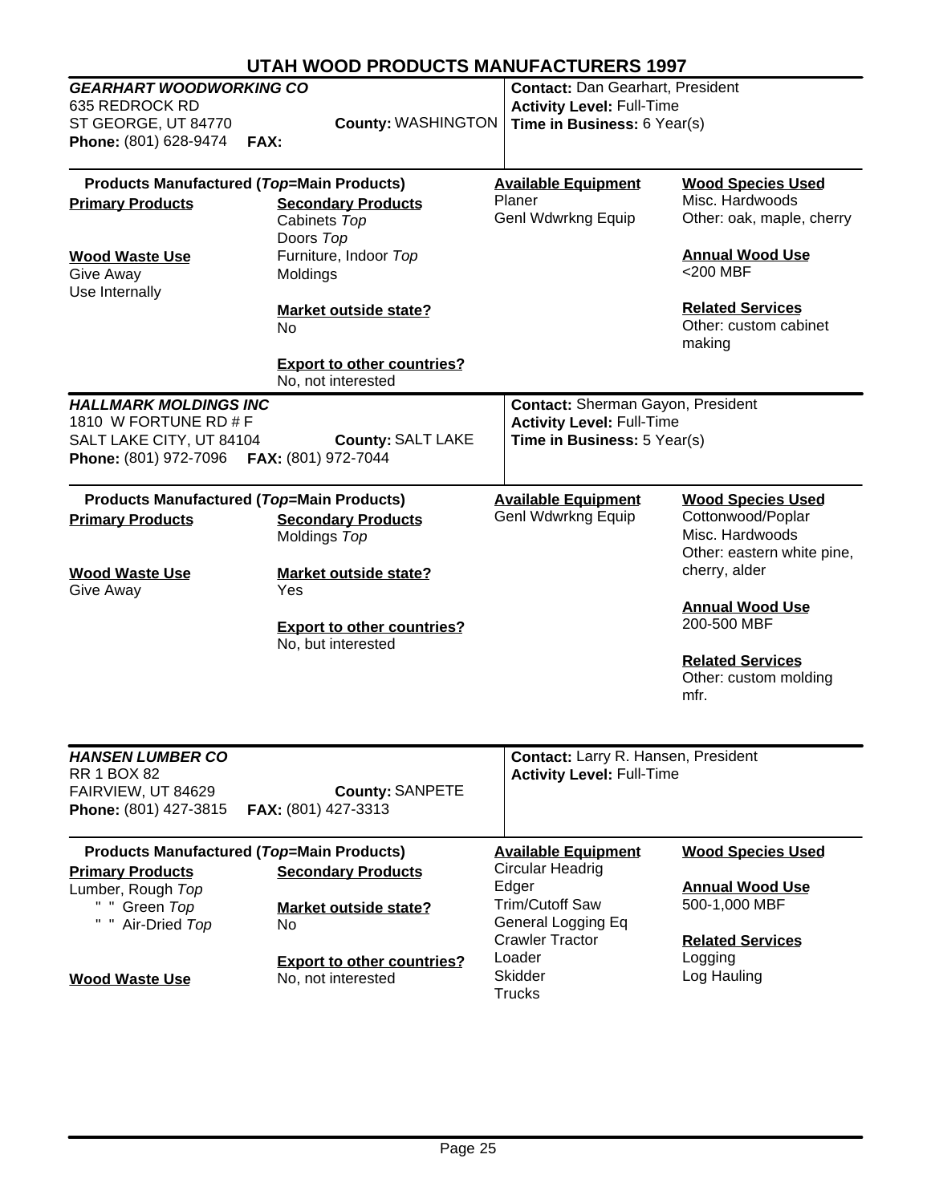# UTAH WOOD PRODUCTS MANUFACTURERS 1997

## *GEARHART WOODWORKING CO*

635 REDROCK RD
ST GEORGE, UT 84770 **County:** WASHINGTON
**Phone:** (801) 628-9474 **FAX:**

**Contact:** Dan Gearhart, President
**Activity Level:** Full-Time
**Time in Business:** 6 Year(s)

**Products Manufactured (*Top*=Main Products)**

**Primary Products**

**Secondary Products**
Cabinets *Top*
Doors *Top*
Furniture, Indoor *Top*
Moldings

**Wood Waste Use**
Give Away
Use Internally

**Market outside state?**
No

**Export to other countries?**
No, not interested

**Available Equipment**
Planer
Genl Wdwrkng Equip

**Wood Species Used**
Misc. Hardwoods
Other: oak, maple, cherry

**Annual Wood Use**
<200 MBF

**Related Services**
Other: custom cabinet making

## *HALLMARK MOLDINGS INC*

1810 W FORTUNE RD # F
SALT LAKE CITY, UT 84104 **County:** SALT LAKE
**Phone:** (801) 972-7096 **FAX:** (801) 972-7044

**Contact:** Sherman Gayon, President
**Activity Level:** Full-Time
**Time in Business:** 5 Year(s)

**Products Manufactured (*Top*=Main Products)**

**Primary Products**

**Secondary Products**
Moldings *Top*

**Wood Waste Use**
Give Away

**Market outside state?**
Yes

**Export to other countries?**
No, but interested

**Available Equipment**
Genl Wdwrkng Equip

**Wood Species Used**
Cottonwood/Poplar
Misc. Hardwoods
Other: eastern white pine, cherry, alder

**Annual Wood Use**
200-500 MBF

**Related Services**
Other: custom molding mfr.

## *HANSEN LUMBER CO*

RR 1 BOX 82
FAIRVIEW, UT 84629 **County:** SANPETE
**Phone:** (801) 427-3815 **FAX:** (801) 427-3313

**Contact:** Larry R. Hansen, President
**Activity Level:** Full-Time

**Products Manufactured (*Top*=Main Products)**

**Primary Products**
Lumber, Rough *Top*
" " Green *Top*
" " Air-Dried *Top*

**Secondary Products**

**Wood Waste Use**

**Market outside state?**
No

**Export to other countries?**
No, not interested

**Available Equipment**
Circular Headrig
Edger
Trim/Cutoff Saw
General Logging Eq
Crawler Tractor
Loader
Skidder
Trucks

**Wood Species Used**

**Annual Wood Use**
500-1,000 MBF

**Related Services**
Logging
Log Hauling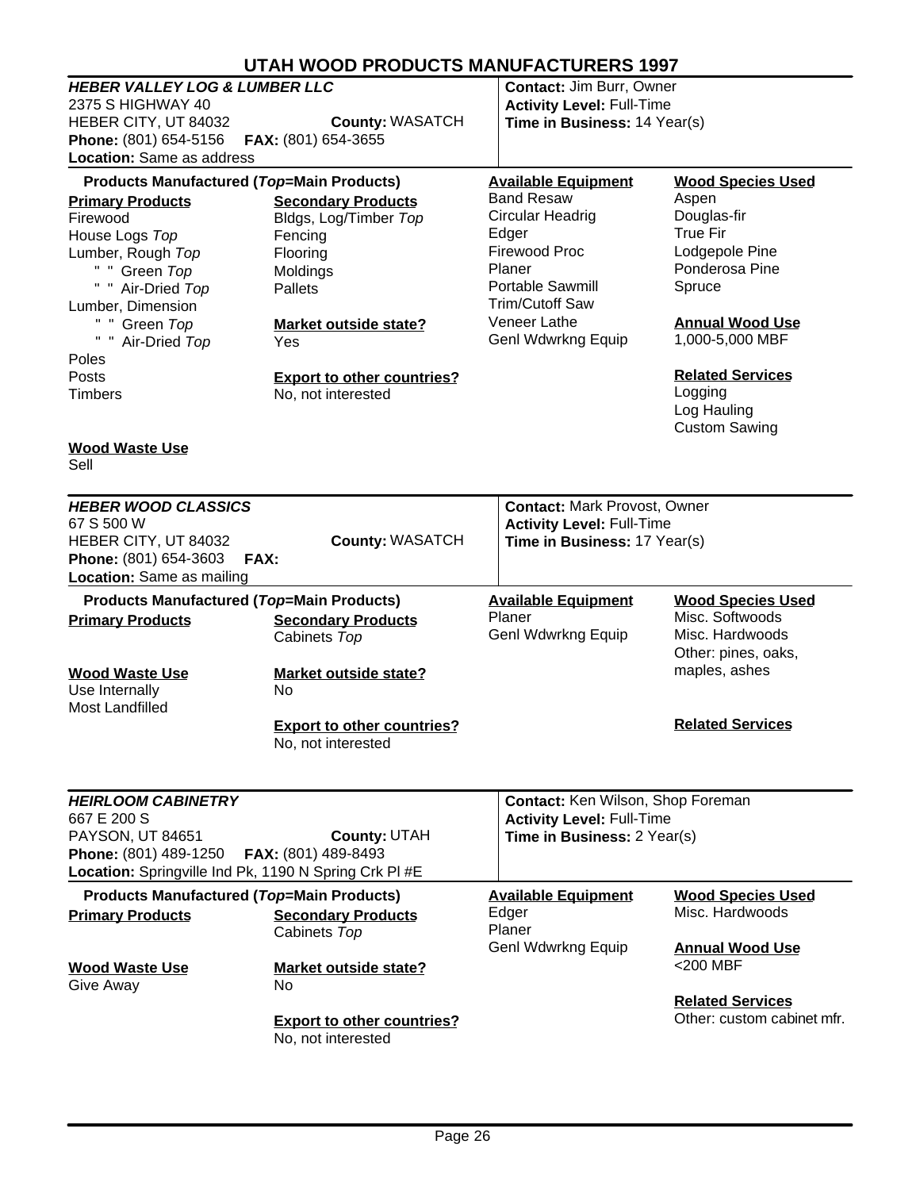# UTAH WOOD PRODUCTS MANUFACTURERS 1997

## *HEBER VALLEY LOG & LUMBER LLC*

2375 S HIGHWAY 40
HEBER CITY, UT 84032 **County:** WASATCH
**Phone:** (801) 654-5156 **FAX:** (801) 654-3655
**Location:** Same as address

**Contact:** Jim Burr, Owner
**Activity Level:** Full-Time
**Time in Business:** 14 Year(s)

**Products Manufactured (*Top*=Main Products)**

**Primary Products**
- Firewood
- House Logs *Top*
- Lumber, Rough *Top*
  - " " Green *Top*
  - " " Air-Dried *Top*
- Lumber, Dimension
  - " " Green *Top*
  - " " Air-Dried *Top*
- Poles
- Posts
- Timbers

**Secondary Products**
- Bldgs, Log/Timber *Top*
- Fencing
- Flooring
- Moldings
- Pallets

**Market outside state?**
Yes

**Export to other countries?**
No, not interested

**Available Equipment**
- Band Resaw
- Circular Headrig
- Edger
- Firewood Proc
- Planer
- Portable Sawmill
- Trim/Cutoff Saw
- Veneer Lathe
- Genl Wdwrkng Equip

**Wood Species Used**
- Aspen
- Douglas-fir
- True Fir
- Lodgepole Pine
- Ponderosa Pine
- Spruce

**Annual Wood Use**
1,000-5,000 MBF

**Related Services**
- Logging
- Log Hauling
- Custom Sawing

**Wood Waste Use**
Sell

## *HEBER WOOD CLASSICS*

67 S 500 W
HEBER CITY, UT 84032 **County:** WASATCH
**Phone:** (801) 654-3603 **FAX:**
**Location:** Same as mailing

**Contact:** Mark Provost, Owner
**Activity Level:** Full-Time
**Time in Business:** 17 Year(s)

**Products Manufactured (*Top*=Main Products)**

**Primary Products**

**Secondary Products**
- Cabinets *Top*

**Wood Waste Use**
- Use Internally
- Most Landfilled

**Market outside state?**
No

**Export to other countries?**
No, not interested

**Available Equipment**
- Planer
- Genl Wdwrkng Equip

**Wood Species Used**
- Misc. Softwoods
- Misc. Hardwoods
- Other: pines, oaks, maples, ashes

**Related Services**

## *HEIRLOOM CABINETRY*

667 E 200 S
PAYSON, UT 84651 **County:** UTAH
**Phone:** (801) 489-1250 **FAX:** (801) 489-8493
**Location:** Springville Ind Pk, 1190 N Spring Crk Pl #E

**Contact:** Ken Wilson, Shop Foreman
**Activity Level:** Full-Time
**Time in Business:** 2 Year(s)

**Products Manufactured (*Top*=Main Products)**

**Primary Products**

**Secondary Products**
- Cabinets *Top*

**Wood Waste Use**
Give Away

**Market outside state?**
No

**Export to other countries?**
No, not interested

**Available Equipment**
- Edger
- Planer
- Genl Wdwrkng Equip

**Wood Species Used**
- Misc. Hardwoods

**Annual Wood Use**
<200 MBF

**Related Services**
Other: custom cabinet mfr.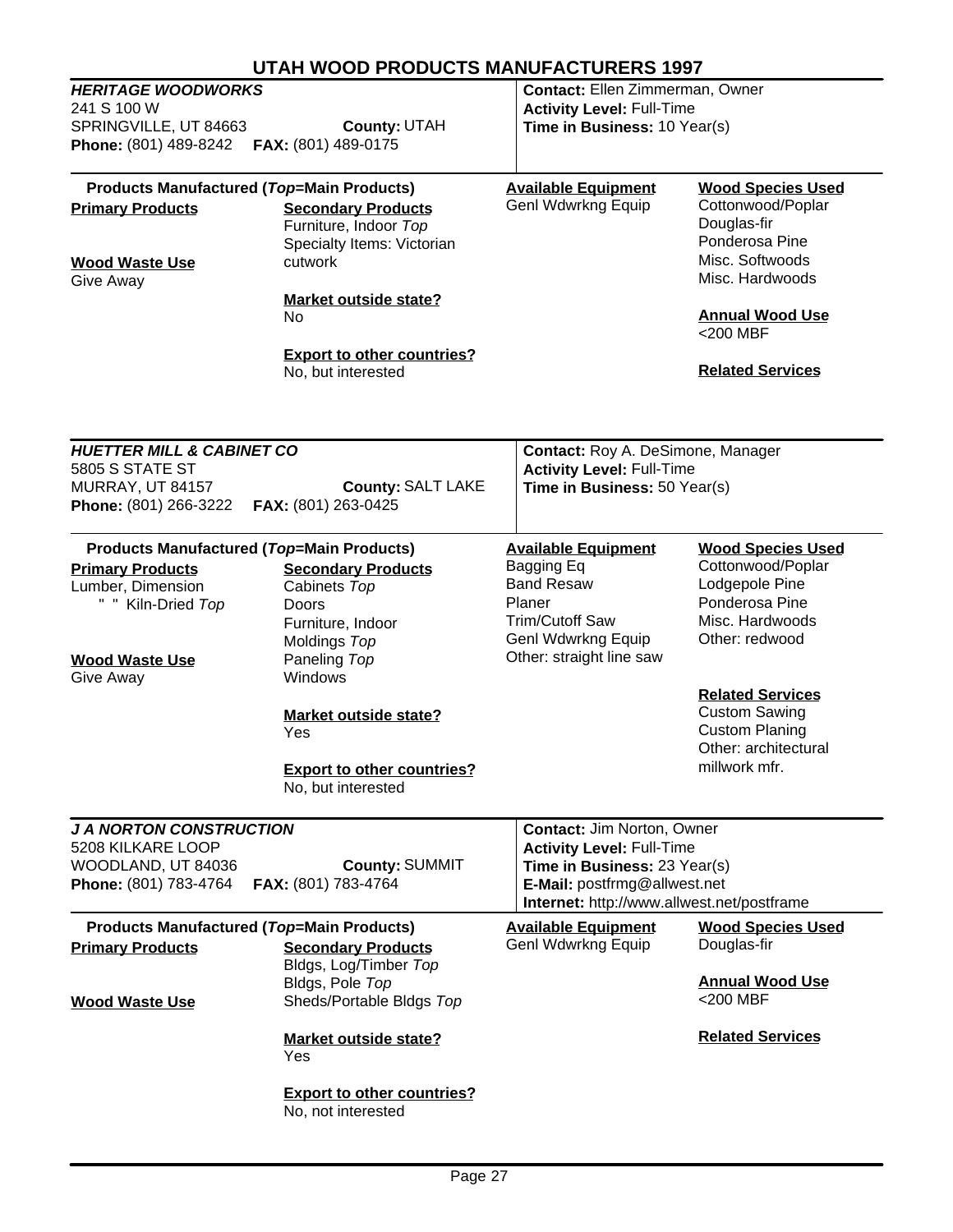# UTAH WOOD PRODUCTS MANUFACTURERS 1997

## *HERITAGE WOODWORKS*

241 S 100 W
SPRINGVILLE, UT 84663 **County:** UTAH
**Phone:** (801) 489-8242 **FAX:** (801) 489-0175

**Contact:** Ellen Zimmerman, Owner
**Activity Level:** Full-Time
**Time in Business:** 10 Year(s)

**Products Manufactured (*Top*=Main Products)**

**Primary Products**

**Secondary Products**
Furniture, Indoor *Top*
Specialty Items: Victorian cutwork

**Wood Waste Use**
Give Away

**Market outside state?**
No

**Export to other countries?**
No, but interested

**Available Equipment**
Genl Wdwrkng Equip

**Wood Species Used**
Cottonwood/Poplar
Douglas-fir
Ponderosa Pine
Misc. Softwoods
Misc. Hardwoods

**Annual Wood Use**
<200 MBF

**Related Services**

## *HUETTER MILL & CABINET CO*

5805 S STATE ST
MURRAY, UT 84157 **County:** SALT LAKE
**Phone:** (801) 266-3222 **FAX:** (801) 263-0425

**Contact:** Roy A. DeSimone, Manager
**Activity Level:** Full-Time
**Time in Business:** 50 Year(s)

**Products Manufactured (*Top*=Main Products)**

**Primary Products**
Lumber, Dimension
" " Kiln-Dried *Top*

**Secondary Products**
Cabinets *Top*
Doors
Furniture, Indoor
Moldings *Top*
Paneling *Top*
Windows

**Wood Waste Use**
Give Away

**Market outside state?**
Yes

**Export to other countries?**
No, but interested

**Available Equipment**
Bagging Eq
Band Resaw
Planer
Trim/Cutoff Saw
Genl Wdwrkng Equip
Other: straight line saw

**Wood Species Used**
Cottonwood/Poplar
Lodgepole Pine
Ponderosa Pine
Misc. Hardwoods
Other: redwood

**Related Services**
Custom Sawing
Custom Planing
Other: architectural millwork mfr.

## *J A NORTON CONSTRUCTION*

5208 KILKARE LOOP
WOODLAND, UT 84036 **County:** SUMMIT
**Phone:** (801) 783-4764 **FAX:** (801) 783-4764

**Contact:** Jim Norton, Owner
**Activity Level:** Full-Time
**Time in Business:** 23 Year(s)
**E-Mail:** postfrmg@allwest.net
**Internet:** http://www.allwest.net/postframe

**Products Manufactured (*Top*=Main Products)**

**Primary Products**

**Secondary Products**
Bldgs, Log/Timber *Top*
Bldgs, Pole *Top*
Sheds/Portable Bldgs *Top*

**Wood Waste Use**

**Market outside state?**
Yes

**Export to other countries?**
No, not interested

**Available Equipment**
Genl Wdwrkng Equip

**Wood Species Used**
Douglas-fir

**Annual Wood Use**
<200 MBF

**Related Services**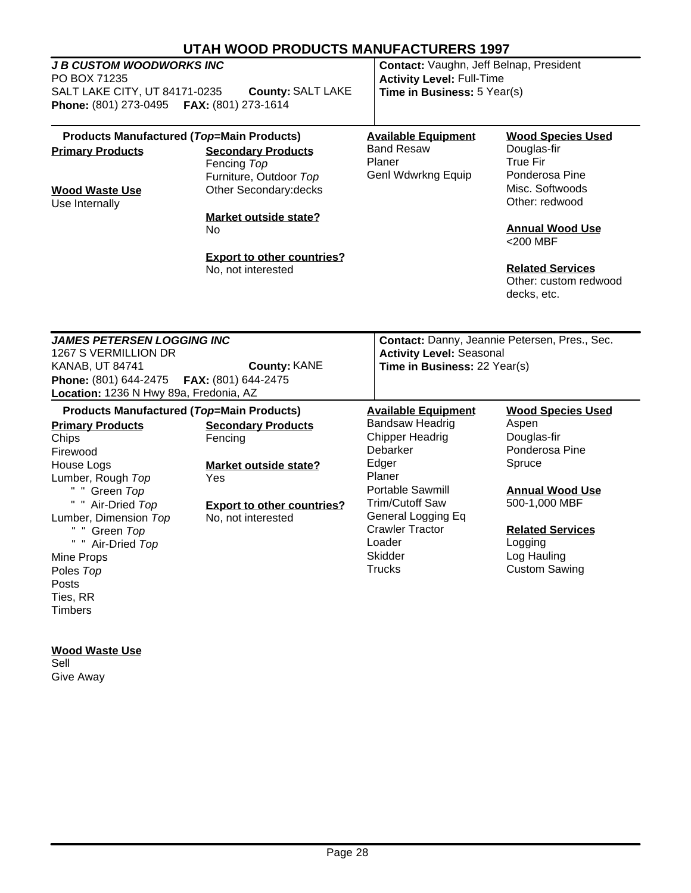# UTAH WOOD PRODUCTS MANUFACTURERS 1997

## *J B CUSTOM WOODWORKS INC*

PO BOX 71235
SALT LAKE CITY, UT 84171-0235 **County:** SALT LAKE
**Phone:** (801) 273-0495 **FAX:** (801) 273-1614

**Contact:** Vaughn, Jeff Belnap, President
**Activity Level:** Full-Time
**Time in Business:** 5 Year(s)

**Products Manufactured (*Top*=Main Products)**

**Primary Products**

**Wood Waste Use**
Use Internally

**Secondary Products**
Fencing *Top*
Furniture, Outdoor *Top*
Other Secondary:decks

**Market outside state?**
No

**Export to other countries?**
No, not interested

**Available Equipment**
Band Resaw
Planer
Genl Wdwrkng Equip

**Wood Species Used**
Douglas-fir
True Fir
Ponderosa Pine
Misc. Softwoods
Other: redwood

**Annual Wood Use**
<200 MBF

**Related Services**
Other: custom redwood decks, etc.

---

## *JAMES PETERSEN LOGGING INC*

1267 S VERMILLION DR
KANAB, UT 84741 **County:** KANE
**Phone:** (801) 644-2475 **FAX:** (801) 644-2475
**Location:** 1236 N Hwy 89a, Fredonia, AZ

**Contact:** Danny, Jeannie Petersen, Pres., Sec.
**Activity Level:** Seasonal
**Time in Business:** 22 Year(s)

**Products Manufactured (*Top*=Main Products)**

**Primary Products**
Chips
Firewood
House Logs
Lumber, Rough *Top*
" " Green *Top*
" " Air-Dried *Top*
Lumber, Dimension *Top*
" " Green *Top*
" " Air-Dried *Top*
Mine Props
Poles *Top*
Posts
Ties, RR
Timbers

**Wood Waste Use**
Sell
Give Away

**Secondary Products**
Fencing

**Market outside state?**
Yes

**Export to other countries?**
No, not interested

**Available Equipment**
Bandsaw Headrig
Chipper Headrig
Debarker
Edger
Planer
Portable Sawmill
Trim/Cutoff Saw
General Logging Eq
Crawler Tractor
Loader
Skidder
Trucks

**Wood Species Used**
Aspen
Douglas-fir
Ponderosa Pine
Spruce

**Annual Wood Use**
500-1,000 MBF

**Related Services**
Logging
Log Hauling
Custom Sawing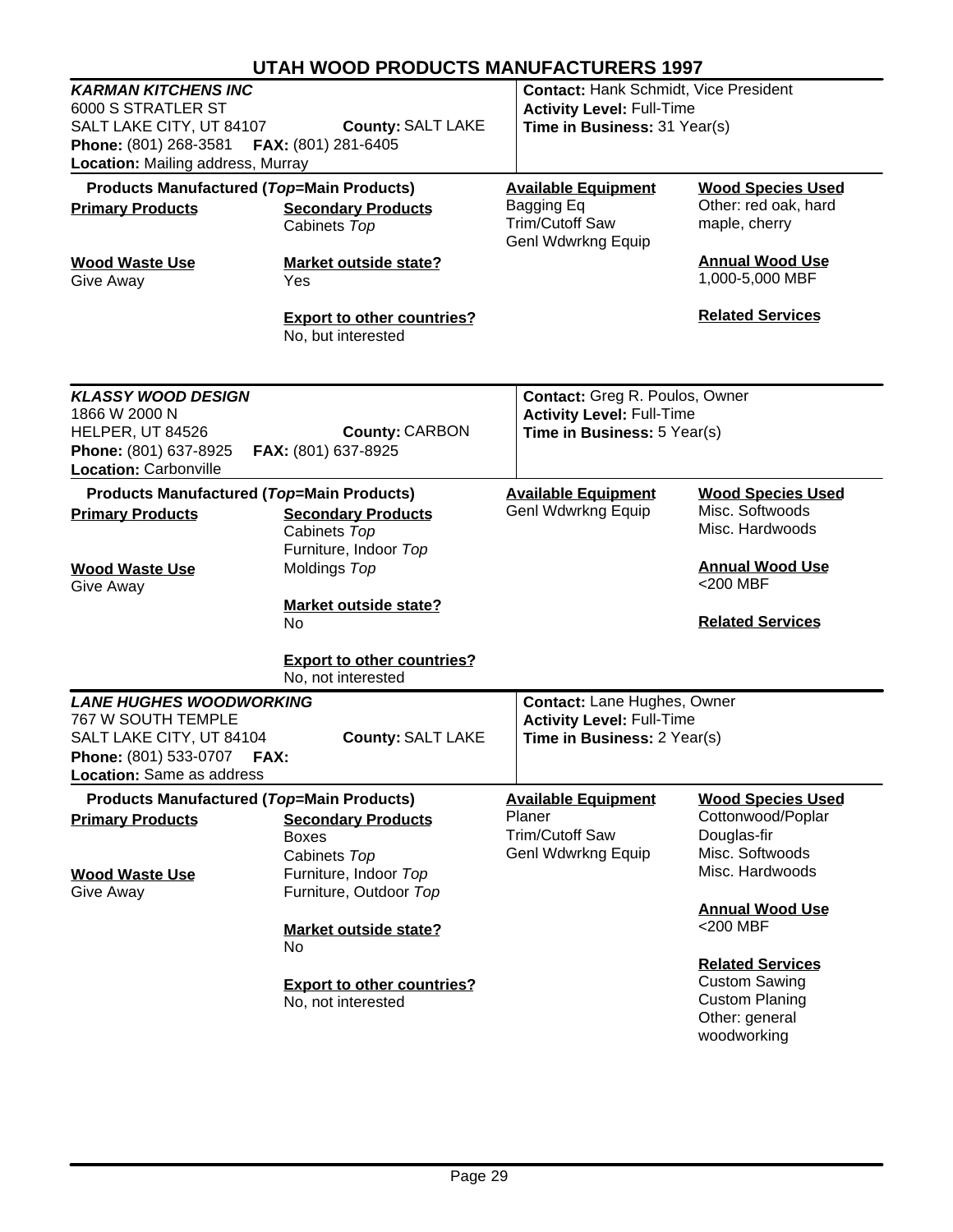# UTAH WOOD PRODUCTS MANUFACTURERS 1997

## KARMAN KITCHENS INC

6000 S STRATLER ST
SALT LAKE CITY, UT 84107 **County:** SALT LAKE
**Phone:** (801) 268-3581 **FAX:** (801) 281-6405
**Location:** Mailing address, Murray

**Contact:** Hank Schmidt, Vice President
**Activity Level:** Full-Time
**Time in Business:** 31 Year(s)

**Products Manufactured (*Top*=Main Products)**

**Primary Products**

**Secondary Products**
Cabinets *Top*

**Wood Waste Use**
Give Away

**Market outside state?**
Yes

**Export to other countries?**
No, but interested

**Available Equipment**
Bagging Eq
Trim/Cutoff Saw
Genl Wdwrkng Equip

**Wood Species Used**
Other: red oak, hard maple, cherry

**Annual Wood Use**
1,000-5,000 MBF

**Related Services**

---

## KLASSY WOOD DESIGN

1866 W 2000 N
HELPER, UT 84526 **County:** CARBON
**Phone:** (801) 637-8925 **FAX:** (801) 637-8925
**Location:** Carbonville

**Contact:** Greg R. Poulos, Owner
**Activity Level:** Full-Time
**Time in Business:** 5 Year(s)

**Products Manufactured (*Top*=Main Products)**

**Primary Products**

**Secondary Products**
Cabinets *Top*
Furniture, Indoor *Top*
Moldings *Top*

**Wood Waste Use**
Give Away

**Market outside state?**
No

**Export to other countries?**
No, not interested

**Available Equipment**
Genl Wdwrkng Equip

**Wood Species Used**
Misc. Softwoods
Misc. Hardwoods

**Annual Wood Use**
<200 MBF

**Related Services**

---

## LANE HUGHES WOODWORKING

767 W SOUTH TEMPLE
SALT LAKE CITY, UT 84104 **County:** SALT LAKE
**Phone:** (801) 533-0707 **FAX:**
**Location:** Same as address

**Contact:** Lane Hughes, Owner
**Activity Level:** Full-Time
**Time in Business:** 2 Year(s)

**Products Manufactured (*Top*=Main Products)**

**Primary Products**

**Secondary Products**
Boxes
Cabinets *Top*
Furniture, Indoor *Top*
Furniture, Outdoor *Top*

**Wood Waste Use**
Give Away

**Market outside state?**
No

**Export to other countries?**
No, not interested

**Available Equipment**
Planer
Trim/Cutoff Saw
Genl Wdwrkng Equip

**Wood Species Used**
Cottonwood/Poplar
Douglas-fir
Misc. Softwoods
Misc. Hardwoods

**Annual Wood Use**
<200 MBF

**Related Services**
Custom Sawing
Custom Planing
Other: general woodworking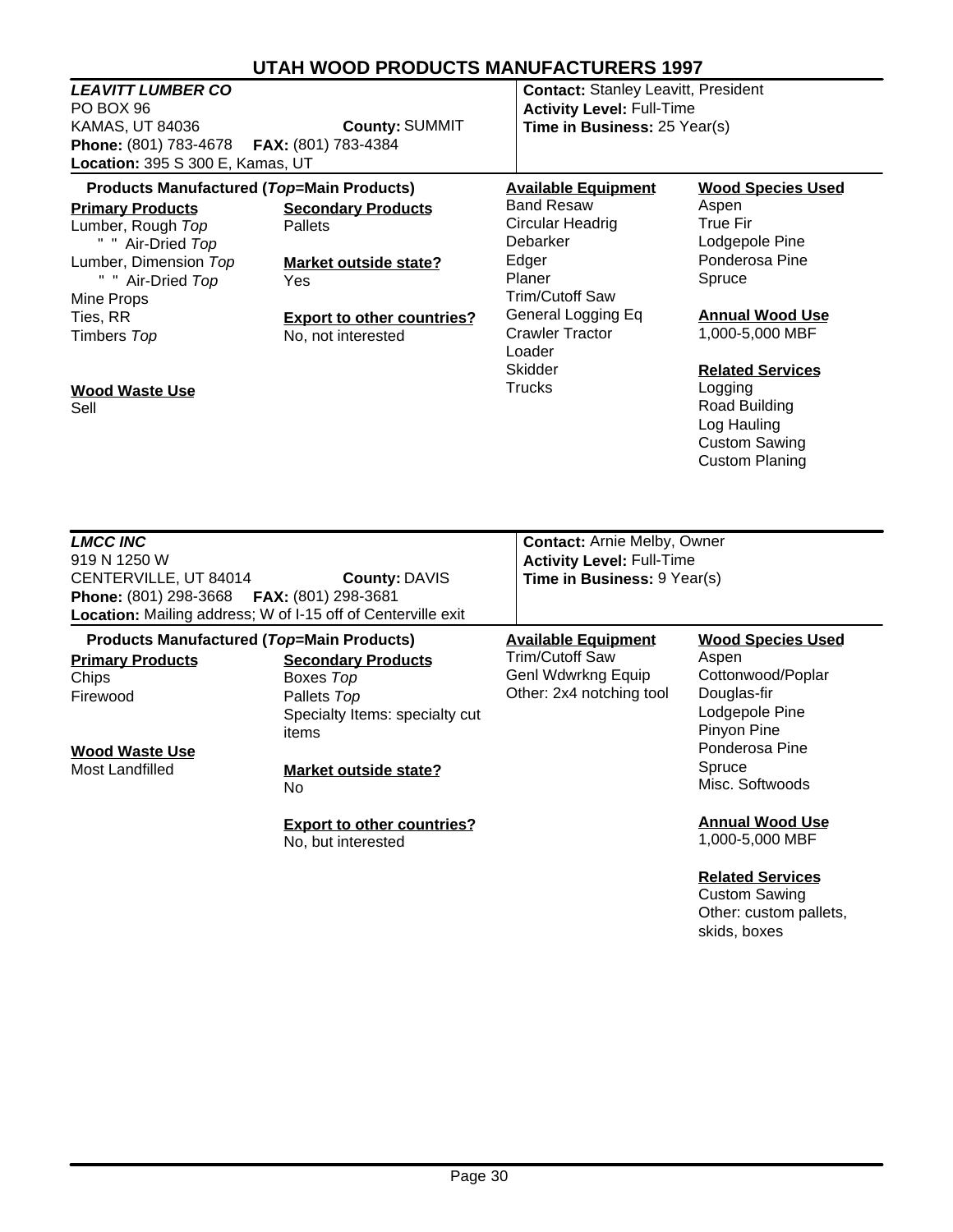# UTAH WOOD PRODUCTS MANUFACTURERS 1997

## *LEAVITT LUMBER CO*

PO BOX 96
KAMAS, UT 84036 **County:** SUMMIT
**Phone:** (801) 783-4678 **FAX:** (801) 783-4384
**Location:** 395 S 300 E, Kamas, UT

**Contact:** Stanley Leavitt, President
**Activity Level:** Full-Time
**Time in Business:** 25 Year(s)

**Products Manufactured (*Top*=Main Products)**

**Primary Products**
Lumber, Rough *Top*
" " Air-Dried *Top*
Lumber, Dimension *Top*
" " Air-Dried *Top*
Mine Props
Ties, RR
Timbers *Top*

**Wood Waste Use**
Sell

**Secondary Products**
Pallets

**Market outside state?**
Yes

**Export to other countries?**
No, not interested

**Available Equipment**
Band Resaw
Circular Headrig
Debarker
Edger
Planer
Trim/Cutoff Saw
General Logging Eq
Crawler Tractor
Loader
Skidder
Trucks

**Wood Species Used**
Aspen
True Fir
Lodgepole Pine
Ponderosa Pine
Spruce

**Annual Wood Use**
1,000-5,000 MBF

**Related Services**
Logging
Road Building
Log Hauling
Custom Sawing
Custom Planing

## *LMCC INC*

919 N 1250 W
CENTERVILLE, UT 84014 **County:** DAVIS
**Phone:** (801) 298-3668 **FAX:** (801) 298-3681
**Location:** Mailing address; W of I-15 off of Centerville exit

**Contact:** Arnie Melby, Owner
**Activity Level:** Full-Time
**Time in Business:** 9 Year(s)

**Products Manufactured (*Top*=Main Products)**

**Primary Products**
Chips
Firewood

**Wood Waste Use**
Most Landfilled

**Secondary Products**
Boxes *Top*
Pallets *Top*
Specialty Items: specialty cut items

**Market outside state?**
No

**Export to other countries?**
No, but interested

**Available Equipment**
Trim/Cutoff Saw
Genl Wdwrkng Equip
Other: 2x4 notching tool

**Wood Species Used**
Aspen
Cottonwood/Poplar
Douglas-fir
Lodgepole Pine
Pinyon Pine
Ponderosa Pine
Spruce
Misc. Softwoods

**Annual Wood Use**
1,000-5,000 MBF

**Related Services**
Custom Sawing
Other: custom pallets, skids, boxes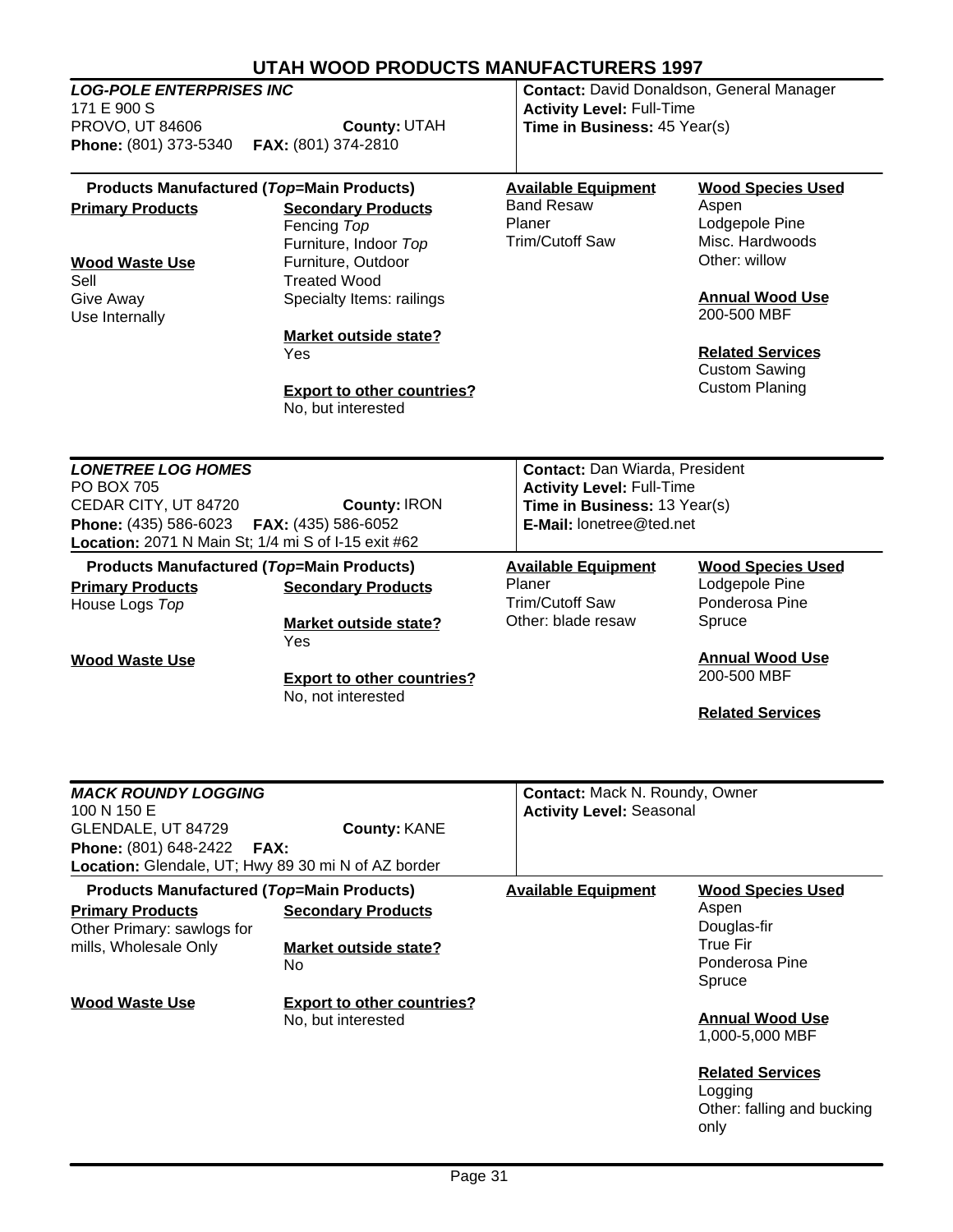# UTAH WOOD PRODUCTS MANUFACTURERS 1997

## *LOG-POLE ENTERPRISES INC*

171 E 900 S
PROVO, UT 84606 **County:** UTAH
**Phone:** (801) 373-5340 **FAX:** (801) 374-2810

**Contact:** David Donaldson, General Manager
**Activity Level:** Full-Time
**Time in Business:** 45 Year(s)

**Products Manufactured (*Top*=Main Products)**

**Primary Products**

**Secondary Products**
Fencing *Top*
Furniture, Indoor *Top*
Furniture, Outdoor
Treated Wood
Specialty Items: railings

**Wood Waste Use**
Sell
Give Away
Use Internally

**Market outside state?**
Yes

**Export to other countries?**
No, but interested

**Available Equipment**
Band Resaw
Planer
Trim/Cutoff Saw

**Wood Species Used**
Aspen
Lodgepole Pine
Misc. Hardwoods
Other: willow

**Annual Wood Use**
200-500 MBF

**Related Services**
Custom Sawing
Custom Planing

---

## *LONETREE LOG HOMES*

PO BOX 705
CEDAR CITY, UT 84720 **County:** IRON
**Phone:** (435) 586-6023 **FAX:** (435) 586-6052
**Location:** 2071 N Main St; 1/4 mi S of I-15 exit #62

**Contact:** Dan Wiarda, President
**Activity Level:** Full-Time
**Time in Business:** 13 Year(s)
**E-Mail:** lonetree@ted.net

**Products Manufactured (*Top*=Main Products)**

**Primary Products**
House Logs *Top*

**Secondary Products**

**Market outside state?**
Yes

**Wood Waste Use**

**Export to other countries?**
No, not interested

**Available Equipment**
Planer
Trim/Cutoff Saw
Other: blade resaw

**Wood Species Used**
Lodgepole Pine
Ponderosa Pine
Spruce

**Annual Wood Use**
200-500 MBF

**Related Services**

---

## *MACK ROUNDY LOGGING*

100 N 150 E
GLENDALE, UT 84729 **County:** KANE
**Phone:** (801) 648-2422 **FAX:**
**Location:** Glendale, UT; Hwy 89 30 mi N of AZ border

**Contact:** Mack N. Roundy, Owner
**Activity Level:** Seasonal

**Products Manufactured (*Top*=Main Products)**

**Primary Products**
Other Primary: sawlogs for mills, Wholesale Only

**Secondary Products**

**Market outside state?**
No

**Wood Waste Use**

**Export to other countries?**
No, but interested

**Available Equipment**

**Wood Species Used**
Aspen
Douglas-fir
True Fir
Ponderosa Pine
Spruce

**Annual Wood Use**
1,000-5,000 MBF

**Related Services**
Logging
Other: falling and bucking only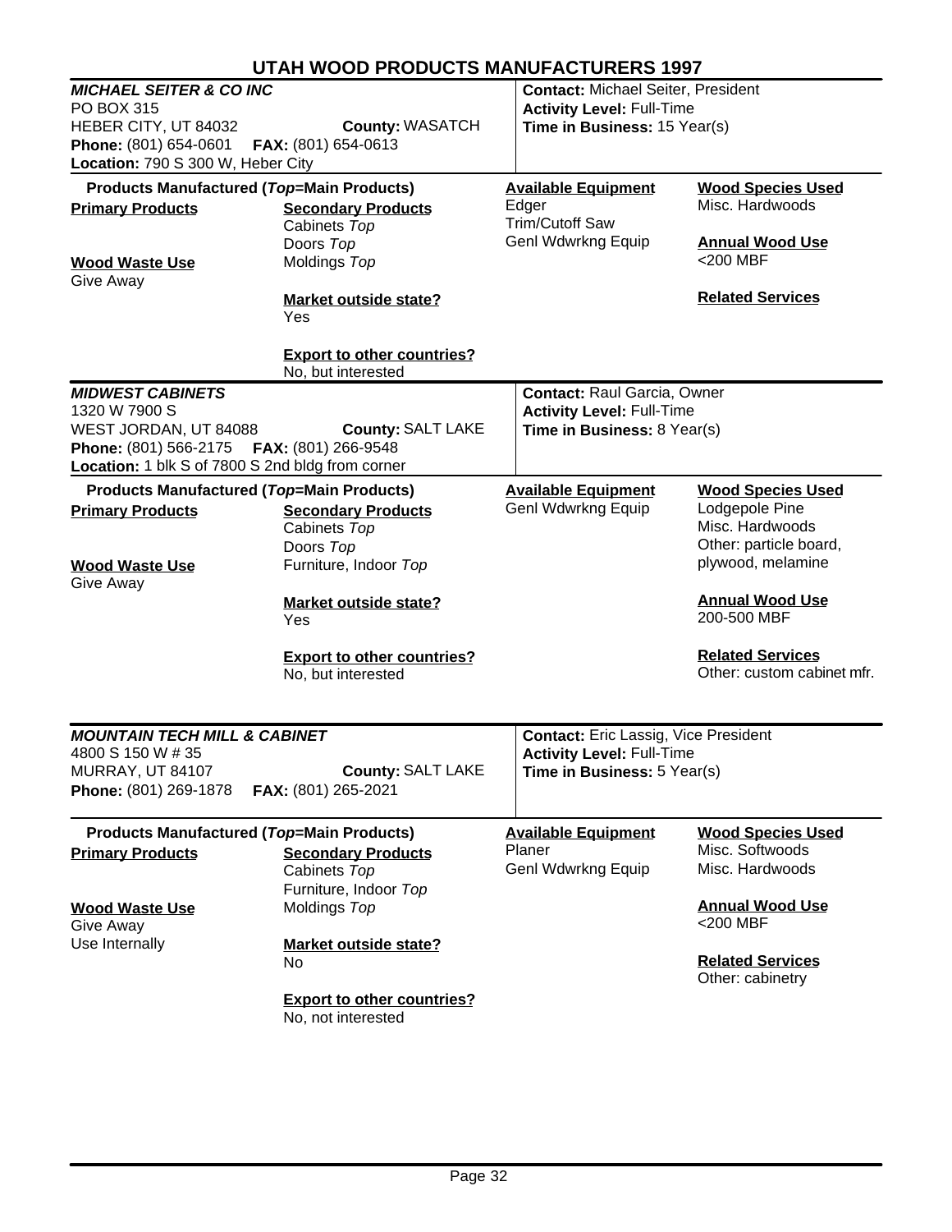# UTAH WOOD PRODUCTS MANUFACTURERS 1997

## *MICHAEL SEITER & CO INC*

PO BOX 315
HEBER CITY, UT 84032 **County:** WASATCH
**Phone:** (801) 654-0601 **FAX:** (801) 654-0613
**Location:** 790 S 300 W, Heber City

**Contact:** Michael Seiter, President
**Activity Level:** Full-Time
**Time in Business:** 15 Year(s)

**Products Manufactured (*Top*=Main Products)**

**Primary Products**

**Secondary Products**
Cabinets *Top*
Doors *Top*
Moldings *Top*

**Wood Waste Use**
Give Away

**Market outside state?**
Yes

**Export to other countries?**
No, but interested

**Available Equipment**
Edger
Trim/Cutoff Saw
Genl Wdwrkng Equip

**Wood Species Used**
Misc. Hardwoods

**Annual Wood Use**
<200 MBF

**Related Services**

## *MIDWEST CABINETS*

1320 W 7900 S
WEST JORDAN, UT 84088 **County:** SALT LAKE
**Phone:** (801) 566-2175 **FAX:** (801) 266-9548
**Location:** 1 blk S of 7800 S 2nd bldg from corner

**Contact:** Raul Garcia, Owner
**Activity Level:** Full-Time
**Time in Business:** 8 Year(s)

**Products Manufactured (*Top*=Main Products)**

**Primary Products**

**Secondary Products**
Cabinets *Top*
Doors *Top*
Furniture, Indoor *Top*

**Wood Waste Use**
Give Away

**Market outside state?**
Yes

**Export to other countries?**
No, but interested

**Available Equipment**
Genl Wdwrkng Equip

**Wood Species Used**
Lodgepole Pine
Misc. Hardwoods
Other: particle board, plywood, melamine

**Annual Wood Use**
200-500 MBF

**Related Services**
Other: custom cabinet mfr.

## *MOUNTAIN TECH MILL & CABINET*

4800 S 150 W # 35
MURRAY, UT 84107 **County:** SALT LAKE
**Phone:** (801) 269-1878 **FAX:** (801) 265-2021

**Contact:** Eric Lassig, Vice President
**Activity Level:** Full-Time
**Time in Business:** 5 Year(s)

**Products Manufactured (*Top*=Main Products)**

**Primary Products**

**Secondary Products**
Cabinets *Top*
Furniture, Indoor *Top*
Moldings *Top*

**Wood Waste Use**
Give Away
Use Internally

**Market outside state?**
No

**Export to other countries?**
No, not interested

**Available Equipment**
Planer
Genl Wdwrkng Equip

**Wood Species Used**
Misc. Softwoods
Misc. Hardwoods

**Annual Wood Use**
<200 MBF

**Related Services**
Other: cabinetry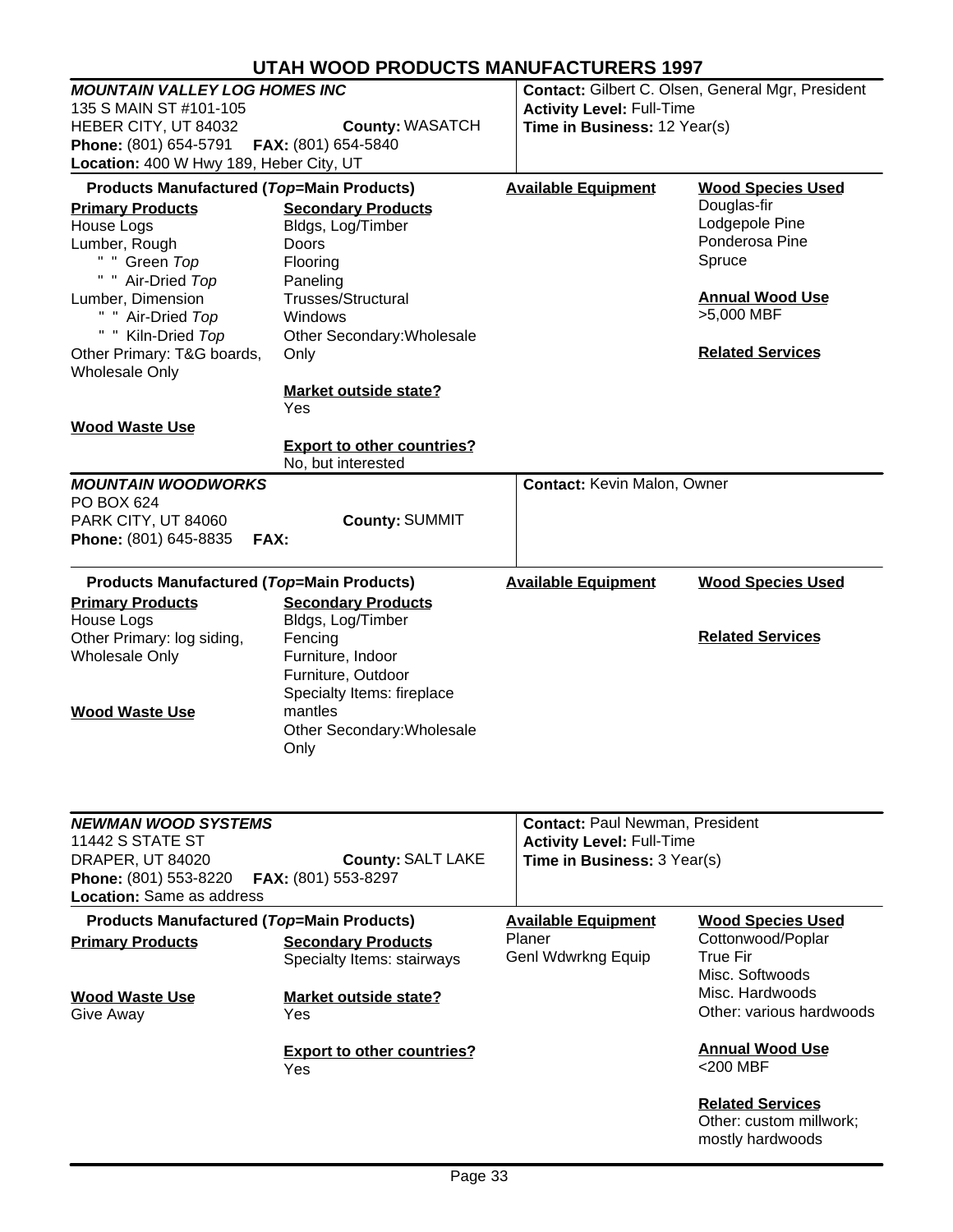# UTAH WOOD PRODUCTS MANUFACTURERS 1997

## *MOUNTAIN VALLEY LOG HOMES INC*

135 S MAIN ST #101-105
HEBER CITY, UT 84032 **County:** WASATCH
**Phone:** (801) 654-5791 **FAX:** (801) 654-5840
**Location:** 400 W Hwy 189, Heber City, UT

**Contact:** Gilbert C. Olsen, General Mgr, President
**Activity Level:** Full-Time
**Time in Business:** 12 Year(s)

**Products Manufactured (*Top*=Main Products)**

**Primary Products**
- House Logs
- Lumber, Rough
  - " " Green *Top*
  - " " Air-Dried *Top*
- Lumber, Dimension
  - " " Air-Dried *Top*
  - " " Kiln-Dried *Top*
- Other Primary: T&G boards, Wholesale Only

**Secondary Products**
- Bldgs, Log/Timber
- Doors
- Flooring
- Paneling
- Trusses/Structural
- Windows
- Other Secondary: Wholesale Only

**Market outside state?**
Yes

**Wood Waste Use**

**Export to other countries?**
No, but interested

**Available Equipment**

**Wood Species Used**
- Douglas-fir
- Lodgepole Pine
- Ponderosa Pine
- Spruce

**Annual Wood Use**
>5,000 MBF

**Related Services**

## *MOUNTAIN WOODWORKS*

PO BOX 624
PARK CITY, UT 84060 **County:** SUMMIT
**Phone:** (801) 645-8835 **FAX:**

**Contact:** Kevin Malon, Owner

**Products Manufactured (*Top*=Main Products)**

**Primary Products**
- House Logs
- Other Primary: log siding, Wholesale Only

**Secondary Products**
- Bldgs, Log/Timber
- Fencing
- Furniture, Indoor
- Furniture, Outdoor
- Specialty Items: fireplace mantles
- Other Secondary: Wholesale Only

**Wood Waste Use**

**Available Equipment**

**Wood Species Used**

**Related Services**

## *NEWMAN WOOD SYSTEMS*

11442 S STATE ST
DRAPER, UT 84020 **County:** SALT LAKE
**Phone:** (801) 553-8220 **FAX:** (801) 553-8297
**Location:** Same as address

**Contact:** Paul Newman, President
**Activity Level:** Full-Time
**Time in Business:** 3 Year(s)

**Products Manufactured (*Top*=Main Products)**

**Primary Products**

**Secondary Products**
- Specialty Items: stairways

**Wood Waste Use**
Give Away

**Market outside state?**
Yes

**Export to other countries?**
Yes

**Available Equipment**
- Planer
- Genl Wdwrkng Equip

**Wood Species Used**
- Cottonwood/Poplar
- True Fir
- Misc. Softwoods
- Misc. Hardwoods
- Other: various hardwoods

**Annual Wood Use**
<200 MBF

**Related Services**
Other: custom millwork; mostly hardwoods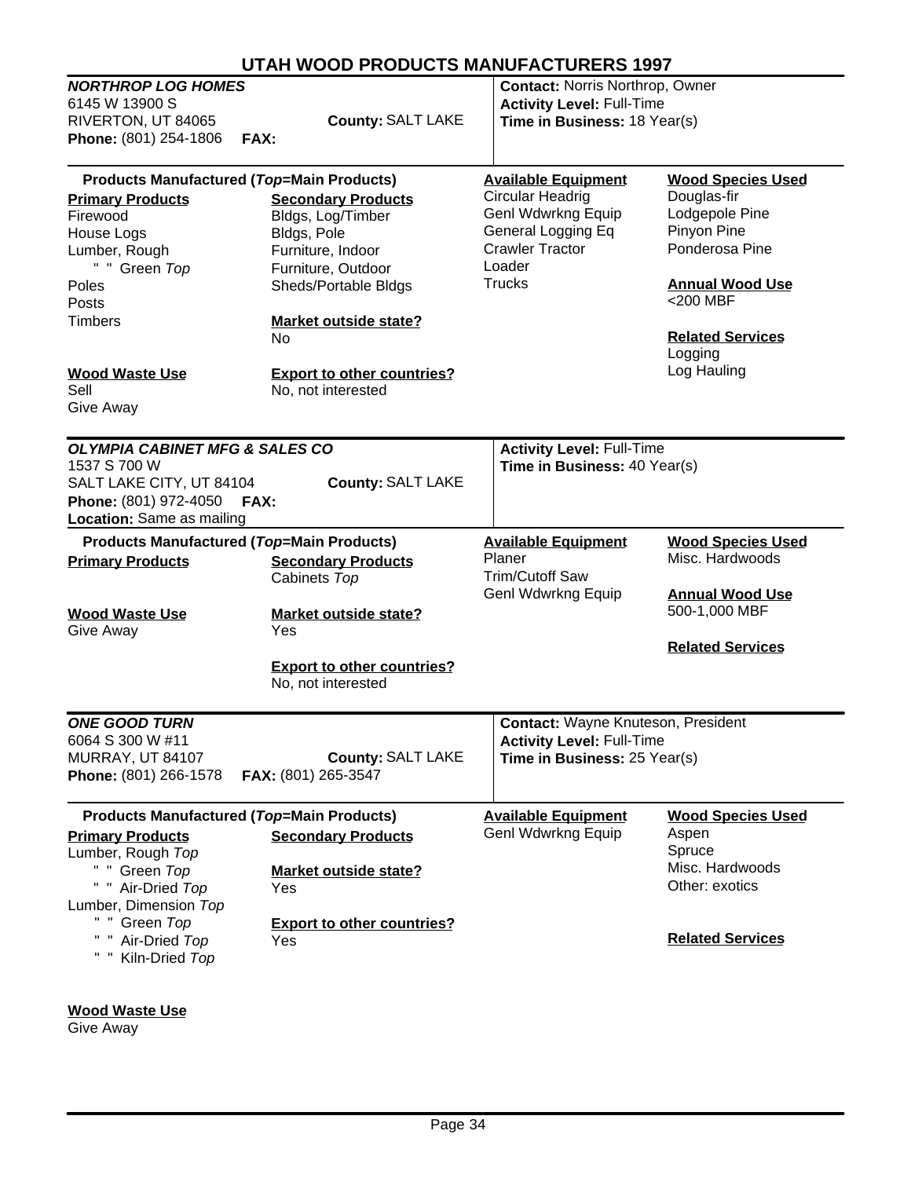# UTAH WOOD PRODUCTS MANUFACTURERS 1997

## *NORTHROP LOG HOMES*

6145 W 13900 S
RIVERTON, UT 84065
**County:** SALT LAKE
**Phone:** (801) 254-1806 **FAX:**

**Contact:** Norris Northrop, Owner
**Activity Level:** Full-Time
**Time in Business:** 18 Year(s)

**Products Manufactured (*Top*=Main Products)**

**Primary Products**
- Firewood
- House Logs
- Lumber, Rough
  - " " Green *Top*
- Poles
- Posts
- Timbers

**Secondary Products**
- Bldgs, Log/Timber
- Bldgs, Pole
- Furniture, Indoor
- Furniture, Outdoor
- Sheds/Portable Bldgs

**Market outside state?**
No

**Export to other countries?**
No, not interested

**Wood Waste Use**
- Sell
- Give Away

**Available Equipment**
- Circular Headrig
- Genl Wdwrkng Equip
- General Logging Eq
- Crawler Tractor
- Loader
- Trucks

**Wood Species Used**
- Douglas-fir
- Lodgepole Pine
- Pinyon Pine
- Ponderosa Pine

**Annual Wood Use**
<200 MBF

**Related Services**
- Logging
- Log Hauling

---

## *OLYMPIA CABINET MFG & SALES CO*

1537 S 700 W
SALT LAKE CITY, UT 84104
**County:** SALT LAKE
**Phone:** (801) 972-4050 **FAX:**
**Location:** Same as mailing

**Activity Level:** Full-Time
**Time in Business:** 40 Year(s)

**Products Manufactured (*Top*=Main Products)**

**Primary Products**

**Secondary Products**
- Cabinets *Top*

**Wood Waste Use**
- Give Away

**Market outside state?**
Yes

**Export to other countries?**
No, not interested

**Available Equipment**
- Planer
- Trim/Cutoff Saw
- Genl Wdwrkng Equip

**Wood Species Used**
- Misc. Hardwoods

**Annual Wood Use**
500-1,000 MBF

**Related Services**

---

## *ONE GOOD TURN*

6064 S 300 W #11
MURRAY, UT 84107
**County:** SALT LAKE
**Phone:** (801) 266-1578 **FAX:** (801) 265-3547

**Contact:** Wayne Knuteson, President
**Activity Level:** Full-Time
**Time in Business:** 25 Year(s)

**Products Manufactured (*Top*=Main Products)**

**Primary Products**
- Lumber, Rough *Top*
  - " " Green *Top*
  - " " Air-Dried *Top*
- Lumber, Dimension *Top*
  - " " Green *Top*
  - " " Air-Dried *Top*
  - " " Kiln-Dried *Top*

**Secondary Products**

**Market outside state?**
Yes

**Export to other countries?**
Yes

**Wood Waste Use**
- Give Away

**Available Equipment**
- Genl Wdwrkng Equip

**Wood Species Used**
- Aspen
- Spruce
- Misc. Hardwoods
- Other: exotics

**Related Services**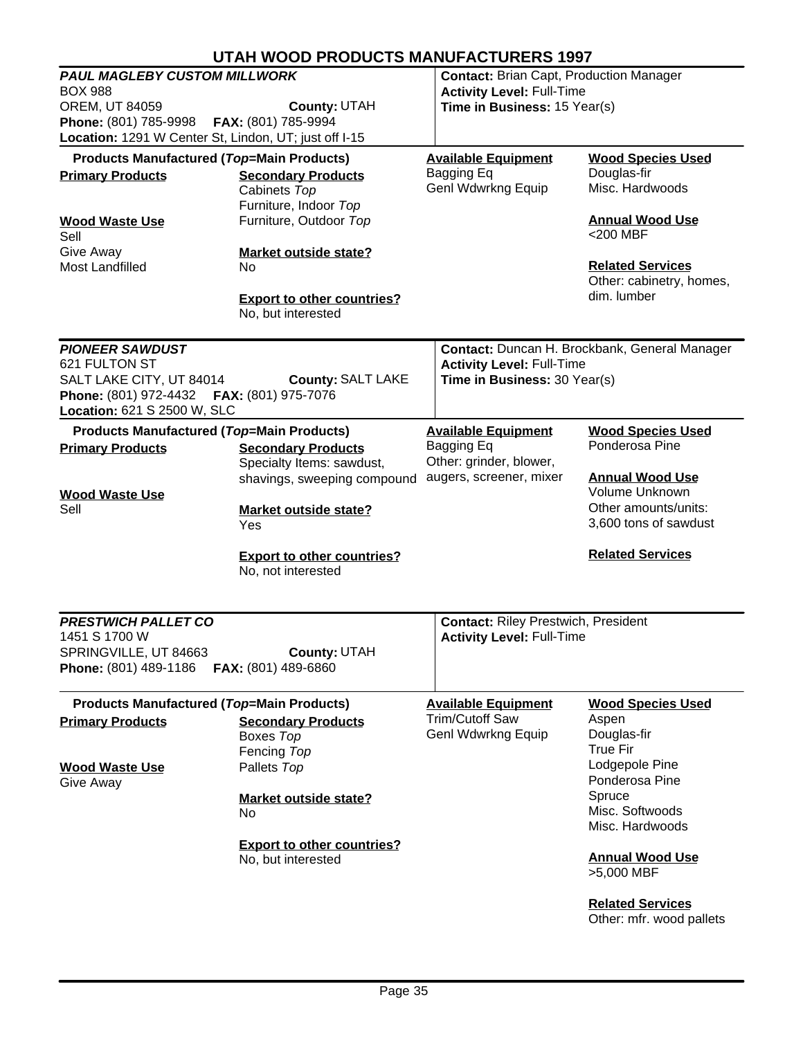# UTAH WOOD PRODUCTS MANUFACTURERS 1997

## *PAUL MAGLEBY CUSTOM MILLWORK*

BOX 988
OREM, UT 84059 **County:** UTAH
**Phone:** (801) 785-9998 **FAX:** (801) 785-9994
**Location:** 1291 W Center St, Lindon, UT; just off I-15

**Contact:** Brian Capt, Production Manager
**Activity Level:** Full-Time
**Time in Business:** 15 Year(s)

**Products Manufactured (*Top*=Main Products)**

**Primary Products**

**Secondary Products**
Cabinets *Top*
Furniture, Indoor *Top*
Furniture, Outdoor *Top*

**Wood Waste Use**
Sell
Give Away
Most Landfilled

**Market outside state?**
No

**Export to other countries?**
No, but interested

**Available Equipment**
Bagging Eq
Genl Wdwrkng Equip

**Wood Species Used**
Douglas-fir
Misc. Hardwoods

**Annual Wood Use**
<200 MBF

**Related Services**
Other: cabinetry, homes, dim. lumber

## *PIONEER SAWDUST*

621 FULTON ST
SALT LAKE CITY, UT 84014 **County:** SALT LAKE
**Phone:** (801) 972-4432 **FAX:** (801) 975-7076
**Location:** 621 S 2500 W, SLC

**Contact:** Duncan H. Brockbank, General Manager
**Activity Level:** Full-Time
**Time in Business:** 30 Year(s)

**Products Manufactured (*Top*=Main Products)**

**Primary Products**

**Secondary Products**
Specialty Items: sawdust, shavings, sweeping compound

**Wood Waste Use**
Sell

**Market outside state?**
Yes

**Export to other countries?**
No, not interested

**Available Equipment**
Bagging Eq
Other: grinder, blower, augers, screener, mixer

**Wood Species Used**
Ponderosa Pine

**Annual Wood Use**
Volume Unknown
Other amounts/units: 3,600 tons of sawdust

**Related Services**

## *PRESTWICH PALLET CO*

1451 S 1700 W
SPRINGVILLE, UT 84663 **County:** UTAH
**Phone:** (801) 489-1186 **FAX:** (801) 489-6860

**Contact:** Riley Prestwich, President
**Activity Level:** Full-Time

**Products Manufactured (*Top*=Main Products)**

**Primary Products**

**Secondary Products**
Boxes *Top*
Fencing *Top*
Pallets *Top*

**Wood Waste Use**
Give Away

**Market outside state?**
No

**Export to other countries?**
No, but interested

**Available Equipment**
Trim/Cutoff Saw
Genl Wdwrkng Equip

**Wood Species Used**
Aspen
Douglas-fir
True Fir
Lodgepole Pine
Ponderosa Pine
Spruce
Misc. Softwoods
Misc. Hardwoods

**Annual Wood Use**
>5,000 MBF

**Related Services**
Other: mfr. wood pallets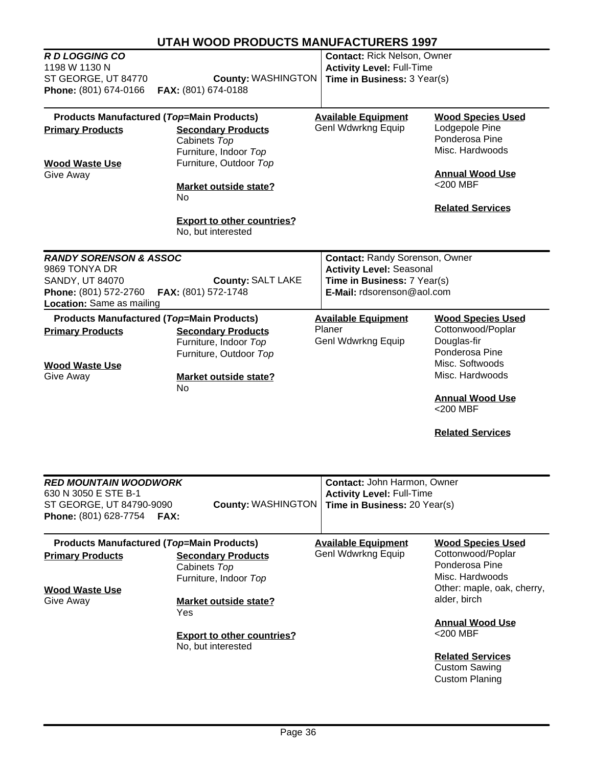# UTAH WOOD PRODUCTS MANUFACTURERS 1997

## *R D LOGGING CO*

1198 W 1130 N
ST GEORGE, UT 84770 **County:** WASHINGTON
**Phone:** (801) 674-0166 **FAX:** (801) 674-0188

**Contact:** Rick Nelson, Owner
**Activity Level:** Full-Time
**Time in Business:** 3 Year(s)

**Products Manufactured (*Top*=Main Products)**

**Primary Products**

**Secondary Products**
Cabinets *Top*
Furniture, Indoor *Top*
Furniture, Outdoor *Top*

**Wood Waste Use**
Give Away

**Market outside state?**
No

**Export to other countries?**
No, but interested

**Available Equipment**
Genl Wdwrkng Equip

**Wood Species Used**
Lodgepole Pine
Ponderosa Pine
Misc. Hardwoods

**Annual Wood Use**
<200 MBF

**Related Services**

## *RANDY SORENSON & ASSOC*

9869 TONYA DR
SANDY, UT 84070 **County:** SALT LAKE
**Phone:** (801) 572-2760 **FAX:** (801) 572-1748
**Location:** Same as mailing

**Contact:** Randy Sorenson, Owner
**Activity Level:** Seasonal
**Time in Business:** 7 Year(s)
**E-Mail:** rdsorenson@aol.com

**Products Manufactured (*Top*=Main Products)**

**Primary Products**

**Secondary Products**
Furniture, Indoor *Top*
Furniture, Outdoor *Top*

**Wood Waste Use**
Give Away

**Market outside state?**
No

**Available Equipment**
Planer
Genl Wdwrkng Equip

**Wood Species Used**
Cottonwood/Poplar
Douglas-fir
Ponderosa Pine
Misc. Softwoods
Misc. Hardwoods

**Annual Wood Use**
<200 MBF

**Related Services**

## *RED MOUNTAIN WOODWORK*

630 N 3050 E STE B-1
ST GEORGE, UT 84790-9090 **County:** WASHINGTON
**Phone:** (801) 628-7754 **FAX:**

**Contact:** John Harmon, Owner
**Activity Level:** Full-Time
**Time in Business:** 20 Year(s)

**Products Manufactured (*Top*=Main Products)**

**Primary Products**

**Secondary Products**
Cabinets *Top*
Furniture, Indoor *Top*

**Wood Waste Use**
Give Away

**Market outside state?**
Yes

**Export to other countries?**
No, but interested

**Available Equipment**
Genl Wdwrkng Equip

**Wood Species Used**
Cottonwood/Poplar
Ponderosa Pine
Misc. Hardwoods
Other: maple, oak, cherry, alder, birch

**Annual Wood Use**
<200 MBF

**Related Services**
Custom Sawing
Custom Planing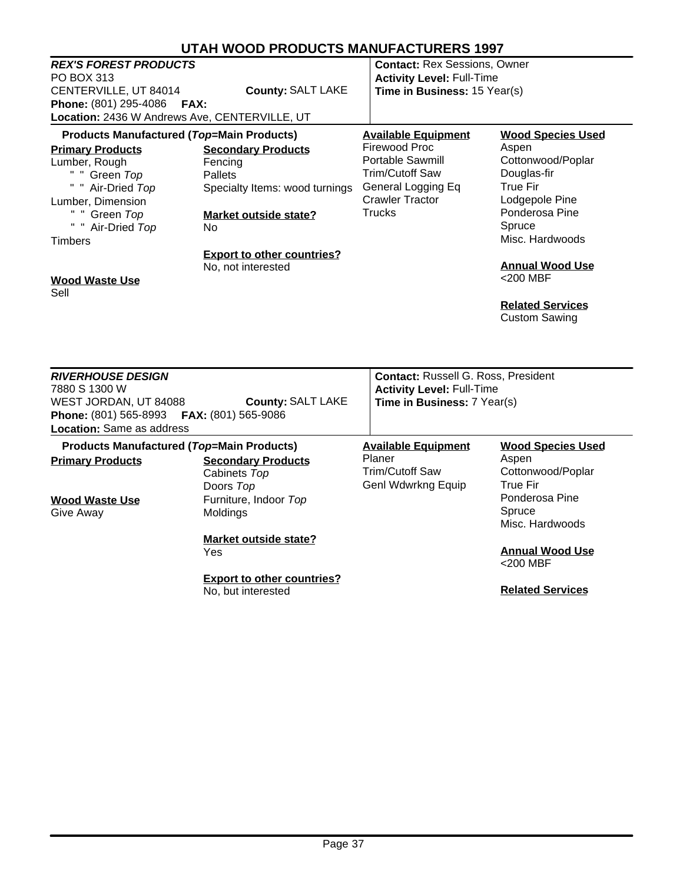# UTAH WOOD PRODUCTS MANUFACTURERS 1997

## *REX'S FOREST PRODUCTS*

PO BOX 313
CENTERVILLE, UT 84014 **County:** SALT LAKE
**Phone:** (801) 295-4086 **FAX:**
**Location:** 2436 W Andrews Ave, CENTERVILLE, UT

**Contact:** Rex Sessions, Owner
**Activity Level:** Full-Time
**Time in Business:** 15 Year(s)

**Products Manufactured (*Top*=Main Products)**

**Primary Products**
- Lumber, Rough
  - " " Green *Top*
  - " " Air-Dried *Top*
- Lumber, Dimension
  - " " Green *Top*
  - " " Air-Dried *Top*
- Timbers

**Secondary Products**
- Fencing
- Pallets
- Specialty Items: wood turnings

**Market outside state?**
No

**Export to other countries?**
No, not interested

**Wood Waste Use**
Sell

**Available Equipment**
- Firewood Proc
- Portable Sawmill
- Trim/Cutoff Saw
- General Logging Eq
- Crawler Tractor
- Trucks

**Wood Species Used**
- Aspen
- Cottonwood/Poplar
- Douglas-fir
- True Fir
- Lodgepole Pine
- Ponderosa Pine
- Spruce
- Misc. Hardwoods

**Annual Wood Use**
<200 MBF

**Related Services**
Custom Sawing

## *RIVERHOUSE DESIGN*

7880 S 1300 W
WEST JORDAN, UT 84088 **County:** SALT LAKE
**Phone:** (801) 565-8993 **FAX:** (801) 565-9086
**Location:** Same as address

**Contact:** Russell G. Ross, President
**Activity Level:** Full-Time
**Time in Business:** 7 Year(s)

**Products Manufactured (*Top*=Main Products)**

**Primary Products**

**Secondary Products**
- Cabinets *Top*
- Doors *Top*
- Furniture, Indoor *Top*
- Moldings

**Market outside state?**
Yes

**Export to other countries?**
No, but interested

**Wood Waste Use**
Give Away

**Available Equipment**
- Planer
- Trim/Cutoff Saw
- Genl Wdwrkng Equip

**Wood Species Used**
- Aspen
- Cottonwood/Poplar
- True Fir
- Ponderosa Pine
- Spruce
- Misc. Hardwoods

**Annual Wood Use**
<200 MBF

**Related Services**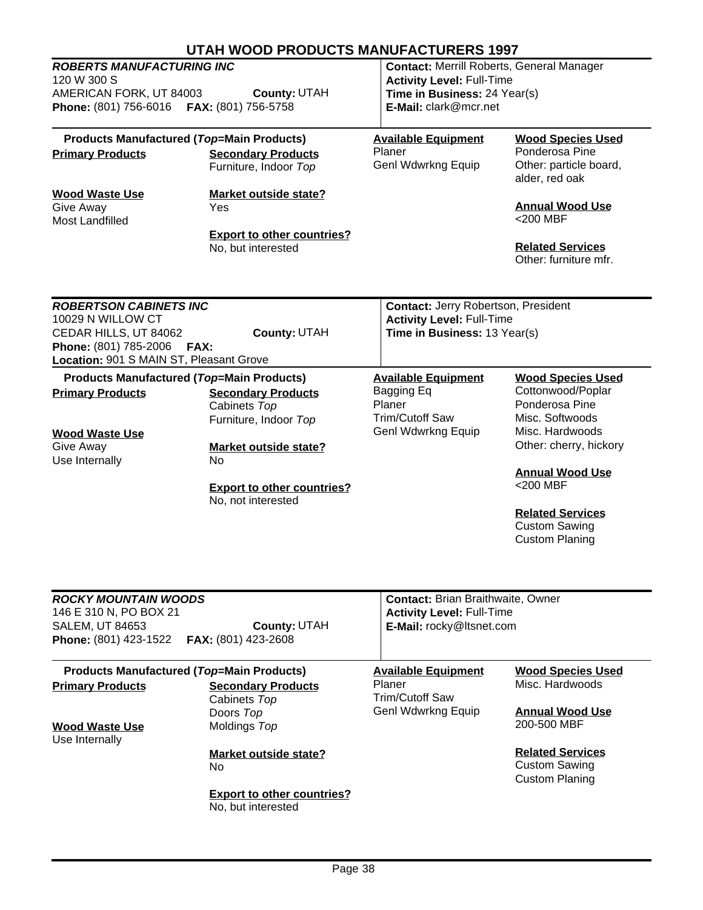# UTAH WOOD PRODUCTS MANUFACTURERS 1997

## *ROBERTS MANUFACTURING INC*

120 W 300 S
AMERICAN FORK, UT 84003 **County:** UTAH
**Phone:** (801) 756-6016 **FAX:** (801) 756-5758

**Contact:** Merrill Roberts, General Manager
**Activity Level:** Full-Time
**Time in Business:** 24 Year(s)
**E-Mail:** clark@mcr.net

**Products Manufactured (*Top*=Main Products)**

**Primary Products**

**Secondary Products**
Furniture, Indoor *Top*

**Wood Waste Use**
Give Away
Most Landfilled

**Market outside state?**
Yes

**Export to other countries?**
No, but interested

**Available Equipment**
Planer
Genl Wdwrkng Equip

**Wood Species Used**
Ponderosa Pine
Other: particle board, alder, red oak

**Annual Wood Use**
<200 MBF

**Related Services**
Other: furniture mfr.

## *ROBERTSON CABINETS INC*

10029 N WILLOW CT
CEDAR HILLS, UT 84062 **County:** UTAH
**Phone:** (801) 785-2006 **FAX:**
**Location:** 901 S MAIN ST, Pleasant Grove

**Contact:** Jerry Robertson, President
**Activity Level:** Full-Time
**Time in Business:** 13 Year(s)

**Products Manufactured (*Top*=Main Products)**

**Primary Products**

**Secondary Products**
Cabinets *Top*
Furniture, Indoor *Top*

**Wood Waste Use**
Give Away
Use Internally

**Market outside state?**
No

**Export to other countries?**
No, not interested

**Available Equipment**
Bagging Eq
Planer
Trim/Cutoff Saw
Genl Wdwrkng Equip

**Wood Species Used**
Cottonwood/Poplar
Ponderosa Pine
Misc. Softwoods
Misc. Hardwoods
Other: cherry, hickory

**Annual Wood Use**
<200 MBF

**Related Services**
Custom Sawing
Custom Planing

## *ROCKY MOUNTAIN WOODS*

146 E 310 N, PO BOX 21
SALEM, UT 84653 **County:** UTAH
**Phone:** (801) 423-1522 **FAX:** (801) 423-2608

**Contact:** Brian Braithwaite, Owner
**Activity Level:** Full-Time
**E-Mail:** rocky@ltsnet.com

**Products Manufactured (*Top*=Main Products)**

**Primary Products**

**Secondary Products**
Cabinets *Top*
Doors *Top*
Moldings *Top*

**Wood Waste Use**
Use Internally

**Market outside state?**
No

**Export to other countries?**
No, but interested

**Available Equipment**
Planer
Trim/Cutoff Saw
Genl Wdwrkng Equip

**Wood Species Used**
Misc. Hardwoods

**Annual Wood Use**
200-500 MBF

**Related Services**
Custom Sawing
Custom Planing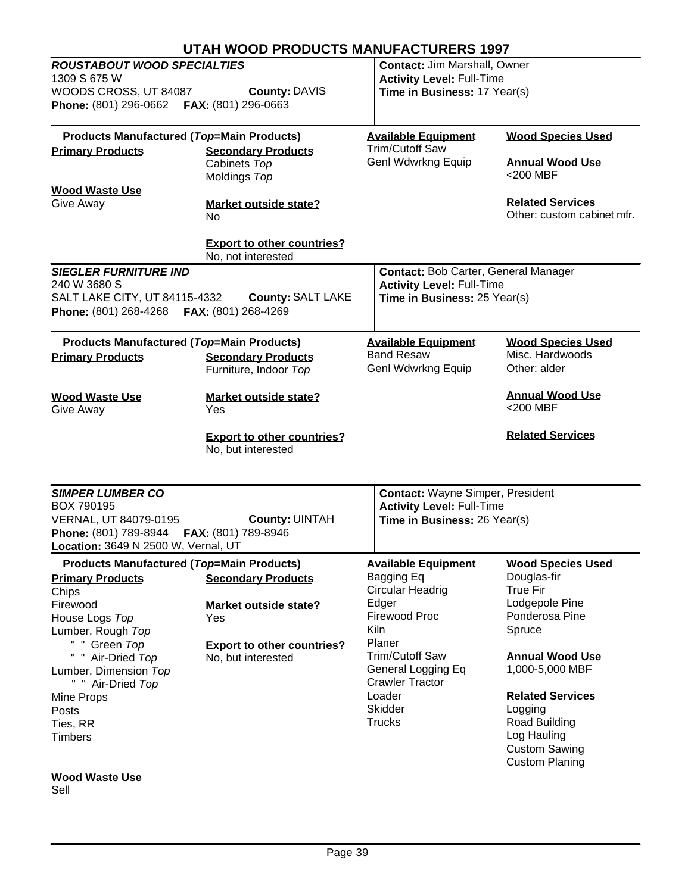# UTAH WOOD PRODUCTS MANUFACTURERS 1997

## *ROUSTABOUT WOOD SPECIALTIES*

1309 S 675 W
WOODS CROSS, UT 84087 **County:** DAVIS
**Phone:** (801) 296-0662 **FAX:** (801) 296-0663

**Contact:** Jim Marshall, Owner
**Activity Level:** Full-Time
**Time in Business:** 17 Year(s)

**Products Manufactured (*Top*=Main Products)**

**Primary Products**

**Secondary Products**
Cabinets *Top*
Moldings *Top*

**Wood Waste Use**
Give Away

**Market outside state?**
No

**Export to other countries?**
No, not interested

**Available Equipment**
Trim/Cutoff Saw
Genl Wdwrkng Equip

**Wood Species Used**

**Annual Wood Use**
<200 MBF

**Related Services**
Other: custom cabinet mfr.

## *SIEGLER FURNITURE IND*

240 W 3680 S
SALT LAKE CITY, UT 84115-4332 **County:** SALT LAKE
**Phone:** (801) 268-4268 **FAX:** (801) 268-4269

**Contact:** Bob Carter, General Manager
**Activity Level:** Full-Time
**Time in Business:** 25 Year(s)

**Products Manufactured (*Top*=Main Products)**

**Primary Products**

**Secondary Products**
Furniture, Indoor *Top*

**Wood Waste Use**
Give Away

**Market outside state?**
Yes

**Export to other countries?**
No, but interested

**Available Equipment**
Band Resaw
Genl Wdwrkng Equip

**Wood Species Used**
Misc. Hardwoods
Other: alder

**Annual Wood Use**
<200 MBF

**Related Services**

## *SIMPER LUMBER CO*

BOX 790195
VERNAL, UT 84079-0195 **County:** UINTAH
**Phone:** (801) 789-8944 **FAX:** (801) 789-8946
**Location:** 3649 N 2500 W, Vernal, UT

**Contact:** Wayne Simper, President
**Activity Level:** Full-Time
**Time in Business:** 26 Year(s)

**Products Manufactured (*Top*=Main Products)**

**Primary Products**
Chips
Firewood
House Logs *Top*
Lumber, Rough *Top*
" " Green *Top*
" " Air-Dried *Top*
Lumber, Dimension *Top*
" " Air-Dried *Top*
Mine Props
Posts
Ties, RR
Timbers

**Secondary Products**

**Market outside state?**
Yes

**Export to other countries?**
No, but interested

**Wood Waste Use**
Sell

**Available Equipment**
Bagging Eq
Circular Headrig
Edger
Firewood Proc
Kiln
Planer
Trim/Cutoff Saw
General Logging Eq
Crawler Tractor
Loader
Skidder
Trucks

**Wood Species Used**
Douglas-fir
True Fir
Lodgepole Pine
Ponderosa Pine
Spruce

**Annual Wood Use**
1,000-5,000 MBF

**Related Services**
Logging
Road Building
Log Hauling
Custom Sawing
Custom Planing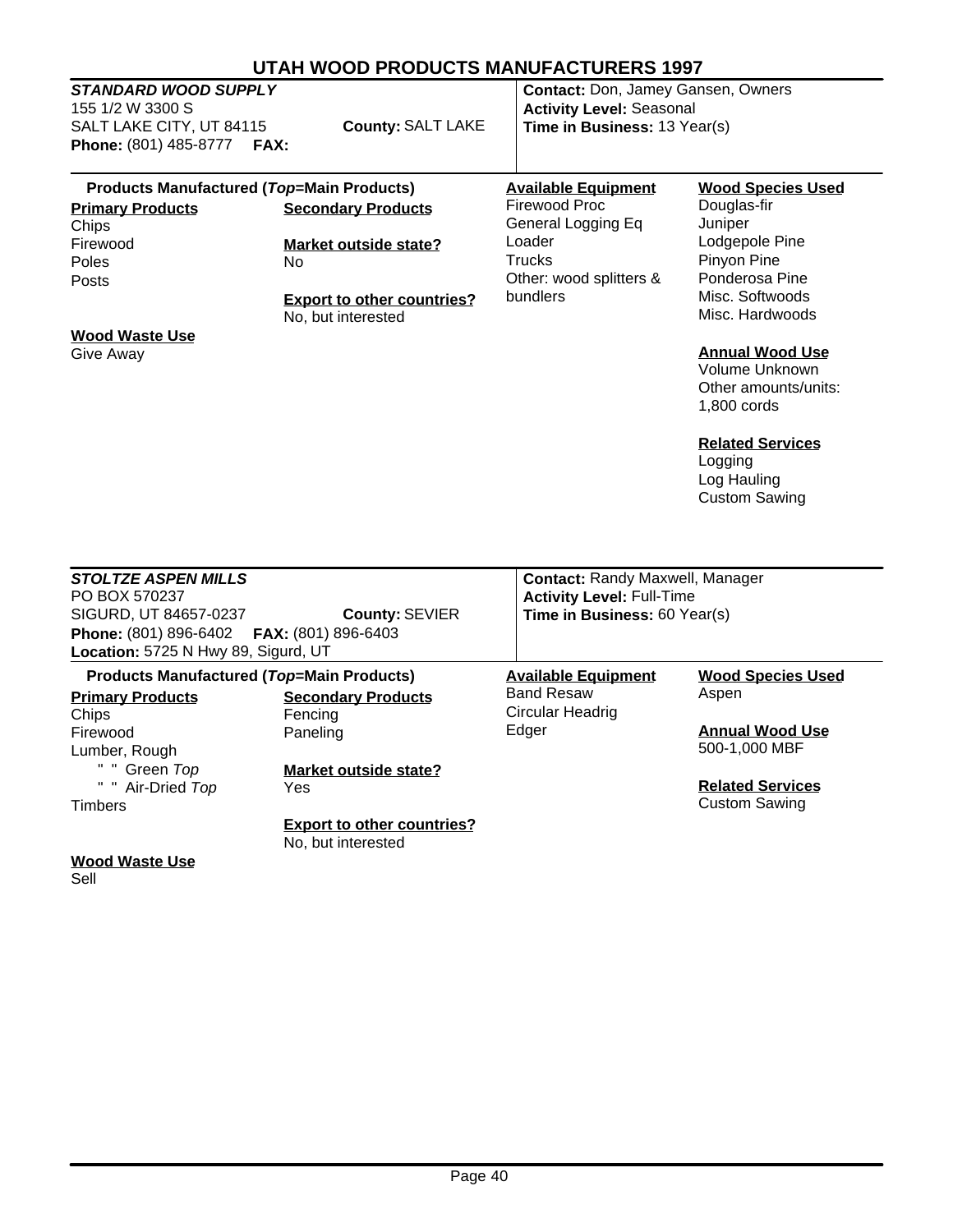# UTAH WOOD PRODUCTS MANUFACTURERS 1997

## *STANDARD WOOD SUPPLY*

155 1/2 W 3300 S
SALT LAKE CITY, UT 84115 **County:** SALT LAKE
**Phone:** (801) 485-8777 **FAX:**

**Contact:** Don, Jamey Gansen, Owners
**Activity Level:** Seasonal
**Time in Business:** 13 Year(s)

**Products Manufactured (*Top*=Main Products)**

**Primary Products**
Chips
Firewood
Poles
Posts

**Secondary Products**

**Market outside state?**
No

**Export to other countries?**
No, but interested

**Wood Waste Use**
Give Away

**Available Equipment**
Firewood Proc
General Logging Eq
Loader
Trucks
Other: wood splitters & bundlers

**Wood Species Used**
Douglas-fir
Juniper
Lodgepole Pine
Pinyon Pine
Ponderosa Pine
Misc. Softwoods
Misc. Hardwoods

**Annual Wood Use**
Volume Unknown
Other amounts/units: 1,800 cords

**Related Services**
Logging
Log Hauling
Custom Sawing

## *STOLTZE ASPEN MILLS*

PO BOX 570237
SIGURD, UT 84657-0237 **County:** SEVIER
**Phone:** (801) 896-6402 **FAX:** (801) 896-6403
**Location:** 5725 N Hwy 89, Sigurd, UT

**Contact:** Randy Maxwell, Manager
**Activity Level:** Full-Time
**Time in Business:** 60 Year(s)

**Products Manufactured (*Top*=Main Products)**

**Primary Products**
Chips
Firewood
Lumber, Rough
" " Green *Top*
" " Air-Dried *Top*
Timbers

**Secondary Products**
Fencing
Paneling

**Market outside state?**
Yes

**Export to other countries?**
No, but interested

**Wood Waste Use**
Sell

**Available Equipment**
Band Resaw
Circular Headrig
Edger

**Wood Species Used**
Aspen

**Annual Wood Use**
500-1,000 MBF

**Related Services**
Custom Sawing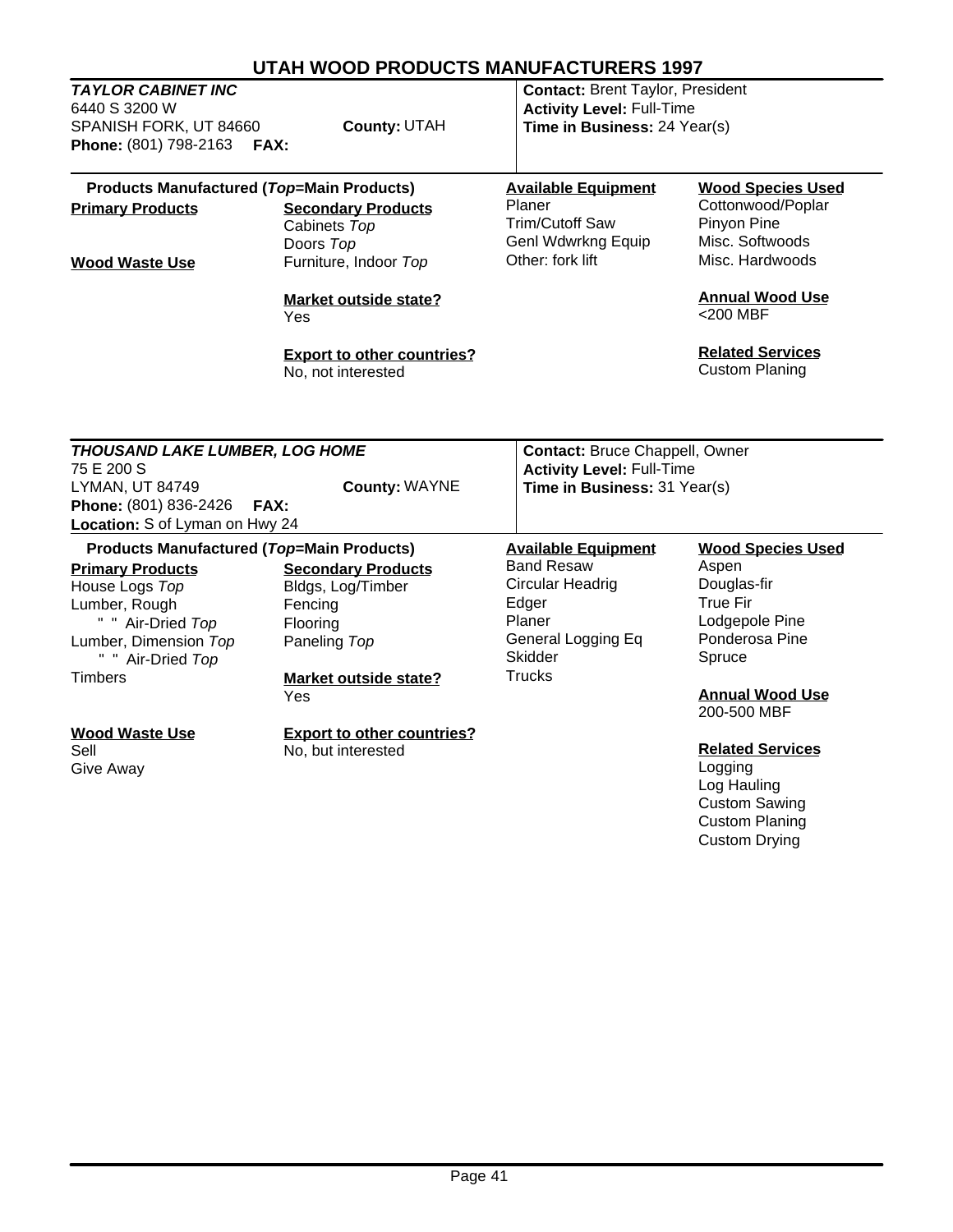# UTAH WOOD PRODUCTS MANUFACTURERS 1997

## *TAYLOR CABINET INC*

6440 S 3200 W
SPANISH FORK, UT 84660 **County:** UTAH
**Phone:** (801) 798-2163 **FAX:**

**Contact:** Brent Taylor, President
**Activity Level:** Full-Time
**Time in Business:** 24 Year(s)

**Products Manufactured (*Top*=Main Products)**

**Primary Products**

**Secondary Products**
Cabinets *Top*
Doors *Top*
Furniture, Indoor *Top*

**Wood Waste Use**

**Market outside state?**
Yes

**Export to other countries?**
No, not interested

**Available Equipment**
Planer
Trim/Cutoff Saw
Genl Wdwrkng Equip
Other: fork lift

**Wood Species Used**
Cottonwood/Poplar
Pinyon Pine
Misc. Softwoods
Misc. Hardwoods

**Annual Wood Use**
<200 MBF

**Related Services**
Custom Planing

---

## *THOUSAND LAKE LUMBER, LOG HOME*

75 E 200 S
LYMAN, UT 84749 **County:** WAYNE
**Phone:** (801) 836-2426 **FAX:**
**Location:** S of Lyman on Hwy 24

**Contact:** Bruce Chappell, Owner
**Activity Level:** Full-Time
**Time in Business:** 31 Year(s)

**Products Manufactured (*Top*=Main Products)**

**Primary Products**
House Logs *Top*
Lumber, Rough
" " Air-Dried *Top*
Lumber, Dimension *Top*
" " Air-Dried *Top*
Timbers

**Secondary Products**
Bldgs, Log/Timber
Fencing
Flooring
Paneling *Top*

**Wood Waste Use**
Sell
Give Away

**Market outside state?**
Yes

**Export to other countries?**
No, but interested

**Available Equipment**
Band Resaw
Circular Headrig
Edger
Planer
General Logging Eq
Skidder
Trucks

**Wood Species Used**
Aspen
Douglas-fir
True Fir
Lodgepole Pine
Ponderosa Pine
Spruce

**Annual Wood Use**
200-500 MBF

**Related Services**
Logging
Log Hauling
Custom Sawing
Custom Planing
Custom Drying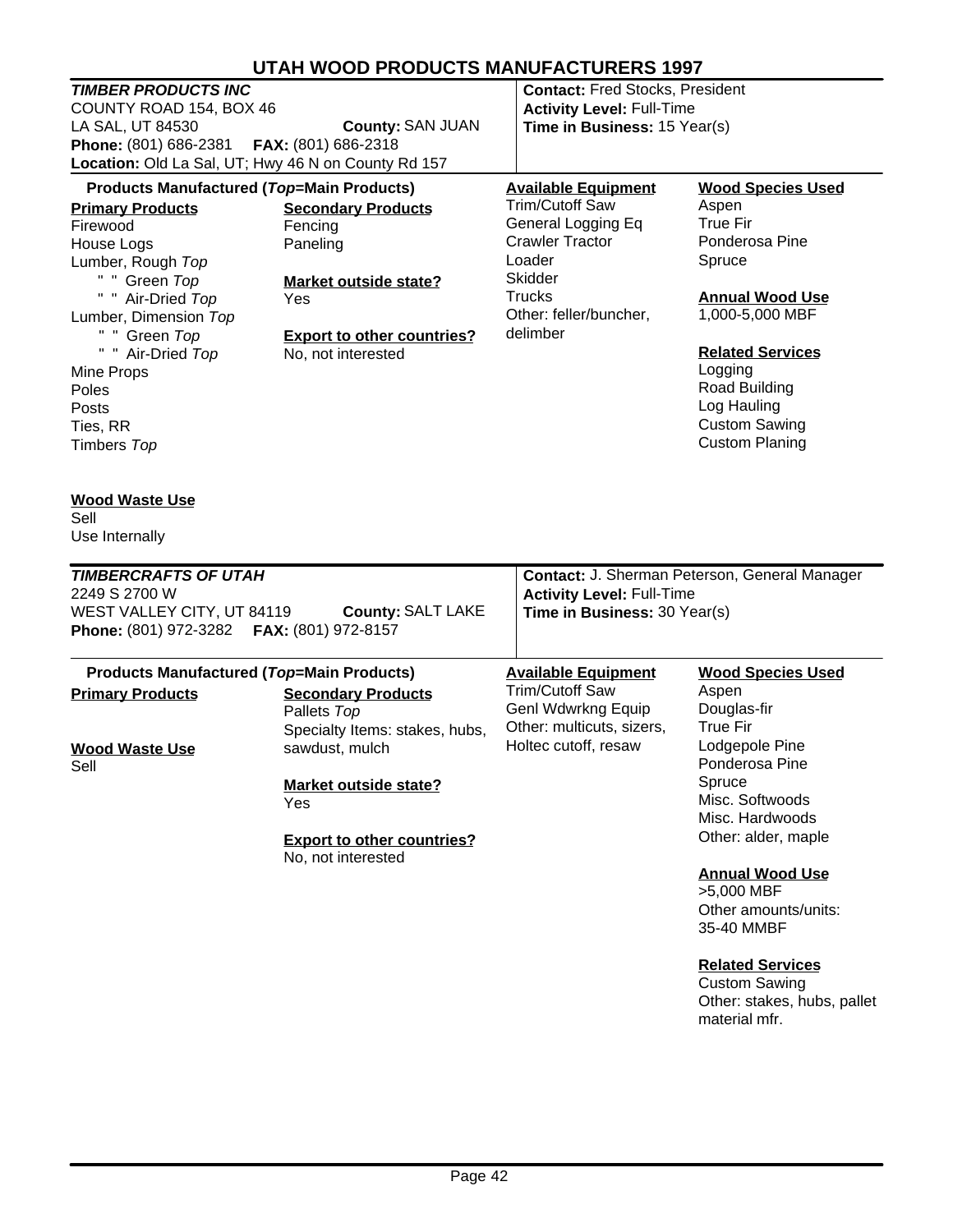# UTAH WOOD PRODUCTS MANUFACTURERS 1997

## *TIMBER PRODUCTS INC*

COUNTY ROAD 154, BOX 46
LA SAL, UT 84530 **County:** SAN JUAN
**Phone:** (801) 686-2381 **FAX:** (801) 686-2318
**Location:** Old La Sal, UT; Hwy 46 N on County Rd 157

**Contact:** Fred Stocks, President
**Activity Level:** Full-Time
**Time in Business:** 15 Year(s)

### Products Manufactured (*Top*=Main Products)

**Primary Products**
- Firewood
- House Logs
- Lumber, Rough *Top*
  - " " Green *Top*
  - " " Air-Dried *Top*
- Lumber, Dimension *Top*
  - " " Green *Top*
  - " " Air-Dried *Top*
- Mine Props
- Poles
- Posts
- Ties, RR
- Timbers *Top*

**Secondary Products**
- Fencing
- Paneling

**Market outside state?**
Yes

**Export to other countries?**
No, not interested

**Available Equipment**
- Trim/Cutoff Saw
- General Logging Eq
- Crawler Tractor
- Loader
- Skidder
- Trucks
- Other: feller/buncher, delimber

**Wood Species Used**
- Aspen
- True Fir
- Ponderosa Pine
- Spruce

**Annual Wood Use**
1,000-5,000 MBF

**Related Services**
- Logging
- Road Building
- Log Hauling
- Custom Sawing
- Custom Planing

**Wood Waste Use**
- Sell
- Use Internally

## *TIMBERCRAFTS OF UTAH*

2249 S 2700 W
WEST VALLEY CITY, UT 84119 **County:** SALT LAKE
**Phone:** (801) 972-3282 **FAX:** (801) 972-8157

**Contact:** J. Sherman Peterson, General Manager
**Activity Level:** Full-Time
**Time in Business:** 30 Year(s)

### Products Manufactured (*Top*=Main Products)

**Primary Products**

**Wood Waste Use**
Sell

**Secondary Products**
- Pallets *Top*
- Specialty Items: stakes, hubs, sawdust, mulch

**Market outside state?**
Yes

**Export to other countries?**
No, not interested

**Available Equipment**
- Trim/Cutoff Saw
- Genl Wdwrkng Equip
- Other: multicuts, sizers, Holtec cutoff, resaw

**Wood Species Used**
- Aspen
- Douglas-fir
- True Fir
- Lodgepole Pine
- Ponderosa Pine
- Spruce
- Misc. Softwoods
- Misc. Hardwoods
- Other: alder, maple

**Annual Wood Use**
>5,000 MBF
Other amounts/units: 35-40 MMBF

**Related Services**
- Custom Sawing
- Other: stakes, hubs, pallet material mfr.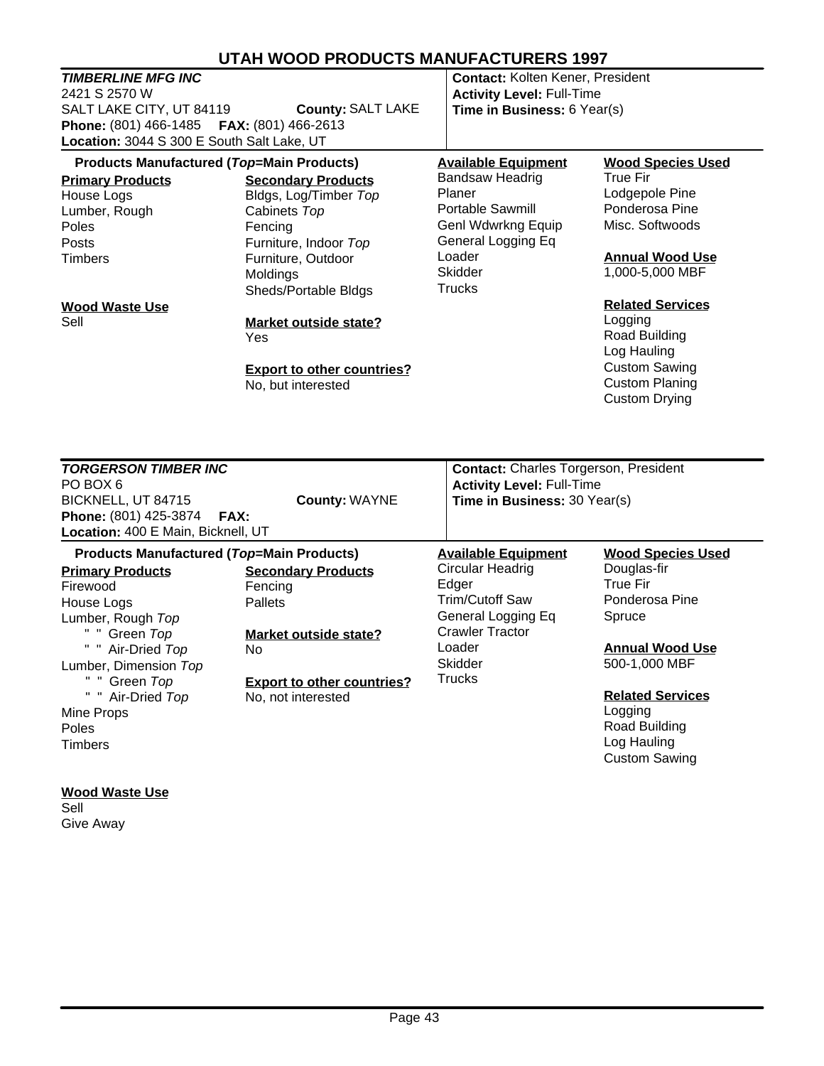# UTAH WOOD PRODUCTS MANUFACTURERS 1997

## *TIMBERLINE MFG INC*

2421 S 2570 W
SALT LAKE CITY, UT 84119 **County:** SALT LAKE
**Phone:** (801) 466-1485 **FAX:** (801) 466-2613
**Location:** 3044 S 300 E South Salt Lake, UT

**Contact:** Kolten Kener, President
**Activity Level:** Full-Time
**Time in Business:** 6 Year(s)

**Products Manufactured (*Top*=Main Products)**

**Primary Products**
- House Logs
- Lumber, Rough
- Poles
- Posts
- Timbers

**Secondary Products**
- Bldgs, Log/Timber *Top*
- Cabinets *Top*
- Fencing
- Furniture, Indoor *Top*
- Furniture, Outdoor
- Moldings
- Sheds/Portable Bldgs

**Wood Waste Use**
- Sell

**Market outside state?**
Yes

**Export to other countries?**
No, but interested

**Available Equipment**
- Bandsaw Headrig
- Planer
- Portable Sawmill
- Genl Wdwrkng Equip
- General Logging Eq
- Loader
- Skidder
- Trucks

**Wood Species Used**
- True Fir
- Lodgepole Pine
- Ponderosa Pine
- Misc. Softwoods

**Annual Wood Use**
1,000-5,000 MBF

**Related Services**
- Logging
- Road Building
- Log Hauling
- Custom Sawing
- Custom Planing
- Custom Drying

---

## *TORGERSON TIMBER INC*

PO BOX 6
BICKNELL, UT 84715 **County:** WAYNE
**Phone:** (801) 425-3874 **FAX:**
**Location:** 400 E Main, Bicknell, UT

**Contact:** Charles Torgerson, President
**Activity Level:** Full-Time
**Time in Business:** 30 Year(s)

**Products Manufactured (*Top*=Main Products)**

**Primary Products**
- Firewood
- House Logs
- Lumber, Rough *Top*
  - " " Green *Top*
  - " " Air-Dried *Top*
- Lumber, Dimension *Top*
  - " " Green *Top*
  - " " Air-Dried *Top*
- Mine Props
- Poles
- Timbers

**Secondary Products**
- Fencing
- Pallets

**Market outside state?**
No

**Export to other countries?**
No, not interested

**Wood Waste Use**
- Sell
- Give Away

**Available Equipment**
- Circular Headrig
- Edger
- Trim/Cutoff Saw
- General Logging Eq
- Crawler Tractor
- Loader
- Skidder
- Trucks

**Wood Species Used**
- Douglas-fir
- True Fir
- Ponderosa Pine
- Spruce

**Annual Wood Use**
500-1,000 MBF

**Related Services**
- Logging
- Road Building
- Log Hauling
- Custom Sawing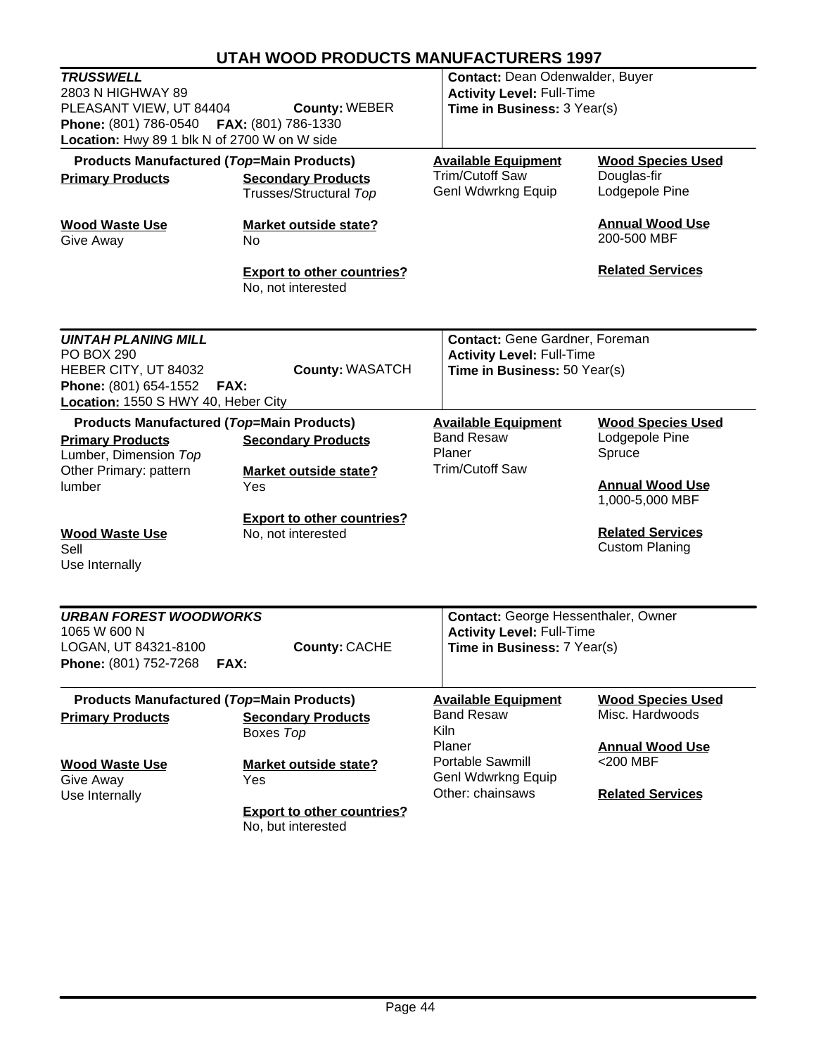## UTAH WOOD PRODUCTS MANUFACTURERS 1997

### *TRUSSWELL*

2803 N HIGHWAY 89
PLEASANT VIEW, UT 84404 **County:** WEBER
**Phone:** (801) 786-0540 **FAX:** (801) 786-1330
**Location:** Hwy 89 1 blk N of 2700 W on W side

**Contact:** Dean Odenwalder, Buyer
**Activity Level:** Full-Time
**Time in Business:** 3 Year(s)

**Products Manufactured (*Top*=Main Products)**

**Primary Products**

**Secondary Products**
Trusses/Structural *Top*

**Wood Waste Use**
Give Away

**Market outside state?**
No

**Export to other countries?**
No, not interested

**Available Equipment**
Trim/Cutoff Saw
Genl Wdwrkng Equip

**Wood Species Used**
Douglas-fir
Lodgepole Pine

**Annual Wood Use**
200-500 MBF

**Related Services**

---

### *UINTAH PLANING MILL*

PO BOX 290
HEBER CITY, UT 84032 **County:** WASATCH
**Phone:** (801) 654-1552 **FAX:**
**Location:** 1550 S HWY 40, Heber City

**Contact:** Gene Gardner, Foreman
**Activity Level:** Full-Time
**Time in Business:** 50 Year(s)

**Products Manufactured (*Top*=Main Products)**

**Primary Products**
Lumber, Dimension *Top*
Other Primary: pattern lumber

**Secondary Products**

**Wood Waste Use**
Sell
Use Internally

**Market outside state?**
Yes

**Export to other countries?**
No, not interested

**Available Equipment**
Band Resaw
Planer
Trim/Cutoff Saw

**Wood Species Used**
Lodgepole Pine
Spruce

**Annual Wood Use**
1,000-5,000 MBF

**Related Services**
Custom Planing

---

### *URBAN FOREST WOODWORKS*

1065 W 600 N
LOGAN, UT 84321-8100 **County:** CACHE
**Phone:** (801) 752-7268 **FAX:**

**Contact:** George Hessenthaler, Owner
**Activity Level:** Full-Time
**Time in Business:** 7 Year(s)

**Products Manufactured (*Top*=Main Products)**

**Primary Products**

**Secondary Products**
Boxes *Top*

**Wood Waste Use**
Give Away
Use Internally

**Market outside state?**
Yes

**Export to other countries?**
No, but interested

**Available Equipment**
Band Resaw
Kiln
Planer
Portable Sawmill
Genl Wdwrkng Equip
Other: chainsaws

**Wood Species Used**
Misc. Hardwoods

**Annual Wood Use**
<200 MBF

**Related Services**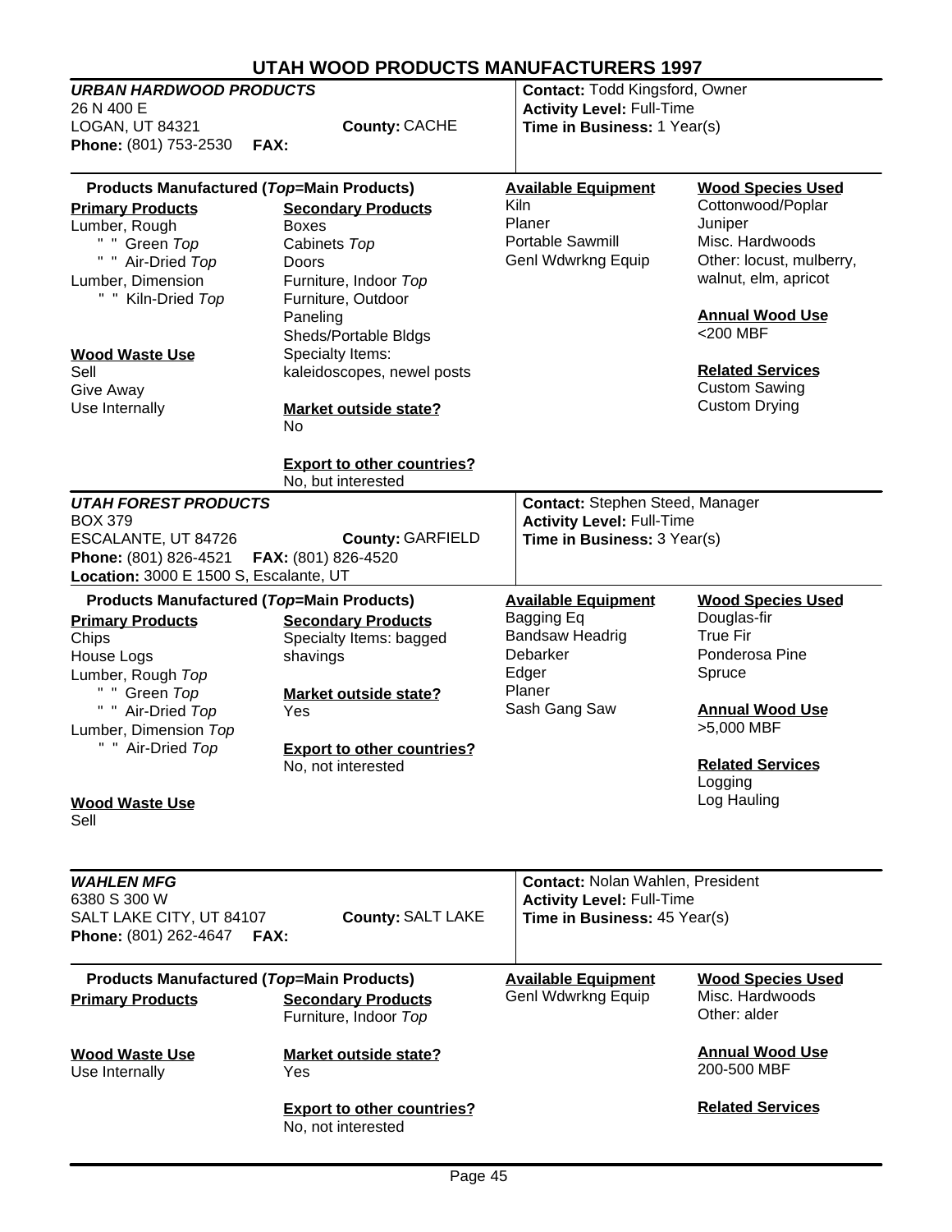# UTAH WOOD PRODUCTS MANUFACTURERS 1997

## *URBAN HARDWOOD PRODUCTS*

26 N 400 E
LOGAN, UT 84321 **County:** CACHE
**Phone:** (801) 753-2530 **FAX:**

**Contact:** Todd Kingsford, Owner
**Activity Level:** Full-Time
**Time in Business:** 1 Year(s)

**Products Manufactured (*Top*=Main Products)**

**Primary Products**
- Lumber, Rough
  - " " Green *Top*
  - " " Air-Dried *Top*
- Lumber, Dimension
  - " " Kiln-Dried *Top*

**Secondary Products**
- Boxes
- Cabinets *Top*
- Doors
- Furniture, Indoor *Top*
- Furniture, Outdoor
- Paneling
- Sheds/Portable Bldgs
- Specialty Items: kaleidoscopes, newel posts

**Wood Waste Use**
- Sell
- Give Away
- Use Internally

**Market outside state?**
No

**Export to other countries?**
No, but interested

**Available Equipment**
- Kiln
- Planer
- Portable Sawmill
- Genl Wdwrkng Equip

**Wood Species Used**
- Cottonwood/Poplar
- Juniper
- Misc. Hardwoods
- Other: locust, mulberry, walnut, elm, apricot

**Annual Wood Use**
<200 MBF

**Related Services**
- Custom Sawing
- Custom Drying

## *UTAH FOREST PRODUCTS*

BOX 379
ESCALANTE, UT 84726 **County:** GARFIELD
**Phone:** (801) 826-4521 **FAX:** (801) 826-4520
**Location:** 3000 E 1500 S, Escalante, UT

**Contact:** Stephen Steed, Manager
**Activity Level:** Full-Time
**Time in Business:** 3 Year(s)

**Products Manufactured (*Top*=Main Products)**

**Primary Products**
- Chips
- House Logs
- Lumber, Rough *Top*
  - " " Green *Top*
  - " " Air-Dried *Top*
- Lumber, Dimension *Top*
  - " " Air-Dried *Top*

**Secondary Products**
- Specialty Items: bagged shavings

**Wood Waste Use**
- Sell

**Market outside state?**
Yes

**Export to other countries?**
No, not interested

**Available Equipment**
- Bagging Eq
- Bandsaw Headrig
- Debarker
- Edger
- Planer
- Sash Gang Saw

**Wood Species Used**
- Douglas-fir
- True Fir
- Ponderosa Pine
- Spruce

**Annual Wood Use**
>5,000 MBF

**Related Services**
- Logging
- Log Hauling

## *WAHLEN MFG*

6380 S 300 W
SALT LAKE CITY, UT 84107 **County:** SALT LAKE
**Phone:** (801) 262-4647 **FAX:**

**Contact:** Nolan Wahlen, President
**Activity Level:** Full-Time
**Time in Business:** 45 Year(s)

**Products Manufactured (*Top*=Main Products)**

**Primary Products**

**Secondary Products**
- Furniture, Indoor *Top*

**Wood Waste Use**
- Use Internally

**Market outside state?**
Yes

**Export to other countries?**
No, not interested

**Available Equipment**
- Genl Wdwrkng Equip

**Wood Species Used**
- Misc. Hardwoods
- Other: alder

**Annual Wood Use**
200-500 MBF

**Related Services**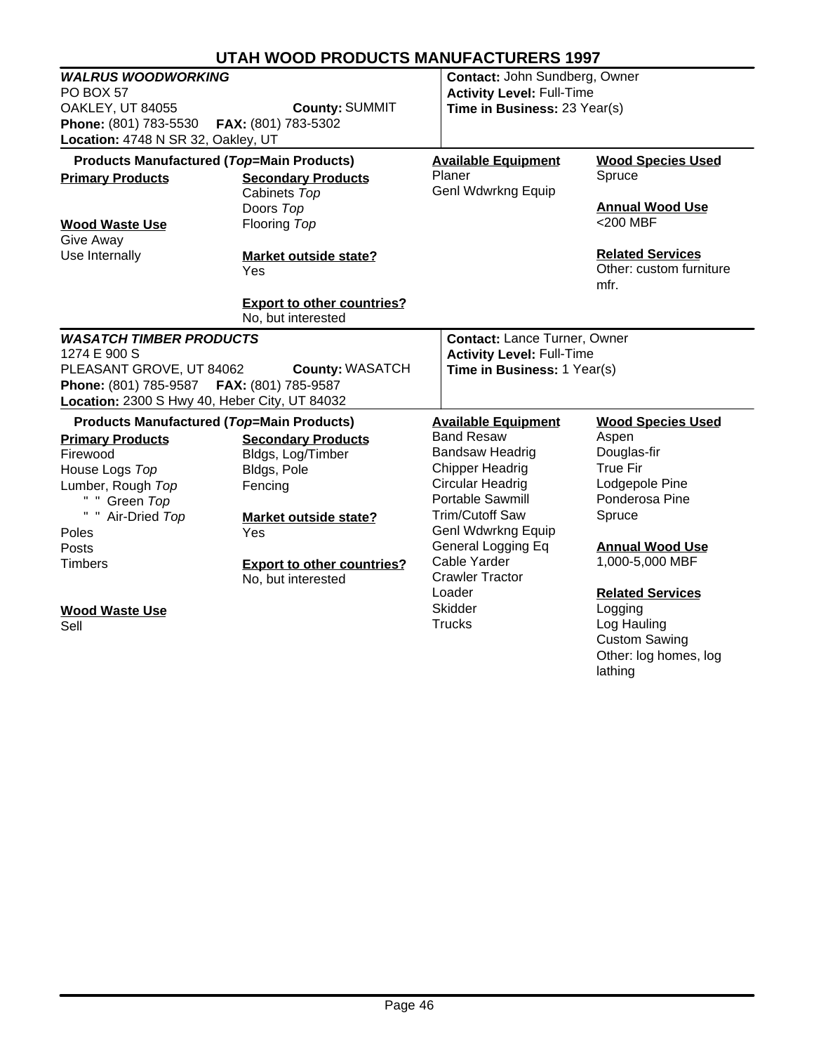# UTAH WOOD PRODUCTS MANUFACTURERS 1997

## *WALRUS WOODWORKING*

PO BOX 57
OAKLEY, UT 84055 **County:** SUMMIT
**Phone:** (801) 783-5530 **FAX:** (801) 783-5302
**Location:** 4748 N SR 32, Oakley, UT

**Contact:** John Sundberg, Owner
**Activity Level:** Full-Time
**Time in Business:** 23 Year(s)

**Products Manufactured (*Top*=Main Products)**

**Primary Products**

**Secondary Products**
- Cabinets *Top*
- Doors *Top*
- Flooring *Top*

**Wood Waste Use**
- Give Away
- Use Internally

**Market outside state?**
Yes

**Export to other countries?**
No, but interested

**Available Equipment**
- Planer
- Genl Wdwrkng Equip

**Wood Species Used**
- Spruce

**Annual Wood Use**
<200 MBF

**Related Services**
- Other: custom furniture mfr.

## *WASATCH TIMBER PRODUCTS*

1274 E 900 S
PLEASANT GROVE, UT 84062 **County:** WASATCH
**Phone:** (801) 785-9587 **FAX:** (801) 785-9587
**Location:** 2300 S Hwy 40, Heber City, UT 84032

**Contact:** Lance Turner, Owner
**Activity Level:** Full-Time
**Time in Business:** 1 Year(s)

**Products Manufactured (*Top*=Main Products)**

**Primary Products**
- Firewood
- House Logs *Top*
- Lumber, Rough *Top*
  - " " Green *Top*
  - " " Air-Dried *Top*
- Poles
- Posts
- Timbers

**Secondary Products**
- Bldgs, Log/Timber
- Bldgs, Pole
- Fencing

**Market outside state?**
Yes

**Export to other countries?**
No, but interested

**Wood Waste Use**
- Sell

**Available Equipment**
- Band Resaw
- Bandsaw Headrig
- Chipper Headrig
- Circular Headrig
- Portable Sawmill
- Trim/Cutoff Saw
- Genl Wdwrkng Equip
- General Logging Eq
- Cable Yarder
- Crawler Tractor
- Loader
- Skidder
- Trucks

**Wood Species Used**
- Aspen
- Douglas-fir
- True Fir
- Lodgepole Pine
- Ponderosa Pine
- Spruce

**Annual Wood Use**
1,000-5,000 MBF

**Related Services**
- Logging
- Log Hauling
- Custom Sawing
- Other: log homes, log lathing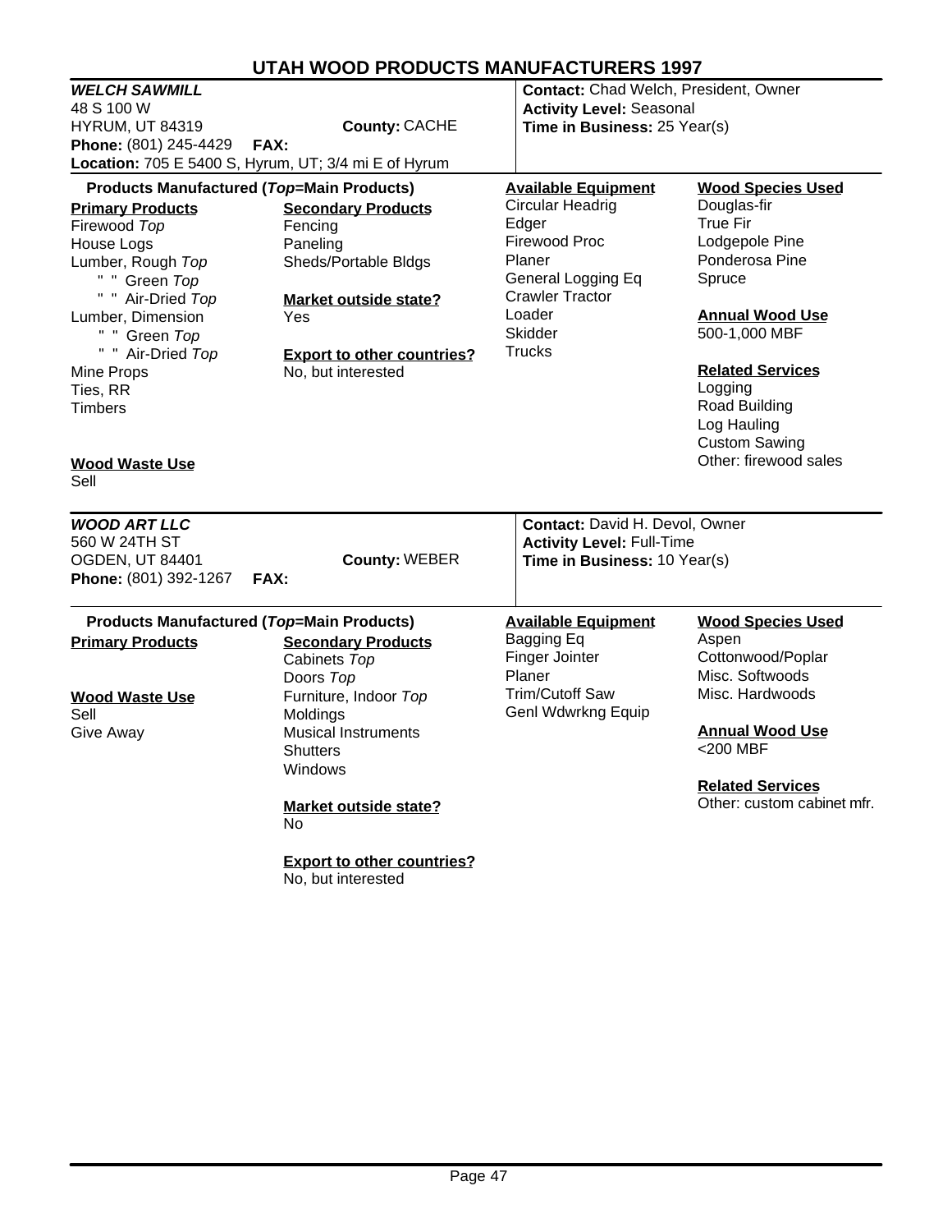# UTAH WOOD PRODUCTS MANUFACTURERS 1997

## *WELCH SAWMILL*

48 S 100 W
HYRUM, UT 84319 **County:** CACHE
**Phone:** (801) 245-4429 **FAX:**
**Location:** 705 E 5400 S, Hyrum, UT; 3/4 mi E of Hyrum

**Contact:** Chad Welch, President, Owner
**Activity Level:** Seasonal
**Time in Business:** 25 Year(s)

**Products Manufactured (*Top*=Main Products)**

**Primary Products**
- Firewood *Top*
- House Logs
- Lumber, Rough *Top*
  - " " Green *Top*
  - " " Air-Dried *Top*
- Lumber, Dimension
  - " " Green *Top*
  - " " Air-Dried *Top*
- Mine Props
- Ties, RR
- Timbers

**Secondary Products**
- Fencing
- Paneling
- Sheds/Portable Bldgs

**Market outside state?**
Yes

**Export to other countries?**
No, but interested

**Wood Waste Use**
Sell

**Available Equipment**
- Circular Headrig
- Edger
- Firewood Proc
- Planer
- General Logging Eq
- Crawler Tractor
- Loader
- Skidder
- Trucks

**Wood Species Used**
- Douglas-fir
- True Fir
- Lodgepole Pine
- Ponderosa Pine
- Spruce

**Annual Wood Use**
500-1,000 MBF

**Related Services**
- Logging
- Road Building
- Log Hauling
- Custom Sawing
- Other: firewood sales

---

## *WOOD ART LLC*

560 W 24TH ST
OGDEN, UT 84401 **County:** WEBER
**Phone:** (801) 392-1267 **FAX:**

**Contact:** David H. Devol, Owner
**Activity Level:** Full-Time
**Time in Business:** 10 Year(s)

**Products Manufactured (*Top*=Main Products)**

**Primary Products**

**Secondary Products**
- Cabinets *Top*
- Doors *Top*
- Furniture, Indoor *Top*
- Moldings
- Musical Instruments
- Shutters
- Windows

**Market outside state?**
No

**Export to other countries?**
No, but interested

**Wood Waste Use**
- Sell
- Give Away

**Available Equipment**
- Bagging Eq
- Finger Jointer
- Planer
- Trim/Cutoff Saw
- Genl Wdwrkng Equip

**Wood Species Used**
- Aspen
- Cottonwood/Poplar
- Misc. Softwoods
- Misc. Hardwoods

**Annual Wood Use**
<200 MBF

**Related Services**
Other: custom cabinet mfr.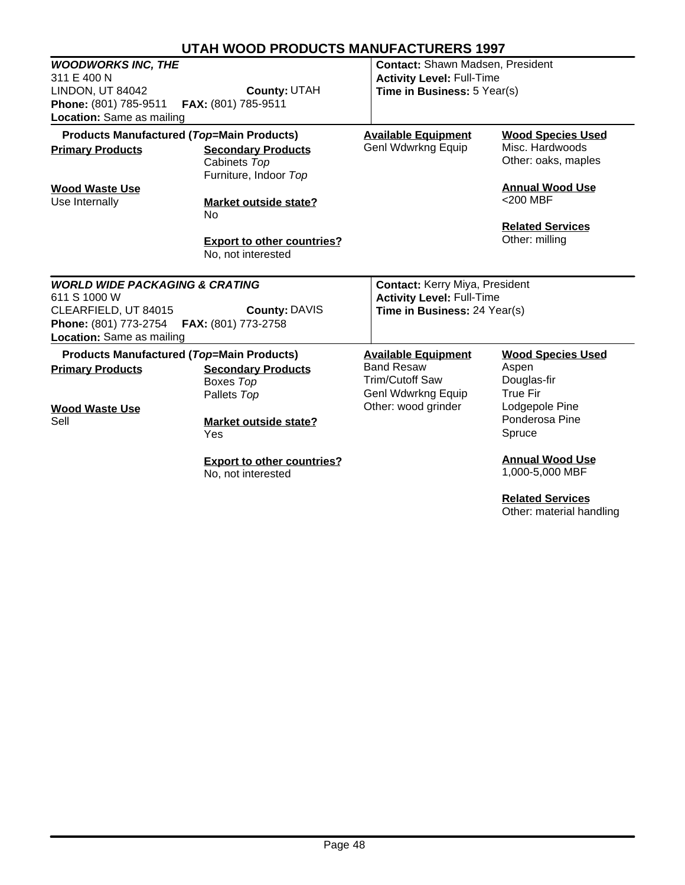# UTAH WOOD PRODUCTS MANUFACTURERS 1997

## *WOODWORKS INC, THE*

311 E 400 N
LINDON, UT 84042 **County:** UTAH
**Phone:** (801) 785-9511 **FAX:** (801) 785-9511
**Location:** Same as mailing

**Contact:** Shawn Madsen, President
**Activity Level:** Full-Time
**Time in Business:** 5 Year(s)

**Products Manufactured (*Top*=Main Products)**

**Primary Products**

**Secondary Products**
Cabinets *Top*
Furniture, Indoor *Top*

**Wood Waste Use**
Use Internally

**Market outside state?**
No

**Export to other countries?**
No, not interested

**Available Equipment**
Genl Wdwrkng Equip

**Wood Species Used**
Misc. Hardwoods
Other: oaks, maples

**Annual Wood Use**
<200 MBF

**Related Services**
Other: milling

## *WORLD WIDE PACKAGING & CRATING*

611 S 1000 W
CLEARFIELD, UT 84015 **County:** DAVIS
**Phone:** (801) 773-2754 **FAX:** (801) 773-2758
**Location:** Same as mailing

**Contact:** Kerry Miya, President
**Activity Level:** Full-Time
**Time in Business:** 24 Year(s)

**Products Manufactured (*Top*=Main Products)**

**Primary Products**

**Secondary Products**
Boxes *Top*
Pallets *Top*

**Wood Waste Use**
Sell

**Market outside state?**
Yes

**Export to other countries?**
No, not interested

**Available Equipment**
Band Resaw
Trim/Cutoff Saw
Genl Wdwrkng Equip
Other: wood grinder

**Wood Species Used**
Aspen
Douglas-fir
True Fir
Lodgepole Pine
Ponderosa Pine
Spruce

**Annual Wood Use**
1,000-5,000 MBF

**Related Services**
Other: material handling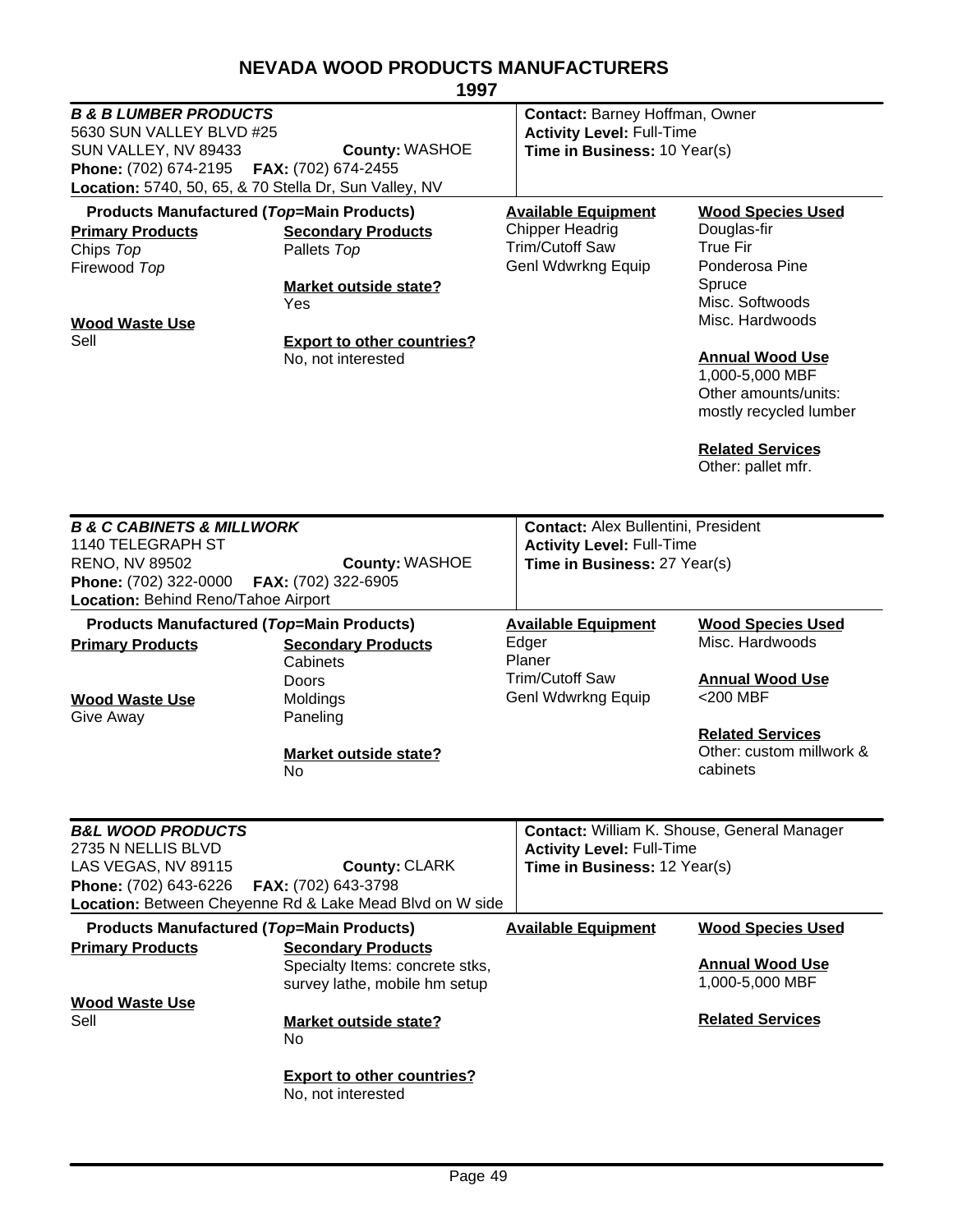# NEVADA WOOD PRODUCTS MANUFACTURERS

## 1997

---

### *B & B LUMBER PRODUCTS*

5630 SUN VALLEY BLVD #25
SUN VALLEY, NV 89433 **County:** WASHOE
**Phone:** (702) 674-2195 **FAX:** (702) 674-2455
**Location:** 5740, 50, 65, & 70 Stella Dr, Sun Valley, NV

**Contact:** Barney Hoffman, Owner
**Activity Level:** Full-Time
**Time in Business:** 10 Year(s)

**Products Manufactured (*Top*=Main Products)**

**Primary Products**
Chips *Top*
Firewood *Top*

**Secondary Products**
Pallets *Top*

**Wood Waste Use**
Sell

**Market outside state?**
Yes

**Export to other countries?**
No, not interested

**Available Equipment**
Chipper Headrig
Trim/Cutoff Saw
Genl Wdwrkng Equip

**Wood Species Used**
Douglas-fir
True Fir
Ponderosa Pine
Spruce
Misc. Softwoods
Misc. Hardwoods

**Annual Wood Use**
1,000-5,000 MBF
Other amounts/units: mostly recycled lumber

**Related Services**
Other: pallet mfr.

---

### *B & C CABINETS & MILLWORK*

1140 TELEGRAPH ST
RENO, NV 89502 **County:** WASHOE
**Phone:** (702) 322-0000 **FAX:** (702) 322-6905
**Location:** Behind Reno/Tahoe Airport

**Contact:** Alex Bullentini, President
**Activity Level:** Full-Time
**Time in Business:** 27 Year(s)

**Products Manufactured (*Top*=Main Products)**

**Primary Products**

**Secondary Products**
Cabinets
Doors
Moldings
Paneling

**Wood Waste Use**
Give Away

**Market outside state?**
No

**Available Equipment**
Edger
Planer
Trim/Cutoff Saw
Genl Wdwrkng Equip

**Wood Species Used**
Misc. Hardwoods

**Annual Wood Use**
<200 MBF

**Related Services**
Other: custom millwork & cabinets

---

### *B&L WOOD PRODUCTS*

2735 N NELLIS BLVD
LAS VEGAS, NV 89115 **County:** CLARK
**Phone:** (702) 643-6226 **FAX:** (702) 643-3798
**Location:** Between Cheyenne Rd & Lake Mead Blvd on W side

**Contact:** William K. Shouse, General Manager
**Activity Level:** Full-Time
**Time in Business:** 12 Year(s)

**Products Manufactured (*Top*=Main Products)**

**Primary Products**

**Secondary Products**
Specialty Items: concrete stks, survey lathe, mobile hm setup

**Wood Waste Use**
Sell

**Market outside state?**
No

**Export to other countries?**
No, not interested

**Available Equipment**

**Wood Species Used**

**Annual Wood Use**
1,000-5,000 MBF

**Related Services**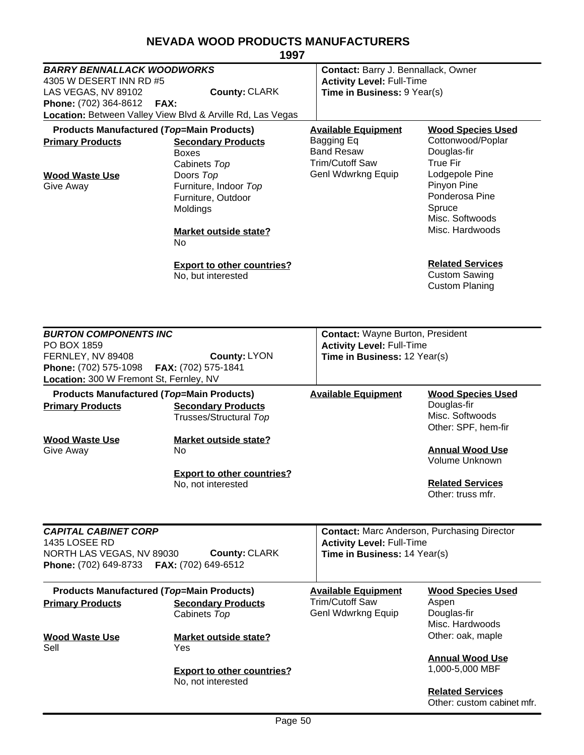# NEVADA WOOD PRODUCTS MANUFACTURERS

## 1997

---

### *BARRY BENNALLACK WOODWORKS*

4305 W DESERT INN RD #5
LAS VEGAS, NV 89102 **County:** CLARK
**Phone:** (702) 364-8612 **FAX:**
**Location:** Between Valley View Blvd & Arville Rd, Las Vegas

**Contact:** Barry J. Bennallack, Owner
**Activity Level:** Full-Time
**Time in Business:** 9 Year(s)

**Products Manufactured (*Top*=Main Products)**

**Primary Products**

**Secondary Products**
- Boxes
- Cabinets *Top*
- Doors *Top*
- Furniture, Indoor *Top*
- Furniture, Outdoor
- Moldings

**Wood Waste Use**
Give Away

**Market outside state?**
No

**Export to other countries?**
No, but interested

**Available Equipment**
- Bagging Eq
- Band Resaw
- Trim/Cutoff Saw
- Genl Wdwrkng Equip

**Wood Species Used**
- Cottonwood/Poplar
- Douglas-fir
- True Fir
- Lodgepole Pine
- Pinyon Pine
- Ponderosa Pine
- Spruce
- Misc. Softwoods
- Misc. Hardwoods

**Related Services**
- Custom Sawing
- Custom Planing

---

### *BURTON COMPONENTS INC*

PO BOX 1859
FERNLEY, NV 89408 **County:** LYON
**Phone:** (702) 575-1098 **FAX:** (702) 575-1841
**Location:** 300 W Fremont St, Fernley, NV

**Contact:** Wayne Burton, President
**Activity Level:** Full-Time
**Time in Business:** 12 Year(s)

**Products Manufactured (*Top*=Main Products)**

**Primary Products**

**Secondary Products**
- Trusses/Structural *Top*

**Wood Waste Use**
Give Away

**Market outside state?**
No

**Export to other countries?**
No, not interested

**Available Equipment**

**Wood Species Used**
- Douglas-fir
- Misc. Softwoods
- Other: SPF, hem-fir

**Annual Wood Use**
Volume Unknown

**Related Services**
Other: truss mfr.

---

### *CAPITAL CABINET CORP*

1435 LOSEE RD
NORTH LAS VEGAS, NV 89030 **County:** CLARK
**Phone:** (702) 649-8733 **FAX:** (702) 649-6512

**Contact:** Marc Anderson, Purchasing Director
**Activity Level:** Full-Time
**Time in Business:** 14 Year(s)

**Products Manufactured (*Top*=Main Products)**

**Primary Products**

**Secondary Products**
- Cabinets *Top*

**Wood Waste Use**
Sell

**Market outside state?**
Yes

**Export to other countries?**
No, not interested

**Available Equipment**
- Trim/Cutoff Saw
- Genl Wdwrkng Equip

**Wood Species Used**
- Aspen
- Douglas-fir
- Misc. Hardwoods
- Other: oak, maple

**Annual Wood Use**
1,000-5,000 MBF

**Related Services**
Other: custom cabinet mfr.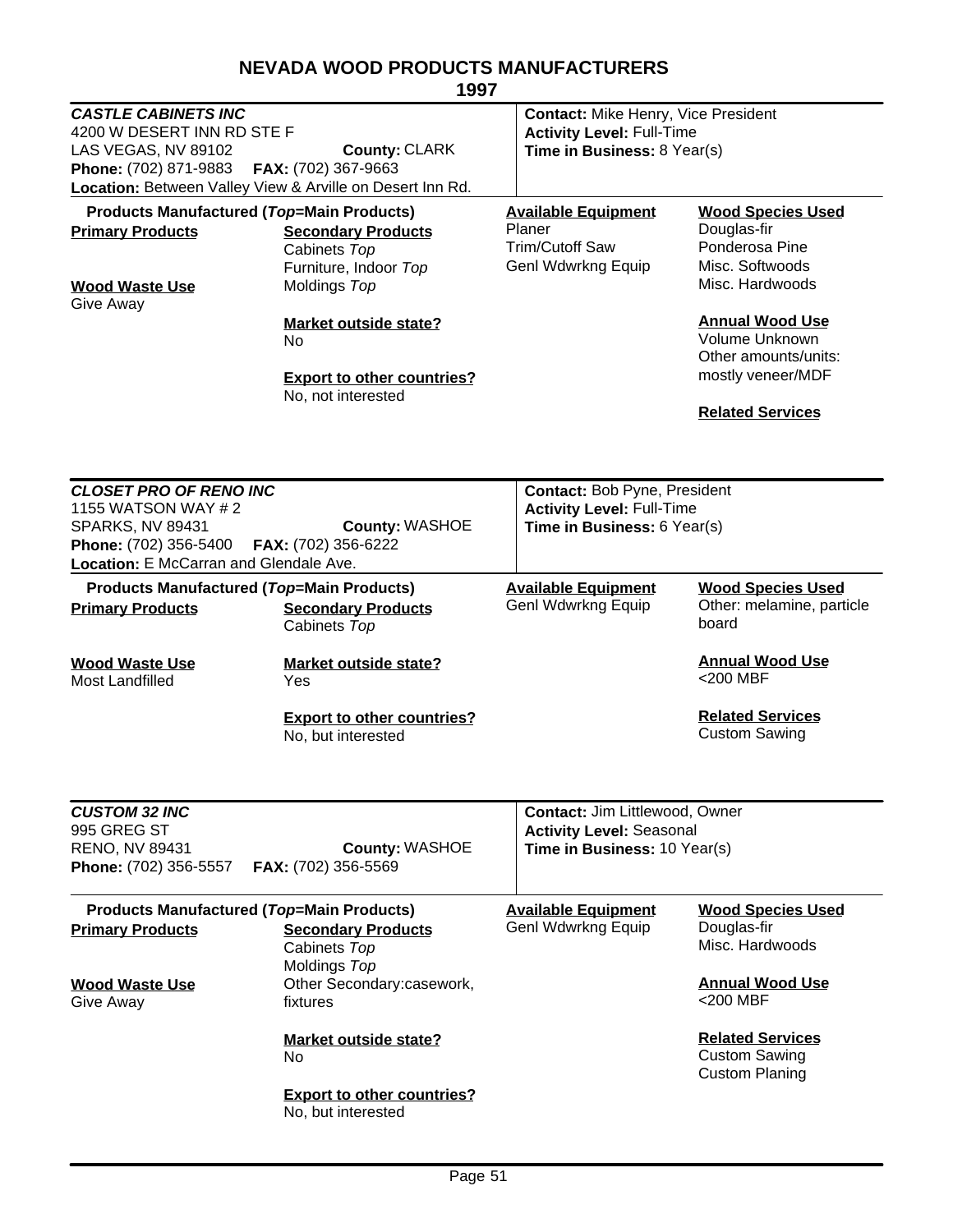# NEVADA WOOD PRODUCTS MANUFACTURERS

## 1997

---

### *CASTLE CABINETS INC*

4200 W DESERT INN RD STE F
LAS VEGAS, NV 89102 **County:** CLARK
**Phone:** (702) 871-9883 **FAX:** (702) 367-9663
**Location:** Between Valley View & Arville on Desert Inn Rd.

**Contact:** Mike Henry, Vice President
**Activity Level:** Full-Time
**Time in Business:** 8 Year(s)

**Products Manufactured (*Top*=Main Products)**

**Primary Products**

**Secondary Products**
Cabinets *Top*
Furniture, Indoor *Top*
Moldings *Top*

**Wood Waste Use**
Give Away

**Market outside state?**
No

**Export to other countries?**
No, not interested

**Available Equipment**
Planer
Trim/Cutoff Saw
Genl Wdwrkng Equip

**Wood Species Used**
Douglas-fir
Ponderosa Pine
Misc. Softwoods
Misc. Hardwoods

**Annual Wood Use**
Volume Unknown
Other amounts/units: mostly veneer/MDF

**Related Services**

---

### *CLOSET PRO OF RENO INC*

1155 WATSON WAY # 2
SPARKS, NV 89431 **County:** WASHOE
**Phone:** (702) 356-5400 **FAX:** (702) 356-6222
**Location:** E McCarran and Glendale Ave.

**Contact:** Bob Pyne, President
**Activity Level:** Full-Time
**Time in Business:** 6 Year(s)

**Products Manufactured (*Top*=Main Products)**

**Primary Products**

**Secondary Products**
Cabinets *Top*

**Wood Waste Use**
Most Landfilled

**Market outside state?**
Yes

**Export to other countries?**
No, but interested

**Available Equipment**
Genl Wdwrkng Equip

**Wood Species Used**
Other: melamine, particle board

**Annual Wood Use**
<200 MBF

**Related Services**
Custom Sawing

---

### *CUSTOM 32 INC*

995 GREG ST
RENO, NV 89431 **County:** WASHOE
**Phone:** (702) 356-5557 **FAX:** (702) 356-5569

**Contact:** Jim Littlewood, Owner
**Activity Level:** Seasonal
**Time in Business:** 10 Year(s)

**Products Manufactured (*Top*=Main Products)**

**Primary Products**

**Secondary Products**
Cabinets *Top*
Moldings *Top*
Other Secondary:casework, fixtures

**Wood Waste Use**
Give Away

**Market outside state?**
No

**Export to other countries?**
No, but interested

**Available Equipment**
Genl Wdwrkng Equip

**Wood Species Used**
Douglas-fir
Misc. Hardwoods

**Annual Wood Use**
<200 MBF

**Related Services**
Custom Sawing
Custom Planing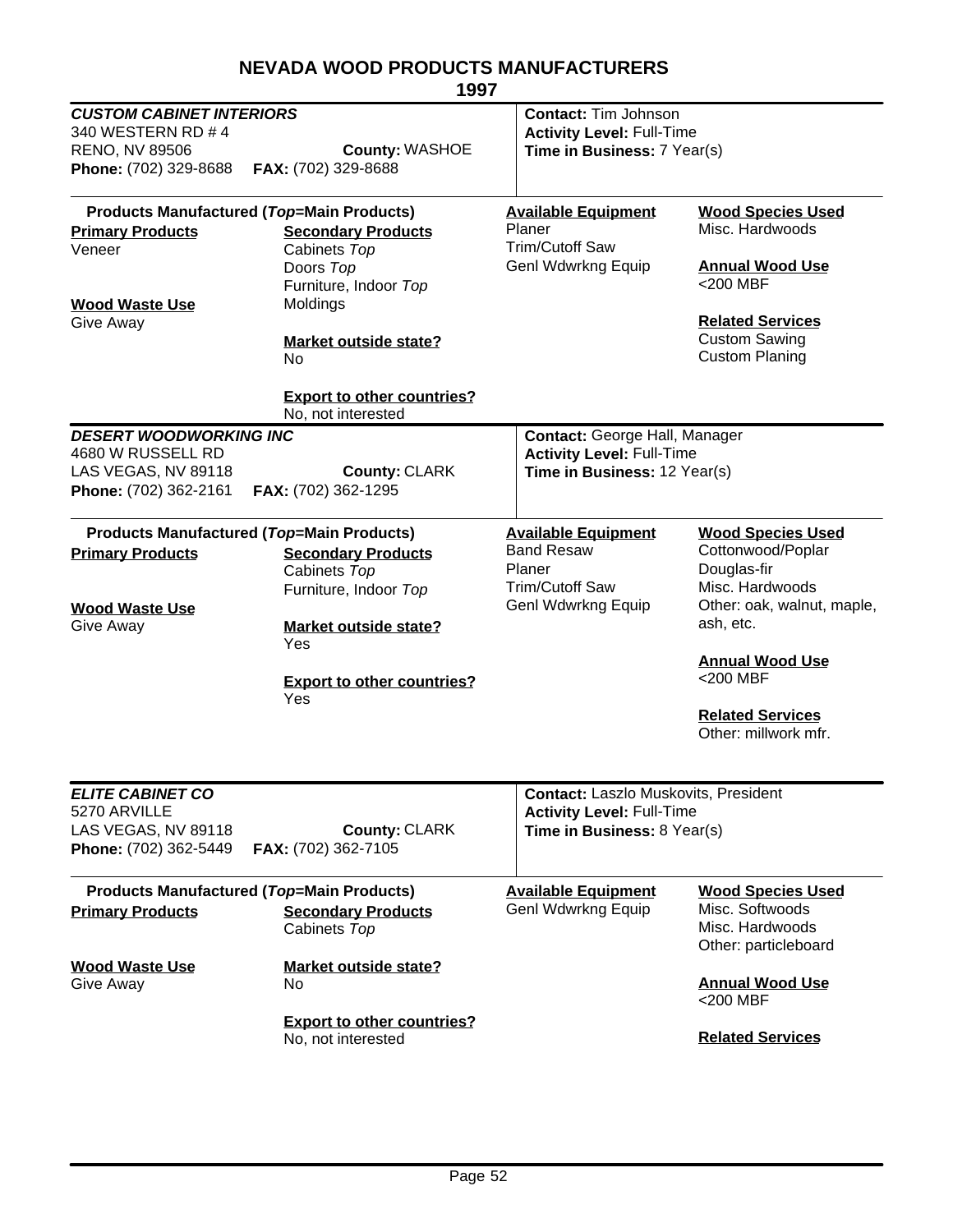# NEVADA WOOD PRODUCTS MANUFACTURERS

## 1997

---

### *CUSTOM CABINET INTERIORS*

340 WESTERN RD # 4
RENO, NV 89506 **County:** WASHOE
**Phone:** (702) 329-8688 **FAX:** (702) 329-8688

**Contact:** Tim Johnson
**Activity Level:** Full-Time
**Time in Business:** 7 Year(s)

**Products Manufactured (*Top*=Main Products)**

**Primary Products**
Veneer

**Secondary Products**
Cabinets *Top*
Doors *Top*
Furniture, Indoor *Top*
Moldings

**Wood Waste Use**
Give Away

**Market outside state?**
No

**Export to other countries?**
No, not interested

**Available Equipment**
Planer
Trim/Cutoff Saw
Genl Wdwrkng Equip

**Wood Species Used**
Misc. Hardwoods

**Annual Wood Use**
<200 MBF

**Related Services**
Custom Sawing
Custom Planing

---

### *DESERT WOODWORKING INC*

4680 W RUSSELL RD
LAS VEGAS, NV 89118 **County:** CLARK
**Phone:** (702) 362-2161 **FAX:** (702) 362-1295

**Contact:** George Hall, Manager
**Activity Level:** Full-Time
**Time in Business:** 12 Year(s)

**Products Manufactured (*Top*=Main Products)**

**Primary Products**

**Secondary Products**
Cabinets *Top*
Furniture, Indoor *Top*

**Wood Waste Use**
Give Away

**Market outside state?**
Yes

**Export to other countries?**
Yes

**Available Equipment**
Band Resaw
Planer
Trim/Cutoff Saw
Genl Wdwrkng Equip

**Wood Species Used**
Cottonwood/Poplar
Douglas-fir
Misc. Hardwoods
Other: oak, walnut, maple, ash, etc.

**Annual Wood Use**
<200 MBF

**Related Services**
Other: millwork mfr.

---

### *ELITE CABINET CO*

5270 ARVILLE
LAS VEGAS, NV 89118 **County:** CLARK
**Phone:** (702) 362-5449 **FAX:** (702) 362-7105

**Contact:** Laszlo Muskovits, President
**Activity Level:** Full-Time
**Time in Business:** 8 Year(s)

**Products Manufactured (*Top*=Main Products)**

**Primary Products**

**Secondary Products**
Cabinets *Top*

**Wood Waste Use**
Give Away

**Market outside state?**
No

**Export to other countries?**
No, not interested

**Available Equipment**
Genl Wdwrkng Equip

**Wood Species Used**
Misc. Softwoods
Misc. Hardwoods
Other: particleboard

**Annual Wood Use**
<200 MBF

**Related Services**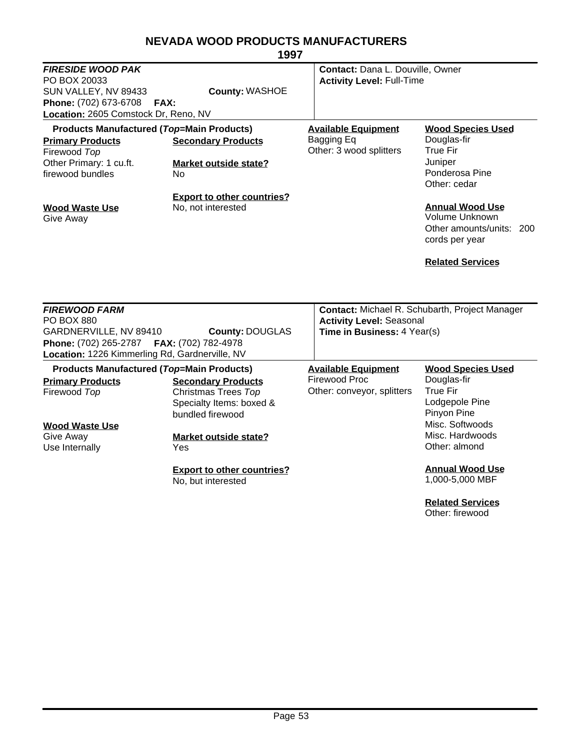# NEVADA WOOD PRODUCTS MANUFACTURERS

## 1997

***FIRESIDE WOOD PAK***
PO BOX 20033
SUN VALLEY, NV 89433 **County:** WASHOE
**Phone:** (702) 673-6708 **FAX:**
**Location:** 2605 Comstock Dr, Reno, NV

**Contact:** Dana L. Douville, Owner
**Activity Level:** Full-Time

**Products Manufactured (*Top*=Main Products)**

**Primary Products**
Firewood *Top*
Other Primary: 1 cu.ft. firewood bundles

**Secondary Products**

**Market outside state?**
No

**Export to other countries?**
No, not interested

**Wood Waste Use**
Give Away

**Available Equipment**
Bagging Eq
Other: 3 wood splitters

**Wood Species Used**
Douglas-fir
True Fir
Juniper
Ponderosa Pine
Other: cedar

**Annual Wood Use**
Volume Unknown
Other amounts/units: 200 cords per year

**Related Services**

---

***FIREWOOD FARM***
PO BOX 880
GARDNERVILLE, NV 89410 **County:** DOUGLAS
**Phone:** (702) 265-2787 **FAX:** (702) 782-4978
**Location:** 1226 Kimmerling Rd, Gardnerville, NV

**Contact:** Michael R. Schubarth, Project Manager
**Activity Level:** Seasonal
**Time in Business:** 4 Year(s)

**Products Manufactured (*Top*=Main Products)**

**Primary Products**
Firewood *Top*

**Secondary Products**
Christmas Trees *Top*
Specialty Items: boxed & bundled firewood

**Wood Waste Use**
Give Away
Use Internally

**Market outside state?**
Yes

**Export to other countries?**
No, but interested

**Available Equipment**
Firewood Proc
Other: conveyor, splitters

**Wood Species Used**
Douglas-fir
True Fir
Lodgepole Pine
Pinyon Pine
Misc. Softwoods
Misc. Hardwoods
Other: almond

**Annual Wood Use**
1,000-5,000 MBF

**Related Services**
Other: firewood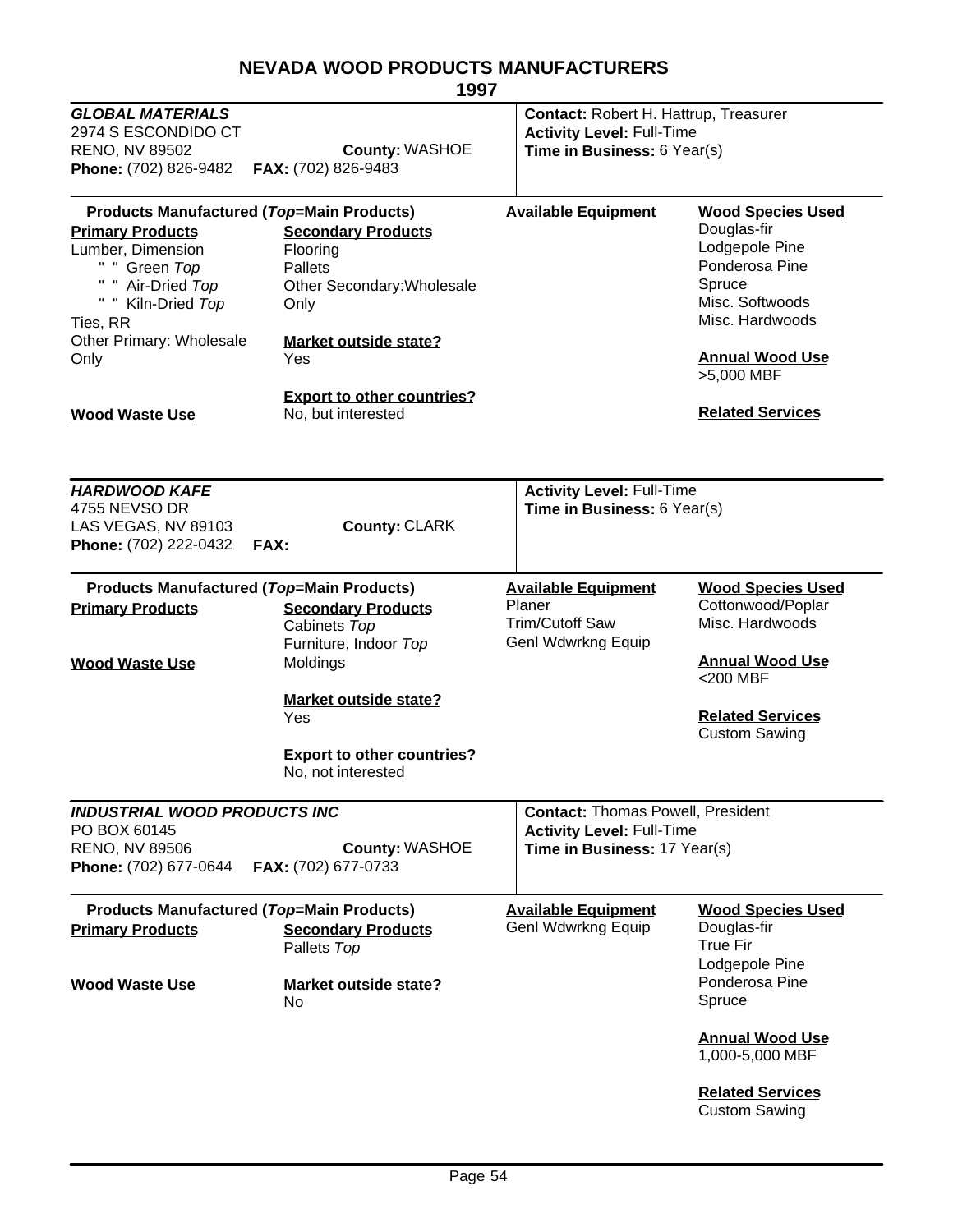# NEVADA WOOD PRODUCTS MANUFACTURERS

## 1997

### *GLOBAL MATERIALS*

2974 S ESCONDIDO CT
RENO, NV 89502 **County:** WASHOE
**Phone:** (702) 826-9482 **FAX:** (702) 826-9483

**Contact:** Robert H. Hattrup, Treasurer
**Activity Level:** Full-Time
**Time in Business:** 6 Year(s)

**Products Manufactured (*Top*=Main Products)**

**Primary Products**
- Lumber, Dimension
- " " Green *Top*
- " " Air-Dried *Top*
- " " Kiln-Dried *Top*
- Ties, RR
- Other Primary: Wholesale Only

**Secondary Products**
- Flooring
- Pallets
- Other Secondary:Wholesale Only

**Market outside state?**
Yes

**Export to other countries?**
No, but interested

**Wood Waste Use**

**Available Equipment**

**Wood Species Used**
- Douglas-fir
- Lodgepole Pine
- Ponderosa Pine
- Spruce
- Misc. Softwoods
- Misc. Hardwoods

**Annual Wood Use**
>5,000 MBF

**Related Services**

---

### *HARDWOOD KAFE*

4755 NEVSO DR
LAS VEGAS, NV 89103 **County:** CLARK
**Phone:** (702) 222-0432 **FAX:**

**Activity Level:** Full-Time
**Time in Business:** 6 Year(s)

**Products Manufactured (*Top*=Main Products)**

**Primary Products**

**Secondary Products**
- Cabinets *Top*
- Furniture, Indoor *Top*
- Moldings

**Wood Waste Use**

**Market outside state?**
Yes

**Export to other countries?**
No, not interested

**Available Equipment**
- Planer
- Trim/Cutoff Saw
- Genl Wdwrkng Equip

**Wood Species Used**
- Cottonwood/Poplar
- Misc. Hardwoods

**Annual Wood Use**
<200 MBF

**Related Services**
Custom Sawing

---

### *INDUSTRIAL WOOD PRODUCTS INC*

PO BOX 60145
RENO, NV 89506 **County:** WASHOE
**Phone:** (702) 677-0644 **FAX:** (702) 677-0733

**Contact:** Thomas Powell, President
**Activity Level:** Full-Time
**Time in Business:** 17 Year(s)

**Products Manufactured (*Top*=Main Products)**

**Primary Products**

**Secondary Products**
- Pallets *Top*

**Wood Waste Use**

**Market outside state?**
No

**Available Equipment**
- Genl Wdwrkng Equip

**Wood Species Used**
- Douglas-fir
- True Fir
- Lodgepole Pine
- Ponderosa Pine
- Spruce

**Annual Wood Use**
1,000-5,000 MBF

**Related Services**
Custom Sawing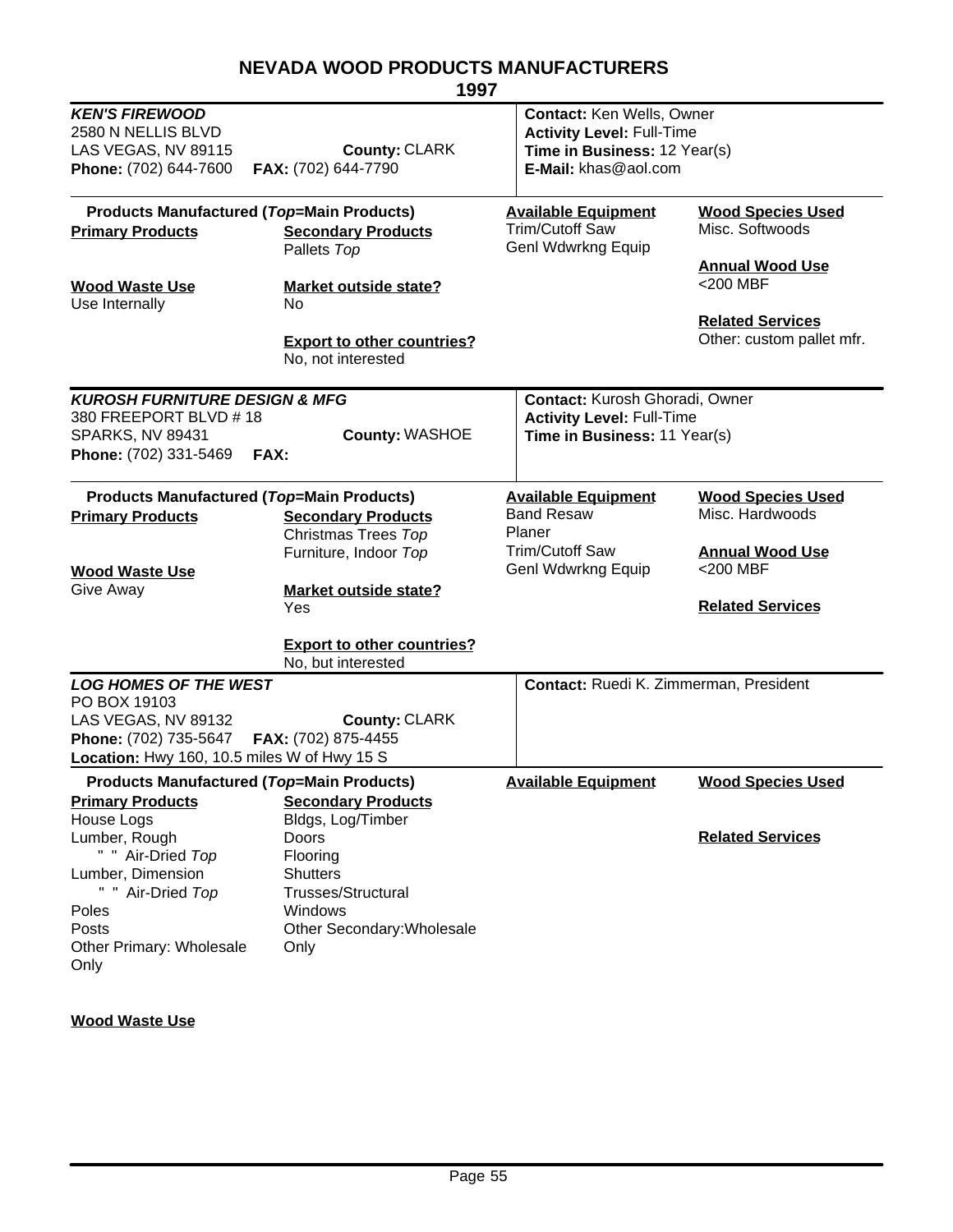# NEVADA WOOD PRODUCTS MANUFACTURERS

## 1997

---

### *KEN'S FIREWOOD*

2580 N NELLIS BLVD
LAS VEGAS, NV 89115 **County:** CLARK
**Phone:** (702) 644-7600 **FAX:** (702) 644-7790

**Contact:** Ken Wells, Owner
**Activity Level:** Full-Time
**Time in Business:** 12 Year(s)
**E-Mail:** khas@aol.com

**Products Manufactured (*Top*=Main Products)**

**Primary Products**

**Secondary Products**
Pallets *Top*

**Wood Waste Use**
Use Internally

**Market outside state?**
No

**Export to other countries?**
No, not interested

**Available Equipment**
Trim/Cutoff Saw
Genl Wdwrkng Equip

**Wood Species Used**
Misc. Softwoods

**Annual Wood Use**
<200 MBF

**Related Services**
Other: custom pallet mfr.

---

### *KUROSH FURNITURE DESIGN & MFG*

380 FREEPORT BLVD # 18
SPARKS, NV 89431 **County:** WASHOE
**Phone:** (702) 331-5469 **FAX:**

**Contact:** Kurosh Ghoradi, Owner
**Activity Level:** Full-Time
**Time in Business:** 11 Year(s)

**Products Manufactured (*Top*=Main Products)**

**Primary Products**

**Secondary Products**
Christmas Trees *Top*
Furniture, Indoor *Top*

**Wood Waste Use**
Give Away

**Market outside state?**
Yes

**Export to other countries?**
No, but interested

**Available Equipment**
Band Resaw
Planer
Trim/Cutoff Saw
Genl Wdwrkng Equip

**Wood Species Used**
Misc. Hardwoods

**Annual Wood Use**
<200 MBF

**Related Services**

---

### *LOG HOMES OF THE WEST*

PO BOX 19103
LAS VEGAS, NV 89132 **County:** CLARK
**Phone:** (702) 735-5647 **FAX:** (702) 875-4455
**Location:** Hwy 160, 10.5 miles W of Hwy 15 S

**Contact:** Ruedi K. Zimmerman, President

**Products Manufactured (*Top*=Main Products)**

**Primary Products**
House Logs
Lumber, Rough
" " Air-Dried *Top*
Lumber, Dimension
" " Air-Dried *Top*
Poles
Posts
Other Primary: Wholesale Only

**Secondary Products**
Bldgs, Log/Timber
Doors
Flooring
Shutters
Trusses/Structural
Windows
Other Secondary:Wholesale Only

**Available Equipment**

**Wood Species Used**

**Related Services**

**Wood Waste Use**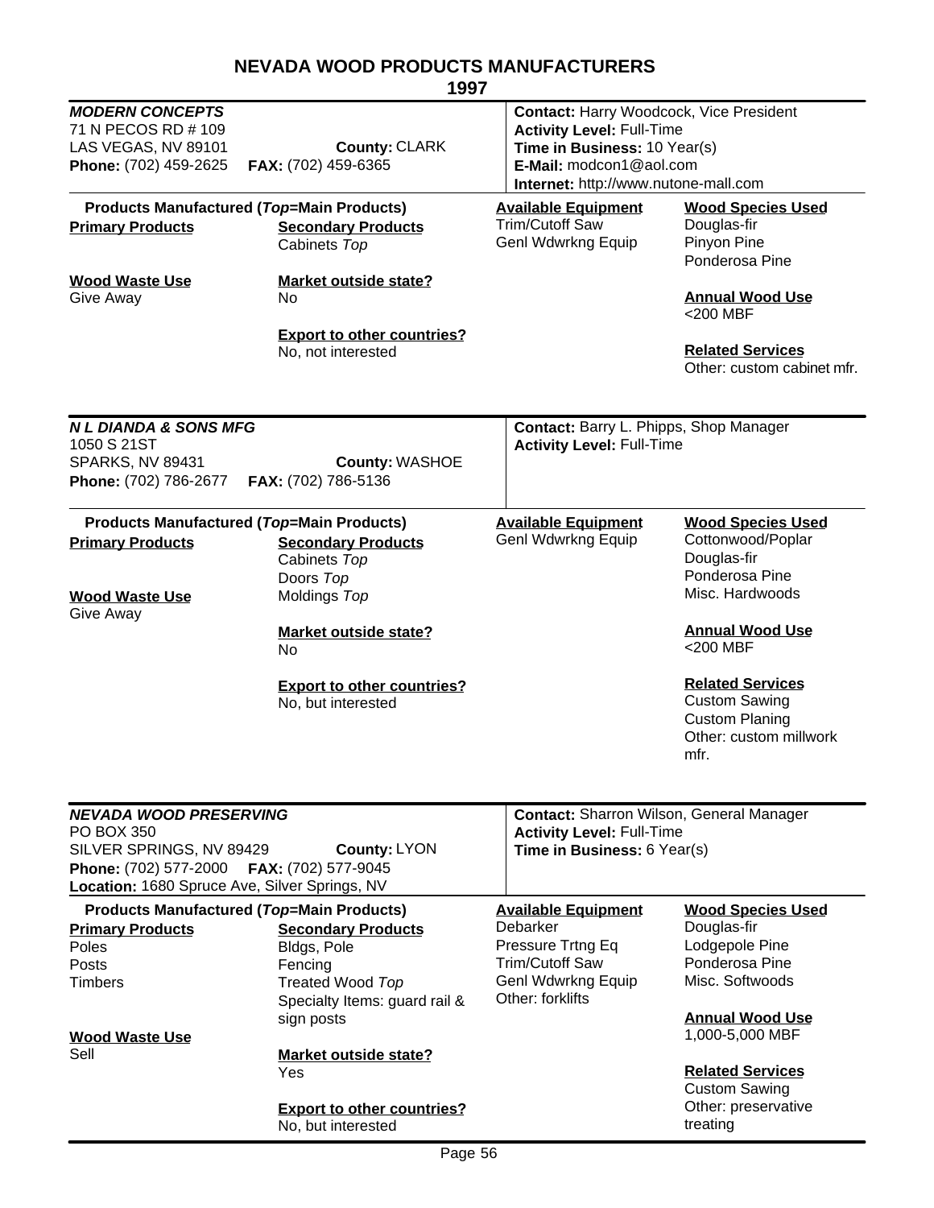# NEVADA WOOD PRODUCTS MANUFACTURERS

## 1997

### *MODERN CONCEPTS*

71 N PECOS RD # 109
LAS VEGAS, NV 89101 — **County:** CLARK
**Phone:** (702) 459-2625 **FAX:** (702) 459-6365

**Contact:** Harry Woodcock, Vice President
**Activity Level:** Full-Time
**Time in Business:** 10 Year(s)
**E-Mail:** modcon1@aol.com
**Internet:** http://www.nutone-mall.com

**Products Manufactured (*Top*=Main Products)**

**Primary Products**

**Secondary Products**
Cabinets *Top*

**Wood Waste Use**
Give Away

**Market outside state?**
No

**Export to other countries?**
No, not interested

**Available Equipment**
Trim/Cutoff Saw
Genl Wdwrkng Equip

**Wood Species Used**
Douglas-fir
Pinyon Pine
Ponderosa Pine

**Annual Wood Use**
<200 MBF

**Related Services**
Other: custom cabinet mfr.

---

### *N L DIANDA & SONS MFG*

1050 S 21ST
SPARKS, NV 89431 — **County:** WASHOE
**Phone:** (702) 786-2677 **FAX:** (702) 786-5136

**Contact:** Barry L. Phipps, Shop Manager
**Activity Level:** Full-Time

**Products Manufactured (*Top*=Main Products)**

**Primary Products**

**Secondary Products**
Cabinets *Top*
Doors *Top*
Moldings *Top*

**Wood Waste Use**
Give Away

**Market outside state?**
No

**Export to other countries?**
No, but interested

**Available Equipment**
Genl Wdwrkng Equip

**Wood Species Used**
Cottonwood/Poplar
Douglas-fir
Ponderosa Pine
Misc. Hardwoods

**Annual Wood Use**
<200 MBF

**Related Services**
Custom Sawing
Custom Planing
Other: custom millwork mfr.

---

### *NEVADA WOOD PRESERVING*

PO BOX 350
SILVER SPRINGS, NV 89429 — **County:** LYON
**Phone:** (702) 577-2000 **FAX:** (702) 577-9045
**Location:** 1680 Spruce Ave, Silver Springs, NV

**Contact:** Sharron Wilson, General Manager
**Activity Level:** Full-Time
**Time in Business:** 6 Year(s)

**Products Manufactured (*Top*=Main Products)**

**Primary Products**
Poles
Posts
Timbers

**Secondary Products**
Bldgs, Pole
Fencing
Treated Wood *Top*
Specialty Items: guard rail & sign posts

**Wood Waste Use**
Sell

**Market outside state?**
Yes

**Export to other countries?**
No, but interested

**Available Equipment**
Debarker
Pressure Trtng Eq
Trim/Cutoff Saw
Genl Wdwrkng Equip
Other: forklifts

**Wood Species Used**
Douglas-fir
Lodgepole Pine
Ponderosa Pine
Misc. Softwoods

**Annual Wood Use**
1,000-5,000 MBF

**Related Services**
Custom Sawing
Other: preservative treating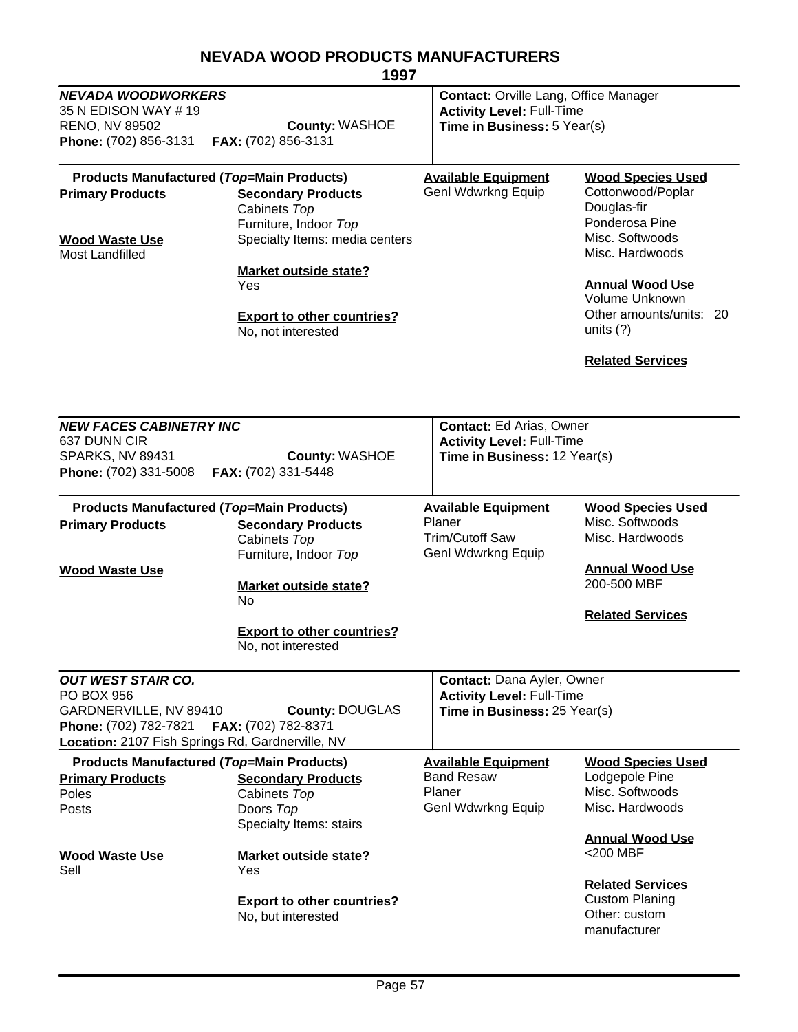# NEVADA WOOD PRODUCTS MANUFACTURERS

## 1997

---

### *NEVADA WOODWORKERS*

35 N EDISON WAY # 19
RENO, NV 89502 **County:** WASHOE
**Phone:** (702) 856-3131 **FAX:** (702) 856-3131

**Contact:** Orville Lang, Office Manager
**Activity Level:** Full-Time
**Time in Business:** 5 Year(s)

**Products Manufactured (*Top*=Main Products)**

**Primary Products**

**Secondary Products**
Cabinets *Top*
Furniture, Indoor *Top*
Specialty Items: media centers

**Wood Waste Use**
Most Landfilled

**Market outside state?**
Yes

**Export to other countries?**
No, not interested

**Available Equipment**
Genl Wdwrkng Equip

**Wood Species Used**
Cottonwood/Poplar
Douglas-fir
Ponderosa Pine
Misc. Softwoods
Misc. Hardwoods

**Annual Wood Use**
Volume Unknown
Other amounts/units: 20 units (?)

**Related Services**

---

### *NEW FACES CABINETRY INC*

637 DUNN CIR
SPARKS, NV 89431 **County:** WASHOE
**Phone:** (702) 331-5008 **FAX:** (702) 331-5448

**Contact:** Ed Arias, Owner
**Activity Level:** Full-Time
**Time in Business:** 12 Year(s)

**Products Manufactured (*Top*=Main Products)**

**Primary Products**

**Secondary Products**
Cabinets *Top*
Furniture, Indoor *Top*

**Wood Waste Use**

**Market outside state?**
No

**Export to other countries?**
No, not interested

**Available Equipment**
Planer
Trim/Cutoff Saw
Genl Wdwrkng Equip

**Wood Species Used**
Misc. Softwoods
Misc. Hardwoods

**Annual Wood Use**
200-500 MBF

**Related Services**

---

### *OUT WEST STAIR CO.*

PO BOX 956
GARDNERVILLE, NV 89410 **County:** DOUGLAS
**Phone:** (702) 782-7821 **FAX:** (702) 782-8371
**Location:** 2107 Fish Springs Rd, Gardnerville, NV

**Contact:** Dana Ayler, Owner
**Activity Level:** Full-Time
**Time in Business:** 25 Year(s)

**Products Manufactured (*Top*=Main Products)**

**Primary Products**
Poles
Posts

**Secondary Products**
Cabinets *Top*
Doors *Top*
Specialty Items: stairs

**Wood Waste Use**
Sell

**Market outside state?**
Yes

**Export to other countries?**
No, but interested

**Available Equipment**
Band Resaw
Planer
Genl Wdwrkng Equip

**Wood Species Used**
Lodgepole Pine
Misc. Softwoods
Misc. Hardwoods

**Annual Wood Use**
<200 MBF

**Related Services**
Custom Planing
Other: custom manufacturer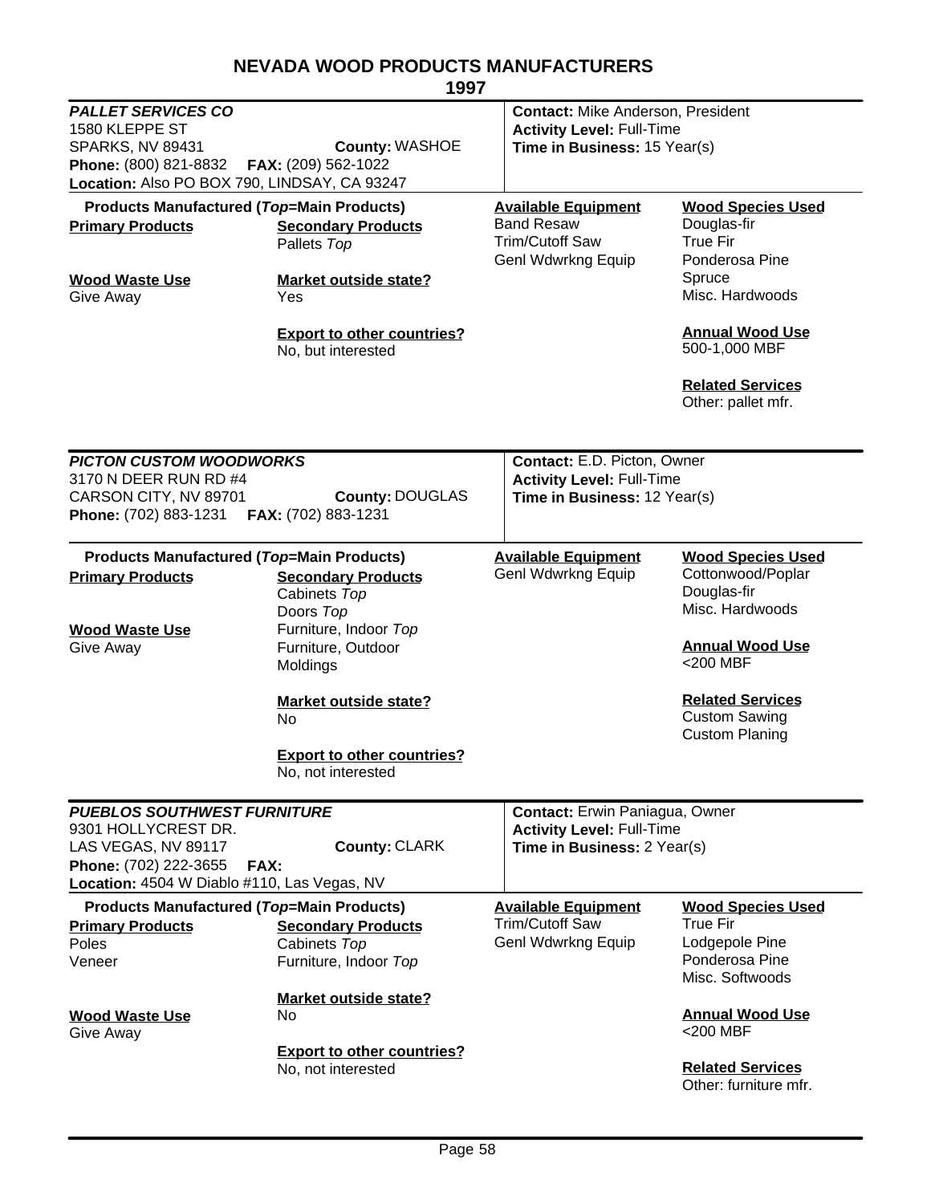# NEVADA WOOD PRODUCTS MANUFACTURERS

## 1997

---

### *PALLET SERVICES CO*

1580 KLEPPE ST
SPARKS, NV 89431 **County:** WASHOE
**Phone:** (800) 821-8832 **FAX:** (209) 562-1022
**Location:** Also PO BOX 790, LINDSAY, CA 93247

**Contact:** Mike Anderson, President
**Activity Level:** Full-Time
**Time in Business:** 15 Year(s)

**Products Manufactured (*Top*=Main Products)**

**Primary Products**

**Secondary Products**
Pallets *Top*

**Wood Waste Use**
Give Away

**Market outside state?**
Yes

**Export to other countries?**
No, but interested

**Available Equipment**
Band Resaw
Trim/Cutoff Saw
Genl Wdwrkng Equip

**Wood Species Used**
Douglas-fir
True Fir
Ponderosa Pine
Spruce
Misc. Hardwoods

**Annual Wood Use**
500-1,000 MBF

**Related Services**
Other: pallet mfr.

---

### *PICTON CUSTOM WOODWORKS*

3170 N DEER RUN RD #4
CARSON CITY, NV 89701 **County:** DOUGLAS
**Phone:** (702) 883-1231 **FAX:** (702) 883-1231

**Contact:** E.D. Picton, Owner
**Activity Level:** Full-Time
**Time in Business:** 12 Year(s)

**Products Manufactured (*Top*=Main Products)**

**Primary Products**

**Secondary Products**
Cabinets *Top*
Doors *Top*
Furniture, Indoor *Top*
Furniture, Outdoor
Moldings

**Wood Waste Use**
Give Away

**Market outside state?**
No

**Export to other countries?**
No, not interested

**Available Equipment**
Genl Wdwrkng Equip

**Wood Species Used**
Cottonwood/Poplar
Douglas-fir
Misc. Hardwoods

**Annual Wood Use**
<200 MBF

**Related Services**
Custom Sawing
Custom Planing

---

### *PUEBLOS SOUTHWEST FURNITURE*

9301 HOLLYCREST DR.
LAS VEGAS, NV 89117 **County:** CLARK
**Phone:** (702) 222-3655 **FAX:**
**Location:** 4504 W Diablo #110, Las Vegas, NV

**Contact:** Erwin Paniagua, Owner
**Activity Level:** Full-Time
**Time in Business:** 2 Year(s)

**Products Manufactured (*Top*=Main Products)**

**Primary Products**
Poles
Veneer

**Secondary Products**
Cabinets *Top*
Furniture, Indoor *Top*

**Wood Waste Use**
Give Away

**Market outside state?**
No

**Export to other countries?**
No, not interested

**Available Equipment**
Trim/Cutoff Saw
Genl Wdwrkng Equip

**Wood Species Used**
True Fir
Lodgepole Pine
Ponderosa Pine
Misc. Softwoods

**Annual Wood Use**
<200 MBF

**Related Services**
Other: furniture mfr.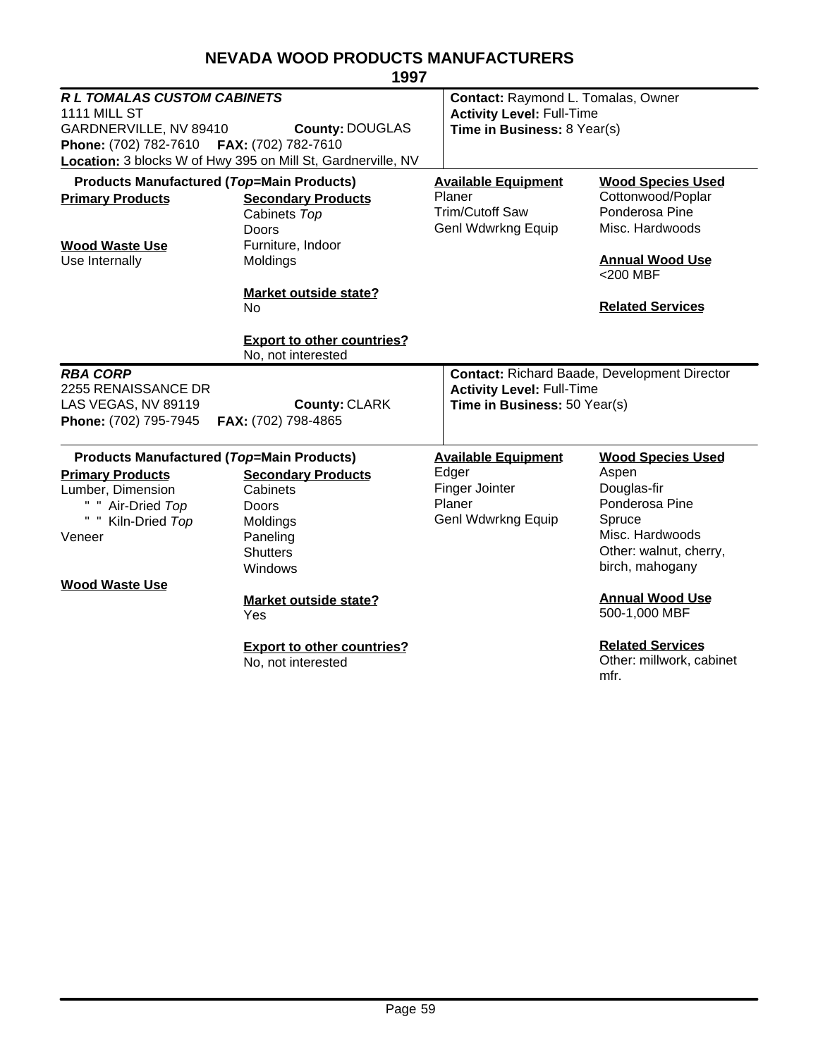# NEVADA WOOD PRODUCTS MANUFACTURERS

## 1997

### *R L TOMALAS CUSTOM CABINETS*

1111 MILL ST
GARDNERVILLE, NV 89410 **County:** DOUGLAS
**Phone:** (702) 782-7610 **FAX:** (702) 782-7610
**Location:** 3 blocks W of Hwy 395 on Mill St, Gardnerville, NV

**Contact:** Raymond L. Tomalas, Owner
**Activity Level:** Full-Time
**Time in Business:** 8 Year(s)

**Products Manufactured (*Top*=Main Products)**

**Primary Products**

**Secondary Products**
- Cabinets *Top*
- Doors
- Furniture, Indoor
- Moldings

**Wood Waste Use**
- Use Internally

**Market outside state?**
No

**Export to other countries?**
No, not interested

**Available Equipment**
- Planer
- Trim/Cutoff Saw
- Genl Wdwrkng Equip

**Wood Species Used**
- Cottonwood/Poplar
- Ponderosa Pine
- Misc. Hardwoods

**Annual Wood Use**
<200 MBF

**Related Services**

---

### *RBA CORP*

2255 RENAISSANCE DR
LAS VEGAS, NV 89119 **County:** CLARK
**Phone:** (702) 795-7945 **FAX:** (702) 798-4865

**Contact:** Richard Baade, Development Director
**Activity Level:** Full-Time
**Time in Business:** 50 Year(s)

**Products Manufactured (*Top*=Main Products)**

**Primary Products**
- Lumber, Dimension
  - " " Air-Dried *Top*
  - " " Kiln-Dried *Top*
- Veneer

**Secondary Products**
- Cabinets
- Doors
- Moldings
- Paneling
- Shutters
- Windows

**Wood Waste Use**

**Market outside state?**
Yes

**Export to other countries?**
No, not interested

**Available Equipment**
- Edger
- Finger Jointer
- Planer
- Genl Wdwrkng Equip

**Wood Species Used**
- Aspen
- Douglas-fir
- Ponderosa Pine
- Spruce
- Misc. Hardwoods
- Other: walnut, cherry, birch, mahogany

**Annual Wood Use**
500-1,000 MBF

**Related Services**
Other: millwork, cabinet mfr.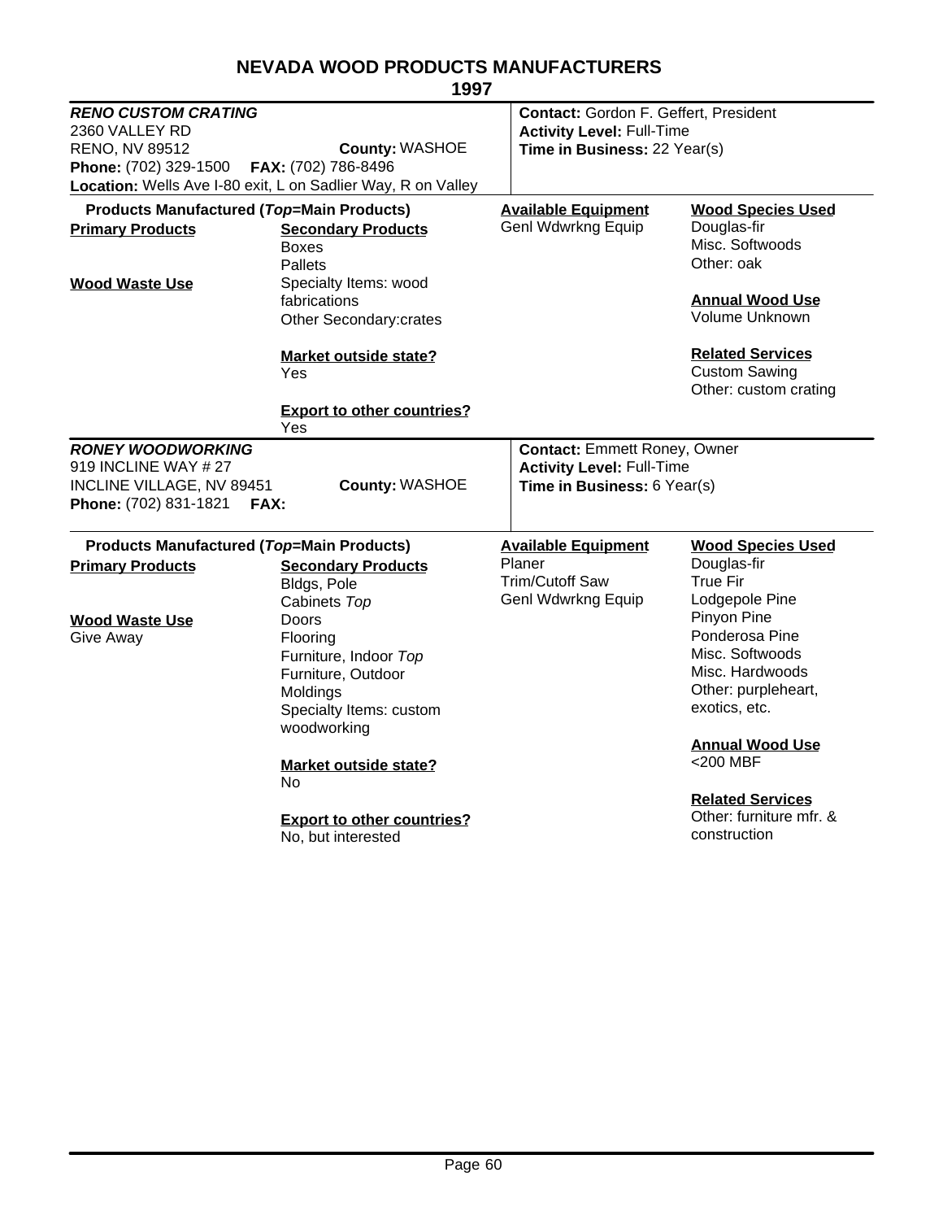# NEVADA WOOD PRODUCTS MANUFACTURERS

## 1997

### *RENO CUSTOM CRATING*

2360 VALLEY RD
RENO, NV 89512 **County:** WASHOE
**Phone:** (702) 329-1500 **FAX:** (702) 786-8496
**Location:** Wells Ave I-80 exit, L on Sadlier Way, R on Valley

**Contact:** Gordon F. Geffert, President
**Activity Level:** Full-Time
**Time in Business:** 22 Year(s)

**Products Manufactured (*Top*=Main Products)**

**Primary Products**

**Secondary Products**
- Boxes
- Pallets
- Specialty Items: wood fabrications
- Other Secondary:crates

**Wood Waste Use**

**Market outside state?**
Yes

**Export to other countries?**
Yes

**Available Equipment**
- Genl Wdwrkng Equip

**Wood Species Used**
- Douglas-fir
- Misc. Softwoods
- Other: oak

**Annual Wood Use**
Volume Unknown

**Related Services**
- Custom Sawing
- Other: custom crating

### *RONEY WOODWORKING*

919 INCLINE WAY # 27
INCLINE VILLAGE, NV 89451 **County:** WASHOE
**Phone:** (702) 831-1821 **FAX:**

**Contact:** Emmett Roney, Owner
**Activity Level:** Full-Time
**Time in Business:** 6 Year(s)

**Products Manufactured (*Top*=Main Products)**

**Primary Products**

**Secondary Products**
- Bldgs, Pole
- Cabinets *Top*
- Doors
- Flooring
- Furniture, Indoor *Top*
- Furniture, Outdoor
- Moldings
- Specialty Items: custom woodworking

**Wood Waste Use**
Give Away

**Market outside state?**
No

**Export to other countries?**
No, but interested

**Available Equipment**
- Planer
- Trim/Cutoff Saw
- Genl Wdwrkng Equip

**Wood Species Used**
- Douglas-fir
- True Fir
- Lodgepole Pine
- Pinyon Pine
- Ponderosa Pine
- Misc. Softwoods
- Misc. Hardwoods
- Other: purpleheart, exotics, etc.

**Annual Wood Use**
<200 MBF

**Related Services**
- Other: furniture mfr. & construction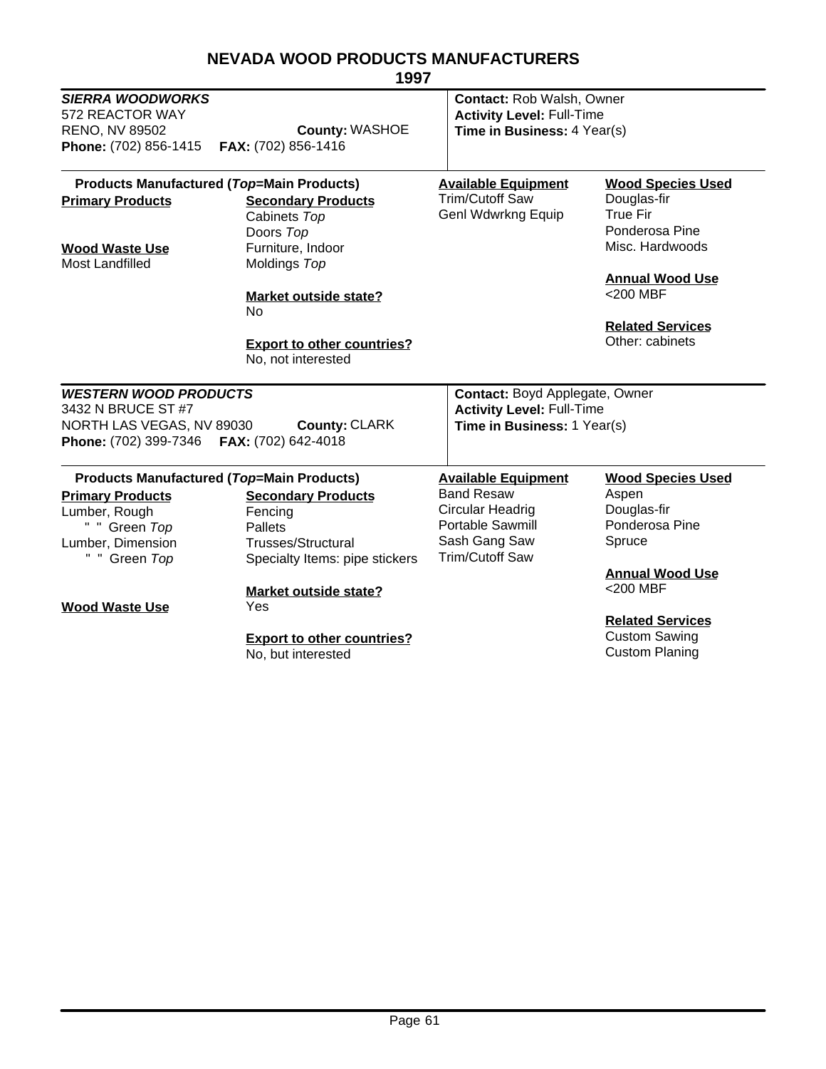# NEVADA WOOD PRODUCTS MANUFACTURERS

## 1997

### *SIERRA WOODWORKS*

572 REACTOR WAY
RENO, NV 89502 **County:** WASHOE
**Phone:** (702) 856-1415 **FAX:** (702) 856-1416

**Contact:** Rob Walsh, Owner
**Activity Level:** Full-Time
**Time in Business:** 4 Year(s)

**Products Manufactured (*Top*=Main Products)**

**Primary Products**

**Wood Waste Use**
Most Landfilled

**Secondary Products**
Cabinets *Top*
Doors *Top*
Furniture, Indoor
Moldings *Top*

**Market outside state?**
No

**Export to other countries?**
No, not interested

**Available Equipment**
Trim/Cutoff Saw
Genl Wdwrkng Equip

**Wood Species Used**
Douglas-fir
True Fir
Ponderosa Pine
Misc. Hardwoods

**Annual Wood Use**
<200 MBF

**Related Services**
Other: cabinets

### *WESTERN WOOD PRODUCTS*

3432 N BRUCE ST #7
NORTH LAS VEGAS, NV 89030 **County:** CLARK
**Phone:** (702) 399-7346 **FAX:** (702) 642-4018

**Contact:** Boyd Applegate, Owner
**Activity Level:** Full-Time
**Time in Business:** 1 Year(s)

**Products Manufactured (*Top*=Main Products)**

**Primary Products**
Lumber, Rough
" " Green *Top*
Lumber, Dimension
" " Green *Top*

**Wood Waste Use**

**Secondary Products**
Fencing
Pallets
Trusses/Structural
Specialty Items: pipe stickers

**Market outside state?**
Yes

**Export to other countries?**
No, but interested

**Available Equipment**
Band Resaw
Circular Headrig
Portable Sawmill
Sash Gang Saw
Trim/Cutoff Saw

**Wood Species Used**
Aspen
Douglas-fir
Ponderosa Pine
Spruce

**Annual Wood Use**
<200 MBF

**Related Services**
Custom Sawing
Custom Planing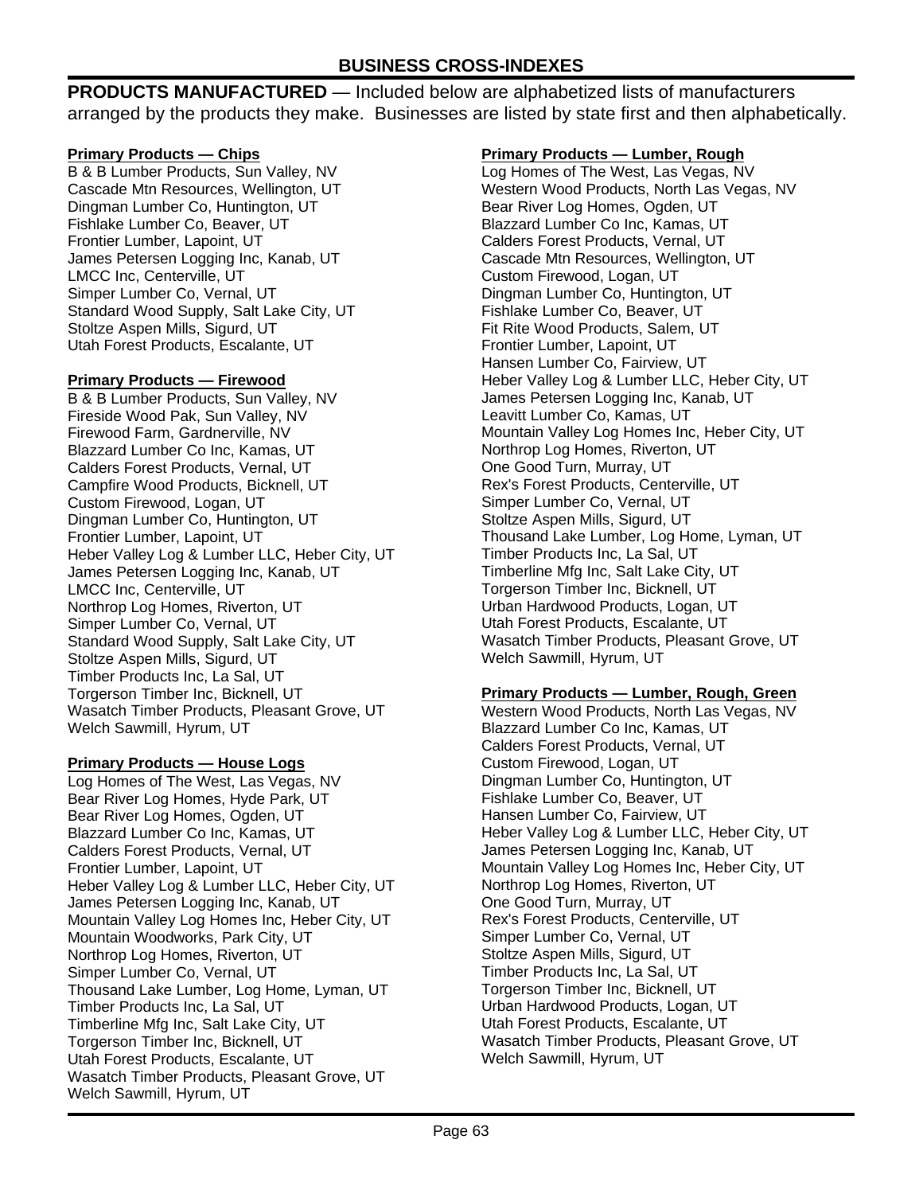# BUSINESS CROSS-INDEXES

**PRODUCTS MANUFACTURED** — Included below are alphabetized lists of manufacturers arranged by the products they make. Businesses are listed by state first and then alphabetically.

**Primary Products — Chips**

B & B Lumber Products, Sun Valley, NV
Cascade Mtn Resources, Wellington, UT
Dingman Lumber Co, Huntington, UT
Fishlake Lumber Co, Beaver, UT
Frontier Lumber, Lapoint, UT
James Petersen Logging Inc, Kanab, UT
LMCC Inc, Centerville, UT
Simper Lumber Co, Vernal, UT
Standard Wood Supply, Salt Lake City, UT
Stoltze Aspen Mills, Sigurd, UT
Utah Forest Products, Escalante, UT

**Primary Products — Firewood**

B & B Lumber Products, Sun Valley, NV
Fireside Wood Pak, Sun Valley, NV
Firewood Farm, Gardnerville, NV
Blazzard Lumber Co Inc, Kamas, UT
Calders Forest Products, Vernal, UT
Campfire Wood Products, Bicknell, UT
Custom Firewood, Logan, UT
Dingman Lumber Co, Huntington, UT
Frontier Lumber, Lapoint, UT
Heber Valley Log & Lumber LLC, Heber City, UT
James Petersen Logging Inc, Kanab, UT
LMCC Inc, Centerville, UT
Northrop Log Homes, Riverton, UT
Simper Lumber Co, Vernal, UT
Standard Wood Supply, Salt Lake City, UT
Stoltze Aspen Mills, Sigurd, UT
Timber Products Inc, La Sal, UT
Torgerson Timber Inc, Bicknell, UT
Wasatch Timber Products, Pleasant Grove, UT
Welch Sawmill, Hyrum, UT

**Primary Products — House Logs**

Log Homes of The West, Las Vegas, NV
Bear River Log Homes, Hyde Park, UT
Bear River Log Homes, Ogden, UT
Blazzard Lumber Co Inc, Kamas, UT
Calders Forest Products, Vernal, UT
Frontier Lumber, Lapoint, UT
Heber Valley Log & Lumber LLC, Heber City, UT
James Petersen Logging Inc, Kanab, UT
Mountain Valley Log Homes Inc, Heber City, UT
Mountain Woodworks, Park City, UT
Northrop Log Homes, Riverton, UT
Simper Lumber Co, Vernal, UT
Thousand Lake Lumber, Log Home, Lyman, UT
Timber Products Inc, La Sal, UT
Timberline Mfg Inc, Salt Lake City, UT
Torgerson Timber Inc, Bicknell, UT
Utah Forest Products, Escalante, UT
Wasatch Timber Products, Pleasant Grove, UT
Welch Sawmill, Hyrum, UT

**Primary Products — Lumber, Rough**

Log Homes of The West, Las Vegas, NV
Western Wood Products, North Las Vegas, NV
Bear River Log Homes, Ogden, UT
Blazzard Lumber Co Inc, Kamas, UT
Calders Forest Products, Vernal, UT
Cascade Mtn Resources, Wellington, UT
Custom Firewood, Logan, UT
Dingman Lumber Co, Huntington, UT
Fishlake Lumber Co, Beaver, UT
Fit Rite Wood Products, Salem, UT
Frontier Lumber, Lapoint, UT
Hansen Lumber Co, Fairview, UT
Heber Valley Log & Lumber LLC, Heber City, UT
James Petersen Logging Inc, Kanab, UT
Leavitt Lumber Co, Kamas, UT
Mountain Valley Log Homes Inc, Heber City, UT
Northrop Log Homes, Riverton, UT
One Good Turn, Murray, UT
Rex's Forest Products, Centerville, UT
Simper Lumber Co, Vernal, UT
Stoltze Aspen Mills, Sigurd, UT
Thousand Lake Lumber, Log Home, Lyman, UT
Timber Products Inc, La Sal, UT
Timberline Mfg Inc, Salt Lake City, UT
Torgerson Timber Inc, Bicknell, UT
Urban Hardwood Products, Logan, UT
Utah Forest Products, Escalante, UT
Wasatch Timber Products, Pleasant Grove, UT
Welch Sawmill, Hyrum, UT

**Primary Products — Lumber, Rough, Green**

Western Wood Products, North Las Vegas, NV
Blazzard Lumber Co Inc, Kamas, UT
Calders Forest Products, Vernal, UT
Custom Firewood, Logan, UT
Dingman Lumber Co, Huntington, UT
Fishlake Lumber Co, Beaver, UT
Hansen Lumber Co, Fairview, UT
Heber Valley Log & Lumber LLC, Heber City, UT
James Petersen Logging Inc, Kanab, UT
Mountain Valley Log Homes Inc, Heber City, UT
Northrop Log Homes, Riverton, UT
One Good Turn, Murray, UT
Rex's Forest Products, Centerville, UT
Simper Lumber Co, Vernal, UT
Stoltze Aspen Mills, Sigurd, UT
Timber Products Inc, La Sal, UT
Torgerson Timber Inc, Bicknell, UT
Urban Hardwood Products, Logan, UT
Utah Forest Products, Escalante, UT
Wasatch Timber Products, Pleasant Grove, UT
Welch Sawmill, Hyrum, UT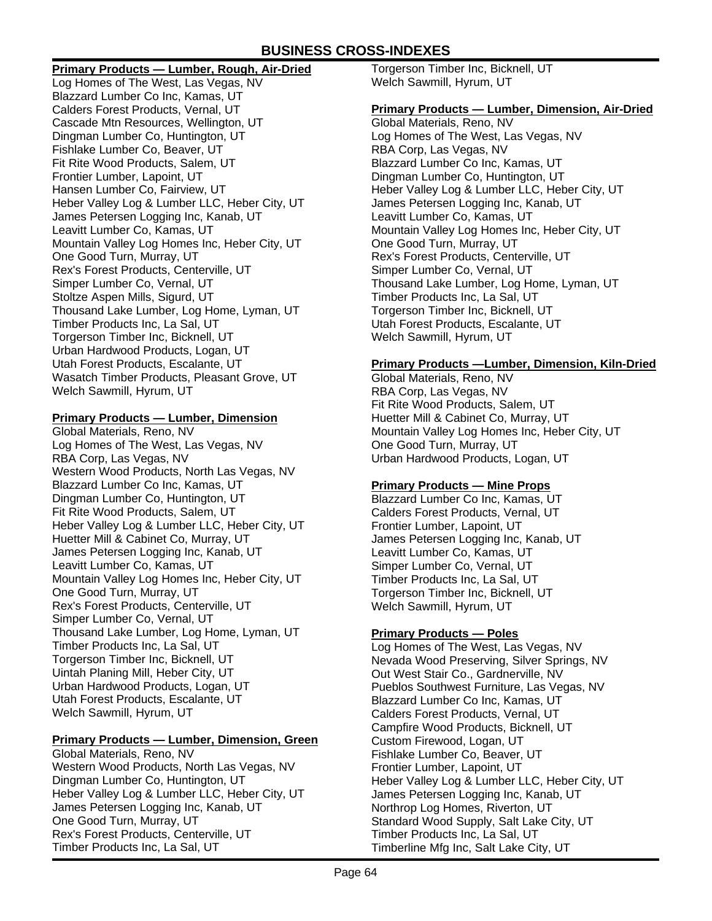# BUSINESS CROSS-INDEXES

**Primary Products — Lumber, Rough, Air-Dried**

Log Homes of The West, Las Vegas, NV
Blazzard Lumber Co Inc, Kamas, UT
Calders Forest Products, Vernal, UT
Cascade Mtn Resources, Wellington, UT
Dingman Lumber Co, Huntington, UT
Fishlake Lumber Co, Beaver, UT
Fit Rite Wood Products, Salem, UT
Frontier Lumber, Lapoint, UT
Hansen Lumber Co, Fairview, UT
Heber Valley Log & Lumber LLC, Heber City, UT
James Petersen Logging Inc, Kanab, UT
Leavitt Lumber Co, Kamas, UT
Mountain Valley Log Homes Inc, Heber City, UT
One Good Turn, Murray, UT
Rex's Forest Products, Centerville, UT
Simper Lumber Co, Vernal, UT
Stoltze Aspen Mills, Sigurd, UT
Thousand Lake Lumber, Log Home, Lyman, UT
Timber Products Inc, La Sal, UT
Torgerson Timber Inc, Bicknell, UT
Urban Hardwood Products, Logan, UT
Utah Forest Products, Escalante, UT
Wasatch Timber Products, Pleasant Grove, UT
Welch Sawmill, Hyrum, UT

**Primary Products — Lumber, Dimension**

Global Materials, Reno, NV
Log Homes of The West, Las Vegas, NV
RBA Corp, Las Vegas, NV
Western Wood Products, North Las Vegas, NV
Blazzard Lumber Co Inc, Kamas, UT
Dingman Lumber Co, Huntington, UT
Fit Rite Wood Products, Salem, UT
Heber Valley Log & Lumber LLC, Heber City, UT
Huetter Mill & Cabinet Co, Murray, UT
James Petersen Logging Inc, Kanab, UT
Leavitt Lumber Co, Kamas, UT
Mountain Valley Log Homes Inc, Heber City, UT
One Good Turn, Murray, UT
Rex's Forest Products, Centerville, UT
Simper Lumber Co, Vernal, UT
Thousand Lake Lumber, Log Home, Lyman, UT
Timber Products Inc, La Sal, UT
Torgerson Timber Inc, Bicknell, UT
Uintah Planing Mill, Heber City, UT
Urban Hardwood Products, Logan, UT
Utah Forest Products, Escalante, UT
Welch Sawmill, Hyrum, UT

**Primary Products — Lumber, Dimension, Green**

Global Materials, Reno, NV
Western Wood Products, North Las Vegas, NV
Dingman Lumber Co, Huntington, UT
Heber Valley Log & Lumber LLC, Heber City, UT
James Petersen Logging Inc, Kanab, UT
One Good Turn, Murray, UT
Rex's Forest Products, Centerville, UT
Timber Products Inc, La Sal, UT
Torgerson Timber Inc, Bicknell, UT
Welch Sawmill, Hyrum, UT

**Primary Products — Lumber, Dimension, Air-Dried**

Global Materials, Reno, NV
Log Homes of The West, Las Vegas, NV
RBA Corp, Las Vegas, NV
Blazzard Lumber Co Inc, Kamas, UT
Dingman Lumber Co, Huntington, UT
Heber Valley Log & Lumber LLC, Heber City, UT
James Petersen Logging Inc, Kanab, UT
Leavitt Lumber Co, Kamas, UT
Mountain Valley Log Homes Inc, Heber City, UT
One Good Turn, Murray, UT
Rex's Forest Products, Centerville, UT
Simper Lumber Co, Vernal, UT
Thousand Lake Lumber, Log Home, Lyman, UT
Timber Products Inc, La Sal, UT
Torgerson Timber Inc, Bicknell, UT
Utah Forest Products, Escalante, UT
Welch Sawmill, Hyrum, UT

**Primary Products —Lumber, Dimension, Kiln-Dried**

Global Materials, Reno, NV
RBA Corp, Las Vegas, NV
Fit Rite Wood Products, Salem, UT
Huetter Mill & Cabinet Co, Murray, UT
Mountain Valley Log Homes Inc, Heber City, UT
One Good Turn, Murray, UT
Urban Hardwood Products, Logan, UT

**Primary Products — Mine Props**

Blazzard Lumber Co Inc, Kamas, UT
Calders Forest Products, Vernal, UT
Frontier Lumber, Lapoint, UT
James Petersen Logging Inc, Kanab, UT
Leavitt Lumber Co, Kamas, UT
Simper Lumber Co, Vernal, UT
Timber Products Inc, La Sal, UT
Torgerson Timber Inc, Bicknell, UT
Welch Sawmill, Hyrum, UT

**Primary Products — Poles**

Log Homes of The West, Las Vegas, NV
Nevada Wood Preserving, Silver Springs, NV
Out West Stair Co., Gardnerville, NV
Pueblos Southwest Furniture, Las Vegas, NV
Blazzard Lumber Co Inc, Kamas, UT
Calders Forest Products, Vernal, UT
Campfire Wood Products, Bicknell, UT
Custom Firewood, Logan, UT
Fishlake Lumber Co, Beaver, UT
Frontier Lumber, Lapoint, UT
Heber Valley Log & Lumber LLC, Heber City, UT
James Petersen Logging Inc, Kanab, UT
Northrop Log Homes, Riverton, UT
Standard Wood Supply, Salt Lake City, UT
Timber Products Inc, La Sal, UT
Timberline Mfg Inc, Salt Lake City, UT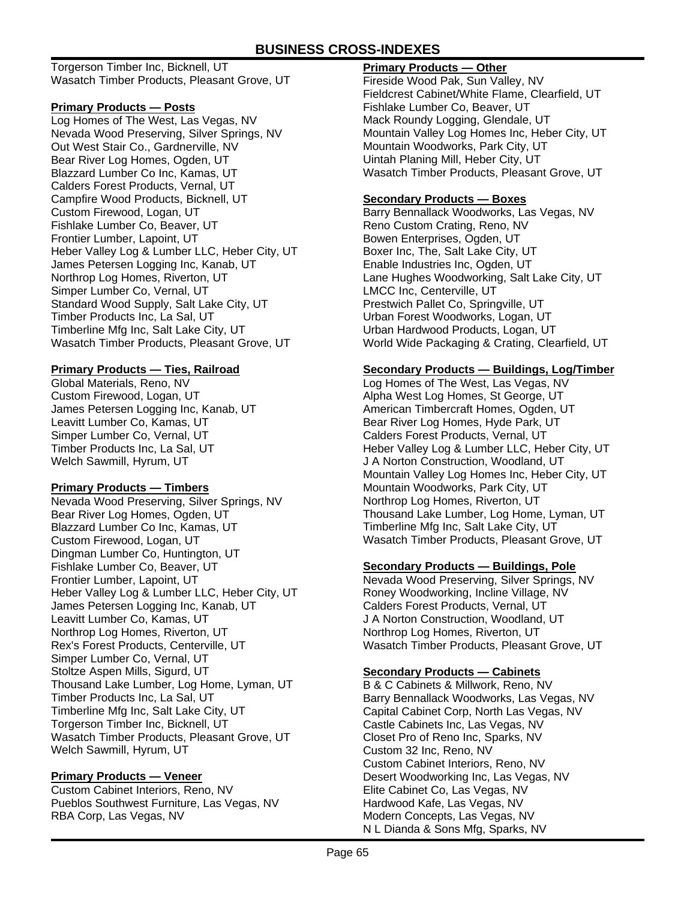Torgerson Timber Inc, Bicknell, UT
Wasatch Timber Products, Pleasant Grove, UT

**Primary Products — Posts**

Log Homes of The West, Las Vegas, NV
Nevada Wood Preserving, Silver Springs, NV
Out West Stair Co., Gardnerville, NV
Bear River Log Homes, Ogden, UT
Blazzard Lumber Co Inc, Kamas, UT
Calders Forest Products, Vernal, UT
Campfire Wood Products, Bicknell, UT
Custom Firewood, Logan, UT
Fishlake Lumber Co, Beaver, UT
Frontier Lumber, Lapoint, UT
Heber Valley Log & Lumber LLC, Heber City, UT
James Petersen Logging Inc, Kanab, UT
Northrop Log Homes, Riverton, UT
Simper Lumber Co, Vernal, UT
Standard Wood Supply, Salt Lake City, UT
Timber Products Inc, La Sal, UT
Timberline Mfg Inc, Salt Lake City, UT
Wasatch Timber Products, Pleasant Grove, UT

**Primary Products — Ties, Railroad**

Global Materials, Reno, NV
Custom Firewood, Logan, UT
James Petersen Logging Inc, Kanab, UT
Leavitt Lumber Co, Kamas, UT
Simper Lumber Co, Vernal, UT
Timber Products Inc, La Sal, UT
Welch Sawmill, Hyrum, UT

**Primary Products — Timbers**

Nevada Wood Preserving, Silver Springs, NV
Bear River Log Homes, Ogden, UT
Blazzard Lumber Co Inc, Kamas, UT
Custom Firewood, Logan, UT
Dingman Lumber Co, Huntington, UT
Fishlake Lumber Co, Beaver, UT
Frontier Lumber, Lapoint, UT
Heber Valley Log & Lumber LLC, Heber City, UT
James Petersen Logging Inc, Kanab, UT
Leavitt Lumber Co, Kamas, UT
Northrop Log Homes, Riverton, UT
Rex's Forest Products, Centerville, UT
Simper Lumber Co, Vernal, UT
Stoltze Aspen Mills, Sigurd, UT
Thousand Lake Lumber, Log Home, Lyman, UT
Timber Products Inc, La Sal, UT
Timberline Mfg Inc, Salt Lake City, UT
Torgerson Timber Inc, Bicknell, UT
Wasatch Timber Products, Pleasant Grove, UT
Welch Sawmill, Hyrum, UT

**Primary Products — Veneer**

Custom Cabinet Interiors, Reno, NV
Pueblos Southwest Furniture, Las Vegas, NV
RBA Corp, Las Vegas, NV

**Primary Products — Other**

Fireside Wood Pak, Sun Valley, NV
Fieldcrest Cabinet/White Flame, Clearfield, UT
Fishlake Lumber Co, Beaver, UT
Mack Roundy Logging, Glendale, UT
Mountain Valley Log Homes Inc, Heber City, UT
Mountain Woodworks, Park City, UT
Uintah Planing Mill, Heber City, UT
Wasatch Timber Products, Pleasant Grove, UT

**Secondary Products — Boxes**

Barry Bennallack Woodworks, Las Vegas, NV
Reno Custom Crating, Reno, NV
Bowen Enterprises, Ogden, UT
Boxer Inc, The, Salt Lake City, UT
Enable Industries Inc, Ogden, UT
Lane Hughes Woodworking, Salt Lake City, UT
LMCC Inc, Centerville, UT
Prestwich Pallet Co, Springville, UT
Urban Forest Woodworks, Logan, UT
Urban Hardwood Products, Logan, UT
World Wide Packaging & Crating, Clearfield, UT

**Secondary Products — Buildings, Log/Timber**

Log Homes of The West, Las Vegas, NV
Alpha West Log Homes, St George, UT
American Timbercraft Homes, Ogden, UT
Bear River Log Homes, Hyde Park, UT
Calders Forest Products, Vernal, UT
Heber Valley Log & Lumber LLC, Heber City, UT
J A Norton Construction, Woodland, UT
Mountain Valley Log Homes Inc, Heber City, UT
Mountain Woodworks, Park City, UT
Northrop Log Homes, Riverton, UT
Thousand Lake Lumber, Log Home, Lyman, UT
Timberline Mfg Inc, Salt Lake City, UT
Wasatch Timber Products, Pleasant Grove, UT

**Secondary Products — Buildings, Pole**

Nevada Wood Preserving, Silver Springs, NV
Roney Woodworking, Incline Village, NV
Calders Forest Products, Vernal, UT
J A Norton Construction, Woodland, UT
Northrop Log Homes, Riverton, UT
Wasatch Timber Products, Pleasant Grove, UT

**Secondary Products — Cabinets**

B & C Cabinets & Millwork, Reno, NV
Barry Bennallack Woodworks, Las Vegas, NV
Capital Cabinet Corp, North Las Vegas, NV
Castle Cabinets Inc, Las Vegas, NV
Closet Pro of Reno Inc, Sparks, NV
Custom 32 Inc, Reno, NV
Custom Cabinet Interiors, Reno, NV
Desert Woodworking Inc, Las Vegas, NV
Elite Cabinet Co, Las Vegas, NV
Hardwood Kafe, Las Vegas, NV
Modern Concepts, Las Vegas, NV
N L Dianda & Sons Mfg, Sparks, NV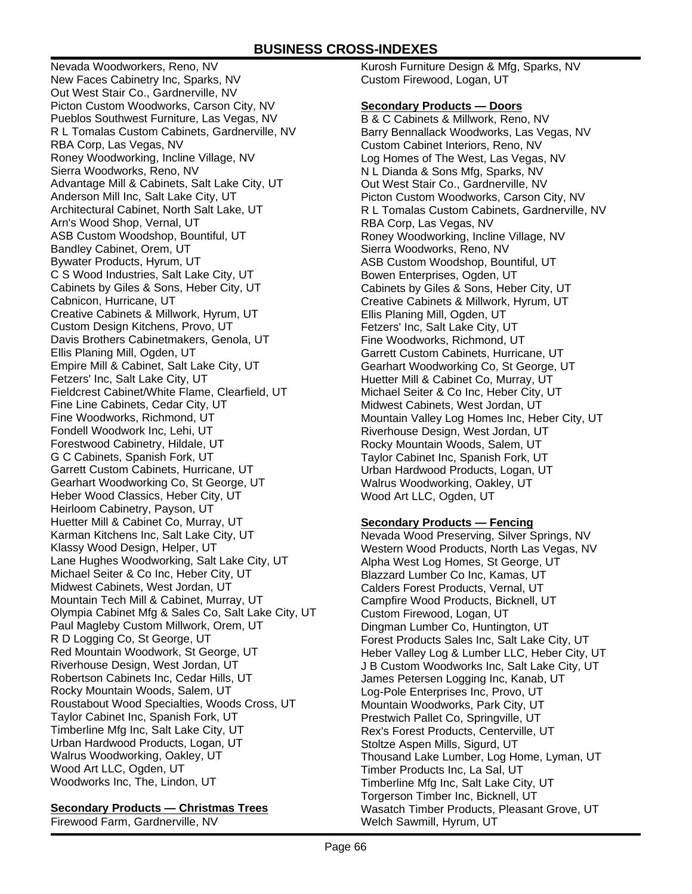Nevada Woodworkers, Reno, NV
New Faces Cabinetry Inc, Sparks, NV
Out West Stair Co., Gardnerville, NV
Picton Custom Woodworks, Carson City, NV
Pueblos Southwest Furniture, Las Vegas, NV
R L Tomalas Custom Cabinets, Gardnerville, NV
RBA Corp, Las Vegas, NV
Roney Woodworking, Incline Village, NV
Sierra Woodworks, Reno, NV
Advantage Mill & Cabinets, Salt Lake City, UT
Anderson Mill Inc, Salt Lake City, UT
Architectural Cabinet, North Salt Lake, UT
Arn's Wood Shop, Vernal, UT
ASB Custom Woodshop, Bountiful, UT
Bandley Cabinet, Orem, UT
Bywater Products, Hyrum, UT
C S Wood Industries, Salt Lake City, UT
Cabinets by Giles & Sons, Heber City, UT
Cabnicon, Hurricane, UT
Creative Cabinets & Millwork, Hyrum, UT
Custom Design Kitchens, Provo, UT
Davis Brothers Cabinetmakers, Genola, UT
Ellis Planing Mill, Ogden, UT
Empire Mill & Cabinet, Salt Lake City, UT
Fetzers' Inc, Salt Lake City, UT
Fieldcrest Cabinet/White Flame, Clearfield, UT
Fine Line Cabinets, Cedar City, UT
Fine Woodworks, Richmond, UT
Fondell Woodwork Inc, Lehi, UT
Forestwood Cabinetry, Hildale, UT
G C Cabinets, Spanish Fork, UT
Garrett Custom Cabinets, Hurricane, UT
Gearhart Woodworking Co, St George, UT
Heber Wood Classics, Heber City, UT
Heirloom Cabinetry, Payson, UT
Huetter Mill & Cabinet Co, Murray, UT
Karman Kitchens Inc, Salt Lake City, UT
Klassy Wood Design, Helper, UT
Lane Hughes Woodworking, Salt Lake City, UT
Michael Seiter & Co Inc, Heber City, UT
Midwest Cabinets, West Jordan, UT
Mountain Tech Mill & Cabinet, Murray, UT
Olympia Cabinet Mfg & Sales Co, Salt Lake City, UT
Paul Magleby Custom Millwork, Orem, UT
R D Logging Co, St George, UT
Red Mountain Woodwork, St George, UT
Riverhouse Design, West Jordan, UT
Robertson Cabinets Inc, Cedar Hills, UT
Rocky Mountain Woods, Salem, UT
Roustabout Wood Specialties, Woods Cross, UT
Taylor Cabinet Inc, Spanish Fork, UT
Timberline Mfg Inc, Salt Lake City, UT
Urban Hardwood Products, Logan, UT
Walrus Woodworking, Oakley, UT
Wood Art LLC, Ogden, UT
Woodworks Inc, The, Lindon, UT

## Secondary Products — Christmas Trees

Firewood Farm, Gardnerville, NV
Kurosh Furniture Design & Mfg, Sparks, NV
Custom Firewood, Logan, UT

## Secondary Products — Doors

B & C Cabinets & Millwork, Reno, NV
Barry Bennallack Woodworks, Las Vegas, NV
Custom Cabinet Interiors, Reno, NV
Log Homes of The West, Las Vegas, NV
N L Dianda & Sons Mfg, Sparks, NV
Out West Stair Co., Gardnerville, NV
Picton Custom Woodworks, Carson City, NV
R L Tomalas Custom Cabinets, Gardnerville, NV
RBA Corp, Las Vegas, NV
Roney Woodworking, Incline Village, NV
Sierra Woodworks, Reno, NV
ASB Custom Woodshop, Bountiful, UT
Bowen Enterprises, Ogden, UT
Cabinets by Giles & Sons, Heber City, UT
Creative Cabinets & Millwork, Hyrum, UT
Ellis Planing Mill, Ogden, UT
Fetzers' Inc, Salt Lake City, UT
Fine Woodworks, Richmond, UT
Garrett Custom Cabinets, Hurricane, UT
Gearhart Woodworking Co, St George, UT
Huetter Mill & Cabinet Co, Murray, UT
Michael Seiter & Co Inc, Heber City, UT
Midwest Cabinets, West Jordan, UT
Mountain Valley Log Homes Inc, Heber City, UT
Riverhouse Design, West Jordan, UT
Rocky Mountain Woods, Salem, UT
Taylor Cabinet Inc, Spanish Fork, UT
Urban Hardwood Products, Logan, UT
Walrus Woodworking, Oakley, UT
Wood Art LLC, Ogden, UT

## Secondary Products — Fencing

Nevada Wood Preserving, Silver Springs, NV
Western Wood Products, North Las Vegas, NV
Alpha West Log Homes, St George, UT
Blazzard Lumber Co Inc, Kamas, UT
Calders Forest Products, Vernal, UT
Campfire Wood Products, Bicknell, UT
Custom Firewood, Logan, UT
Dingman Lumber Co, Huntington, UT
Forest Products Sales Inc, Salt Lake City, UT
Heber Valley Log & Lumber LLC, Heber City, UT
J B Custom Woodworks Inc, Salt Lake City, UT
James Petersen Logging Inc, Kanab, UT
Log-Pole Enterprises Inc, Provo, UT
Mountain Woodworks, Park City, UT
Prestwich Pallet Co, Springville, UT
Rex's Forest Products, Centerville, UT
Stoltze Aspen Mills, Sigurd, UT
Thousand Lake Lumber, Log Home, Lyman, UT
Timber Products Inc, La Sal, UT
Timberline Mfg Inc, Salt Lake City, UT
Torgerson Timber Inc, Bicknell, UT
Wasatch Timber Products, Pleasant Grove, UT
Welch Sawmill, Hyrum, UT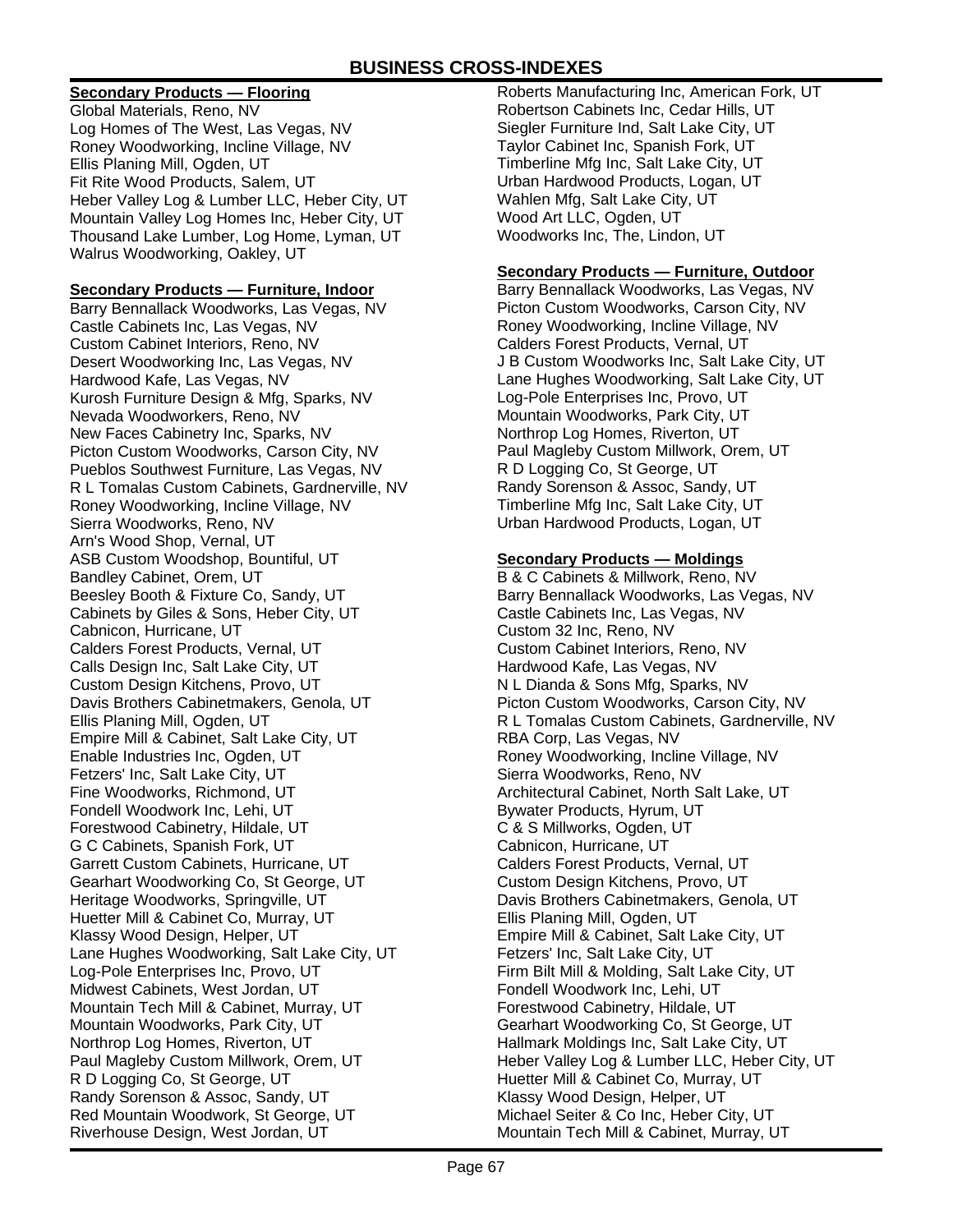# BUSINESS CROSS-INDEXES

**Secondary Products — Flooring**

Global Materials, Reno, NV
Log Homes of The West, Las Vegas, NV
Roney Woodworking, Incline Village, NV
Ellis Planing Mill, Ogden, UT
Fit Rite Wood Products, Salem, UT
Heber Valley Log & Lumber LLC, Heber City, UT
Mountain Valley Log Homes Inc, Heber City, UT
Thousand Lake Lumber, Log Home, Lyman, UT
Walrus Woodworking, Oakley, UT

**Secondary Products — Furniture, Indoor**

Barry Bennallack Woodworks, Las Vegas, NV
Castle Cabinets Inc, Las Vegas, NV
Custom Cabinet Interiors, Reno, NV
Desert Woodworking Inc, Las Vegas, NV
Hardwood Kafe, Las Vegas, NV
Kurosh Furniture Design & Mfg, Sparks, NV
Nevada Woodworkers, Reno, NV
New Faces Cabinetry Inc, Sparks, NV
Picton Custom Woodworks, Carson City, NV
Pueblos Southwest Furniture, Las Vegas, NV
R L Tomalas Custom Cabinets, Gardnerville, NV
Roney Woodworking, Incline Village, NV
Sierra Woodworks, Reno, NV
Arn's Wood Shop, Vernal, UT
ASB Custom Woodshop, Bountiful, UT
Bandley Cabinet, Orem, UT
Beesley Booth & Fixture Co, Sandy, UT
Cabinets by Giles & Sons, Heber City, UT
Cabnicon, Hurricane, UT
Calders Forest Products, Vernal, UT
Calls Design Inc, Salt Lake City, UT
Custom Design Kitchens, Provo, UT
Davis Brothers Cabinetmakers, Genola, UT
Ellis Planing Mill, Ogden, UT
Empire Mill & Cabinet, Salt Lake City, UT
Enable Industries Inc, Ogden, UT
Fetzers' Inc, Salt Lake City, UT
Fine Woodworks, Richmond, UT
Fondell Woodwork Inc, Lehi, UT
Forestwood Cabinetry, Hildale, UT
G C Cabinets, Spanish Fork, UT
Garrett Custom Cabinets, Hurricane, UT
Gearhart Woodworking Co, St George, UT
Heritage Woodworks, Springville, UT
Huetter Mill & Cabinet Co, Murray, UT
Klassy Wood Design, Helper, UT
Lane Hughes Woodworking, Salt Lake City, UT
Log-Pole Enterprises Inc, Provo, UT
Midwest Cabinets, West Jordan, UT
Mountain Tech Mill & Cabinet, Murray, UT
Mountain Woodworks, Park City, UT
Northrop Log Homes, Riverton, UT
Paul Magleby Custom Millwork, Orem, UT
R D Logging Co, St George, UT
Randy Sorenson & Assoc, Sandy, UT
Red Mountain Woodwork, St George, UT
Riverhouse Design, West Jordan, UT
Roberts Manufacturing Inc, American Fork, UT
Robertson Cabinets Inc, Cedar Hills, UT
Siegler Furniture Ind, Salt Lake City, UT
Taylor Cabinet Inc, Spanish Fork, UT
Timberline Mfg Inc, Salt Lake City, UT
Urban Hardwood Products, Logan, UT
Wahlen Mfg, Salt Lake City, UT
Wood Art LLC, Ogden, UT
Woodworks Inc, The, Lindon, UT

**Secondary Products — Furniture, Outdoor**

Barry Bennallack Woodworks, Las Vegas, NV
Picton Custom Woodworks, Carson City, NV
Roney Woodworking, Incline Village, NV
Calders Forest Products, Vernal, UT
J B Custom Woodworks Inc, Salt Lake City, UT
Lane Hughes Woodworking, Salt Lake City, UT
Log-Pole Enterprises Inc, Provo, UT
Mountain Woodworks, Park City, UT
Northrop Log Homes, Riverton, UT
Paul Magleby Custom Millwork, Orem, UT
R D Logging Co, St George, UT
Randy Sorenson & Assoc, Sandy, UT
Timberline Mfg Inc, Salt Lake City, UT
Urban Hardwood Products, Logan, UT

**Secondary Products — Moldings**

B & C Cabinets & Millwork, Reno, NV
Barry Bennallack Woodworks, Las Vegas, NV
Castle Cabinets Inc, Las Vegas, NV
Custom 32 Inc, Reno, NV
Custom Cabinet Interiors, Reno, NV
Hardwood Kafe, Las Vegas, NV
N L Dianda & Sons Mfg, Sparks, NV
Picton Custom Woodworks, Carson City, NV
R L Tomalas Custom Cabinets, Gardnerville, NV
RBA Corp, Las Vegas, NV
Roney Woodworking, Incline Village, NV
Sierra Woodworks, Reno, NV
Architectural Cabinet, North Salt Lake, UT
Bywater Products, Hyrum, UT
C & S Millworks, Ogden, UT
Cabnicon, Hurricane, UT
Calders Forest Products, Vernal, UT
Custom Design Kitchens, Provo, UT
Davis Brothers Cabinetmakers, Genola, UT
Ellis Planing Mill, Ogden, UT
Empire Mill & Cabinet, Salt Lake City, UT
Fetzers' Inc, Salt Lake City, UT
Firm Bilt Mill & Molding, Salt Lake City, UT
Fondell Woodwork Inc, Lehi, UT
Forestwood Cabinetry, Hildale, UT
Gearhart Woodworking Co, St George, UT
Hallmark Moldings Inc, Salt Lake City, UT
Heber Valley Log & Lumber LLC, Heber City, UT
Huetter Mill & Cabinet Co, Murray, UT
Klassy Wood Design, Helper, UT
Michael Seiter & Co Inc, Heber City, UT
Mountain Tech Mill & Cabinet, Murray, UT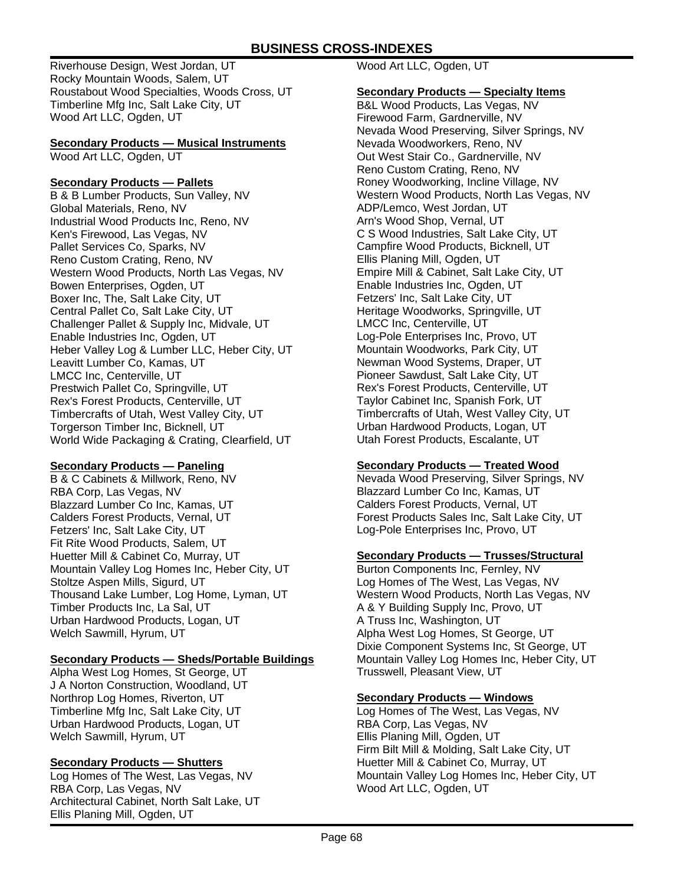Riverhouse Design, West Jordan, UT
Rocky Mountain Woods, Salem, UT
Roustabout Wood Specialties, Woods Cross, UT
Timberline Mfg Inc, Salt Lake City, UT
Wood Art LLC, Ogden, UT

### Secondary Products — Musical Instruments

Wood Art LLC, Ogden, UT

### Secondary Products — Pallets

B & B Lumber Products, Sun Valley, NV
Global Materials, Reno, NV
Industrial Wood Products Inc, Reno, NV
Ken's Firewood, Las Vegas, NV
Pallet Services Co, Sparks, NV
Reno Custom Crating, Reno, NV
Western Wood Products, North Las Vegas, NV
Bowen Enterprises, Ogden, UT
Boxer Inc, The, Salt Lake City, UT
Central Pallet Co, Salt Lake City, UT
Challenger Pallet & Supply Inc, Midvale, UT
Enable Industries Inc, Ogden, UT
Heber Valley Log & Lumber LLC, Heber City, UT
Leavitt Lumber Co, Kamas, UT
LMCC Inc, Centerville, UT
Prestwich Pallet Co, Springville, UT
Rex's Forest Products, Centerville, UT
Timbercrafts of Utah, West Valley City, UT
Torgerson Timber Inc, Bicknell, UT
World Wide Packaging & Crating, Clearfield, UT

### Secondary Products — Paneling

B & C Cabinets & Millwork, Reno, NV
RBA Corp, Las Vegas, NV
Blazzard Lumber Co Inc, Kamas, UT
Calders Forest Products, Vernal, UT
Fetzers' Inc, Salt Lake City, UT
Fit Rite Wood Products, Salem, UT
Huetter Mill & Cabinet Co, Murray, UT
Mountain Valley Log Homes Inc, Heber City, UT
Stoltze Aspen Mills, Sigurd, UT
Thousand Lake Lumber, Log Home, Lyman, UT
Timber Products Inc, La Sal, UT
Urban Hardwood Products, Logan, UT
Welch Sawmill, Hyrum, UT

### Secondary Products — Sheds/Portable Buildings

Alpha West Log Homes, St George, UT
J A Norton Construction, Woodland, UT
Northrop Log Homes, Riverton, UT
Timberline Mfg Inc, Salt Lake City, UT
Urban Hardwood Products, Logan, UT
Welch Sawmill, Hyrum, UT

### Secondary Products — Shutters

Log Homes of The West, Las Vegas, NV
RBA Corp, Las Vegas, NV
Architectural Cabinet, North Salt Lake, UT
Ellis Planing Mill, Ogden, UT
Wood Art LLC, Ogden, UT

### Secondary Products — Specialty Items

B&L Wood Products, Las Vegas, NV
Firewood Farm, Gardnerville, NV
Nevada Wood Preserving, Silver Springs, NV
Nevada Woodworkers, Reno, NV
Out West Stair Co., Gardnerville, NV
Reno Custom Crating, Reno, NV
Roney Woodworking, Incline Village, NV
Western Wood Products, North Las Vegas, NV
ADP/Lemco, West Jordan, UT
Arn's Wood Shop, Vernal, UT
C S Wood Industries, Salt Lake City, UT
Campfire Wood Products, Bicknell, UT
Ellis Planing Mill, Ogden, UT
Empire Mill & Cabinet, Salt Lake City, UT
Enable Industries Inc, Ogden, UT
Fetzers' Inc, Salt Lake City, UT
Heritage Woodworks, Springville, UT
LMCC Inc, Centerville, UT
Log-Pole Enterprises Inc, Provo, UT
Mountain Woodworks, Park City, UT
Newman Wood Systems, Draper, UT
Pioneer Sawdust, Salt Lake City, UT
Rex's Forest Products, Centerville, UT
Taylor Cabinet Inc, Spanish Fork, UT
Timbercrafts of Utah, West Valley City, UT
Urban Hardwood Products, Logan, UT
Utah Forest Products, Escalante, UT

### Secondary Products — Treated Wood

Nevada Wood Preserving, Silver Springs, NV
Blazzard Lumber Co Inc, Kamas, UT
Calders Forest Products, Vernal, UT
Forest Products Sales Inc, Salt Lake City, UT
Log-Pole Enterprises Inc, Provo, UT

### Secondary Products — Trusses/Structural

Burton Components Inc, Fernley, NV
Log Homes of The West, Las Vegas, NV
Western Wood Products, North Las Vegas, NV
A & Y Building Supply Inc, Provo, UT
A Truss Inc, Washington, UT
Alpha West Log Homes, St George, UT
Dixie Component Systems Inc, St George, UT
Mountain Valley Log Homes Inc, Heber City, UT
Trusswell, Pleasant View, UT

### Secondary Products — Windows

Log Homes of The West, Las Vegas, NV
RBA Corp, Las Vegas, NV
Ellis Planing Mill, Ogden, UT
Firm Bilt Mill & Molding, Salt Lake City, UT
Huetter Mill & Cabinet Co, Murray, UT
Mountain Valley Log Homes Inc, Heber City, UT
Wood Art LLC, Ogden, UT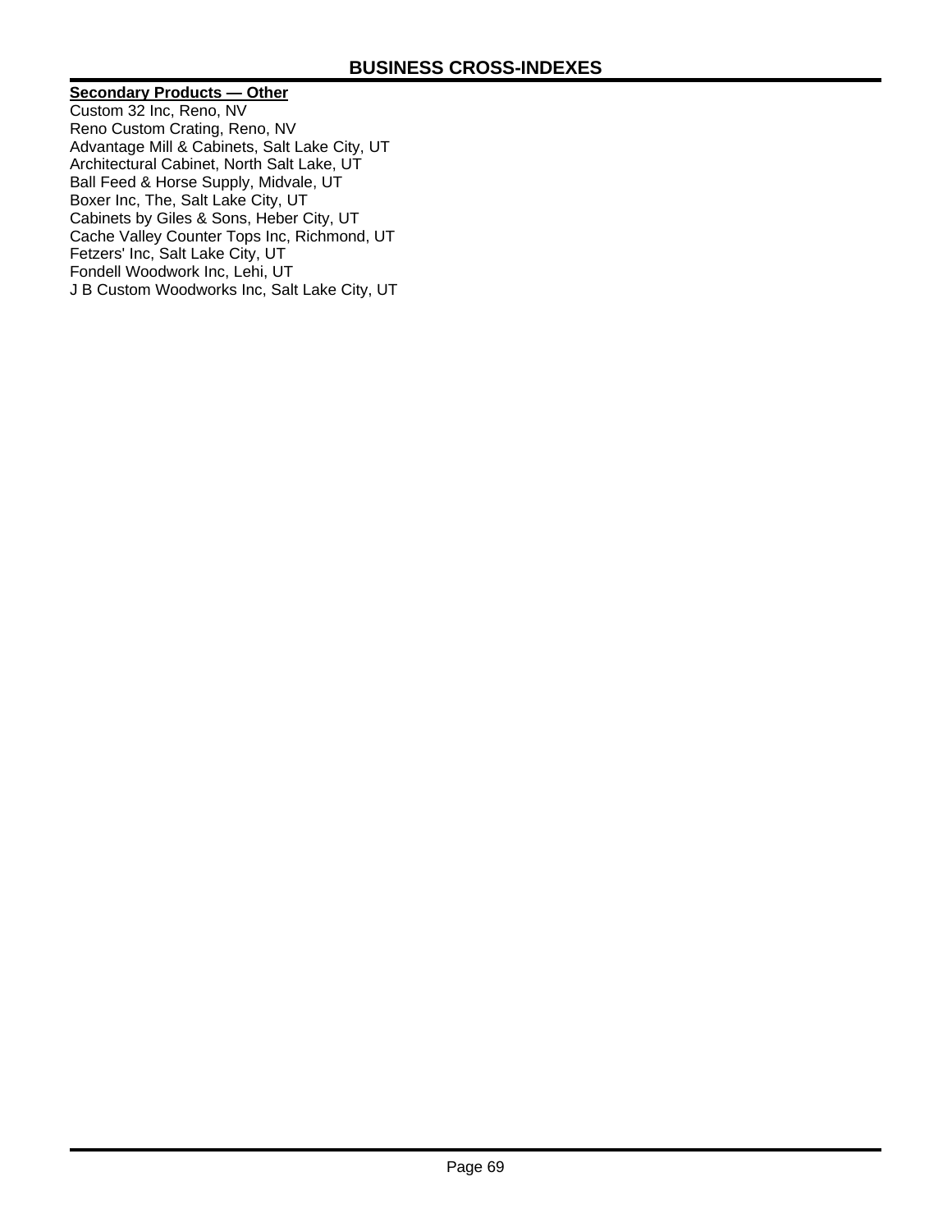**Secondary Products — Other**

Custom 32 Inc, Reno, NV
Reno Custom Crating, Reno, NV
Advantage Mill & Cabinets, Salt Lake City, UT
Architectural Cabinet, North Salt Lake, UT
Ball Feed & Horse Supply, Midvale, UT
Boxer Inc, The, Salt Lake City, UT
Cabinets by Giles & Sons, Heber City, UT
Cache Valley Counter Tops Inc, Richmond, UT
Fetzers' Inc, Salt Lake City, UT
Fondell Woodwork Inc, Lehi, UT
J B Custom Woodworks Inc, Salt Lake City, UT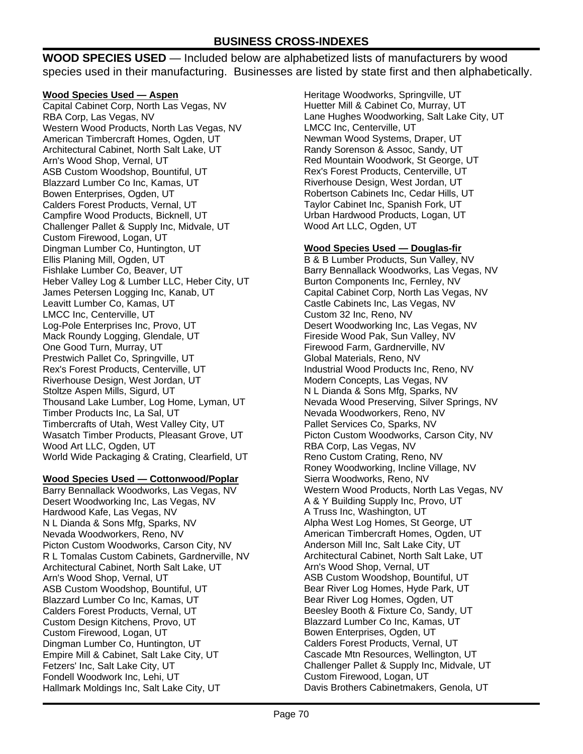## BUSINESS CROSS-INDEXES

**WOOD SPECIES USED** — Included below are alphabetized lists of manufacturers by wood species used in their manufacturing. Businesses are listed by state first and then alphabetically.

**Wood Species Used — Aspen**

Capital Cabinet Corp, North Las Vegas, NV
RBA Corp, Las Vegas, NV
Western Wood Products, North Las Vegas, NV
American Timbercraft Homes, Ogden, UT
Architectural Cabinet, North Salt Lake, UT
Arn's Wood Shop, Vernal, UT
ASB Custom Woodshop, Bountiful, UT
Blazzard Lumber Co Inc, Kamas, UT
Bowen Enterprises, Ogden, UT
Calders Forest Products, Vernal, UT
Campfire Wood Products, Bicknell, UT
Challenger Pallet & Supply Inc, Midvale, UT
Custom Firewood, Logan, UT
Dingman Lumber Co, Huntington, UT
Ellis Planing Mill, Ogden, UT
Fishlake Lumber Co, Beaver, UT
Heber Valley Log & Lumber LLC, Heber City, UT
James Petersen Logging Inc, Kanab, UT
Leavitt Lumber Co, Kamas, UT
LMCC Inc, Centerville, UT
Log-Pole Enterprises Inc, Provo, UT
Mack Roundy Logging, Glendale, UT
One Good Turn, Murray, UT
Prestwich Pallet Co, Springville, UT
Rex's Forest Products, Centerville, UT
Riverhouse Design, West Jordan, UT
Stoltze Aspen Mills, Sigurd, UT
Thousand Lake Lumber, Log Home, Lyman, UT
Timber Products Inc, La Sal, UT
Timbercrafts of Utah, West Valley City, UT
Wasatch Timber Products, Pleasant Grove, UT
Wood Art LLC, Ogden, UT
World Wide Packaging & Crating, Clearfield, UT

**Wood Species Used — Cottonwood/Poplar**

Barry Bennallack Woodworks, Las Vegas, NV
Desert Woodworking Inc, Las Vegas, NV
Hardwood Kafe, Las Vegas, NV
N L Dianda & Sons Mfg, Sparks, NV
Nevada Woodworkers, Reno, NV
Picton Custom Woodworks, Carson City, NV
R L Tomalas Custom Cabinets, Gardnerville, NV
Architectural Cabinet, North Salt Lake, UT
Arn's Wood Shop, Vernal, UT
ASB Custom Woodshop, Bountiful, UT
Blazzard Lumber Co Inc, Kamas, UT
Calders Forest Products, Vernal, UT
Custom Design Kitchens, Provo, UT
Custom Firewood, Logan, UT
Dingman Lumber Co, Huntington, UT
Empire Mill & Cabinet, Salt Lake City, UT
Fetzers' Inc, Salt Lake City, UT
Fondell Woodwork Inc, Lehi, UT
Hallmark Moldings Inc, Salt Lake City, UT
Heritage Woodworks, Springville, UT
Huetter Mill & Cabinet Co, Murray, UT
Lane Hughes Woodworking, Salt Lake City, UT
LMCC Inc, Centerville, UT
Newman Wood Systems, Draper, UT
Randy Sorenson & Assoc, Sandy, UT
Red Mountain Woodwork, St George, UT
Rex's Forest Products, Centerville, UT
Riverhouse Design, West Jordan, UT
Robertson Cabinets Inc, Cedar Hills, UT
Taylor Cabinet Inc, Spanish Fork, UT
Urban Hardwood Products, Logan, UT
Wood Art LLC, Ogden, UT

**Wood Species Used — Douglas-fir**

B & B Lumber Products, Sun Valley, NV
Barry Bennallack Woodworks, Las Vegas, NV
Burton Components Inc, Fernley, NV
Capital Cabinet Corp, North Las Vegas, NV
Castle Cabinets Inc, Las Vegas, NV
Custom 32 Inc, Reno, NV
Desert Woodworking Inc, Las Vegas, NV
Fireside Wood Pak, Sun Valley, NV
Firewood Farm, Gardnerville, NV
Global Materials, Reno, NV
Industrial Wood Products Inc, Reno, NV
Modern Concepts, Las Vegas, NV
N L Dianda & Sons Mfg, Sparks, NV
Nevada Wood Preserving, Silver Springs, NV
Nevada Woodworkers, Reno, NV
Pallet Services Co, Sparks, NV
Picton Custom Woodworks, Carson City, NV
RBA Corp, Las Vegas, NV
Reno Custom Crating, Reno, NV
Roney Woodworking, Incline Village, NV
Sierra Woodworks, Reno, NV
Western Wood Products, North Las Vegas, NV
A & Y Building Supply Inc, Provo, UT
A Truss Inc, Washington, UT
Alpha West Log Homes, St George, UT
American Timbercraft Homes, Ogden, UT
Anderson Mill Inc, Salt Lake City, UT
Architectural Cabinet, North Salt Lake, UT
Arn's Wood Shop, Vernal, UT
ASB Custom Woodshop, Bountiful, UT
Bear River Log Homes, Hyde Park, UT
Bear River Log Homes, Ogden, UT
Beesley Booth & Fixture Co, Sandy, UT
Blazzard Lumber Co Inc, Kamas, UT
Bowen Enterprises, Ogden, UT
Calders Forest Products, Vernal, UT
Cascade Mtn Resources, Wellington, UT
Challenger Pallet & Supply Inc, Midvale, UT
Custom Firewood, Logan, UT
Davis Brothers Cabinetmakers, Genola, UT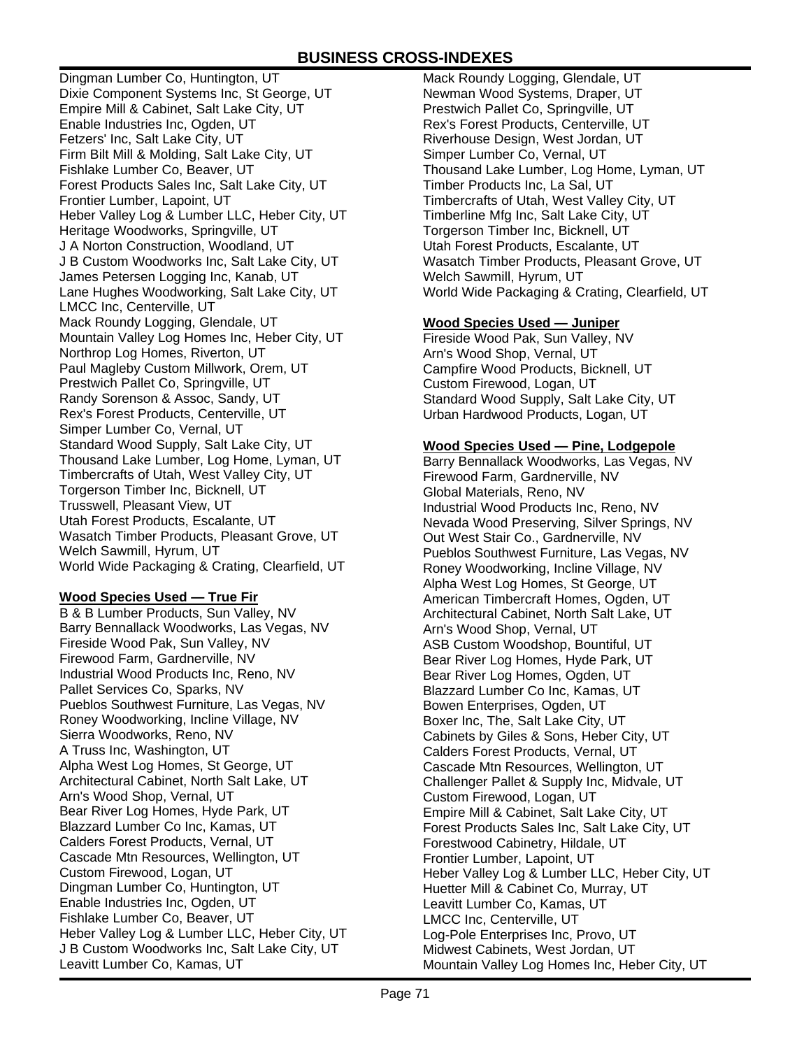Dingman Lumber Co, Huntington, UT
Dixie Component Systems Inc, St George, UT
Empire Mill & Cabinet, Salt Lake City, UT
Enable Industries Inc, Ogden, UT
Fetzers' Inc, Salt Lake City, UT
Firm Bilt Mill & Molding, Salt Lake City, UT
Fishlake Lumber Co, Beaver, UT
Forest Products Sales Inc, Salt Lake City, UT
Frontier Lumber, Lapoint, UT
Heber Valley Log & Lumber LLC, Heber City, UT
Heritage Woodworks, Springville, UT
J A Norton Construction, Woodland, UT
J B Custom Woodworks Inc, Salt Lake City, UT
James Petersen Logging Inc, Kanab, UT
Lane Hughes Woodworking, Salt Lake City, UT
LMCC Inc, Centerville, UT
Mack Roundy Logging, Glendale, UT
Mountain Valley Log Homes Inc, Heber City, UT
Northrop Log Homes, Riverton, UT
Paul Magleby Custom Millwork, Orem, UT
Prestwich Pallet Co, Springville, UT
Randy Sorenson & Assoc, Sandy, UT
Rex's Forest Products, Centerville, UT
Simper Lumber Co, Vernal, UT
Standard Wood Supply, Salt Lake City, UT
Thousand Lake Lumber, Log Home, Lyman, UT
Timbercrafts of Utah, West Valley City, UT
Torgerson Timber Inc, Bicknell, UT
Trusswell, Pleasant View, UT
Utah Forest Products, Escalante, UT
Wasatch Timber Products, Pleasant Grove, UT
Welch Sawmill, Hyrum, UT
World Wide Packaging & Crating, Clearfield, UT

**Wood Species Used — True Fir**

B & B Lumber Products, Sun Valley, NV
Barry Bennallack Woodworks, Las Vegas, NV
Fireside Wood Pak, Sun Valley, NV
Firewood Farm, Gardnerville, NV
Industrial Wood Products Inc, Reno, NV
Pallet Services Co, Sparks, NV
Pueblos Southwest Furniture, Las Vegas, NV
Roney Woodworking, Incline Village, NV
Sierra Woodworks, Reno, NV
A Truss Inc, Washington, UT
Alpha West Log Homes, St George, UT
Architectural Cabinet, North Salt Lake, UT
Arn's Wood Shop, Vernal, UT
Bear River Log Homes, Hyde Park, UT
Blazzard Lumber Co Inc, Kamas, UT
Calders Forest Products, Vernal, UT
Cascade Mtn Resources, Wellington, UT
Custom Firewood, Logan, UT
Dingman Lumber Co, Huntington, UT
Enable Industries Inc, Ogden, UT
Fishlake Lumber Co, Beaver, UT
Heber Valley Log & Lumber LLC, Heber City, UT
J B Custom Woodworks Inc, Salt Lake City, UT
Leavitt Lumber Co, Kamas, UT
Mack Roundy Logging, Glendale, UT
Newman Wood Systems, Draper, UT
Prestwich Pallet Co, Springville, UT
Rex's Forest Products, Centerville, UT
Riverhouse Design, West Jordan, UT
Simper Lumber Co, Vernal, UT
Thousand Lake Lumber, Log Home, Lyman, UT
Timber Products Inc, La Sal, UT
Timbercrafts of Utah, West Valley City, UT
Timberline Mfg Inc, Salt Lake City, UT
Torgerson Timber Inc, Bicknell, UT
Utah Forest Products, Escalante, UT
Wasatch Timber Products, Pleasant Grove, UT
Welch Sawmill, Hyrum, UT
World Wide Packaging & Crating, Clearfield, UT

**Wood Species Used — Juniper**

Fireside Wood Pak, Sun Valley, NV
Arn's Wood Shop, Vernal, UT
Campfire Wood Products, Bicknell, UT
Custom Firewood, Logan, UT
Standard Wood Supply, Salt Lake City, UT
Urban Hardwood Products, Logan, UT

**Wood Species Used — Pine, Lodgepole**

Barry Bennallack Woodworks, Las Vegas, NV
Firewood Farm, Gardnerville, NV
Global Materials, Reno, NV
Industrial Wood Products Inc, Reno, NV
Nevada Wood Preserving, Silver Springs, NV
Out West Stair Co., Gardnerville, NV
Pueblos Southwest Furniture, Las Vegas, NV
Roney Woodworking, Incline Village, NV
Alpha West Log Homes, St George, UT
American Timbercraft Homes, Ogden, UT
Architectural Cabinet, North Salt Lake, UT
Arn's Wood Shop, Vernal, UT
ASB Custom Woodshop, Bountiful, UT
Bear River Log Homes, Hyde Park, UT
Bear River Log Homes, Ogden, UT
Blazzard Lumber Co Inc, Kamas, UT
Bowen Enterprises, Ogden, UT
Boxer Inc, The, Salt Lake City, UT
Cabinets by Giles & Sons, Heber City, UT
Calders Forest Products, Vernal, UT
Cascade Mtn Resources, Wellington, UT
Challenger Pallet & Supply Inc, Midvale, UT
Custom Firewood, Logan, UT
Empire Mill & Cabinet, Salt Lake City, UT
Forest Products Sales Inc, Salt Lake City, UT
Forestwood Cabinetry, Hildale, UT
Frontier Lumber, Lapoint, UT
Heber Valley Log & Lumber LLC, Heber City, UT
Huetter Mill & Cabinet Co, Murray, UT
Leavitt Lumber Co, Kamas, UT
LMCC Inc, Centerville, UT
Log-Pole Enterprises Inc, Provo, UT
Midwest Cabinets, West Jordan, UT
Mountain Valley Log Homes Inc, Heber City, UT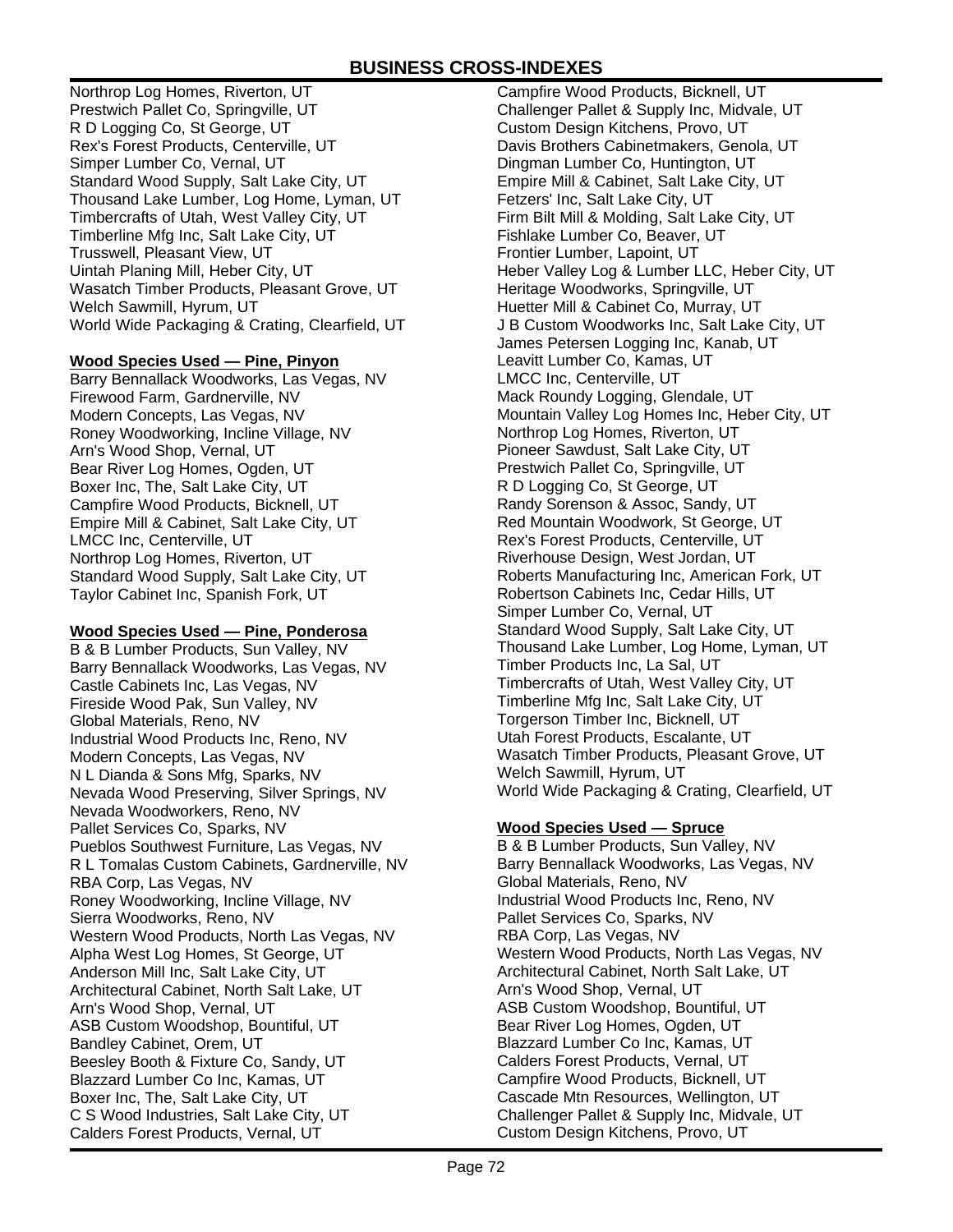Northrop Log Homes, Riverton, UT
Prestwich Pallet Co, Springville, UT
R D Logging Co, St George, UT
Rex's Forest Products, Centerville, UT
Simper Lumber Co, Vernal, UT
Standard Wood Supply, Salt Lake City, UT
Thousand Lake Lumber, Log Home, Lyman, UT
Timbercrafts of Utah, West Valley City, UT
Timberline Mfg Inc, Salt Lake City, UT
Trusswell, Pleasant View, UT
Uintah Planing Mill, Heber City, UT
Wasatch Timber Products, Pleasant Grove, UT
Welch Sawmill, Hyrum, UT
World Wide Packaging & Crating, Clearfield, UT

## Wood Species Used — Pine, Pinyon

Barry Bennallack Woodworks, Las Vegas, NV
Firewood Farm, Gardnerville, NV
Modern Concepts, Las Vegas, NV
Roney Woodworking, Incline Village, NV
Arn's Wood Shop, Vernal, UT
Bear River Log Homes, Ogden, UT
Boxer Inc, The, Salt Lake City, UT
Campfire Wood Products, Bicknell, UT
Empire Mill & Cabinet, Salt Lake City, UT
LMCC Inc, Centerville, UT
Northrop Log Homes, Riverton, UT
Standard Wood Supply, Salt Lake City, UT
Taylor Cabinet Inc, Spanish Fork, UT

## Wood Species Used — Pine, Ponderosa

B & B Lumber Products, Sun Valley, NV
Barry Bennallack Woodworks, Las Vegas, NV
Castle Cabinets Inc, Las Vegas, NV
Fireside Wood Pak, Sun Valley, NV
Global Materials, Reno, NV
Industrial Wood Products Inc, Reno, NV
Modern Concepts, Las Vegas, NV
N L Dianda & Sons Mfg, Sparks, NV
Nevada Wood Preserving, Silver Springs, NV
Nevada Woodworkers, Reno, NV
Pallet Services Co, Sparks, NV
Pueblos Southwest Furniture, Las Vegas, NV
R L Tomalas Custom Cabinets, Gardnerville, NV
RBA Corp, Las Vegas, NV
Roney Woodworking, Incline Village, NV
Sierra Woodworks, Reno, NV
Western Wood Products, North Las Vegas, NV
Alpha West Log Homes, St George, UT
Anderson Mill Inc, Salt Lake City, UT
Architectural Cabinet, North Salt Lake, UT
Arn's Wood Shop, Vernal, UT
ASB Custom Woodshop, Bountiful, UT
Bandley Cabinet, Orem, UT
Beesley Booth & Fixture Co, Sandy, UT
Blazzard Lumber Co Inc, Kamas, UT
Boxer Inc, The, Salt Lake City, UT
C S Wood Industries, Salt Lake City, UT
Calders Forest Products, Vernal, UT
Campfire Wood Products, Bicknell, UT
Challenger Pallet & Supply Inc, Midvale, UT
Custom Design Kitchens, Provo, UT
Davis Brothers Cabinetmakers, Genola, UT
Dingman Lumber Co, Huntington, UT
Empire Mill & Cabinet, Salt Lake City, UT
Fetzers' Inc, Salt Lake City, UT
Firm Bilt Mill & Molding, Salt Lake City, UT
Fishlake Lumber Co, Beaver, UT
Frontier Lumber, Lapoint, UT
Heber Valley Log & Lumber LLC, Heber City, UT
Heritage Woodworks, Springville, UT
Huetter Mill & Cabinet Co, Murray, UT
J B Custom Woodworks Inc, Salt Lake City, UT
James Petersen Logging Inc, Kanab, UT
Leavitt Lumber Co, Kamas, UT
LMCC Inc, Centerville, UT
Mack Roundy Logging, Glendale, UT
Mountain Valley Log Homes Inc, Heber City, UT
Northrop Log Homes, Riverton, UT
Pioneer Sawdust, Salt Lake City, UT
Prestwich Pallet Co, Springville, UT
R D Logging Co, St George, UT
Randy Sorenson & Assoc, Sandy, UT
Red Mountain Woodwork, St George, UT
Rex's Forest Products, Centerville, UT
Riverhouse Design, West Jordan, UT
Roberts Manufacturing Inc, American Fork, UT
Robertson Cabinets Inc, Cedar Hills, UT
Simper Lumber Co, Vernal, UT
Standard Wood Supply, Salt Lake City, UT
Thousand Lake Lumber, Log Home, Lyman, UT
Timber Products Inc, La Sal, UT
Timbercrafts of Utah, West Valley City, UT
Timberline Mfg Inc, Salt Lake City, UT
Torgerson Timber Inc, Bicknell, UT
Utah Forest Products, Escalante, UT
Wasatch Timber Products, Pleasant Grove, UT
Welch Sawmill, Hyrum, UT
World Wide Packaging & Crating, Clearfield, UT

## Wood Species Used — Spruce

B & B Lumber Products, Sun Valley, NV
Barry Bennallack Woodworks, Las Vegas, NV
Global Materials, Reno, NV
Industrial Wood Products Inc, Reno, NV
Pallet Services Co, Sparks, NV
RBA Corp, Las Vegas, NV
Western Wood Products, North Las Vegas, NV
Architectural Cabinet, North Salt Lake, UT
Arn's Wood Shop, Vernal, UT
ASB Custom Woodshop, Bountiful, UT
Bear River Log Homes, Ogden, UT
Blazzard Lumber Co Inc, Kamas, UT
Calders Forest Products, Vernal, UT
Campfire Wood Products, Bicknell, UT
Cascade Mtn Resources, Wellington, UT
Challenger Pallet & Supply Inc, Midvale, UT
Custom Design Kitchens, Provo, UT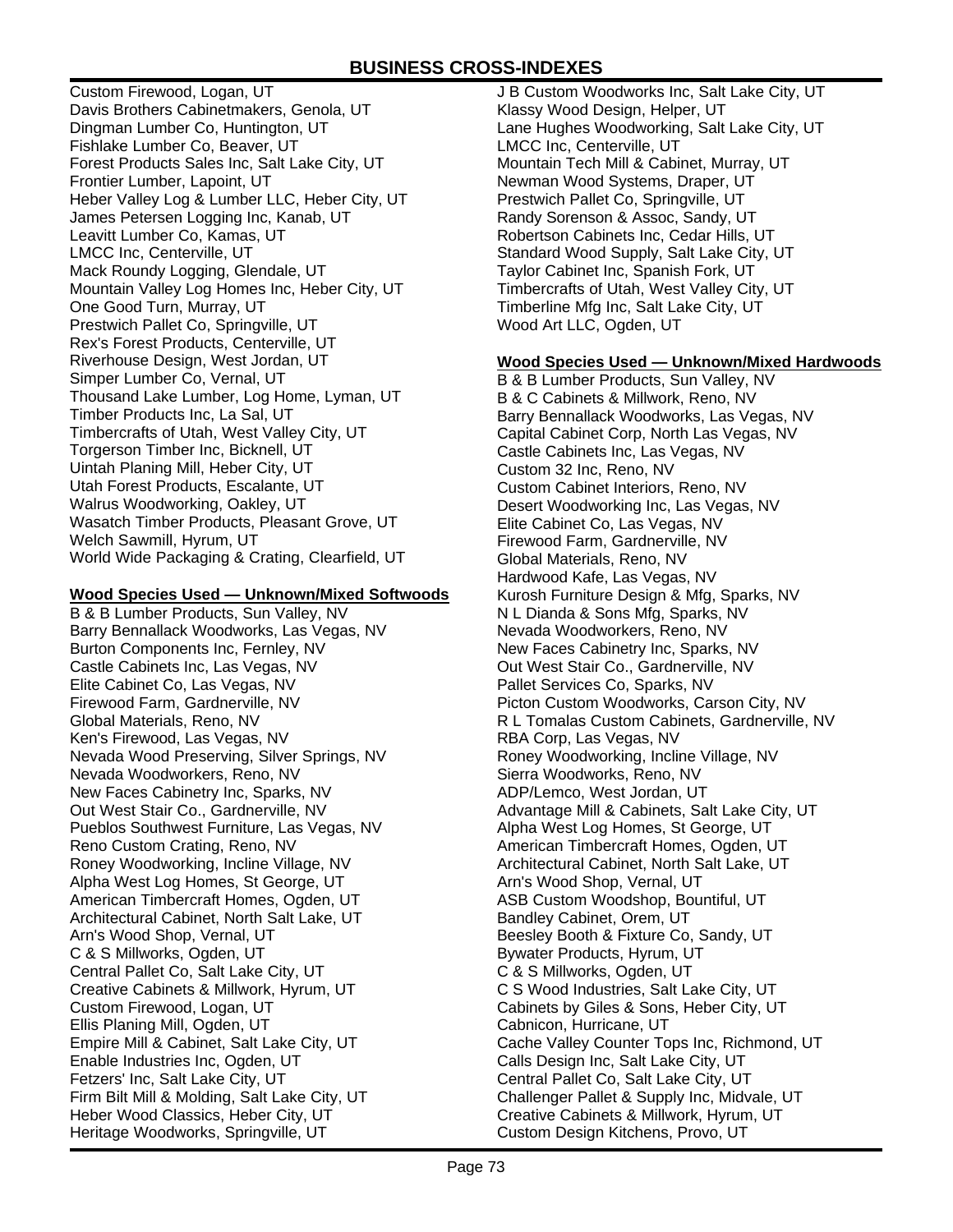Custom Firewood, Logan, UT
Davis Brothers Cabinetmakers, Genola, UT
Dingman Lumber Co, Huntington, UT
Fishlake Lumber Co, Beaver, UT
Forest Products Sales Inc, Salt Lake City, UT
Frontier Lumber, Lapoint, UT
Heber Valley Log & Lumber LLC, Heber City, UT
James Petersen Logging Inc, Kanab, UT
Leavitt Lumber Co, Kamas, UT
LMCC Inc, Centerville, UT
Mack Roundy Logging, Glendale, UT
Mountain Valley Log Homes Inc, Heber City, UT
One Good Turn, Murray, UT
Prestwich Pallet Co, Springville, UT
Rex's Forest Products, Centerville, UT
Riverhouse Design, West Jordan, UT
Simper Lumber Co, Vernal, UT
Thousand Lake Lumber, Log Home, Lyman, UT
Timber Products Inc, La Sal, UT
Timbercrafts of Utah, West Valley City, UT
Torgerson Timber Inc, Bicknell, UT
Uintah Planing Mill, Heber City, UT
Utah Forest Products, Escalante, UT
Walrus Woodworking, Oakley, UT
Wasatch Timber Products, Pleasant Grove, UT
Welch Sawmill, Hyrum, UT
World Wide Packaging & Crating, Clearfield, UT

## Wood Species Used — Unknown/Mixed Softwoods

B & B Lumber Products, Sun Valley, NV
Barry Bennallack Woodworks, Las Vegas, NV
Burton Components Inc, Fernley, NV
Castle Cabinets Inc, Las Vegas, NV
Elite Cabinet Co, Las Vegas, NV
Firewood Farm, Gardnerville, NV
Global Materials, Reno, NV
Ken's Firewood, Las Vegas, NV
Nevada Wood Preserving, Silver Springs, NV
Nevada Woodworkers, Reno, NV
New Faces Cabinetry Inc, Sparks, NV
Out West Stair Co., Gardnerville, NV
Pueblos Southwest Furniture, Las Vegas, NV
Reno Custom Crating, Reno, NV
Roney Woodworking, Incline Village, NV
Alpha West Log Homes, St George, UT
American Timbercraft Homes, Ogden, UT
Architectural Cabinet, North Salt Lake, UT
Arn's Wood Shop, Vernal, UT
C & S Millworks, Ogden, UT
Central Pallet Co, Salt Lake City, UT
Creative Cabinets & Millwork, Hyrum, UT
Custom Firewood, Logan, UT
Ellis Planing Mill, Ogden, UT
Empire Mill & Cabinet, Salt Lake City, UT
Enable Industries Inc, Ogden, UT
Fetzers' Inc, Salt Lake City, UT
Firm Bilt Mill & Molding, Salt Lake City, UT
Heber Wood Classics, Heber City, UT
Heritage Woodworks, Springville, UT
J B Custom Woodworks Inc, Salt Lake City, UT
Klassy Wood Design, Helper, UT
Lane Hughes Woodworking, Salt Lake City, UT
LMCC Inc, Centerville, UT
Mountain Tech Mill & Cabinet, Murray, UT
Newman Wood Systems, Draper, UT
Prestwich Pallet Co, Springville, UT
Randy Sorenson & Assoc, Sandy, UT
Robertson Cabinets Inc, Cedar Hills, UT
Standard Wood Supply, Salt Lake City, UT
Taylor Cabinet Inc, Spanish Fork, UT
Timbercrafts of Utah, West Valley City, UT
Timberline Mfg Inc, Salt Lake City, UT
Wood Art LLC, Ogden, UT

## Wood Species Used — Unknown/Mixed Hardwoods

B & B Lumber Products, Sun Valley, NV
B & C Cabinets & Millwork, Reno, NV
Barry Bennallack Woodworks, Las Vegas, NV
Capital Cabinet Corp, North Las Vegas, NV
Castle Cabinets Inc, Las Vegas, NV
Custom 32 Inc, Reno, NV
Custom Cabinet Interiors, Reno, NV
Desert Woodworking Inc, Las Vegas, NV
Elite Cabinet Co, Las Vegas, NV
Firewood Farm, Gardnerville, NV
Global Materials, Reno, NV
Hardwood Kafe, Las Vegas, NV
Kurosh Furniture Design & Mfg, Sparks, NV
N L Dianda & Sons Mfg, Sparks, NV
Nevada Woodworkers, Reno, NV
New Faces Cabinetry Inc, Sparks, NV
Out West Stair Co., Gardnerville, NV
Pallet Services Co, Sparks, NV
Picton Custom Woodworks, Carson City, NV
R L Tomalas Custom Cabinets, Gardnerville, NV
RBA Corp, Las Vegas, NV
Roney Woodworking, Incline Village, NV
Sierra Woodworks, Reno, NV
ADP/Lemco, West Jordan, UT
Advantage Mill & Cabinets, Salt Lake City, UT
Alpha West Log Homes, St George, UT
American Timbercraft Homes, Ogden, UT
Architectural Cabinet, North Salt Lake, UT
Arn's Wood Shop, Vernal, UT
ASB Custom Woodshop, Bountiful, UT
Bandley Cabinet, Orem, UT
Beesley Booth & Fixture Co, Sandy, UT
Bywater Products, Hyrum, UT
C & S Millworks, Ogden, UT
C S Wood Industries, Salt Lake City, UT
Cabinets by Giles & Sons, Heber City, UT
Cabnicon, Hurricane, UT
Cache Valley Counter Tops Inc, Richmond, UT
Calls Design Inc, Salt Lake City, UT
Central Pallet Co, Salt Lake City, UT
Challenger Pallet & Supply Inc, Midvale, UT
Creative Cabinets & Millwork, Hyrum, UT
Custom Design Kitchens, Provo, UT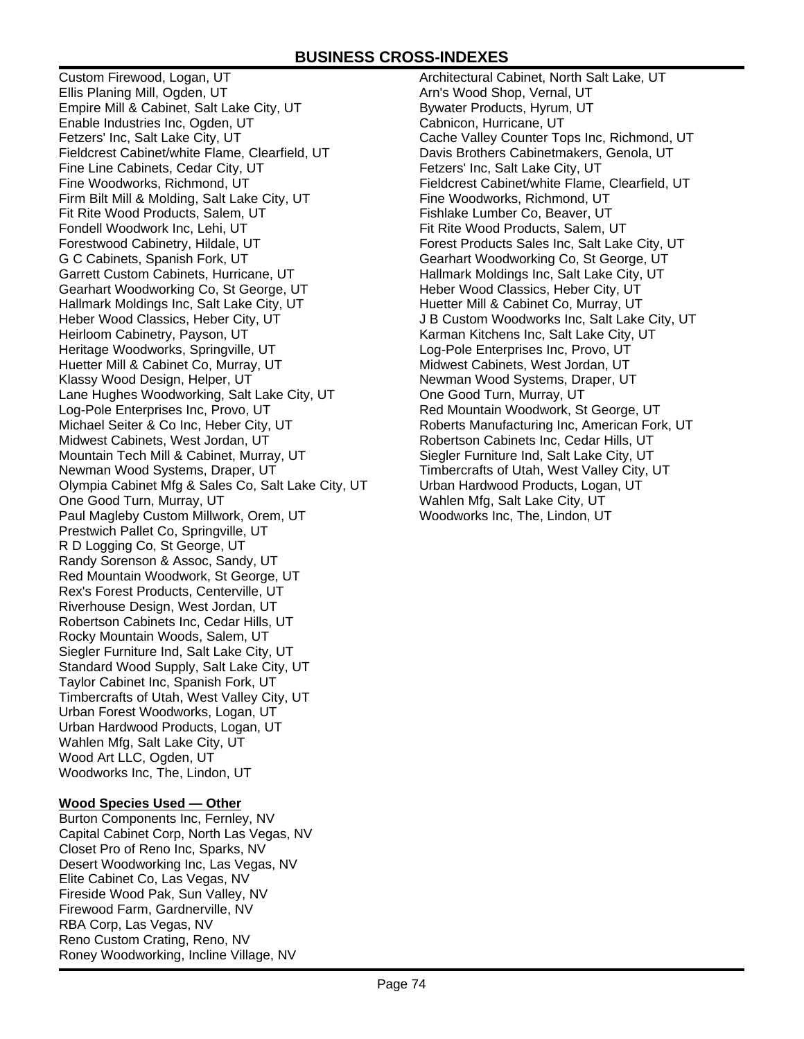Custom Firewood, Logan, UT
Ellis Planing Mill, Ogden, UT
Empire Mill & Cabinet, Salt Lake City, UT
Enable Industries Inc, Ogden, UT
Fetzers' Inc, Salt Lake City, UT
Fieldcrest Cabinet/white Flame, Clearfield, UT
Fine Line Cabinets, Cedar City, UT
Fine Woodworks, Richmond, UT
Firm Bilt Mill & Molding, Salt Lake City, UT
Fit Rite Wood Products, Salem, UT
Fondell Woodwork Inc, Lehi, UT
Forestwood Cabinetry, Hildale, UT
G C Cabinets, Spanish Fork, UT
Garrett Custom Cabinets, Hurricane, UT
Gearhart Woodworking Co, St George, UT
Hallmark Moldings Inc, Salt Lake City, UT
Heber Wood Classics, Heber City, UT
Heirloom Cabinetry, Payson, UT
Heritage Woodworks, Springville, UT
Huetter Mill & Cabinet Co, Murray, UT
Klassy Wood Design, Helper, UT
Lane Hughes Woodworking, Salt Lake City, UT
Log-Pole Enterprises Inc, Provo, UT
Michael Seiter & Co Inc, Heber City, UT
Midwest Cabinets, West Jordan, UT
Mountain Tech Mill & Cabinet, Murray, UT
Newman Wood Systems, Draper, UT
Olympia Cabinet Mfg & Sales Co, Salt Lake City, UT
One Good Turn, Murray, UT
Paul Magleby Custom Millwork, Orem, UT
Prestwich Pallet Co, Springville, UT
R D Logging Co, St George, UT
Randy Sorenson & Assoc, Sandy, UT
Red Mountain Woodwork, St George, UT
Rex's Forest Products, Centerville, UT
Riverhouse Design, West Jordan, UT
Robertson Cabinets Inc, Cedar Hills, UT
Rocky Mountain Woods, Salem, UT
Siegler Furniture Ind, Salt Lake City, UT
Standard Wood Supply, Salt Lake City, UT
Taylor Cabinet Inc, Spanish Fork, UT
Timbercrafts of Utah, West Valley City, UT
Urban Forest Woodworks, Logan, UT
Urban Hardwood Products, Logan, UT
Wahlen Mfg, Salt Lake City, UT
Wood Art LLC, Ogden, UT
Woodworks Inc, The, Lindon, UT

**Wood Species Used — Other**

Burton Components Inc, Fernley, NV
Capital Cabinet Corp, North Las Vegas, NV
Closet Pro of Reno Inc, Sparks, NV
Desert Woodworking Inc, Las Vegas, NV
Elite Cabinet Co, Las Vegas, NV
Fireside Wood Pak, Sun Valley, NV
Firewood Farm, Gardnerville, NV
RBA Corp, Las Vegas, NV
Reno Custom Crating, Reno, NV
Roney Woodworking, Incline Village, NV
Architectural Cabinet, North Salt Lake, UT
Arn's Wood Shop, Vernal, UT
Bywater Products, Hyrum, UT
Cabnicon, Hurricane, UT
Cache Valley Counter Tops Inc, Richmond, UT
Davis Brothers Cabinetmakers, Genola, UT
Fetzers' Inc, Salt Lake City, UT
Fieldcrest Cabinet/white Flame, Clearfield, UT
Fine Woodworks, Richmond, UT
Fishlake Lumber Co, Beaver, UT
Fit Rite Wood Products, Salem, UT
Forest Products Sales Inc, Salt Lake City, UT
Gearhart Woodworking Co, St George, UT
Hallmark Moldings Inc, Salt Lake City, UT
Heber Wood Classics, Heber City, UT
Huetter Mill & Cabinet Co, Murray, UT
J B Custom Woodworks Inc, Salt Lake City, UT
Karman Kitchens Inc, Salt Lake City, UT
Log-Pole Enterprises Inc, Provo, UT
Midwest Cabinets, West Jordan, UT
Newman Wood Systems, Draper, UT
One Good Turn, Murray, UT
Red Mountain Woodwork, St George, UT
Roberts Manufacturing Inc, American Fork, UT
Robertson Cabinets Inc, Cedar Hills, UT
Siegler Furniture Ind, Salt Lake City, UT
Timbercrafts of Utah, West Valley City, UT
Urban Hardwood Products, Logan, UT
Wahlen Mfg, Salt Lake City, UT
Woodworks Inc, The, Lindon, UT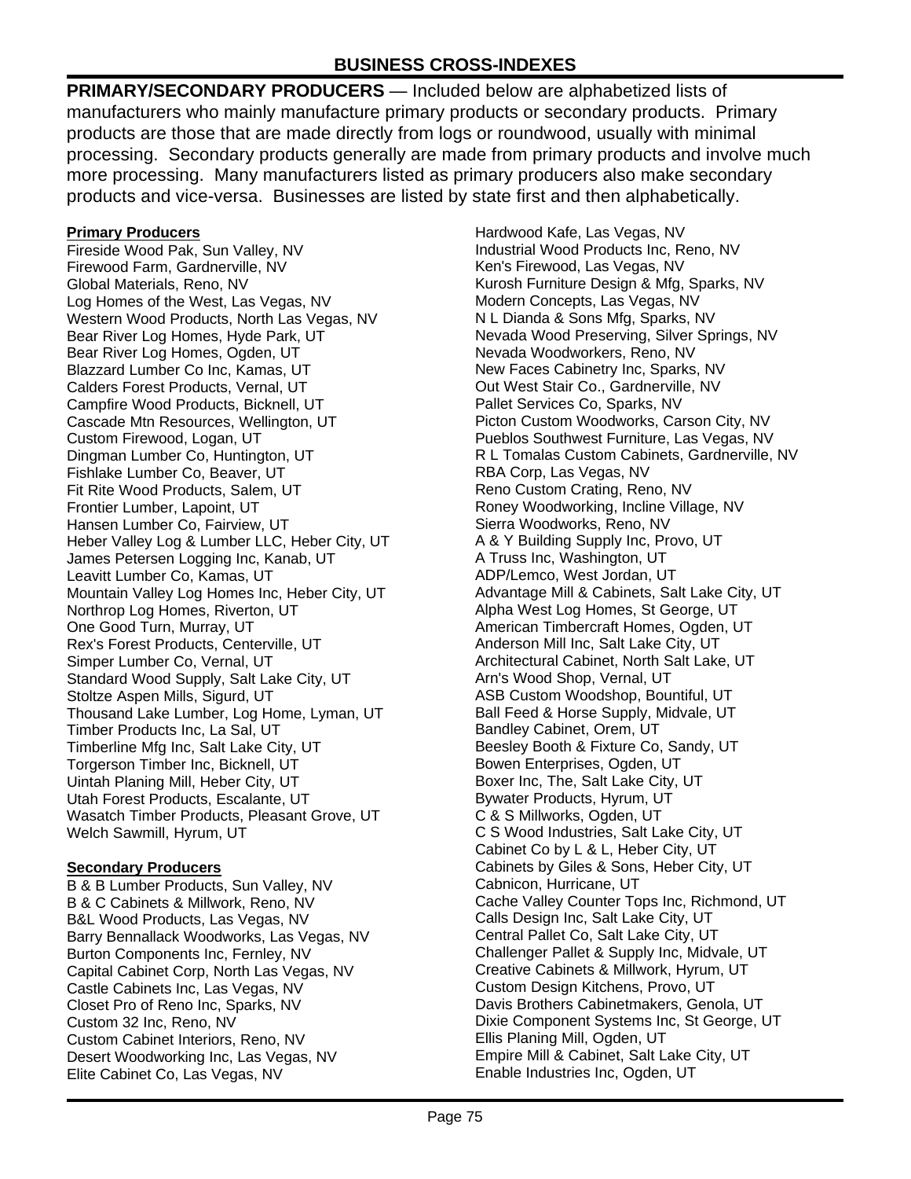## BUSINESS CROSS-INDEXES

**PRIMARY/SECONDARY PRODUCERS** — Included below are alphabetized lists of manufacturers who mainly manufacture primary products or secondary products. Primary products are those that are made directly from logs or roundwood, usually with minimal processing. Secondary products generally are made from primary products and involve much more processing. Many manufacturers listed as primary producers also make secondary products and vice-versa. Businesses are listed by state first and then alphabetically.

### Primary Producers

Fireside Wood Pak, Sun Valley, NV
Firewood Farm, Gardnerville, NV
Global Materials, Reno, NV
Log Homes of the West, Las Vegas, NV
Western Wood Products, North Las Vegas, NV
Bear River Log Homes, Hyde Park, UT
Bear River Log Homes, Ogden, UT
Blazzard Lumber Co Inc, Kamas, UT
Calders Forest Products, Vernal, UT
Campfire Wood Products, Bicknell, UT
Cascade Mtn Resources, Wellington, UT
Custom Firewood, Logan, UT
Dingman Lumber Co, Huntington, UT
Fishlake Lumber Co, Beaver, UT
Fit Rite Wood Products, Salem, UT
Frontier Lumber, Lapoint, UT
Hansen Lumber Co, Fairview, UT
Heber Valley Log & Lumber LLC, Heber City, UT
James Petersen Logging Inc, Kanab, UT
Leavitt Lumber Co, Kamas, UT
Mountain Valley Log Homes Inc, Heber City, UT
Northrop Log Homes, Riverton, UT
One Good Turn, Murray, UT
Rex's Forest Products, Centerville, UT
Simper Lumber Co, Vernal, UT
Standard Wood Supply, Salt Lake City, UT
Stoltze Aspen Mills, Sigurd, UT
Thousand Lake Lumber, Log Home, Lyman, UT
Timber Products Inc, La Sal, UT
Timberline Mfg Inc, Salt Lake City, UT
Torgerson Timber Inc, Bicknell, UT
Uintah Planing Mill, Heber City, UT
Utah Forest Products, Escalante, UT
Wasatch Timber Products, Pleasant Grove, UT
Welch Sawmill, Hyrum, UT

### Secondary Producers

B & B Lumber Products, Sun Valley, NV
B & C Cabinets & Millwork, Reno, NV
B&L Wood Products, Las Vegas, NV
Barry Bennallack Woodworks, Las Vegas, NV
Burton Components Inc, Fernley, NV
Capital Cabinet Corp, North Las Vegas, NV
Castle Cabinets Inc, Las Vegas, NV
Closet Pro of Reno Inc, Sparks, NV
Custom 32 Inc, Reno, NV
Custom Cabinet Interiors, Reno, NV
Desert Woodworking Inc, Las Vegas, NV
Elite Cabinet Co, Las Vegas, NV
Hardwood Kafe, Las Vegas, NV
Industrial Wood Products Inc, Reno, NV
Ken's Firewood, Las Vegas, NV
Kurosh Furniture Design & Mfg, Sparks, NV
Modern Concepts, Las Vegas, NV
N L Dianda & Sons Mfg, Sparks, NV
Nevada Wood Preserving, Silver Springs, NV
Nevada Woodworkers, Reno, NV
New Faces Cabinetry Inc, Sparks, NV
Out West Stair Co., Gardnerville, NV
Pallet Services Co, Sparks, NV
Picton Custom Woodworks, Carson City, NV
Pueblos Southwest Furniture, Las Vegas, NV
R L Tomalas Custom Cabinets, Gardnerville, NV
RBA Corp, Las Vegas, NV
Reno Custom Crating, Reno, NV
Roney Woodworking, Incline Village, NV
Sierra Woodworks, Reno, NV
A & Y Building Supply Inc, Provo, UT
A Truss Inc, Washington, UT
ADP/Lemco, West Jordan, UT
Advantage Mill & Cabinets, Salt Lake City, UT
Alpha West Log Homes, St George, UT
American Timbercraft Homes, Ogden, UT
Anderson Mill Inc, Salt Lake City, UT
Architectural Cabinet, North Salt Lake, UT
Arn's Wood Shop, Vernal, UT
ASB Custom Woodshop, Bountiful, UT
Ball Feed & Horse Supply, Midvale, UT
Bandley Cabinet, Orem, UT
Beesley Booth & Fixture Co, Sandy, UT
Bowen Enterprises, Ogden, UT
Boxer Inc, The, Salt Lake City, UT
Bywater Products, Hyrum, UT
C & S Millworks, Ogden, UT
C S Wood Industries, Salt Lake City, UT
Cabinet Co by L & L, Heber City, UT
Cabinets by Giles & Sons, Heber City, UT
Cabnicon, Hurricane, UT
Cache Valley Counter Tops Inc, Richmond, UT
Calls Design Inc, Salt Lake City, UT
Central Pallet Co, Salt Lake City, UT
Challenger Pallet & Supply Inc, Midvale, UT
Creative Cabinets & Millwork, Hyrum, UT
Custom Design Kitchens, Provo, UT
Davis Brothers Cabinetmakers, Genola, UT
Dixie Component Systems Inc, St George, UT
Ellis Planing Mill, Ogden, UT
Empire Mill & Cabinet, Salt Lake City, UT
Enable Industries Inc, Ogden, UT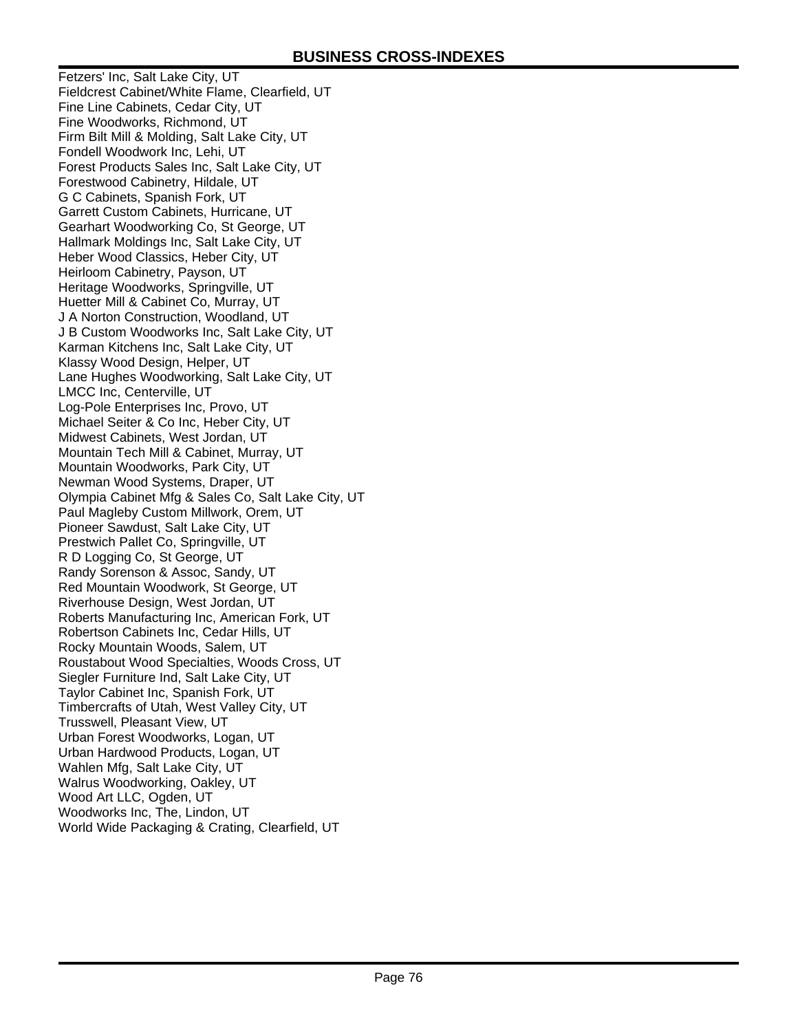Fetzers' Inc, Salt Lake City, UT
Fieldcrest Cabinet/White Flame, Clearfield, UT
Fine Line Cabinets, Cedar City, UT
Fine Woodworks, Richmond, UT
Firm Bilt Mill & Molding, Salt Lake City, UT
Fondell Woodwork Inc, Lehi, UT
Forest Products Sales Inc, Salt Lake City, UT
Forestwood Cabinetry, Hildale, UT
G C Cabinets, Spanish Fork, UT
Garrett Custom Cabinets, Hurricane, UT
Gearhart Woodworking Co, St George, UT
Hallmark Moldings Inc, Salt Lake City, UT
Heber Wood Classics, Heber City, UT
Heirloom Cabinetry, Payson, UT
Heritage Woodworks, Springville, UT
Huetter Mill & Cabinet Co, Murray, UT
J A Norton Construction, Woodland, UT
J B Custom Woodworks Inc, Salt Lake City, UT
Karman Kitchens Inc, Salt Lake City, UT
Klassy Wood Design, Helper, UT
Lane Hughes Woodworking, Salt Lake City, UT
LMCC Inc, Centerville, UT
Log-Pole Enterprises Inc, Provo, UT
Michael Seiter & Co Inc, Heber City, UT
Midwest Cabinets, West Jordan, UT
Mountain Tech Mill & Cabinet, Murray, UT
Mountain Woodworks, Park City, UT
Newman Wood Systems, Draper, UT
Olympia Cabinet Mfg & Sales Co, Salt Lake City, UT
Paul Magleby Custom Millwork, Orem, UT
Pioneer Sawdust, Salt Lake City, UT
Prestwich Pallet Co, Springville, UT
R D Logging Co, St George, UT
Randy Sorenson & Assoc, Sandy, UT
Red Mountain Woodwork, St George, UT
Riverhouse Design, West Jordan, UT
Roberts Manufacturing Inc, American Fork, UT
Robertson Cabinets Inc, Cedar Hills, UT
Rocky Mountain Woods, Salem, UT
Roustabout Wood Specialties, Woods Cross, UT
Siegler Furniture Ind, Salt Lake City, UT
Taylor Cabinet Inc, Spanish Fork, UT
Timbercrafts of Utah, West Valley City, UT
Trusswell, Pleasant View, UT
Urban Forest Woodworks, Logan, UT
Urban Hardwood Products, Logan, UT
Wahlen Mfg, Salt Lake City, UT
Walrus Woodworking, Oakley, UT
Wood Art LLC, Ogden, UT
Woodworks Inc, The, Lindon, UT
World Wide Packaging & Crating, Clearfield, UT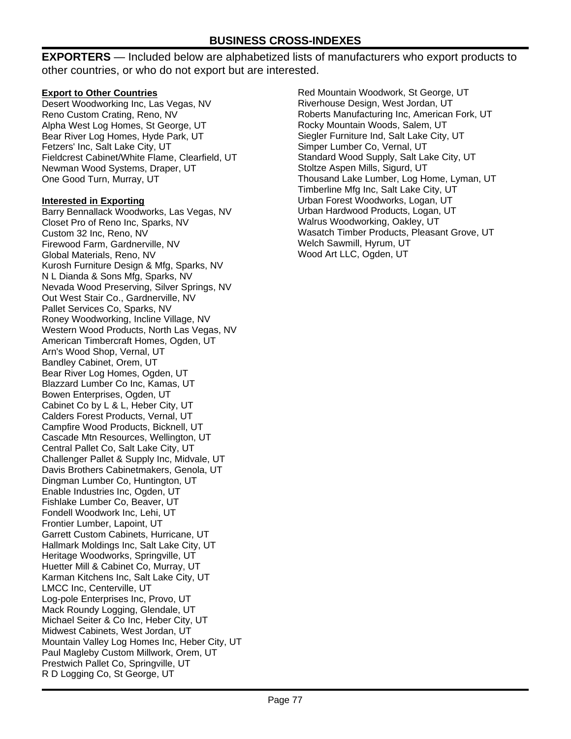## BUSINESS CROSS-INDEXES

**EXPORTERS** — Included below are alphabetized lists of manufacturers who export products to other countries, or who do not export but are interested.

### Export to Other Countries

Desert Woodworking Inc, Las Vegas, NV
Reno Custom Crating, Reno, NV
Alpha West Log Homes, St George, UT
Bear River Log Homes, Hyde Park, UT
Fetzers' Inc, Salt Lake City, UT
Fieldcrest Cabinet/White Flame, Clearfield, UT
Newman Wood Systems, Draper, UT
One Good Turn, Murray, UT

### Interested in Exporting

Barry Bennallack Woodworks, Las Vegas, NV
Closet Pro of Reno Inc, Sparks, NV
Custom 32 Inc, Reno, NV
Firewood Farm, Gardnerville, NV
Global Materials, Reno, NV
Kurosh Furniture Design & Mfg, Sparks, NV
N L Dianda & Sons Mfg, Sparks, NV
Nevada Wood Preserving, Silver Springs, NV
Out West Stair Co., Gardnerville, NV
Pallet Services Co, Sparks, NV
Roney Woodworking, Incline Village, NV
Western Wood Products, North Las Vegas, NV
American Timbercraft Homes, Ogden, UT
Arn's Wood Shop, Vernal, UT
Bandley Cabinet, Orem, UT
Bear River Log Homes, Ogden, UT
Blazzard Lumber Co Inc, Kamas, UT
Bowen Enterprises, Ogden, UT
Cabinet Co by L & L, Heber City, UT
Calders Forest Products, Vernal, UT
Campfire Wood Products, Bicknell, UT
Cascade Mtn Resources, Wellington, UT
Central Pallet Co, Salt Lake City, UT
Challenger Pallet & Supply Inc, Midvale, UT
Davis Brothers Cabinetmakers, Genola, UT
Dingman Lumber Co, Huntington, UT
Enable Industries Inc, Ogden, UT
Fishlake Lumber Co, Beaver, UT
Fondell Woodwork Inc, Lehi, UT
Frontier Lumber, Lapoint, UT
Garrett Custom Cabinets, Hurricane, UT
Hallmark Moldings Inc, Salt Lake City, UT
Heritage Woodworks, Springville, UT
Huetter Mill & Cabinet Co, Murray, UT
Karman Kitchens Inc, Salt Lake City, UT
LMCC Inc, Centerville, UT
Log-pole Enterprises Inc, Provo, UT
Mack Roundy Logging, Glendale, UT
Michael Seiter & Co Inc, Heber City, UT
Midwest Cabinets, West Jordan, UT
Mountain Valley Log Homes Inc, Heber City, UT
Paul Magleby Custom Millwork, Orem, UT
Prestwich Pallet Co, Springville, UT
R D Logging Co, St George, UT
Red Mountain Woodwork, St George, UT
Riverhouse Design, West Jordan, UT
Roberts Manufacturing Inc, American Fork, UT
Rocky Mountain Woods, Salem, UT
Siegler Furniture Ind, Salt Lake City, UT
Simper Lumber Co, Vernal, UT
Standard Wood Supply, Salt Lake City, UT
Stoltze Aspen Mills, Sigurd, UT
Thousand Lake Lumber, Log Home, Lyman, UT
Timberline Mfg Inc, Salt Lake City, UT
Urban Forest Woodworks, Logan, UT
Urban Hardwood Products, Logan, UT
Walrus Woodworking, Oakley, UT
Wasatch Timber Products, Pleasant Grove, UT
Welch Sawmill, Hyrum, UT
Wood Art LLC, Ogden, UT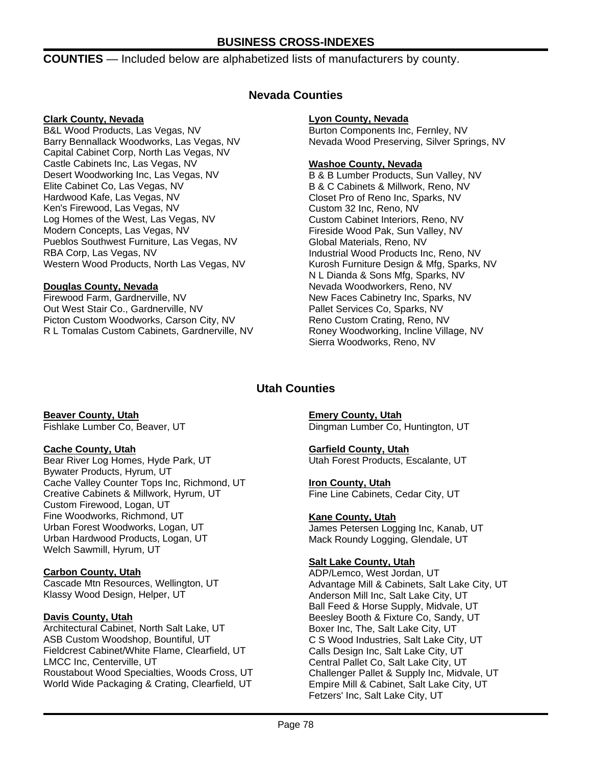# BUSINESS CROSS-INDEXES

**COUNTIES** — Included below are alphabetized lists of manufacturers by county.

## Nevada Counties

**Clark County, Nevada**

B&L Wood Products, Las Vegas, NV
Barry Bennallack Woodworks, Las Vegas, NV
Capital Cabinet Corp, North Las Vegas, NV
Castle Cabinets Inc, Las Vegas, NV
Desert Woodworking Inc, Las Vegas, NV
Elite Cabinet Co, Las Vegas, NV
Hardwood Kafe, Las Vegas, NV
Ken's Firewood, Las Vegas, NV
Log Homes of the West, Las Vegas, NV
Modern Concepts, Las Vegas, NV
Pueblos Southwest Furniture, Las Vegas, NV
RBA Corp, Las Vegas, NV
Western Wood Products, North Las Vegas, NV

**Douglas County, Nevada**

Firewood Farm, Gardnerville, NV
Out West Stair Co., Gardnerville, NV
Picton Custom Woodworks, Carson City, NV
R L Tomalas Custom Cabinets, Gardnerville, NV

**Lyon County, Nevada**

Burton Components Inc, Fernley, NV
Nevada Wood Preserving, Silver Springs, NV

**Washoe County, Nevada**

B & B Lumber Products, Sun Valley, NV
B & C Cabinets & Millwork, Reno, NV
Closet Pro of Reno Inc, Sparks, NV
Custom 32 Inc, Reno, NV
Custom Cabinet Interiors, Reno, NV
Fireside Wood Pak, Sun Valley, NV
Global Materials, Reno, NV
Industrial Wood Products Inc, Reno, NV
Kurosh Furniture Design & Mfg, Sparks, NV
N L Dianda & Sons Mfg, Sparks, NV
Nevada Woodworkers, Reno, NV
New Faces Cabinetry Inc, Sparks, NV
Pallet Services Co, Sparks, NV
Reno Custom Crating, Reno, NV
Roney Woodworking, Incline Village, NV
Sierra Woodworks, Reno, NV

## Utah Counties

**Beaver County, Utah**

Fishlake Lumber Co, Beaver, UT

**Cache County, Utah**

Bear River Log Homes, Hyde Park, UT
Bywater Products, Hyrum, UT
Cache Valley Counter Tops Inc, Richmond, UT
Creative Cabinets & Millwork, Hyrum, UT
Custom Firewood, Logan, UT
Fine Woodworks, Richmond, UT
Urban Forest Woodworks, Logan, UT
Urban Hardwood Products, Logan, UT
Welch Sawmill, Hyrum, UT

**Carbon County, Utah**

Cascade Mtn Resources, Wellington, UT
Klassy Wood Design, Helper, UT

**Davis County, Utah**

Architectural Cabinet, North Salt Lake, UT
ASB Custom Woodshop, Bountiful, UT
Fieldcrest Cabinet/White Flame, Clearfield, UT
LMCC Inc, Centerville, UT
Roustabout Wood Specialties, Woods Cross, UT
World Wide Packaging & Crating, Clearfield, UT

**Emery County, Utah**

Dingman Lumber Co, Huntington, UT

**Garfield County, Utah**

Utah Forest Products, Escalante, UT

**Iron County, Utah**

Fine Line Cabinets, Cedar City, UT

**Kane County, Utah**

James Petersen Logging Inc, Kanab, UT
Mack Roundy Logging, Glendale, UT

**Salt Lake County, Utah**

ADP/Lemco, West Jordan, UT
Advantage Mill & Cabinets, Salt Lake City, UT
Anderson Mill Inc, Salt Lake City, UT
Ball Feed & Horse Supply, Midvale, UT
Beesley Booth & Fixture Co, Sandy, UT
Boxer Inc, The, Salt Lake City, UT
C S Wood Industries, Salt Lake City, UT
Calls Design Inc, Salt Lake City, UT
Central Pallet Co, Salt Lake City, UT
Challenger Pallet & Supply Inc, Midvale, UT
Empire Mill & Cabinet, Salt Lake City, UT
Fetzers' Inc, Salt Lake City, UT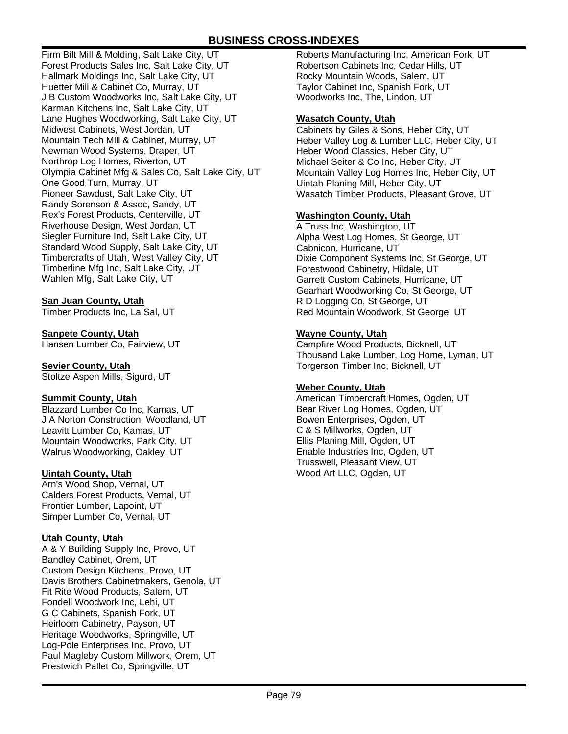Firm Bilt Mill & Molding, Salt Lake City, UT
Forest Products Sales Inc, Salt Lake City, UT
Hallmark Moldings Inc, Salt Lake City, UT
Huetter Mill & Cabinet Co, Murray, UT
J B Custom Woodworks Inc, Salt Lake City, UT
Karman Kitchens Inc, Salt Lake City, UT
Lane Hughes Woodworking, Salt Lake City, UT
Midwest Cabinets, West Jordan, UT
Mountain Tech Mill & Cabinet, Murray, UT
Newman Wood Systems, Draper, UT
Northrop Log Homes, Riverton, UT
Olympia Cabinet Mfg & Sales Co, Salt Lake City, UT
One Good Turn, Murray, UT
Pioneer Sawdust, Salt Lake City, UT
Randy Sorenson & Assoc, Sandy, UT
Rex's Forest Products, Centerville, UT
Riverhouse Design, West Jordan, UT
Siegler Furniture Ind, Salt Lake City, UT
Standard Wood Supply, Salt Lake City, UT
Timbercrafts of Utah, West Valley City, UT
Timberline Mfg Inc, Salt Lake City, UT
Wahlen Mfg, Salt Lake City, UT

**San Juan County, Utah**

Timber Products Inc, La Sal, UT

**Sanpete County, Utah**

Hansen Lumber Co, Fairview, UT

**Sevier County, Utah**

Stoltze Aspen Mills, Sigurd, UT

**Summit County, Utah**

Blazzard Lumber Co Inc, Kamas, UT
J A Norton Construction, Woodland, UT
Leavitt Lumber Co, Kamas, UT
Mountain Woodworks, Park City, UT
Walrus Woodworking, Oakley, UT

**Uintah County, Utah**

Arn's Wood Shop, Vernal, UT
Calders Forest Products, Vernal, UT
Frontier Lumber, Lapoint, UT
Simper Lumber Co, Vernal, UT

**Utah County, Utah**

A & Y Building Supply Inc, Provo, UT
Bandley Cabinet, Orem, UT
Custom Design Kitchens, Provo, UT
Davis Brothers Cabinetmakers, Genola, UT
Fit Rite Wood Products, Salem, UT
Fondell Woodwork Inc, Lehi, UT
G C Cabinets, Spanish Fork, UT
Heirloom Cabinetry, Payson, UT
Heritage Woodworks, Springville, UT
Log-Pole Enterprises Inc, Provo, UT
Paul Magleby Custom Millwork, Orem, UT
Prestwich Pallet Co, Springville, UT
Roberts Manufacturing Inc, American Fork, UT
Robertson Cabinets Inc, Cedar Hills, UT
Rocky Mountain Woods, Salem, UT
Taylor Cabinet Inc, Spanish Fork, UT
Woodworks Inc, The, Lindon, UT

**Wasatch County, Utah**

Cabinets by Giles & Sons, Heber City, UT
Heber Valley Log & Lumber LLC, Heber City, UT
Heber Wood Classics, Heber City, UT
Michael Seiter & Co Inc, Heber City, UT
Mountain Valley Log Homes Inc, Heber City, UT
Uintah Planing Mill, Heber City, UT
Wasatch Timber Products, Pleasant Grove, UT

**Washington County, Utah**

A Truss Inc, Washington, UT
Alpha West Log Homes, St George, UT
Cabnicon, Hurricane, UT
Dixie Component Systems Inc, St George, UT
Forestwood Cabinetry, Hildale, UT
Garrett Custom Cabinets, Hurricane, UT
Gearhart Woodworking Co, St George, UT
R D Logging Co, St George, UT
Red Mountain Woodwork, St George, UT

**Wayne County, Utah**

Campfire Wood Products, Bicknell, UT
Thousand Lake Lumber, Log Home, Lyman, UT
Torgerson Timber Inc, Bicknell, UT

**Weber County, Utah**

American Timbercraft Homes, Ogden, UT
Bear River Log Homes, Ogden, UT
Bowen Enterprises, Ogden, UT
C & S Millworks, Ogden, UT
Ellis Planing Mill, Ogden, UT
Enable Industries Inc, Ogden, UT
Trusswell, Pleasant View, UT
Wood Art LLC, Ogden, UT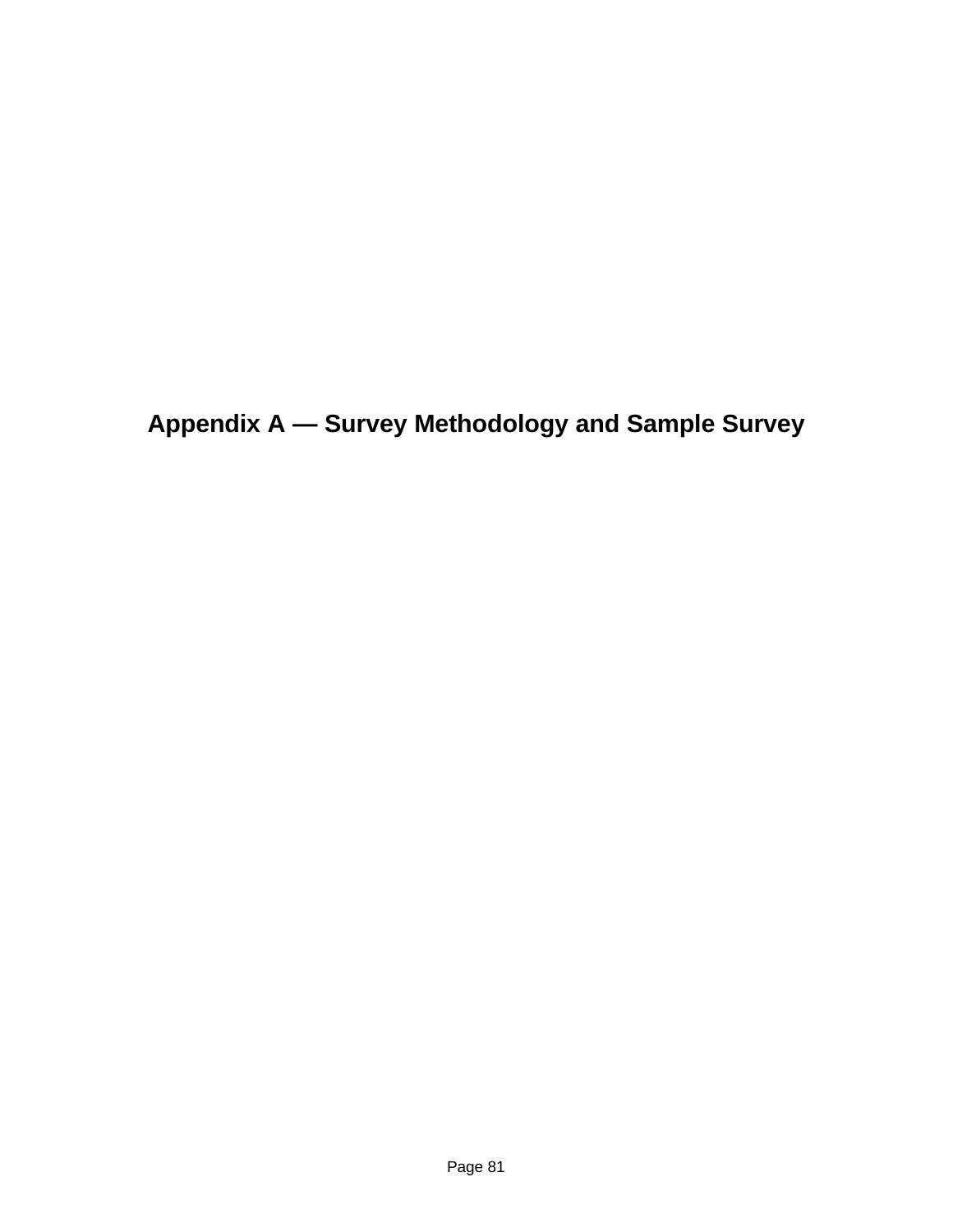# Appendix A — Survey Methodology and Sample Survey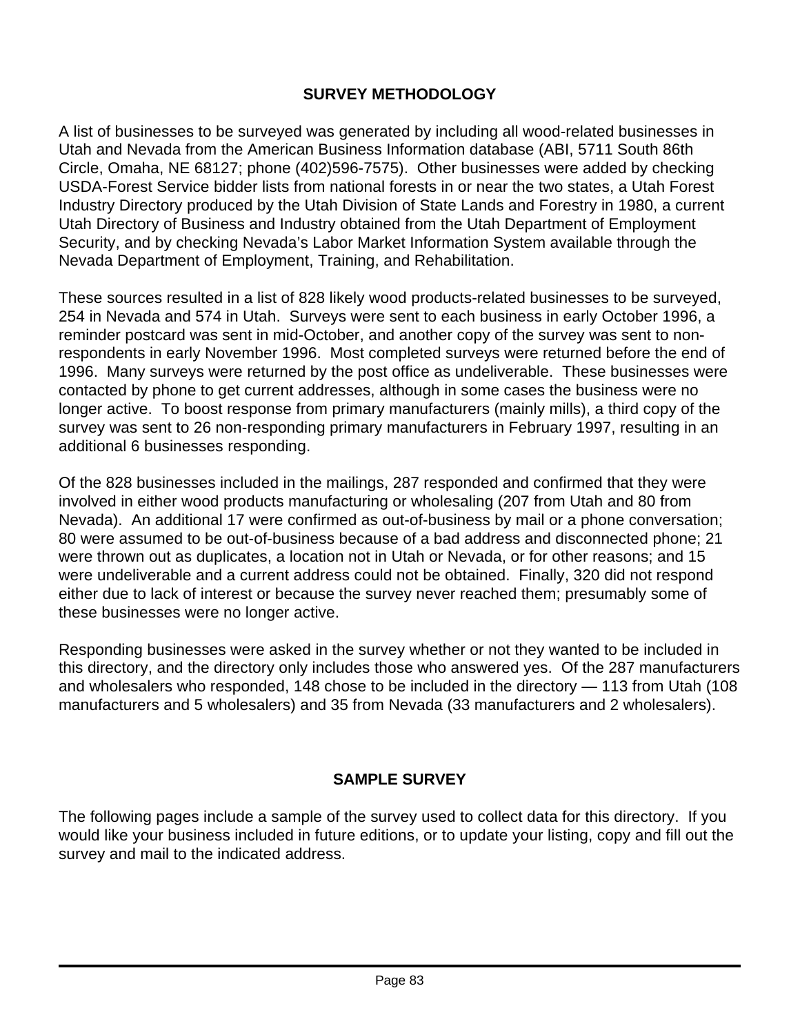## SURVEY METHODOLOGY

A list of businesses to be surveyed was generated by including all wood-related businesses in Utah and Nevada from the American Business Information database (ABI, 5711 South 86th Circle, Omaha, NE 68127; phone (402)596-7575). Other businesses were added by checking USDA-Forest Service bidder lists from national forests in or near the two states, a Utah Forest Industry Directory produced by the Utah Division of State Lands and Forestry in 1980, a current Utah Directory of Business and Industry obtained from the Utah Department of Employment Security, and by checking Nevada's Labor Market Information System available through the Nevada Department of Employment, Training, and Rehabilitation.

These sources resulted in a list of 828 likely wood products-related businesses to be surveyed, 254 in Nevada and 574 in Utah. Surveys were sent to each business in early October 1996, a reminder postcard was sent in mid-October, and another copy of the survey was sent to non-respondents in early November 1996. Most completed surveys were returned before the end of 1996. Many surveys were returned by the post office as undeliverable. These businesses were contacted by phone to get current addresses, although in some cases the business were no longer active. To boost response from primary manufacturers (mainly mills), a third copy of the survey was sent to 26 non-responding primary manufacturers in February 1997, resulting in an additional 6 businesses responding.

Of the 828 businesses included in the mailings, 287 responded and confirmed that they were involved in either wood products manufacturing or wholesaling (207 from Utah and 80 from Nevada). An additional 17 were confirmed as out-of-business by mail or a phone conversation; 80 were assumed to be out-of-business because of a bad address and disconnected phone; 21 were thrown out as duplicates, a location not in Utah or Nevada, or for other reasons; and 15 were undeliverable and a current address could not be obtained. Finally, 320 did not respond either due to lack of interest or because the survey never reached them; presumably some of these businesses were no longer active.

Responding businesses were asked in the survey whether or not they wanted to be included in this directory, and the directory only includes those who answered yes. Of the 287 manufacturers and wholesalers who responded, 148 chose to be included in the directory — 113 from Utah (108 manufacturers and 5 wholesalers) and 35 from Nevada (33 manufacturers and 2 wholesalers).

## SAMPLE SURVEY

The following pages include a sample of the survey used to collect data for this directory. If you would like your business included in future editions, or to update your listing, copy and fill out the survey and mail to the indicated address.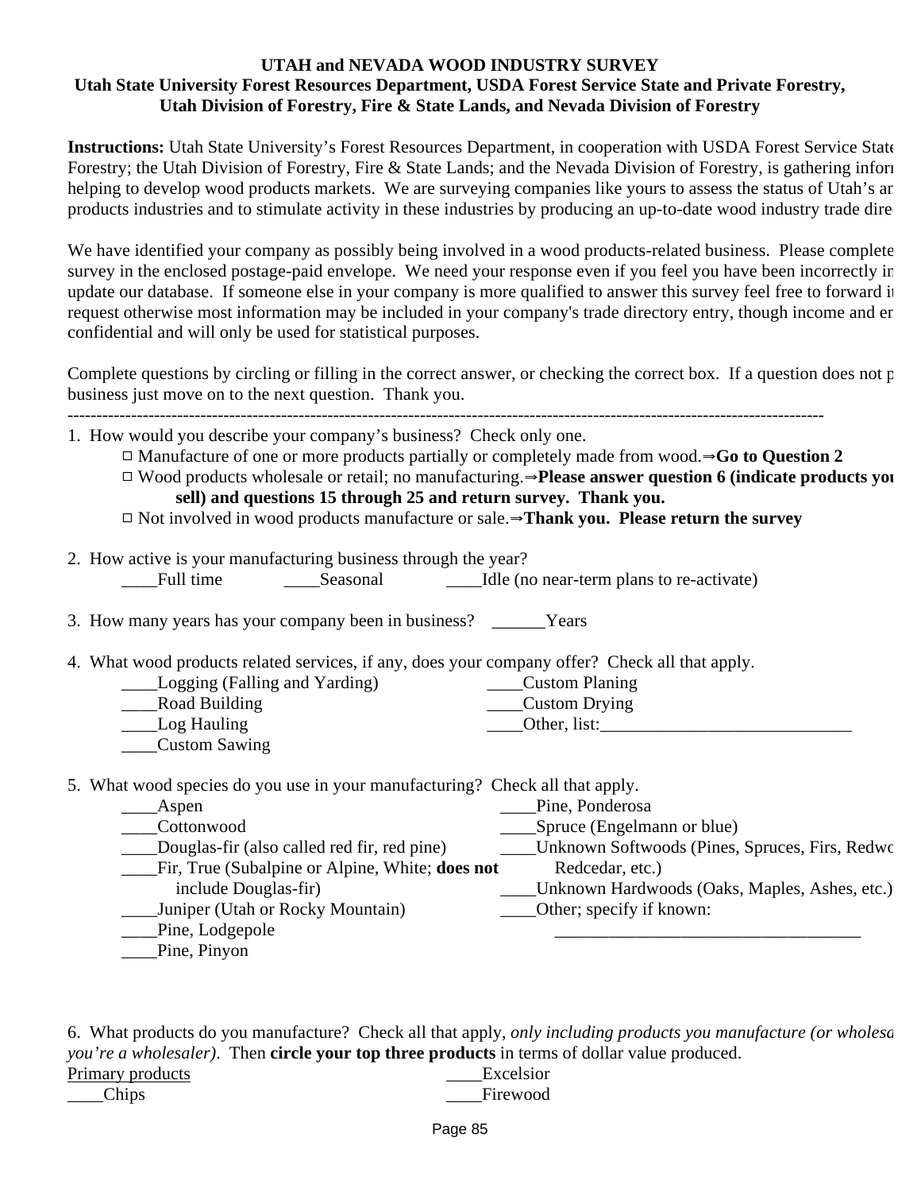**UTAH and NEVADA WOOD INDUSTRY SURVEY**
**Utah State University Forest Resources Department, USDA Forest Service State and Private Forestry, Utah Division of Forestry, Fire & State Lands, and Nevada Division of Forestry**

**Instructions:** Utah State University's Forest Resources Department, in cooperation with USDA Forest Service State Forestry; the Utah Division of Forestry, Fire & State Lands; and the Nevada Division of Forestry, is gathering infor helping to develop wood products markets. We are surveying companies like yours to assess the status of Utah's ar products industries and to stimulate activity in these industries by producing an up-to-date wood industry trade dire

We have identified your company as possibly being involved in a wood products-related business. Please complete survey in the enclosed postage-paid envelope. We need your response even if you feel you have been incorrectly ir update our database. If someone else in your company is more qualified to answer this survey feel free to forward it request otherwise most information may be included in your company's trade directory entry, though income and er confidential and will only be used for statistical purposes.

Complete questions by circling or filling in the correct answer, or checking the correct box. If a question does not p business just move on to the next question. Thank you.

---

1. How would you describe your company's business? Check only one.
   - ☐ Manufacture of one or more products partially or completely made from wood.⇒**Go to Question 2**
   - ☐ Wood products wholesale or retail; no manufacturing.⇒**Please answer question 6 (indicate products you sell) and questions 15 through 25 and return survey. Thank you.**
   - ☐ Not involved in wood products manufacture or sale.⇒**Thank you. Please return the survey**

2. How active is your manufacturing business through the year?
   ____Full time ____Seasonal ____Idle (no near-term plans to re-activate)

3. How many years has your company been in business? ______Years

4. What wood products related services, if any, does your company offer? Check all that apply.
   - ____Logging (Falling and Yarding)
   - ____Road Building
   - ____Log Hauling
   - ____Custom Sawing
   - ____Custom Planing
   - ____Custom Drying
   - ____Other, list:_____________________________

5. What wood species do you use in your manufacturing? Check all that apply.
   - ____Aspen
   - ____Cottonwood
   - ____Douglas-fir (also called red fir, red pine)
   - ____Fir, True (Subalpine or Alpine, White; **does not** include Douglas-fir)
   - ____Juniper (Utah or Rocky Mountain)
   - ____Pine, Lodgepole
   - ____Pine, Pinyon
   - ____Pine, Ponderosa
   - ____Spruce (Engelmann or blue)
   - ____Unknown Softwoods (Pines, Spruces, Firs, Redwo Redcedar, etc.)
   - ____Unknown Hardwoods (Oaks, Maples, Ashes, etc.)
   - ____Other; specify if known: ___________________________________

6. What products do you manufacture? Check all that apply, *only including products you manufacture (or wholesa you're a wholesaler)*. Then **circle your top three products** in terms of dollar value produced.

<u>Primary products</u>
- ____Chips
- ____Excelsior
- ____Firewood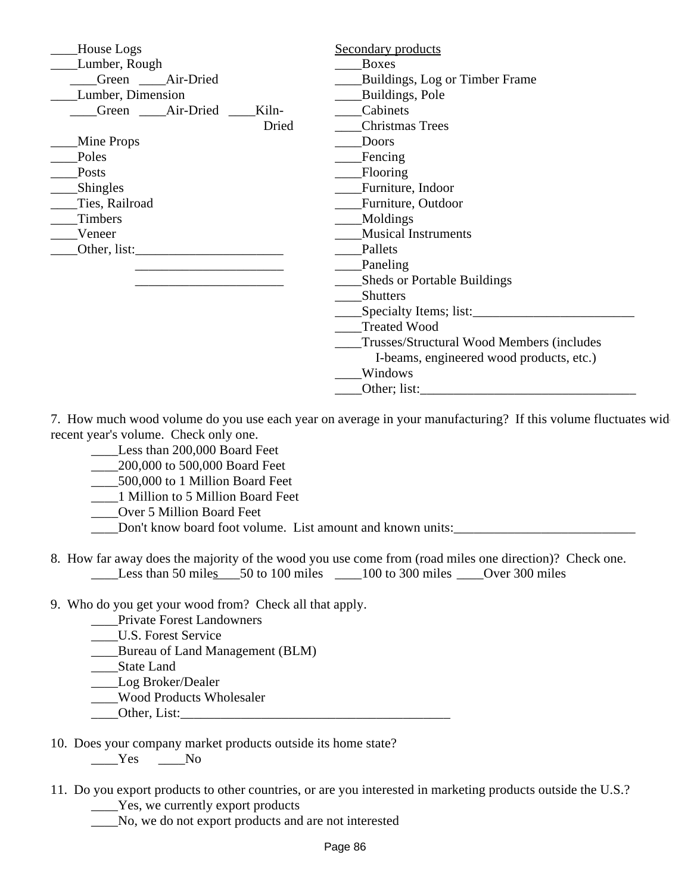____House Logs
____Lumber, Rough
  ____Green ____Air-Dried
____Lumber, Dimension
  ____Green ____Air-Dried ____Kiln-Dried
____Mine Props
____Poles
____Posts
____Shingles
____Ties, Railroad
____Timbers
____Veneer
____Other, list:______________________
______________________
______________________

Secondary products
____Boxes
____Buildings, Log or Timber Frame
____Buildings, Pole
____Cabinets
____Christmas Trees
____Doors
____Fencing
____Flooring
____Furniture, Indoor
____Furniture, Outdoor
____Moldings
____Musical Instruments
____Pallets
____Paneling
____Sheds or Portable Buildings
____Shutters
____Specialty Items; list:________________________
____Treated Wood
____Trusses/Structural Wood Members (includes I-beams, engineered wood products, etc.)
____Windows
____Other; list:________________________________

7. How much wood volume do you use each year on average in your manufacturing? If this volume fluctuates wid recent year's volume. Check only one.
 ____Less than 200,000 Board Feet
 ____200,000 to 500,000 Board Feet
 ____500,000 to 1 Million Board Feet
 ____1 Million to 5 Million Board Feet
 ____Over 5 Million Board Feet
 ____Don't know board foot volume. List amount and known units:___________________________

8. How far away does the majority of the wood you use come from (road miles one direction)? Check one.
 ____Less than 50 miles____50 to 100 miles ____100 to 300 miles ____Over 300 miles

9. Who do you get your wood from? Check all that apply.
 ____Private Forest Landowners
 ____U.S. Forest Service
 ____Bureau of Land Management (BLM)
 ____State Land
 ____Log Broker/Dealer
 ____Wood Products Wholesaler
 ____Other, List:_________________________________________

10. Does your company market products outside its home state?
 ____Yes ____No

11. Do you export products to other countries, or are you interested in marketing products outside the U.S.?
 ____Yes, we currently export products
 ____No, we do not export products and are not interested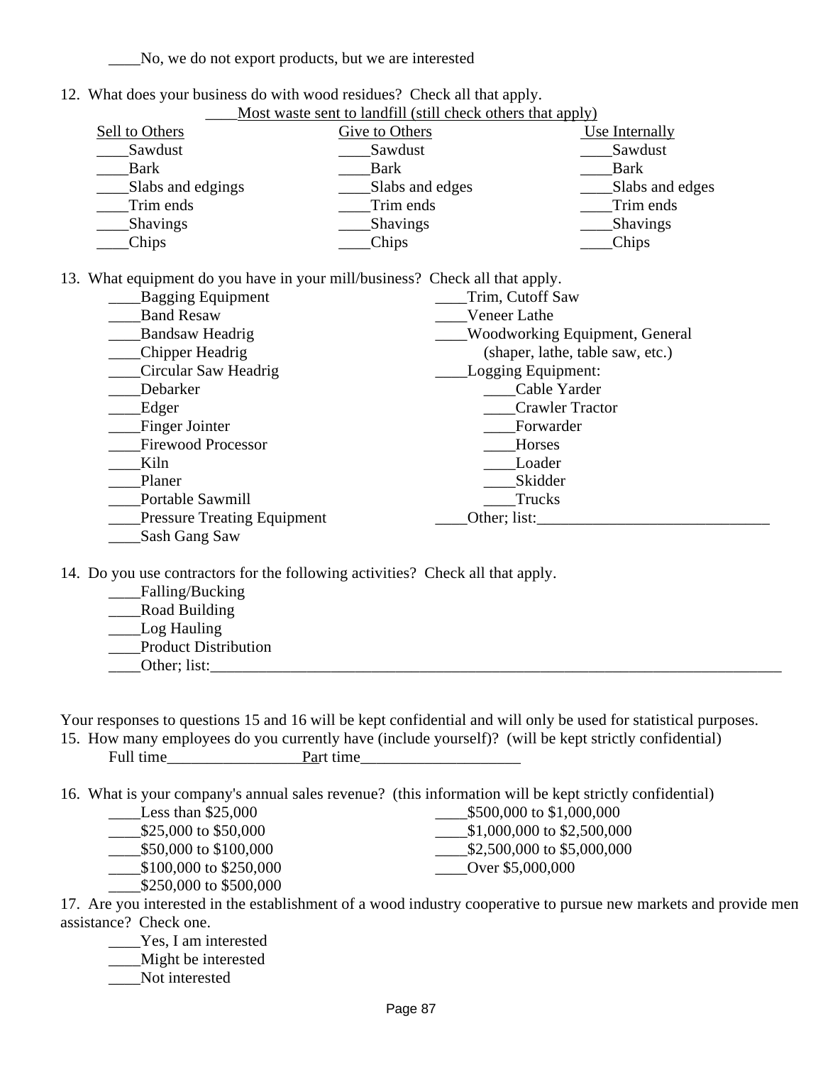____No, we do not export products, but we are interested

12. What does your business do with wood residues? Check all that apply.

____Most waste sent to landfill (still check others that apply)

| Sell to Others | Give to Others | Use Internally |
|---|---|---|
| ____Sawdust | ____Sawdust | ____Sawdust |
| ____Bark | ____Bark | ____Bark |
| ____Slabs and edgings | ____Slabs and edges | ____Slabs and edges |
| ____Trim ends | ____Trim ends | ____Trim ends |
| ____Shavings | ____Shavings | ____Shavings |
| ____Chips | ____Chips | ____Chips |

13. What equipment do you have in your mill/business? Check all that apply.

____Bagging Equipment
____Band Resaw
____Bandsaw Headrig
____Chipper Headrig
____Circular Saw Headrig
____Debarker
____Edger
____Finger Jointer
____Firewood Processor
____Kiln
____Planer
____Portable Sawmill
____Pressure Treating Equipment
____Sash Gang Saw
____Trim, Cutoff Saw
____Veneer Lathe
____Woodworking Equipment, General (shaper, lathe, table saw, etc.)
____Logging Equipment:
  ____Cable Yarder
  ____Crawler Tractor
  ____Forwarder
  ____Horses
  ____Loader
  ____Skidder
  ____Trucks
____Other; list:_____________________________

14. Do you use contractors for the following activities? Check all that apply.

____Falling/Bucking
____Road Building
____Log Hauling
____Product Distribution
____Other; list:_________________________________________________________________________

Your responses to questions 15 and 16 will be kept confidential and will only be used for statistical purposes.

15. How many employees do you currently have (include yourself)? (will be kept strictly confidential)

Full time_________________Part time____________________

16. What is your company's annual sales revenue? (this information will be kept strictly confidential)

____Less than $25,000
____$25,000 to $50,000
____$50,000 to $100,000
____$100,000 to $250,000
____$250,000 to $500,000
____$500,000 to $1,000,000
____$1,000,000 to $2,500,000
____$2,500,000 to $5,000,000
____Over $5,000,000

17. Are you interested in the establishment of a wood industry cooperative to pursue new markets and provide men assistance? Check one.

____Yes, I am interested
____Might be interested
____Not interested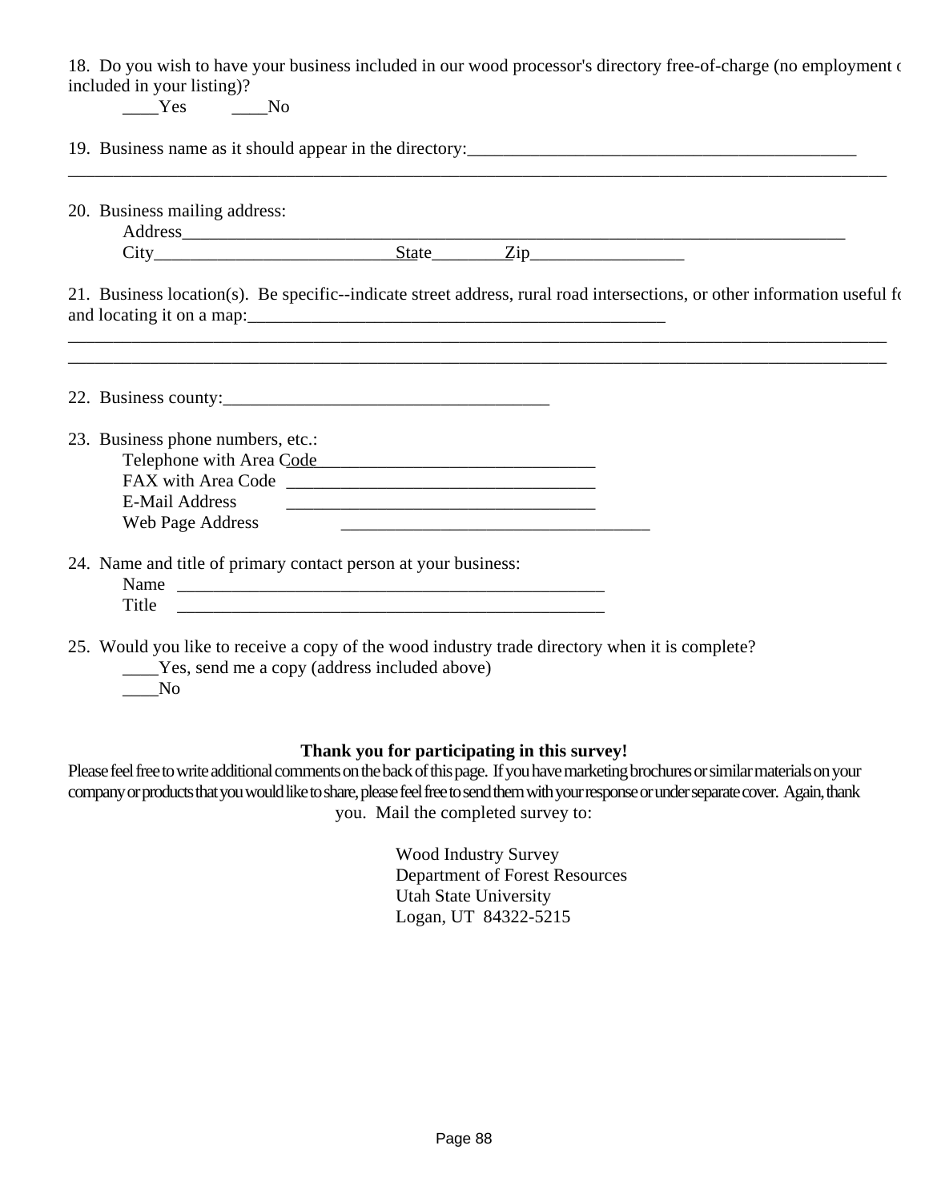18. Do you wish to have your business included in our wood processor's directory free-of-charge (no employment c included in your listing)?

____Yes ____No

19. Business name as it should appear in the directory:_____________________________________________
_____________________________________________________________________________________________

20. Business mailing address:

Address_________________________________________________________________________________

City___________________________State________Zip_________________

21. Business location(s). Be specific--indicate street address, rural road intersections, or other information useful fo and locating it on a map:_________________________________________________
_____________________________________________________________________________________________
_____________________________________________________________________________________________

22. Business county:_____________________________________

23. Business phone numbers, etc.:

Telephone with Area Code_______________________________

FAX with Area Code ___________________________________

E-Mail Address ___________________________________

Web Page Address ___________________________________

24. Name and title of primary contact person at your business:

Name _________________________________________________

Title _________________________________________________

25. Would you like to receive a copy of the wood industry trade directory when it is complete?

____Yes, send me a copy (address included above)

____No

**Thank you for participating in this survey!**

Please feel free to write additional comments on the back of this page. If you have marketing brochures or similar materials on your company or products that you would like to share, please feel free to send them with your response or under separate cover. Again, thank you. Mail the completed survey to:

Wood Industry Survey
Department of Forest Resources
Utah State University
Logan, UT 84322-5215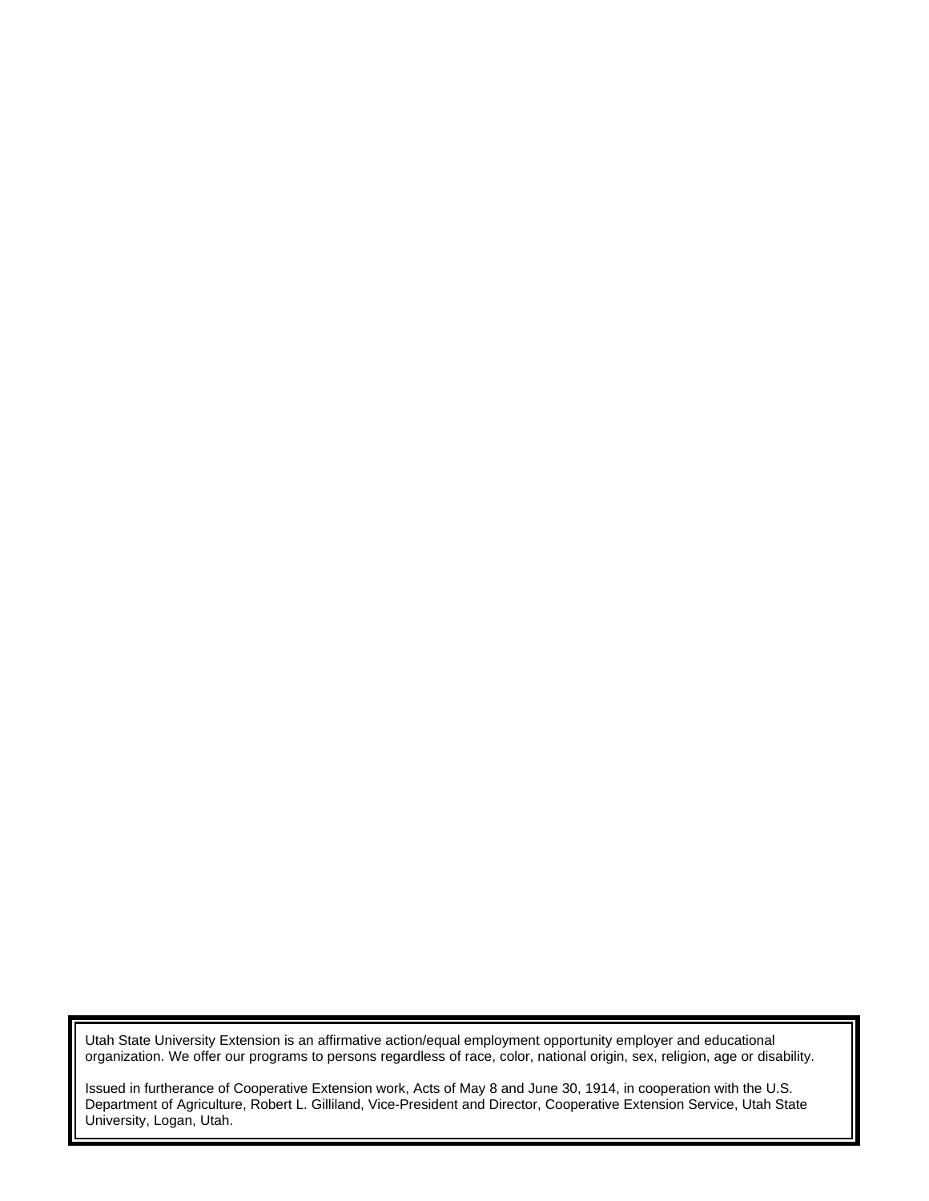Utah State University Extension is an affirmative action/equal employment opportunity employer and educational organization. We offer our programs to persons regardless of race, color, national origin, sex, religion, age or disability.

Issued in furtherance of Cooperative Extension work, Acts of May 8 and June 30, 1914, in cooperation with the U.S. Department of Agriculture, Robert L. Gilliland, Vice-President and Director, Cooperative Extension Service, Utah State University, Logan, Utah.